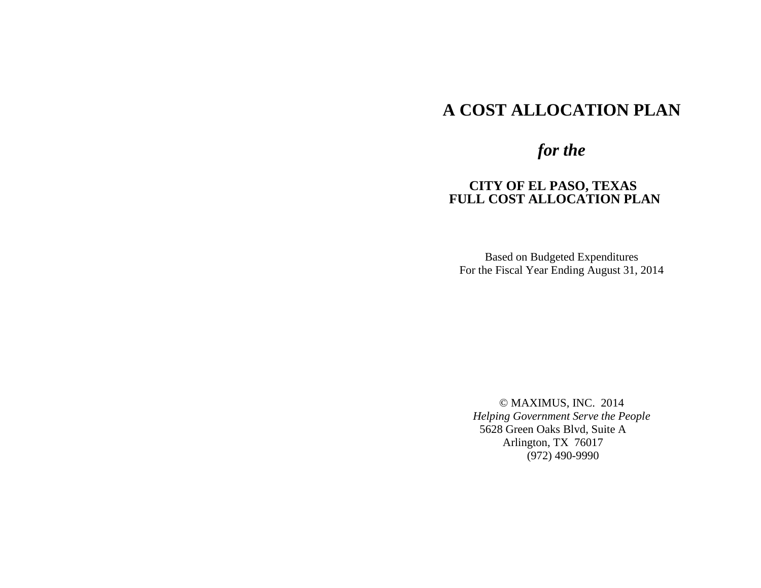# A COST ALLOCATION PLAN

## *for the*

### CITY OF EL PASO, TEXAS
### FULL COST ALLOCATION PLAN

Based on Budgeted Expenditures
For the Fiscal Year Ending August 31, 2014

© MAXIMUS, INC. 2014
*Helping Government Serve the People*
5628 Green Oaks Blvd, Suite A
Arlington, TX 76017
(972) 490-9990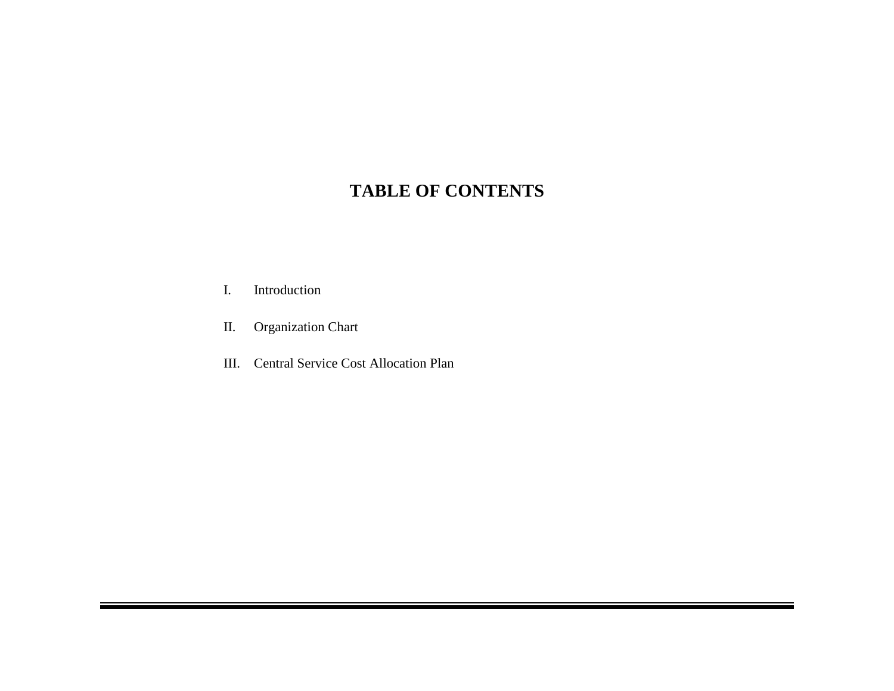# TABLE OF CONTENTS

I. Introduction

II. Organization Chart

III. Central Service Cost Allocation Plan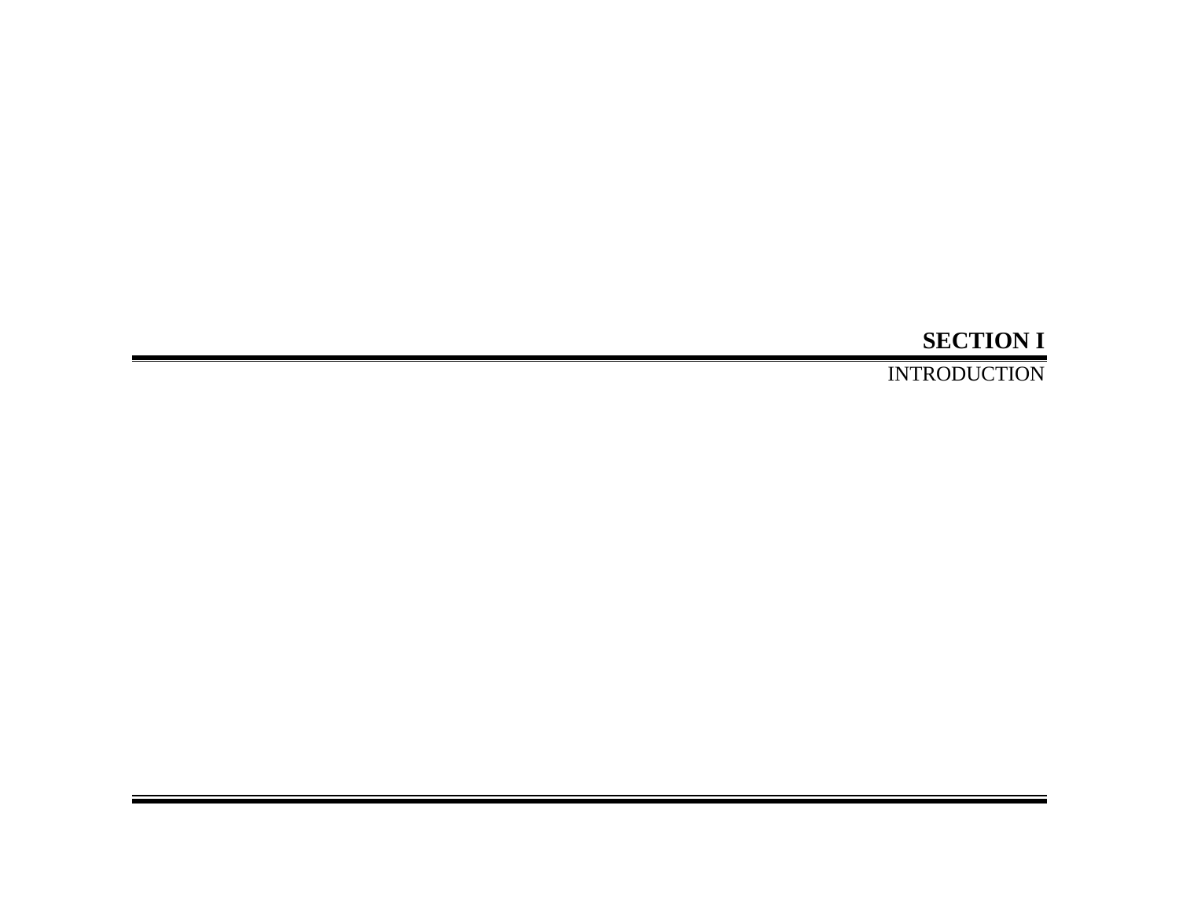# SECTION I

INTRODUCTION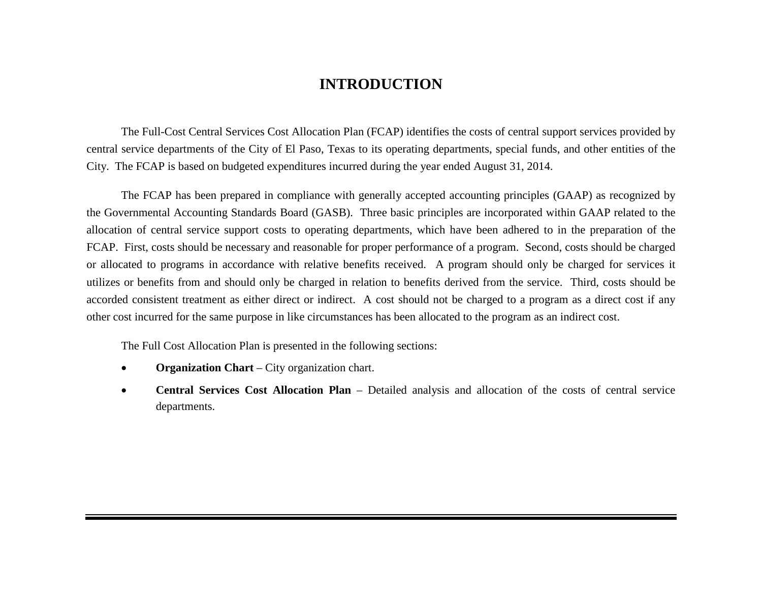# INTRODUCTION

The Full-Cost Central Services Cost Allocation Plan (FCAP) identifies the costs of central support services provided by central service departments of the City of El Paso, Texas to its operating departments, special funds, and other entities of the City. The FCAP is based on budgeted expenditures incurred during the year ended August 31, 2014.

The FCAP has been prepared in compliance with generally accepted accounting principles (GAAP) as recognized by the Governmental Accounting Standards Board (GASB). Three basic principles are incorporated within GAAP related to the allocation of central service support costs to operating departments, which have been adhered to in the preparation of the FCAP. First, costs should be necessary and reasonable for proper performance of a program. Second, costs should be charged or allocated to programs in accordance with relative benefits received. A program should only be charged for services it utilizes or benefits from and should only be charged in relation to benefits derived from the service. Third, costs should be accorded consistent treatment as either direct or indirect. A cost should not be charged to a program as a direct cost if any other cost incurred for the same purpose in like circumstances has been allocated to the program as an indirect cost.

The Full Cost Allocation Plan is presented in the following sections:

- **Organization Chart** – City organization chart.
- **Central Services Cost Allocation Plan** – Detailed analysis and allocation of the costs of central service departments.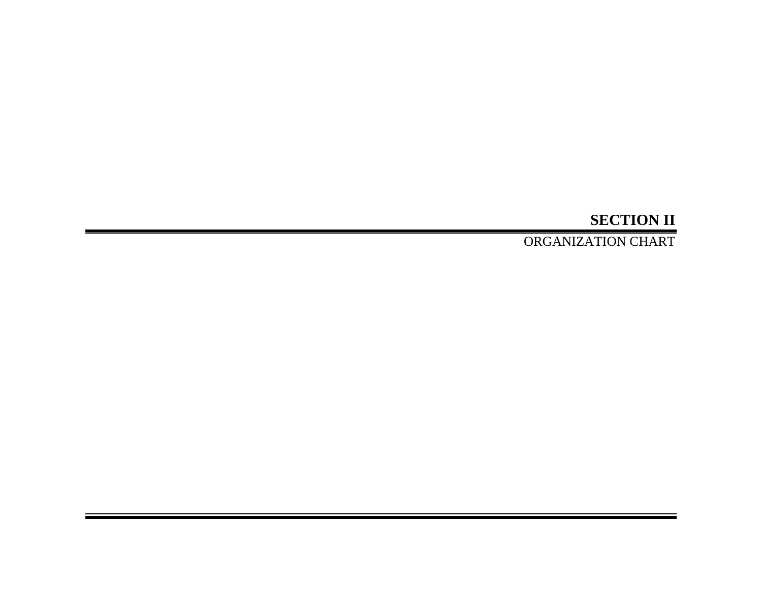# SECTION II

ORGANIZATION CHART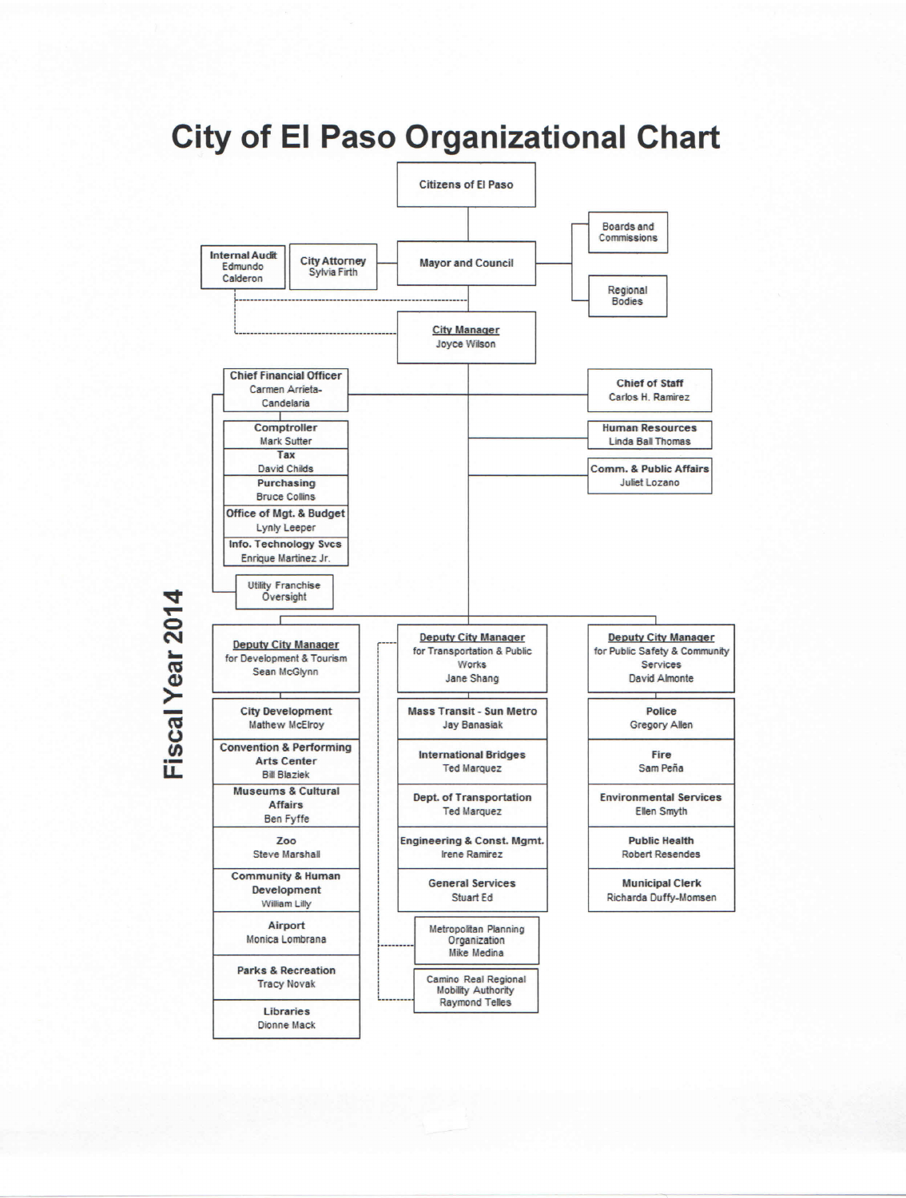# City of El Paso Organizational Chart

**Fiscal Year 2014**

- **Citizens of El Paso**
  - **Mayor and Council**
    - Boards and Commissions
    - Regional Bodies
    - **City Attorney** – Sylvia Firth
    - **Internal Audit** – Edmundo Calderon
    - **City Manager** – Joyce Wilson
      - **Chief Financial Officer** – Carmen Arrieta-Candelaria
        - **Comptroller** – Mark Sutter
        - **Tax** – David Childs
        - **Purchasing** – Bruce Collins
        - **Office of Mgt. & Budget** – Lynly Leeper
        - **Info. Technology Svcs** – Enrique Martinez Jr.
        - Utility Franchise Oversight
      - **Chief of Staff** – Carlos H. Ramirez
      - **Human Resources** – Linda Ball Thomas
      - **Comm. & Public Affairs** – Juliet Lozano
      - **Deputy City Manager for Development & Tourism** – Sean McGlynn
        - **City Development** – Mathew McElroy
        - **Convention & Performing Arts Center** – Bill Blaziek
        - **Museums & Cultural Affairs** – Ben Fyffe
        - **Zoo** – Steve Marshall
        - **Community & Human Development** – William Lilly
        - **Airport** – Monica Lombrana
        - **Parks & Recreation** – Tracy Novak
        - **Libraries** – Dionne Mack
      - **Deputy City Manager for Transportation & Public Works** – Jane Shang
        - **Mass Transit - Sun Metro** – Jay Banasiak
        - **International Bridges** – Ted Marquez
        - **Dept. of Transportation** – Ted Marquez
        - **Engineering & Const. Mgmt.** – Irene Ramirez
        - **General Services** – Stuart Ed
        - Metropolitan Planning Organization – Mike Medina
        - Camino Real Regional Mobility Authority – Raymond Telles
      - **Deputy City Manager for Public Safety & Community Services** – David Almonte
        - **Police** – Gregory Allen
        - **Fire** – Sam Peña
        - **Environmental Services** – Ellen Smyth
        - **Public Health** – Robert Resendes
        - **Municipal Clerk** – Richarda Duffy-Momsen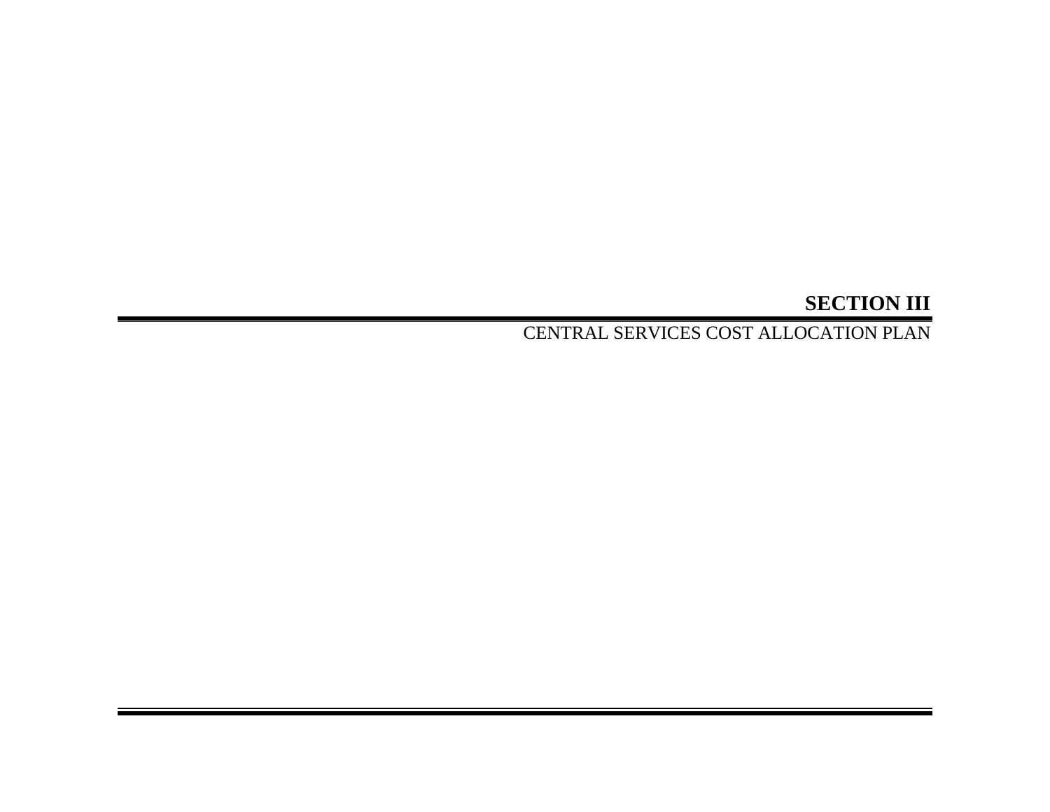# SECTION III

CENTRAL SERVICES COST ALLOCATION PLAN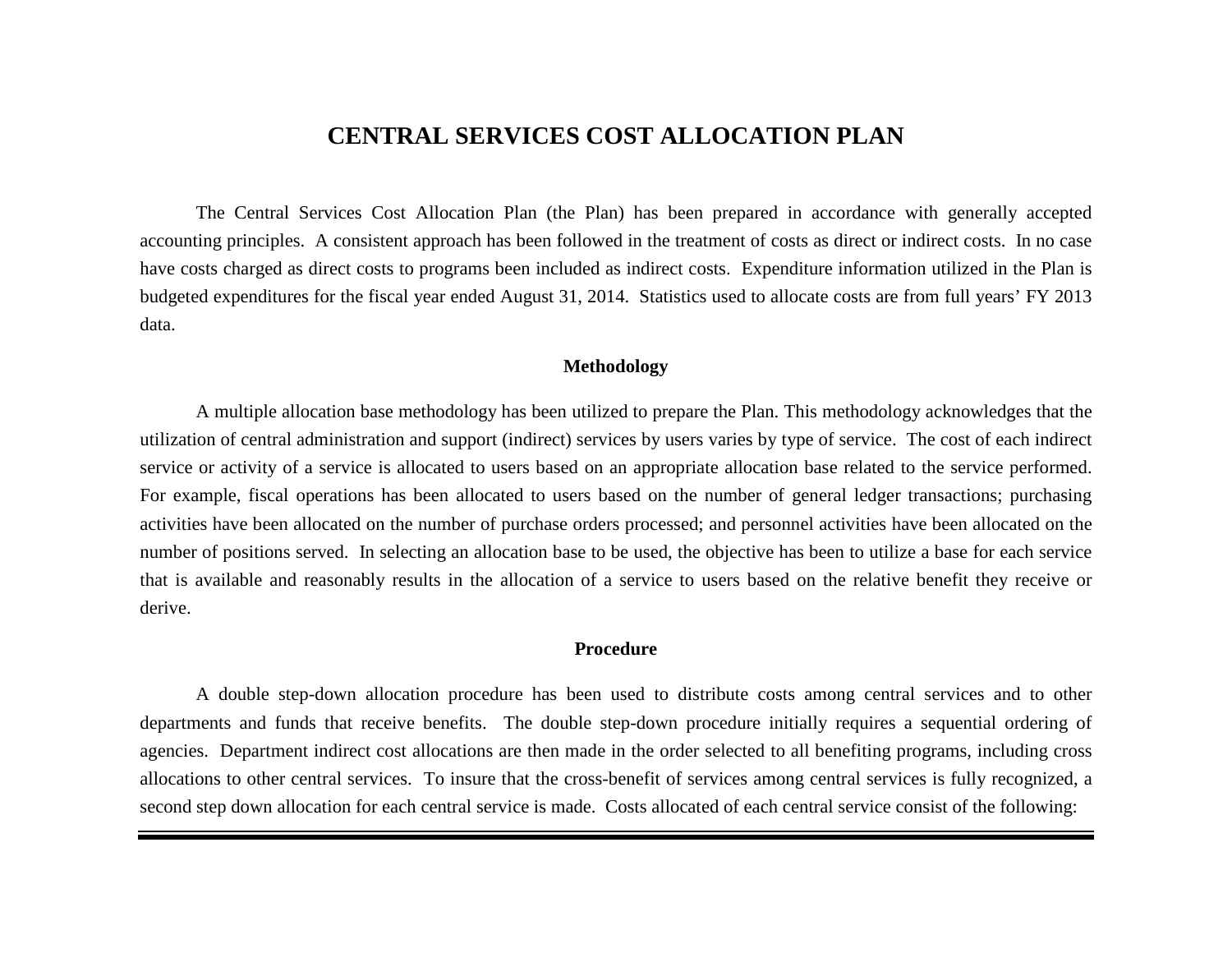# CENTRAL SERVICES COST ALLOCATION PLAN

The Central Services Cost Allocation Plan (the Plan) has been prepared in accordance with generally accepted accounting principles. A consistent approach has been followed in the treatment of costs as direct or indirect costs. In no case have costs charged as direct costs to programs been included as indirect costs. Expenditure information utilized in the Plan is budgeted expenditures for the fiscal year ended August 31, 2014. Statistics used to allocate costs are from full years' FY 2013 data.

## Methodology

A multiple allocation base methodology has been utilized to prepare the Plan. This methodology acknowledges that the utilization of central administration and support (indirect) services by users varies by type of service. The cost of each indirect service or activity of a service is allocated to users based on an appropriate allocation base related to the service performed. For example, fiscal operations has been allocated to users based on the number of general ledger transactions; purchasing activities have been allocated on the number of purchase orders processed; and personnel activities have been allocated on the number of positions served. In selecting an allocation base to be used, the objective has been to utilize a base for each service that is available and reasonably results in the allocation of a service to users based on the relative benefit they receive or derive.

## Procedure

A double step-down allocation procedure has been used to distribute costs among central services and to other departments and funds that receive benefits. The double step-down procedure initially requires a sequential ordering of agencies. Department indirect cost allocations are then made in the order selected to all benefiting programs, including cross allocations to other central services. To insure that the cross-benefit of services among central services is fully recognized, a second step down allocation for each central service is made. Costs allocated of each central service consist of the following: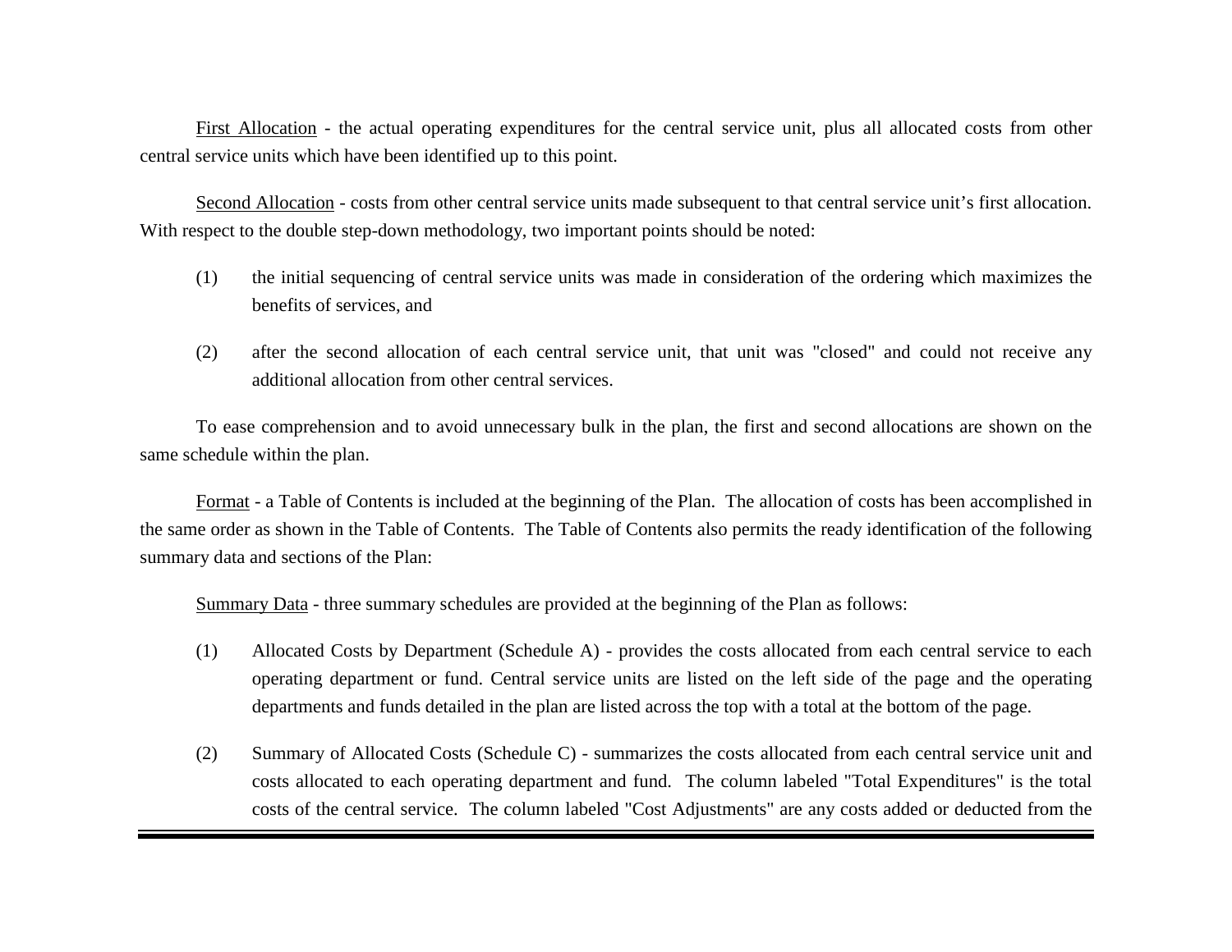First Allocation - the actual operating expenditures for the central service unit, plus all allocated costs from other central service units which have been identified up to this point.

Second Allocation - costs from other central service units made subsequent to that central service unit's first allocation. With respect to the double step-down methodology, two important points should be noted:

(1) the initial sequencing of central service units was made in consideration of the ordering which maximizes the benefits of services, and

(2) after the second allocation of each central service unit, that unit was "closed" and could not receive any additional allocation from other central services.

To ease comprehension and to avoid unnecessary bulk in the plan, the first and second allocations are shown on the same schedule within the plan.

Format - a Table of Contents is included at the beginning of the Plan. The allocation of costs has been accomplished in the same order as shown in the Table of Contents. The Table of Contents also permits the ready identification of the following summary data and sections of the Plan:

Summary Data - three summary schedules are provided at the beginning of the Plan as follows:

(1) Allocated Costs by Department (Schedule A) - provides the costs allocated from each central service to each operating department or fund. Central service units are listed on the left side of the page and the operating departments and funds detailed in the plan are listed across the top with a total at the bottom of the page.

(2) Summary of Allocated Costs (Schedule C) - summarizes the costs allocated from each central service unit and costs allocated to each operating department and fund. The column labeled "Total Expenditures" is the total costs of the central service. The column labeled "Cost Adjustments" are any costs added or deducted from the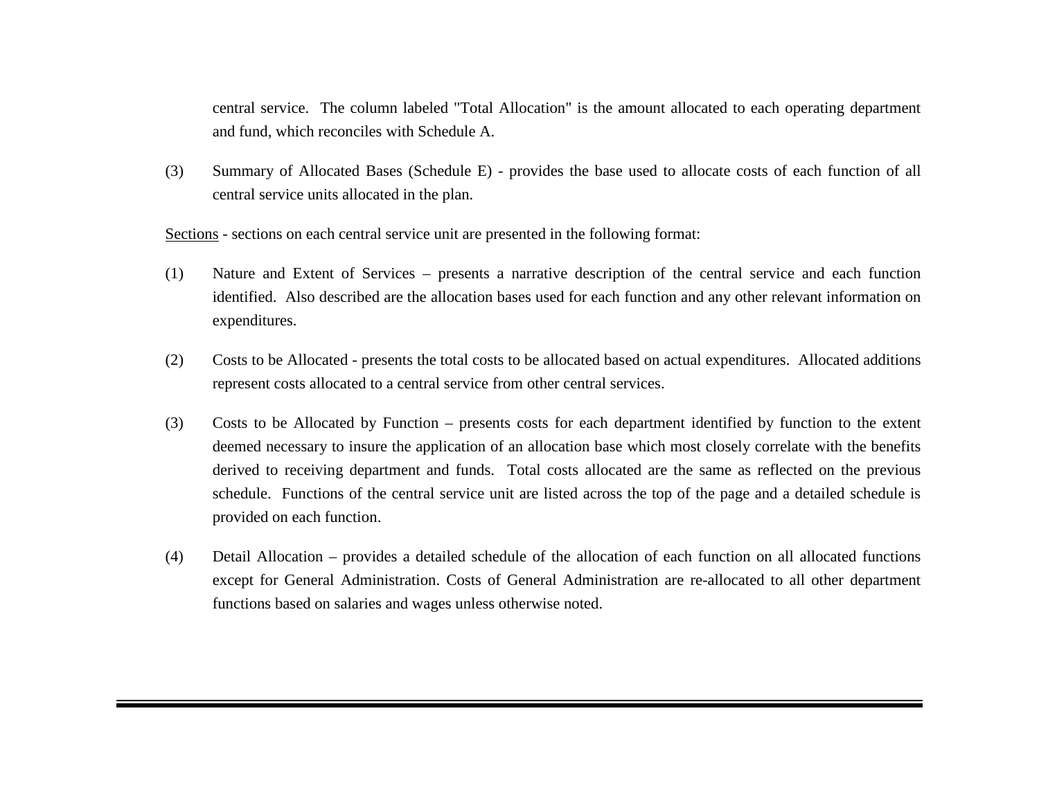central service. The column labeled "Total Allocation" is the amount allocated to each operating department and fund, which reconciles with Schedule A.

(3) Summary of Allocated Bases (Schedule E) - provides the base used to allocate costs of each function of all central service units allocated in the plan.

<u>Sections</u> - sections on each central service unit are presented in the following format:

(1) Nature and Extent of Services – presents a narrative description of the central service and each function identified. Also described are the allocation bases used for each function and any other relevant information on expenditures.

(2) Costs to be Allocated - presents the total costs to be allocated based on actual expenditures. Allocated additions represent costs allocated to a central service from other central services.

(3) Costs to be Allocated by Function – presents costs for each department identified by function to the extent deemed necessary to insure the application of an allocation base which most closely correlate with the benefits derived to receiving department and funds. Total costs allocated are the same as reflected on the previous schedule. Functions of the central service unit are listed across the top of the page and a detailed schedule is provided on each function.

(4) Detail Allocation – provides a detailed schedule of the allocation of each function on all allocated functions except for General Administration. Costs of General Administration are re-allocated to all other department functions based on salaries and wages unless otherwise noted.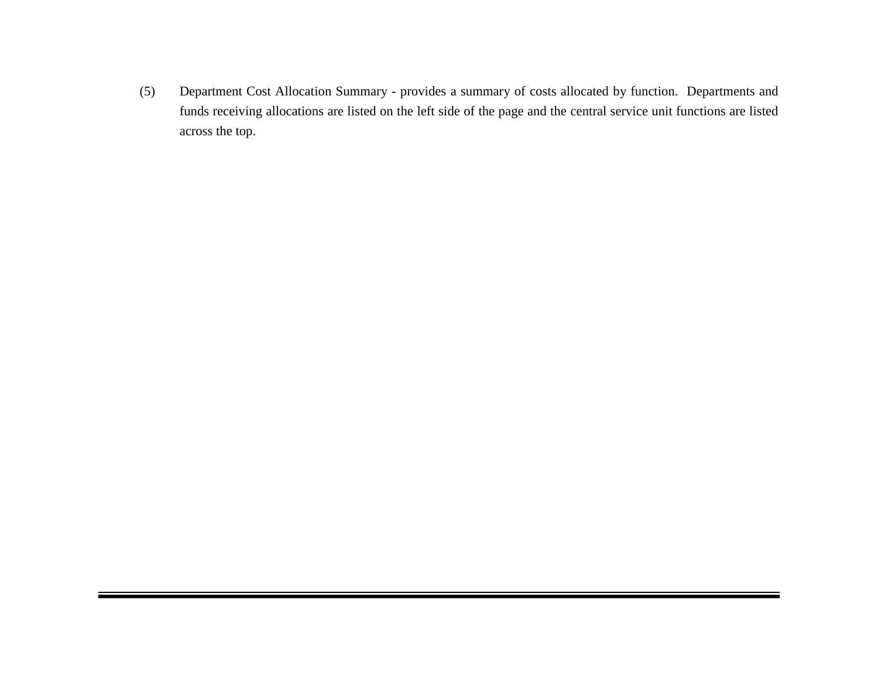(5) Department Cost Allocation Summary - provides a summary of costs allocated by function. Departments and funds receiving allocations are listed on the left side of the page and the central service unit functions are listed across the top.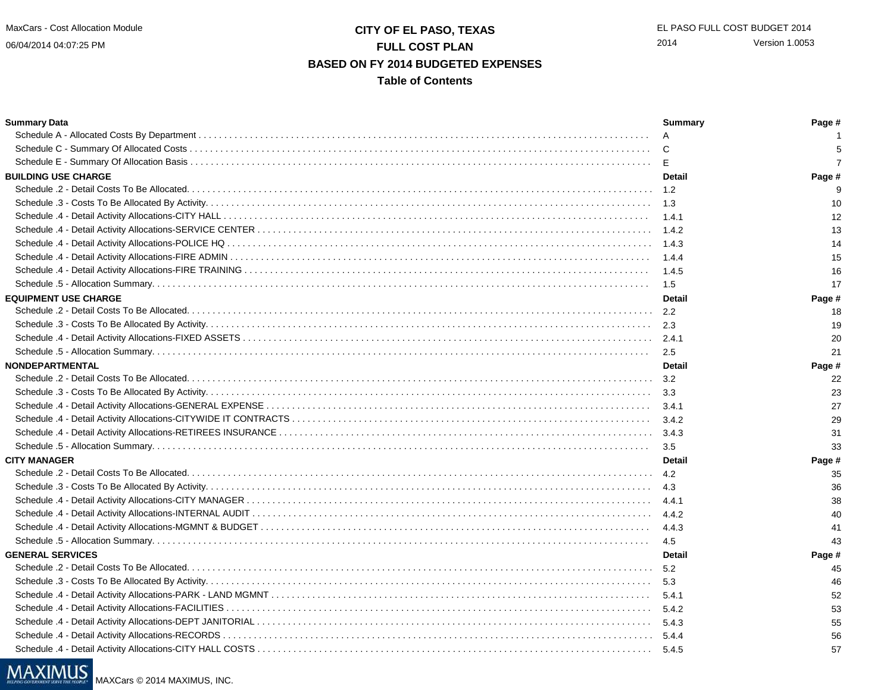# CITY OF EL PASO, TEXAS
## FULL COST PLAN
## BASED ON FY 2014 BUDGETED EXPENSES
### Table of Contents

| Summary Data | Summary | Page # |
|---|---|---|
| Schedule A - Allocated Costs By Department | A | 1 |
| Schedule C - Summary Of Allocated Costs | C | 5 |
| Schedule E - Summary Of Allocation Basis | E | 7 |
| **BUILDING USE CHARGE** | **Detail** | **Page #** |
| Schedule .2 - Detail Costs To Be Allocated. | 1.2 | 9 |
| Schedule .3 - Costs To Be Allocated By Activity. | 1.3 | 10 |
| Schedule .4 - Detail Activity Allocations-CITY HALL | 1.4.1 | 12 |
| Schedule .4 - Detail Activity Allocations-SERVICE CENTER | 1.4.2 | 13 |
| Schedule .4 - Detail Activity Allocations-POLICE HQ | 1.4.3 | 14 |
| Schedule .4 - Detail Activity Allocations-FIRE ADMIN | 1.4.4 | 15 |
| Schedule .4 - Detail Activity Allocations-FIRE TRAINING | 1.4.5 | 16 |
| Schedule .5 - Allocation Summary. | 1.5 | 17 |
| **EQUIPMENT USE CHARGE** | **Detail** | **Page #** |
| Schedule .2 - Detail Costs To Be Allocated. | 2.2 | 18 |
| Schedule .3 - Costs To Be Allocated By Activity. | 2.3 | 19 |
| Schedule .4 - Detail Activity Allocations-FIXED ASSETS | 2.4.1 | 20 |
| Schedule .5 - Allocation Summary. | 2.5 | 21 |
| **NONDEPARTMENTAL** | **Detail** | **Page #** |
| Schedule .2 - Detail Costs To Be Allocated. | 3.2 | 22 |
| Schedule .3 - Costs To Be Allocated By Activity. | 3.3 | 23 |
| Schedule .4 - Detail Activity Allocations-GENERAL EXPENSE | 3.4.1 | 27 |
| Schedule .4 - Detail Activity Allocations-CITYWIDE IT CONTRACTS | 3.4.2 | 29 |
| Schedule .4 - Detail Activity Allocations-RETIREES INSURANCE | 3.4.3 | 31 |
| Schedule .5 - Allocation Summary. | 3.5 | 33 |
| **CITY MANAGER** | **Detail** | **Page #** |
| Schedule .2 - Detail Costs To Be Allocated. | 4.2 | 35 |
| Schedule .3 - Costs To Be Allocated By Activity. | 4.3 | 36 |
| Schedule .4 - Detail Activity Allocations-CITY MANAGER | 4.4.1 | 38 |
| Schedule .4 - Detail Activity Allocations-INTERNAL AUDIT | 4.4.2 | 40 |
| Schedule .4 - Detail Activity Allocations-MGMNT & BUDGET | 4.4.3 | 41 |
| Schedule .5 - Allocation Summary. | 4.5 | 43 |
| **GENERAL SERVICES** | **Detail** | **Page #** |
| Schedule .2 - Detail Costs To Be Allocated. | 5.2 | 45 |
| Schedule .3 - Costs To Be Allocated By Activity. | 5.3 | 46 |
| Schedule .4 - Detail Activity Allocations-PARK - LAND MGMNT | 5.4.1 | 52 |
| Schedule .4 - Detail Activity Allocations-FACILITIES | 5.4.2 | 53 |
| Schedule .4 - Detail Activity Allocations-DEPT JANITORIAL | 5.4.3 | 55 |
| Schedule .4 - Detail Activity Allocations-RECORDS | 5.4.4 | 56 |
| Schedule .4 - Detail Activity Allocations-CITY HALL COSTS | 5.4.5 | 57 |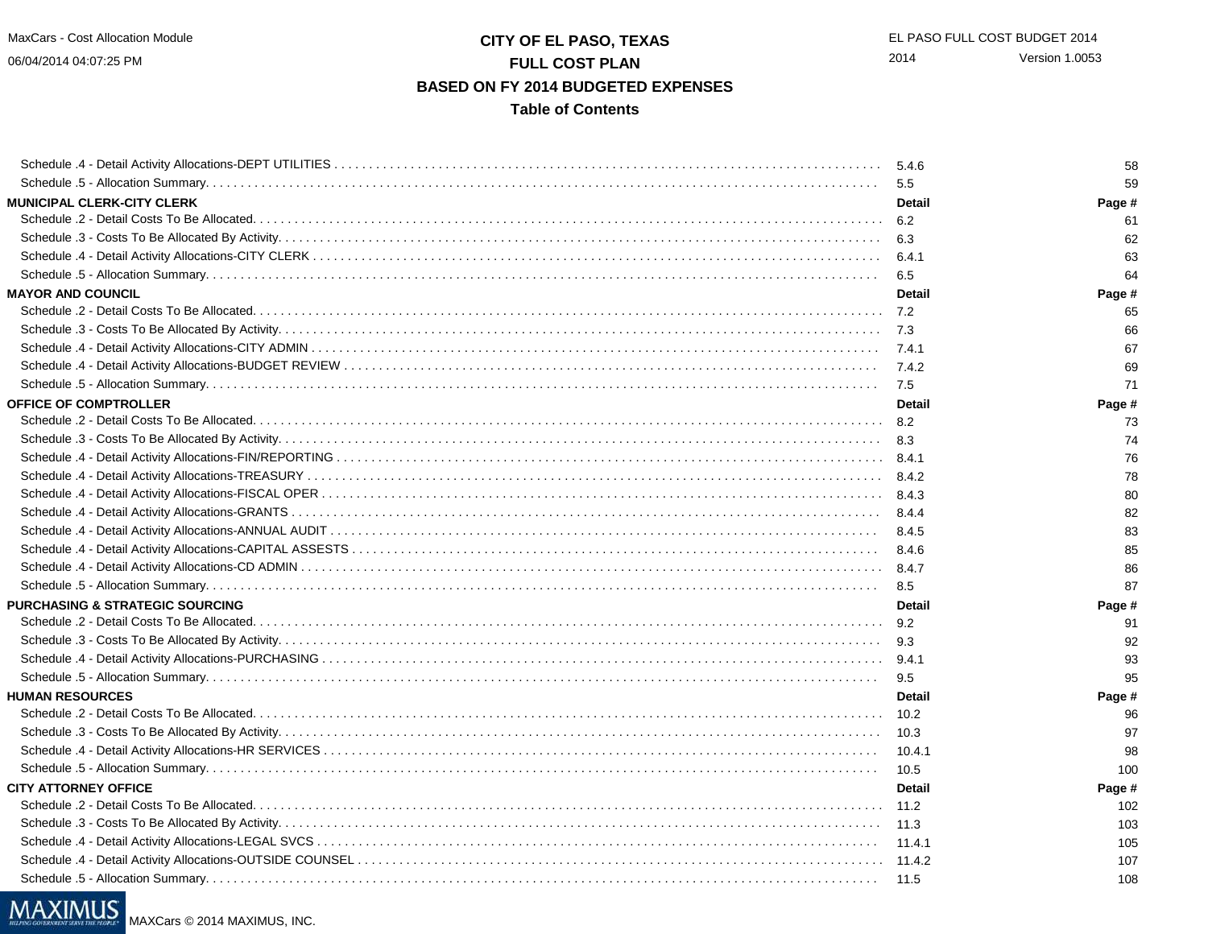# CITY OF EL PASO, TEXAS
## FULL COST PLAN
## BASED ON FY 2014 BUDGETED EXPENSES
## Table of Contents

| | | |
|---|---|---|
| Schedule .4 - Detail Activity Allocations-DEPT UTILITIES | 5.4.6 | 58 |
| Schedule .5 - Allocation Summary. | 5.5 | 59 |
| **MUNICIPAL CLERK-CITY CLERK** | **Detail** | **Page #** |
| Schedule .2 - Detail Costs To Be Allocated. | 6.2 | 61 |
| Schedule .3 - Costs To Be Allocated By Activity. | 6.3 | 62 |
| Schedule .4 - Detail Activity Allocations-CITY CLERK | 6.4.1 | 63 |
| Schedule .5 - Allocation Summary. | 6.5 | 64 |
| **MAYOR AND COUNCIL** | **Detail** | **Page #** |
| Schedule .2 - Detail Costs To Be Allocated. | 7.2 | 65 |
| Schedule .3 - Costs To Be Allocated By Activity. | 7.3 | 66 |
| Schedule .4 - Detail Activity Allocations-CITY ADMIN | 7.4.1 | 67 |
| Schedule .4 - Detail Activity Allocations-BUDGET REVIEW | 7.4.2 | 69 |
| Schedule .5 - Allocation Summary. | 7.5 | 71 |
| **OFFICE OF COMPTROLLER** | **Detail** | **Page #** |
| Schedule .2 - Detail Costs To Be Allocated. | 8.2 | 73 |
| Schedule .3 - Costs To Be Allocated By Activity. | 8.3 | 74 |
| Schedule .4 - Detail Activity Allocations-FIN/REPORTING | 8.4.1 | 76 |
| Schedule .4 - Detail Activity Allocations-TREASURY | 8.4.2 | 78 |
| Schedule .4 - Detail Activity Allocations-FISCAL OPER | 8.4.3 | 80 |
| Schedule .4 - Detail Activity Allocations-GRANTS | 8.4.4 | 82 |
| Schedule .4 - Detail Activity Allocations-ANNUAL AUDIT | 8.4.5 | 83 |
| Schedule .4 - Detail Activity Allocations-CAPITAL ASSESTS | 8.4.6 | 85 |
| Schedule .4 - Detail Activity Allocations-CD ADMIN | 8.4.7 | 86 |
| Schedule .5 - Allocation Summary. | 8.5 | 87 |
| **PURCHASING & STRATEGIC SOURCING** | **Detail** | **Page #** |
| Schedule .2 - Detail Costs To Be Allocated. | 9.2 | 91 |
| Schedule .3 - Costs To Be Allocated By Activity. | 9.3 | 92 |
| Schedule .4 - Detail Activity Allocations-PURCHASING | 9.4.1 | 93 |
| Schedule .5 - Allocation Summary. | 9.5 | 95 |
| **HUMAN RESOURCES** | **Detail** | **Page #** |
| Schedule .2 - Detail Costs To Be Allocated. | 10.2 | 96 |
| Schedule .3 - Costs To Be Allocated By Activity. | 10.3 | 97 |
| Schedule .4 - Detail Activity Allocations-HR SERVICES | 10.4.1 | 98 |
| Schedule .5 - Allocation Summary. | 10.5 | 100 |
| **CITY ATTORNEY OFFICE** | **Detail** | **Page #** |
| Schedule .2 - Detail Costs To Be Allocated. | 11.2 | 102 |
| Schedule .3 - Costs To Be Allocated By Activity. | 11.3 | 103 |
| Schedule .4 - Detail Activity Allocations-LEGAL SVCS | 11.4.1 | 105 |
| Schedule .4 - Detail Activity Allocations-OUTSIDE COUNSEL | 11.4.2 | 107 |
| Schedule .5 - Allocation Summary. | 11.5 | 108 |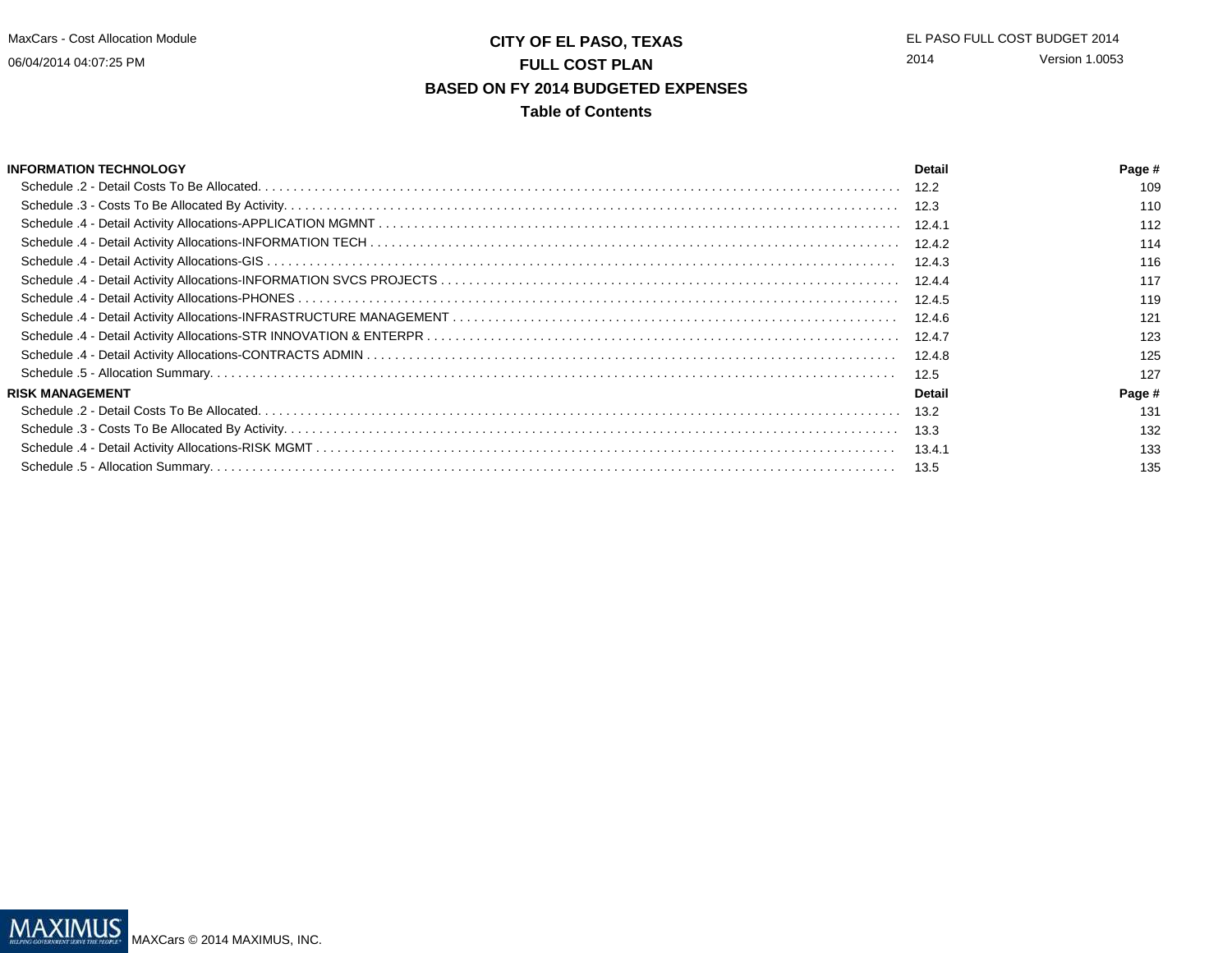# CITY OF EL PASO, TEXAS
## FULL COST PLAN
## BASED ON FY 2014 BUDGETED EXPENSES
## Table of Contents

| INFORMATION TECHNOLOGY | Detail | Page # |
|---|---|---|
| Schedule .2 - Detail Costs To Be Allocated. | 12.2 | 109 |
| Schedule .3 - Costs To Be Allocated By Activity. | 12.3 | 110 |
| Schedule .4 - Detail Activity Allocations-APPLICATION MGMNT | 12.4.1 | 112 |
| Schedule .4 - Detail Activity Allocations-INFORMATION TECH | 12.4.2 | 114 |
| Schedule .4 - Detail Activity Allocations-GIS | 12.4.3 | 116 |
| Schedule .4 - Detail Activity Allocations-INFORMATION SVCS PROJECTS | 12.4.4 | 117 |
| Schedule .4 - Detail Activity Allocations-PHONES | 12.4.5 | 119 |
| Schedule .4 - Detail Activity Allocations-INFRASTRUCTURE MANAGEMENT | 12.4.6 | 121 |
| Schedule .4 - Detail Activity Allocations-STR INNOVATION & ENTERPR | 12.4.7 | 123 |
| Schedule .4 - Detail Activity Allocations-CONTRACTS ADMIN | 12.4.8 | 125 |
| Schedule .5 - Allocation Summary. | 12.5 | 127 |
| **RISK MANAGEMENT** | **Detail** | **Page #** |
| Schedule .2 - Detail Costs To Be Allocated. | 13.2 | 131 |
| Schedule .3 - Costs To Be Allocated By Activity. | 13.3 | 132 |
| Schedule .4 - Detail Activity Allocations-RISK MGMT | 13.4.1 | 133 |
| Schedule .5 - Allocation Summary. | 13.5 | 135 |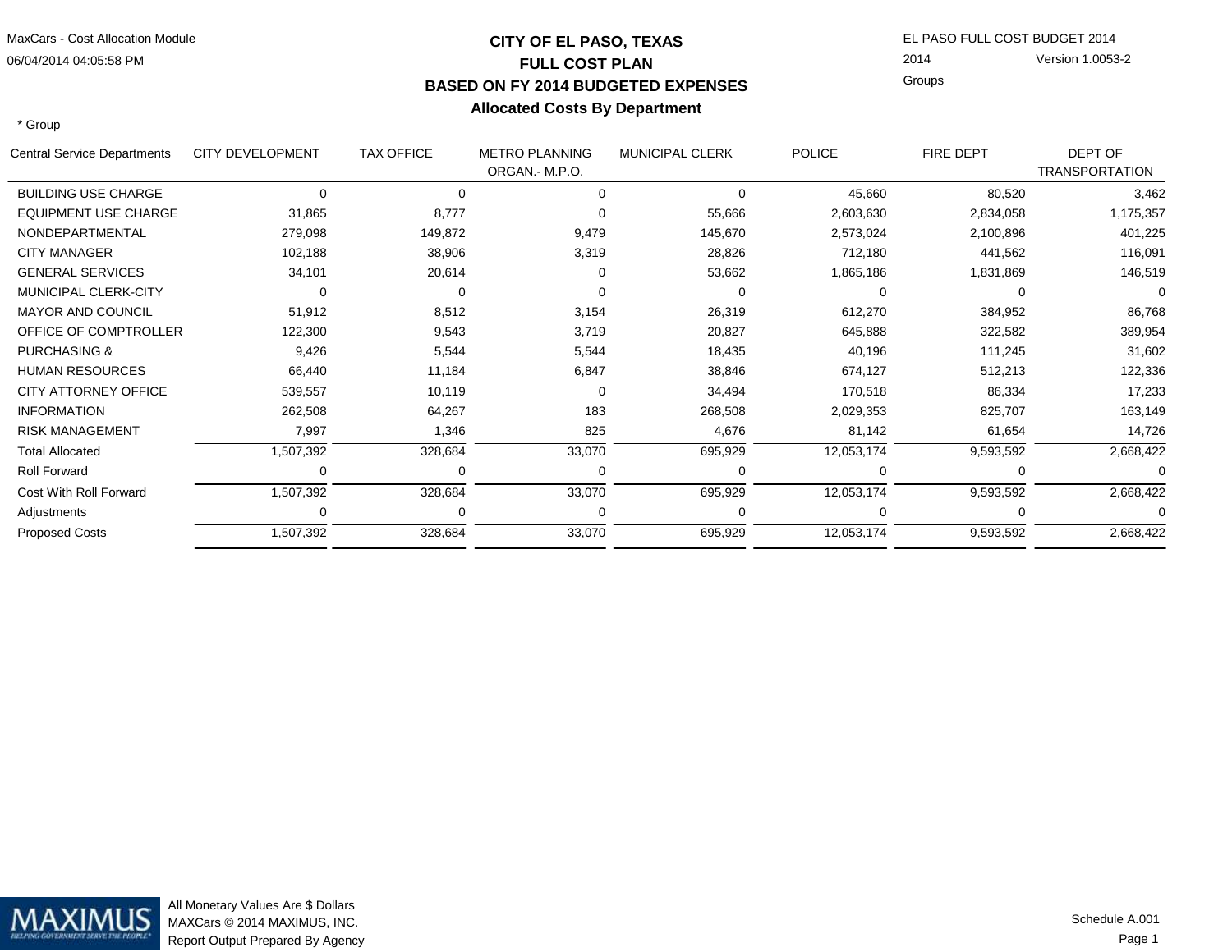MaxCars - Cost Allocation Module
06/04/2014 04:05:58 PM

# CITY OF EL PASO, TEXAS
## FULL COST PLAN
## BASED ON FY 2014 BUDGETED EXPENSES
## Allocated Costs By Department

EL PASO FULL COST BUDGET 2014
2014 Version 1.0053-2
Groups

\* Group

| Central Service Departments | CITY DEVELOPMENT | TAX OFFICE | METRO PLANNING ORGAN.- M.P.O. | MUNICIPAL CLERK | POLICE | FIRE DEPT | DEPT OF TRANSPORTATION |
|---|---|---|---|---|---|---|---|
| BUILDING USE CHARGE | 0 | 0 | 0 | 0 | 45,660 | 80,520 | 3,462 |
| EQUIPMENT USE CHARGE | 31,865 | 8,777 | 0 | 55,666 | 2,603,630 | 2,834,058 | 1,175,357 |
| NONDEPARTMENTAL | 279,098 | 149,872 | 9,479 | 145,670 | 2,573,024 | 2,100,896 | 401,225 |
| CITY MANAGER | 102,188 | 38,906 | 3,319 | 28,826 | 712,180 | 441,562 | 116,091 |
| GENERAL SERVICES | 34,101 | 20,614 | 0 | 53,662 | 1,865,186 | 1,831,869 | 146,519 |
| MUNICIPAL CLERK-CITY | 0 | 0 | 0 | 0 | 0 | 0 | 0 |
| MAYOR AND COUNCIL | 51,912 | 8,512 | 3,154 | 26,319 | 612,270 | 384,952 | 86,768 |
| OFFICE OF COMPTROLLER | 122,300 | 9,543 | 3,719 | 20,827 | 645,888 | 322,582 | 389,954 |
| PURCHASING & | 9,426 | 5,544 | 5,544 | 18,435 | 40,196 | 111,245 | 31,602 |
| HUMAN RESOURCES | 66,440 | 11,184 | 6,847 | 38,846 | 674,127 | 512,213 | 122,336 |
| CITY ATTORNEY OFFICE | 539,557 | 10,119 | 0 | 34,494 | 170,518 | 86,334 | 17,233 |
| INFORMATION | 262,508 | 64,267 | 183 | 268,508 | 2,029,353 | 825,707 | 163,149 |
| RISK MANAGEMENT | 7,997 | 1,346 | 825 | 4,676 | 81,142 | 61,654 | 14,726 |
| Total Allocated | 1,507,392 | 328,684 | 33,070 | 695,929 | 12,053,174 | 9,593,592 | 2,668,422 |
| Roll Forward | 0 | 0 | 0 | 0 | 0 | 0 | 0 |
| Cost With Roll Forward | 1,507,392 | 328,684 | 33,070 | 695,929 | 12,053,174 | 9,593,592 | 2,668,422 |
| Adjustments | 0 | 0 | 0 | 0 | 0 | 0 | 0 |
| Proposed Costs | 1,507,392 | 328,684 | 33,070 | 695,929 | 12,053,174 | 9,593,592 | 2,668,422 |

All Monetary Values Are $ Dollars
MAXCars © 2014 MAXIMUS, INC.
Report Output Prepared By Agency

Schedule A.001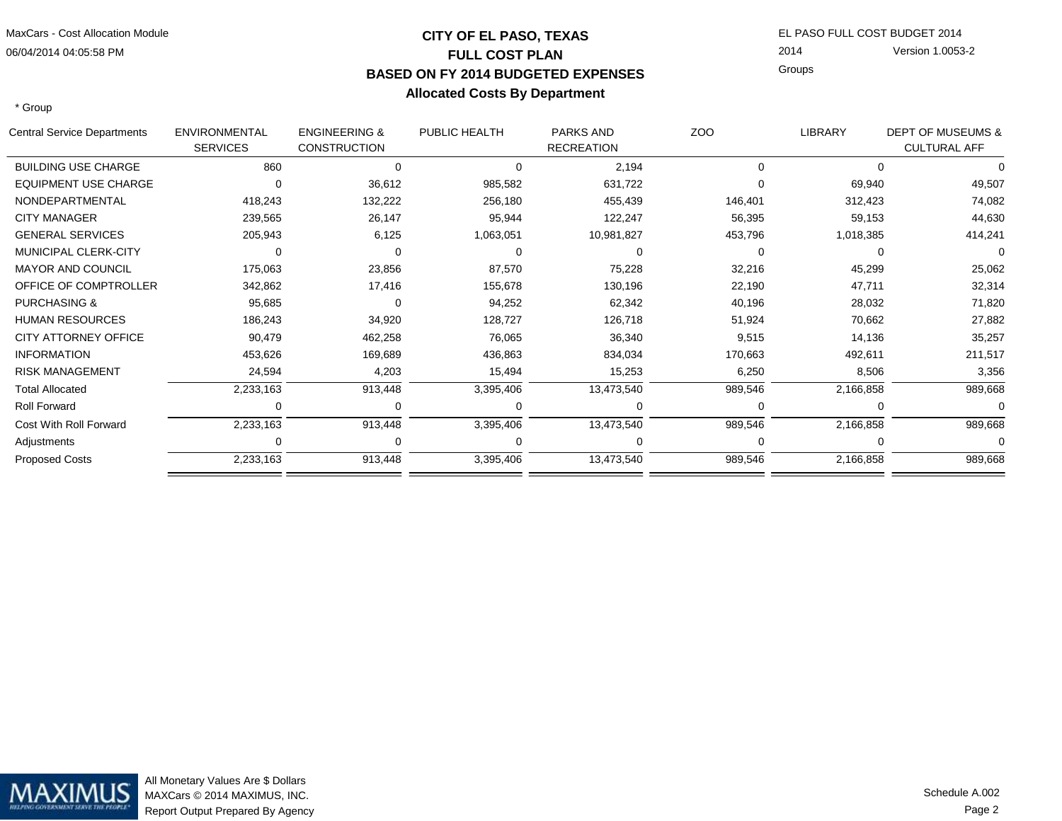# CITY OF EL PASO, TEXAS
## FULL COST PLAN
## BASED ON FY 2014 BUDGETED EXPENSES
### Allocated Costs By Department

MaxCars - Cost Allocation Module
06/04/2014 04:05:58 PM

EL PASO FULL COST BUDGET 2014
2014 Version 1.0053-2
Groups

* Group

| Central Service Departments | ENVIRONMENTAL SERVICES | ENGINEERING & CONSTRUCTION | PUBLIC HEALTH | PARKS AND RECREATION | ZOO | LIBRARY | DEPT OF MUSEUMS & CULTURAL AFF |
|---|---|---|---|---|---|---|---|
| BUILDING USE CHARGE | 860 | 0 | 0 | 2,194 | 0 | 0 | 0 |
| EQUIPMENT USE CHARGE | 0 | 36,612 | 985,582 | 631,722 | 0 | 69,940 | 49,507 |
| NONDEPARTMENTAL | 418,243 | 132,222 | 256,180 | 455,439 | 146,401 | 312,423 | 74,082 |
| CITY MANAGER | 239,565 | 26,147 | 95,944 | 122,247 | 56,395 | 59,153 | 44,630 |
| GENERAL SERVICES | 205,943 | 6,125 | 1,063,051 | 10,981,827 | 453,796 | 1,018,385 | 414,241 |
| MUNICIPAL CLERK-CITY | 0 | 0 | 0 | 0 | 0 | 0 | 0 |
| MAYOR AND COUNCIL | 175,063 | 23,856 | 87,570 | 75,228 | 32,216 | 45,299 | 25,062 |
| OFFICE OF COMPTROLLER | 342,862 | 17,416 | 155,678 | 130,196 | 22,190 | 47,711 | 32,314 |
| PURCHASING & | 95,685 | 0 | 94,252 | 62,342 | 40,196 | 28,032 | 71,820 |
| HUMAN RESOURCES | 186,243 | 34,920 | 128,727 | 126,718 | 51,924 | 70,662 | 27,882 |
| CITY ATTORNEY OFFICE | 90,479 | 462,258 | 76,065 | 36,340 | 9,515 | 14,136 | 35,257 |
| INFORMATION | 453,626 | 169,689 | 436,863 | 834,034 | 170,663 | 492,611 | 211,517 |
| RISK MANAGEMENT | 24,594 | 4,203 | 15,494 | 15,253 | 6,250 | 8,506 | 3,356 |
| Total Allocated | 2,233,163 | 913,448 | 3,395,406 | 13,473,540 | 989,546 | 2,166,858 | 989,668 |
| Roll Forward | 0 | 0 | 0 | 0 | 0 | 0 | 0 |
| Cost With Roll Forward | 2,233,163 | 913,448 | 3,395,406 | 13,473,540 | 989,546 | 2,166,858 | 989,668 |
| Adjustments | 0 | 0 | 0 | 0 | 0 | 0 | 0 |
| Proposed Costs | 2,233,163 | 913,448 | 3,395,406 | 13,473,540 | 989,546 | 2,166,858 | 989,668 |

All Monetary Values Are $ Dollars
MAXCars © 2014 MAXIMUS, INC.
Report Output Prepared By Agency

Schedule A.002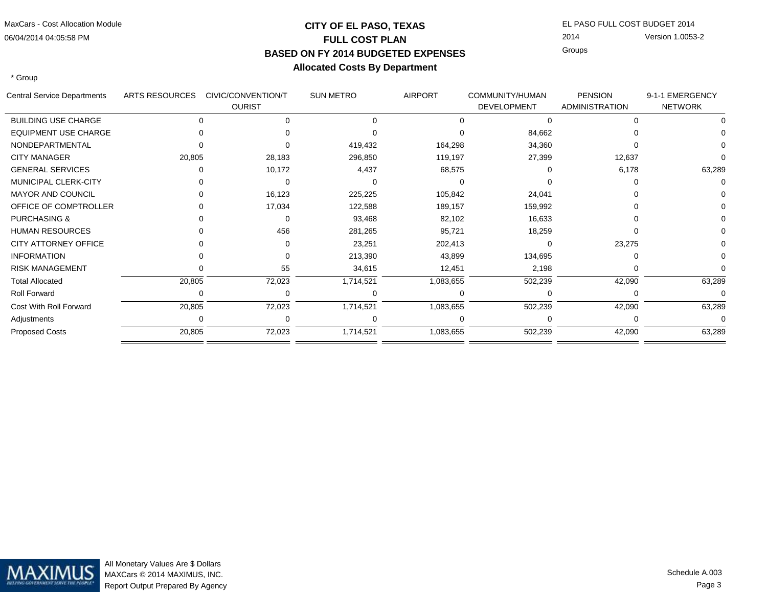# CITY OF EL PASO, TEXAS
## FULL COST PLAN
## BASED ON FY 2014 BUDGETED EXPENSES
### Allocated Costs By Department

MaxCars - Cost Allocation Module
06/04/2014 04:05:58 PM

EL PASO FULL COST BUDGET 2014
2014 Version 1.0053-2
Groups

\* Group

| Central Service Departments | ARTS RESOURCES | CIVIC/CONVENTION/TOURIST | SUN METRO | AIRPORT | COMMUNITY/HUMAN DEVELOPMENT | PENSION ADMINISTRATION | 9-1-1 EMERGENCY NETWORK |
|---|---|---|---|---|---|---|---|
| BUILDING USE CHARGE | 0 | 0 | 0 | 0 | 0 | 0 | 0 |
| EQUIPMENT USE CHARGE | 0 | 0 | 0 | 0 | 84,662 | 0 | 0 |
| NONDEPARTMENTAL | 0 | 0 | 419,432 | 164,298 | 34,360 | 0 | 0 |
| CITY MANAGER | 20,805 | 28,183 | 296,850 | 119,197 | 27,399 | 12,637 | 0 |
| GENERAL SERVICES | 0 | 10,172 | 4,437 | 68,575 | 0 | 6,178 | 63,289 |
| MUNICIPAL CLERK-CITY | 0 | 0 | 0 | 0 | 0 | 0 | 0 |
| MAYOR AND COUNCIL | 0 | 16,123 | 225,225 | 105,842 | 24,041 | 0 | 0 |
| OFFICE OF COMPTROLLER | 0 | 17,034 | 122,588 | 189,157 | 159,992 | 0 | 0 |
| PURCHASING & | 0 | 0 | 93,468 | 82,102 | 16,633 | 0 | 0 |
| HUMAN RESOURCES | 0 | 456 | 281,265 | 95,721 | 18,259 | 0 | 0 |
| CITY ATTORNEY OFFICE | 0 | 0 | 23,251 | 202,413 | 0 | 23,275 | 0 |
| INFORMATION | 0 | 0 | 213,390 | 43,899 | 134,695 | 0 | 0 |
| RISK MANAGEMENT | 0 | 55 | 34,615 | 12,451 | 2,198 | 0 | 0 |
| Total Allocated | 20,805 | 72,023 | 1,714,521 | 1,083,655 | 502,239 | 42,090 | 63,289 |
| Roll Forward | 0 | 0 | 0 | 0 | 0 | 0 | 0 |
| Cost With Roll Forward | 20,805 | 72,023 | 1,714,521 | 1,083,655 | 502,239 | 42,090 | 63,289 |
| Adjustments | 0 | 0 | 0 | 0 | 0 | 0 | 0 |
| Proposed Costs | 20,805 | 72,023 | 1,714,521 | 1,083,655 | 502,239 | 42,090 | 63,289 |

All Monetary Values Are $ Dollars
MAXCars © 2014 MAXIMUS, INC.
Report Output Prepared By Agency

Schedule A.003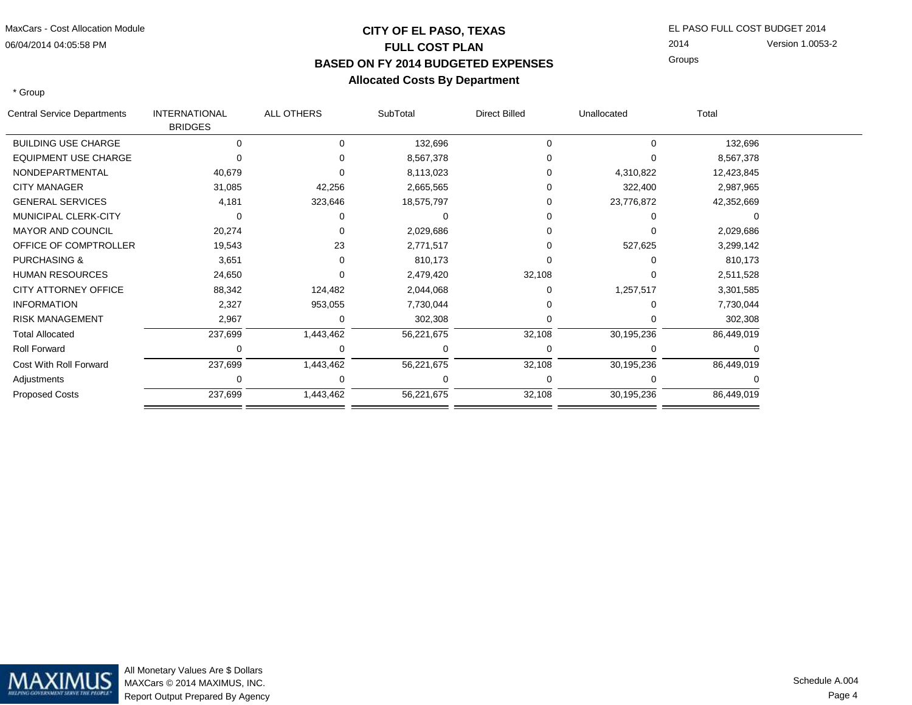# CITY OF EL PASO, TEXAS

## FULL COST PLAN

## BASED ON FY 2014 BUDGETED EXPENSES

## Allocated Costs By Department

MaxCars - Cost Allocation Module
06/04/2014 04:05:58 PM

EL PASO FULL COST BUDGET 2014
2014 Version 1.0053-2
Groups

* Group

| Central Service Departments | INTERNATIONAL BRIDGES | ALL OTHERS | SubTotal | Direct Billed | Unallocated | Total |
|---|---|---|---|---|---|---|
| BUILDING USE CHARGE | 0 | 0 | 132,696 | 0 | 0 | 132,696 |
| EQUIPMENT USE CHARGE | 0 | 0 | 8,567,378 | 0 | 0 | 8,567,378 |
| NONDEPARTMENTAL | 40,679 | 0 | 8,113,023 | 0 | 4,310,822 | 12,423,845 |
| CITY MANAGER | 31,085 | 42,256 | 2,665,565 | 0 | 322,400 | 2,987,965 |
| GENERAL SERVICES | 4,181 | 323,646 | 18,575,797 | 0 | 23,776,872 | 42,352,669 |
| MUNICIPAL CLERK-CITY | 0 | 0 | 0 | 0 | 0 | 0 |
| MAYOR AND COUNCIL | 20,274 | 0 | 2,029,686 | 0 | 0 | 2,029,686 |
| OFFICE OF COMPTROLLER | 19,543 | 23 | 2,771,517 | 0 | 527,625 | 3,299,142 |
| PURCHASING & | 3,651 | 0 | 810,173 | 0 | 0 | 810,173 |
| HUMAN RESOURCES | 24,650 | 0 | 2,479,420 | 32,108 | 0 | 2,511,528 |
| CITY ATTORNEY OFFICE | 88,342 | 124,482 | 2,044,068 | 0 | 1,257,517 | 3,301,585 |
| INFORMATION | 2,327 | 953,055 | 7,730,044 | 0 | 0 | 7,730,044 |
| RISK MANAGEMENT | 2,967 | 0 | 302,308 | 0 | 0 | 302,308 |
| Total Allocated | 237,699 | 1,443,462 | 56,221,675 | 32,108 | 30,195,236 | 86,449,019 |
| Roll Forward | 0 | 0 | 0 | 0 | 0 | 0 |
| Cost With Roll Forward | 237,699 | 1,443,462 | 56,221,675 | 32,108 | 30,195,236 | 86,449,019 |
| Adjustments | 0 | 0 | 0 | 0 | 0 | 0 |
| Proposed Costs | 237,699 | 1,443,462 | 56,221,675 | 32,108 | 30,195,236 | 86,449,019 |

All Monetary Values Are $ Dollars
MAXCars © 2014 MAXIMUS, INC.
Report Output Prepared By Agency

Schedule A.004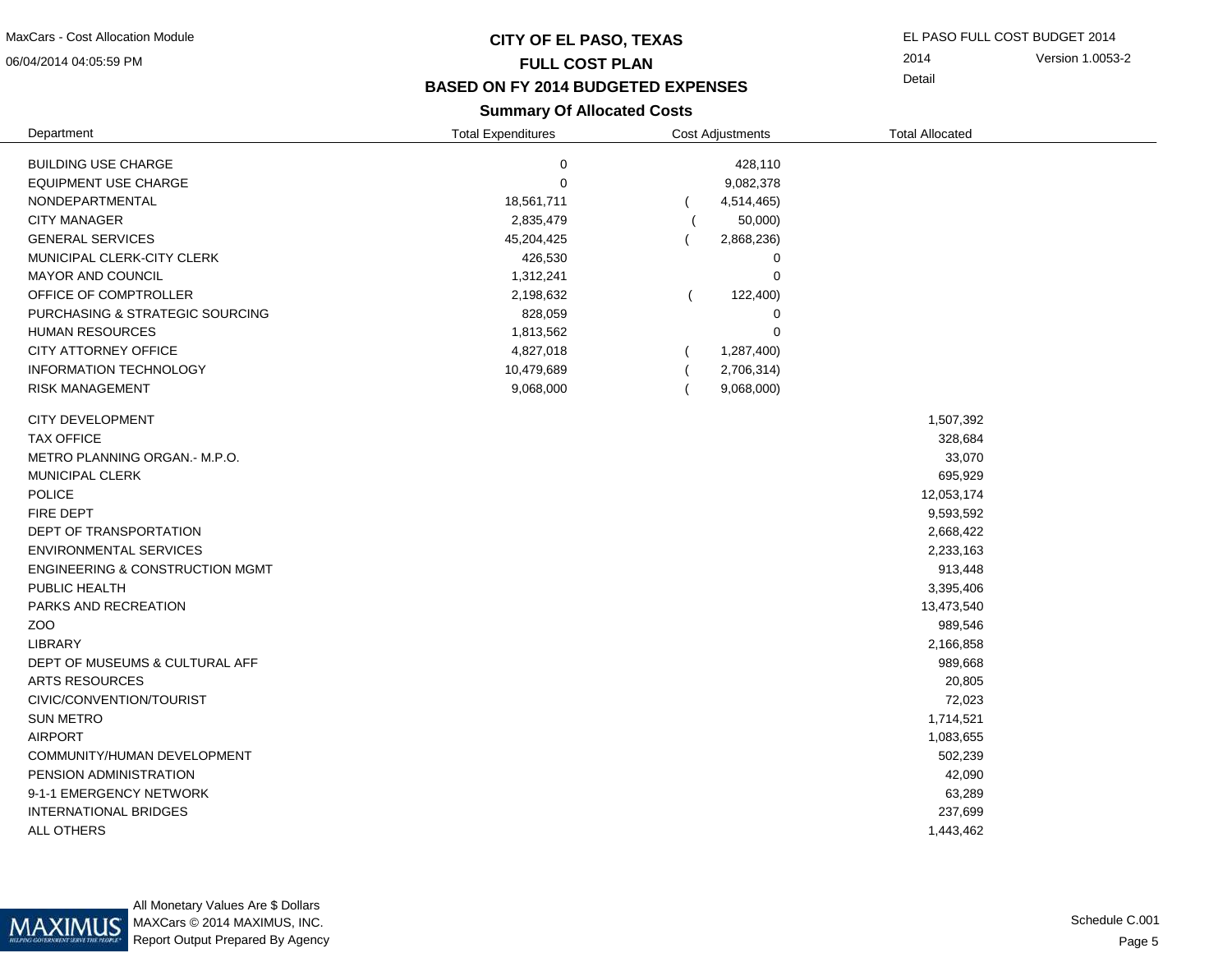# CITY OF EL PASO, TEXAS

## FULL COST PLAN

## BASED ON FY 2014 BUDGETED EXPENSES

### Summary Of Allocated Costs

| Department | Total Expenditures | Cost Adjustments | Total Allocated |
|---|---|---|---|
| BUILDING USE CHARGE | 0 | 428,110 | |
| EQUIPMENT USE CHARGE | 0 | 9,082,378 | |
| NONDEPARTMENTAL | 18,561,711 | ( 4,514,465) | |
| CITY MANAGER | 2,835,479 | ( 50,000) | |
| GENERAL SERVICES | 45,204,425 | ( 2,868,236) | |
| MUNICIPAL CLERK-CITY CLERK | 426,530 | 0 | |
| MAYOR AND COUNCIL | 1,312,241 | 0 | |
| OFFICE OF COMPTROLLER | 2,198,632 | ( 122,400) | |
| PURCHASING & STRATEGIC SOURCING | 828,059 | 0 | |
| HUMAN RESOURCES | 1,813,562 | 0 | |
| CITY ATTORNEY OFFICE | 4,827,018 | ( 1,287,400) | |
| INFORMATION TECHNOLOGY | 10,479,689 | ( 2,706,314) | |
| RISK MANAGEMENT | 9,068,000 | ( 9,068,000) | |
| CITY DEVELOPMENT | | | 1,507,392 |
| TAX OFFICE | | | 328,684 |
| METRO PLANNING ORGAN.- M.P.O. | | | 33,070 |
| MUNICIPAL CLERK | | | 695,929 |
| POLICE | | | 12,053,174 |
| FIRE DEPT | | | 9,593,592 |
| DEPT OF TRANSPORTATION | | | 2,668,422 |
| ENVIRONMENTAL SERVICES | | | 2,233,163 |
| ENGINEERING & CONSTRUCTION MGMT | | | 913,448 |
| PUBLIC HEALTH | | | 3,395,406 |
| PARKS AND RECREATION | | | 13,473,540 |
| ZOO | | | 989,546 |
| LIBRARY | | | 2,166,858 |
| DEPT OF MUSEUMS & CULTURAL AFF | | | 989,668 |
| ARTS RESOURCES | | | 20,805 |
| CIVIC/CONVENTION/TOURIST | | | 72,023 |
| SUN METRO | | | 1,714,521 |
| AIRPORT | | | 1,083,655 |
| COMMUNITY/HUMAN DEVELOPMENT | | | 502,239 |
| PENSION ADMINISTRATION | | | 42,090 |
| 9-1-1 EMERGENCY NETWORK | | | 63,289 |
| INTERNATIONAL BRIDGES | | | 237,699 |
| ALL OTHERS | | | 1,443,462 |

All Monetary Values Are $ Dollars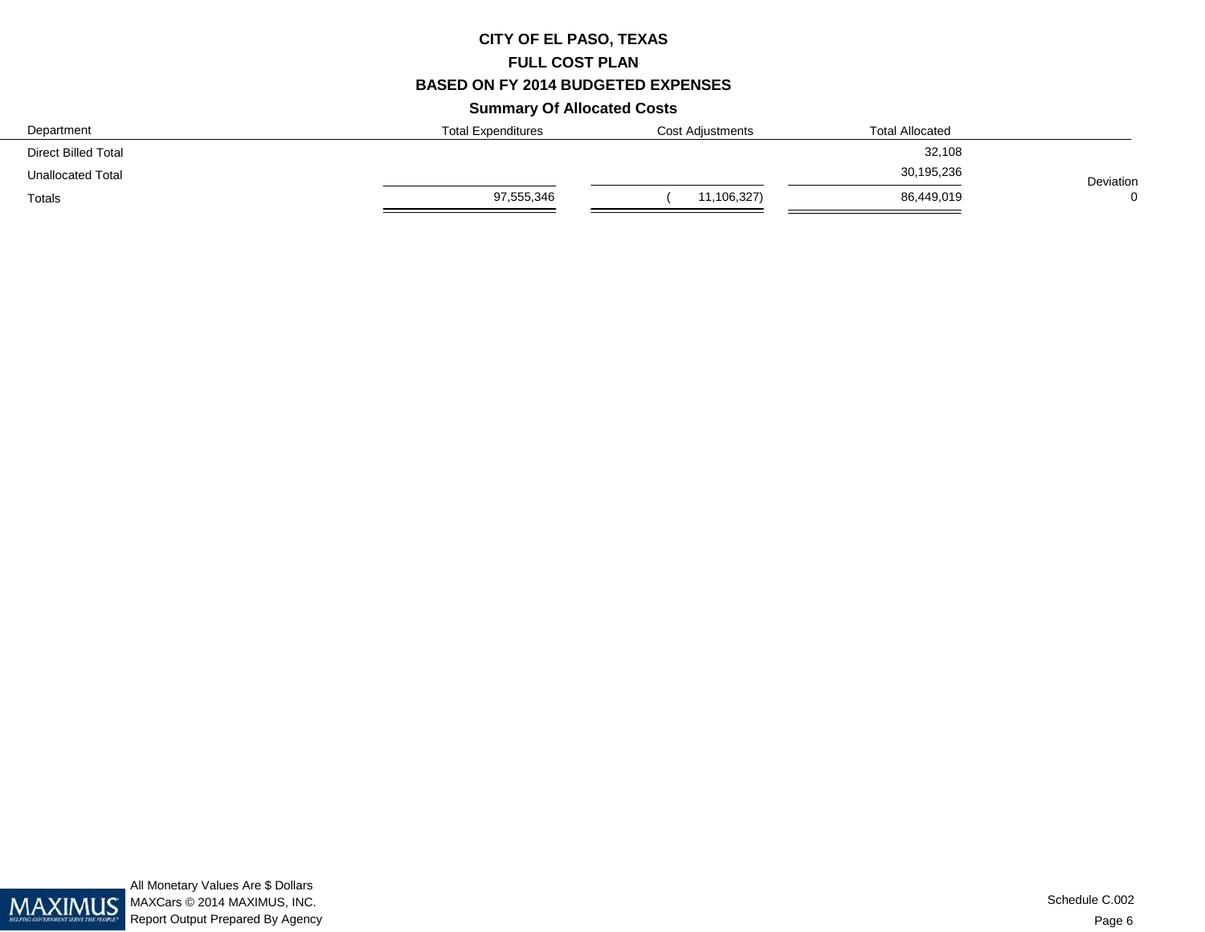# CITY OF EL PASO, TEXAS

## FULL COST PLAN

## BASED ON FY 2014 BUDGETED EXPENSES

### Summary Of Allocated Costs

| Department | Total Expenditures | Cost Adjustments | Total Allocated | Deviation |
|---|---|---|---|---|
| Direct Billed Total | | | 32,108 | |
| Unallocated Total | | | 30,195,236 | |
| Totals | 97,555,346 | ( 11,106,327) | 86,449,019 | 0 |

All Monetary Values Are $ Dollars
MAXCars © 2014 MAXIMUS, INC.
Report Output Prepared By Agency

Schedule C.002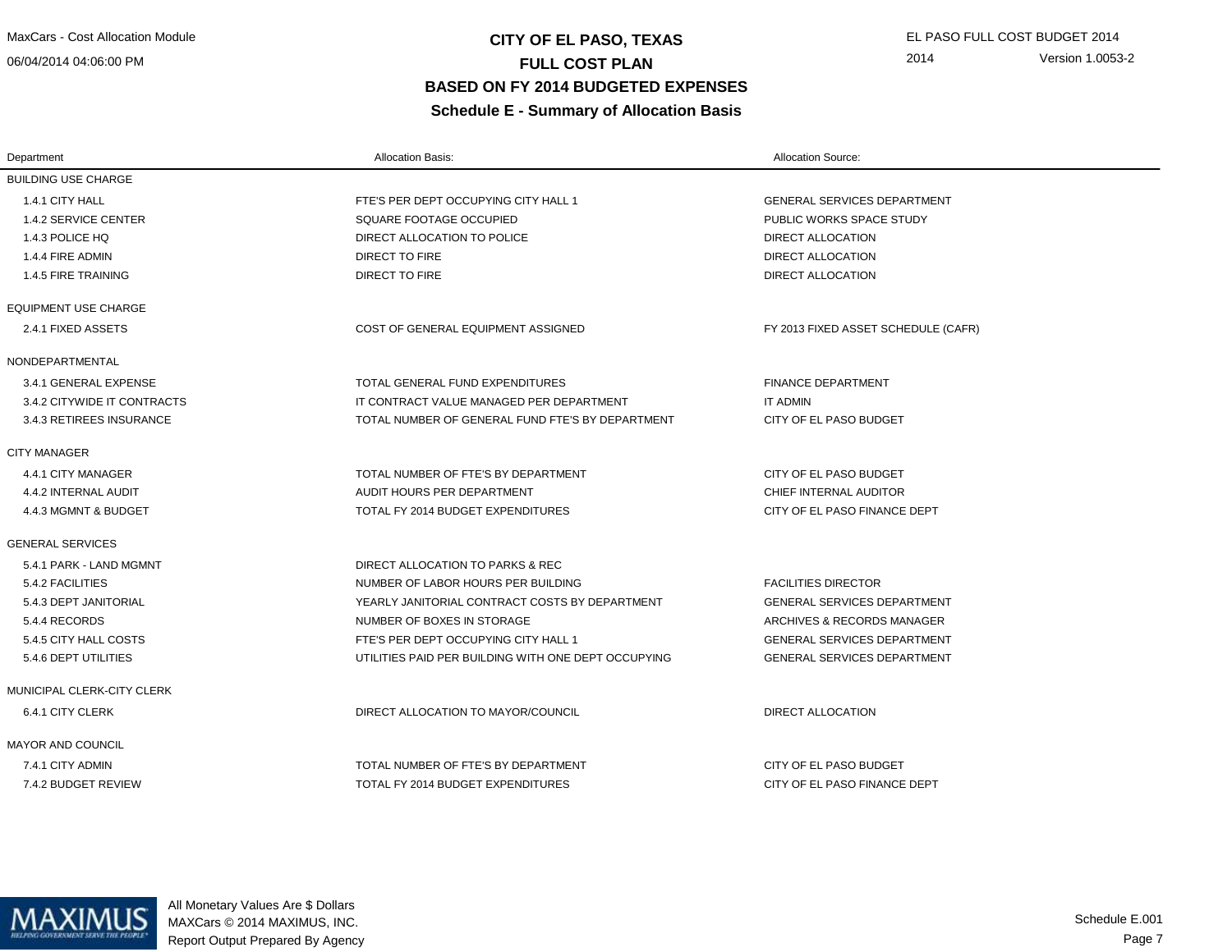# CITY OF EL PASO, TEXAS
## FULL COST PLAN
## BASED ON FY 2014 BUDGETED EXPENSES
## Schedule E - Summary of Allocation Basis

| Department | Allocation Basis: | Allocation Source: |
|---|---|---|
| **BUILDING USE CHARGE** | | |
| 1.4.1 CITY HALL | FTE'S PER DEPT OCCUPYING CITY HALL 1 | GENERAL SERVICES DEPARTMENT |
| 1.4.2 SERVICE CENTER | SQUARE FOOTAGE OCCUPIED | PUBLIC WORKS SPACE STUDY |
| 1.4.3 POLICE HQ | DIRECT ALLOCATION TO POLICE | DIRECT ALLOCATION |
| 1.4.4 FIRE ADMIN | DIRECT TO FIRE | DIRECT ALLOCATION |
| 1.4.5 FIRE TRAINING | DIRECT TO FIRE | DIRECT ALLOCATION |
| **EQUIPMENT USE CHARGE** | | |
| 2.4.1 FIXED ASSETS | COST OF GENERAL EQUIPMENT ASSIGNED | FY 2013 FIXED ASSET SCHEDULE (CAFR) |
| **NONDEPARTMENTAL** | | |
| 3.4.1 GENERAL EXPENSE | TOTAL GENERAL FUND EXPENDITURES | FINANCE DEPARTMENT |
| 3.4.2 CITYWIDE IT CONTRACTS | IT CONTRACT VALUE MANAGED PER DEPARTMENT | IT ADMIN |
| 3.4.3 RETIREES INSURANCE | TOTAL NUMBER OF GENERAL FUND FTE'S BY DEPARTMENT | CITY OF EL PASO BUDGET |
| **CITY MANAGER** | | |
| 4.4.1 CITY MANAGER | TOTAL NUMBER OF FTE'S BY DEPARTMENT | CITY OF EL PASO BUDGET |
| 4.4.2 INTERNAL AUDIT | AUDIT HOURS PER DEPARTMENT | CHIEF INTERNAL AUDITOR |
| 4.4.3 MGMNT & BUDGET | TOTAL FY 2014 BUDGET EXPENDITURES | CITY OF EL PASO FINANCE DEPT |
| **GENERAL SERVICES** | | |
| 5.4.1 PARK - LAND MGMNT | DIRECT ALLOCATION TO PARKS & REC | |
| 5.4.2 FACILITIES | NUMBER OF LABOR HOURS PER BUILDING | FACILITIES DIRECTOR |
| 5.4.3 DEPT JANITORIAL | YEARLY JANITORIAL CONTRACT COSTS BY DEPARTMENT | GENERAL SERVICES DEPARTMENT |
| 5.4.4 RECORDS | NUMBER OF BOXES IN STORAGE | ARCHIVES & RECORDS MANAGER |
| 5.4.5 CITY HALL COSTS | FTE'S PER DEPT OCCUPYING CITY HALL 1 | GENERAL SERVICES DEPARTMENT |
| 5.4.6 DEPT UTILITIES | UTILITIES PAID PER BUILDING WITH ONE DEPT OCCUPYING | GENERAL SERVICES DEPARTMENT |
| **MUNICIPAL CLERK-CITY CLERK** | | |
| 6.4.1 CITY CLERK | DIRECT ALLOCATION TO MAYOR/COUNCIL | DIRECT ALLOCATION |
| **MAYOR AND COUNCIL** | | |
| 7.4.1 CITY ADMIN | TOTAL NUMBER OF FTE'S BY DEPARTMENT | CITY OF EL PASO BUDGET |
| 7.4.2 BUDGET REVIEW | TOTAL FY 2014 BUDGET EXPENDITURES | CITY OF EL PASO FINANCE DEPT |

All Monetary Values Are $ Dollars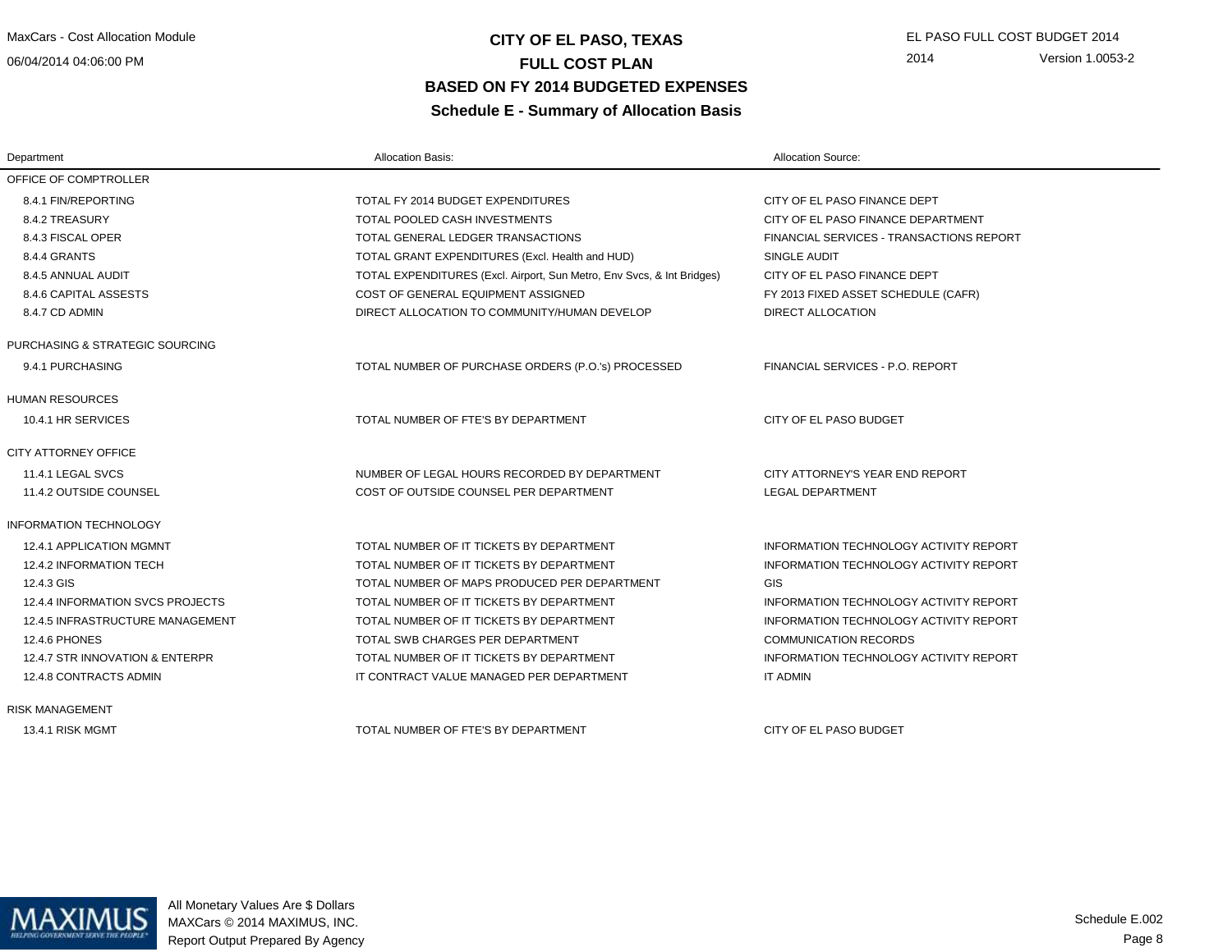# CITY OF EL PASO, TEXAS
## FULL COST PLAN
## BASED ON FY 2014 BUDGETED EXPENSES
## Schedule E - Summary of Allocation Basis

| Department | Allocation Basis: | Allocation Source: |
|---|---|---|
| **OFFICE OF COMPTROLLER** | | |
| 8.4.1 FIN/REPORTING | TOTAL FY 2014 BUDGET EXPENDITURES | CITY OF EL PASO FINANCE DEPT |
| 8.4.2 TREASURY | TOTAL POOLED CASH INVESTMENTS | CITY OF EL PASO FINANCE DEPARTMENT |
| 8.4.3 FISCAL OPER | TOTAL GENERAL LEDGER TRANSACTIONS | FINANCIAL SERVICES - TRANSACTIONS REPORT |
| 8.4.4 GRANTS | TOTAL GRANT EXPENDITURES (Excl. Health and HUD) | SINGLE AUDIT |
| 8.4.5 ANNUAL AUDIT | TOTAL EXPENDITURES (Excl. Airport, Sun Metro, Env Svcs, & Int Bridges) | CITY OF EL PASO FINANCE DEPT |
| 8.4.6 CAPITAL ASSESTS | COST OF GENERAL EQUIPMENT ASSIGNED | FY 2013 FIXED ASSET SCHEDULE (CAFR) |
| 8.4.7 CD ADMIN | DIRECT ALLOCATION TO COMMUNITY/HUMAN DEVELOP | DIRECT ALLOCATION |
| **PURCHASING & STRATEGIC SOURCING** | | |
| 9.4.1 PURCHASING | TOTAL NUMBER OF PURCHASE ORDERS (P.O.'s) PROCESSED | FINANCIAL SERVICES - P.O. REPORT |
| **HUMAN RESOURCES** | | |
| 10.4.1 HR SERVICES | TOTAL NUMBER OF FTE'S BY DEPARTMENT | CITY OF EL PASO BUDGET |
| **CITY ATTORNEY OFFICE** | | |
| 11.4.1 LEGAL SVCS | NUMBER OF LEGAL HOURS RECORDED BY DEPARTMENT | CITY ATTORNEY'S YEAR END REPORT |
| 11.4.2 OUTSIDE COUNSEL | COST OF OUTSIDE COUNSEL PER DEPARTMENT | LEGAL DEPARTMENT |
| **INFORMATION TECHNOLOGY** | | |
| 12.4.1 APPLICATION MGMNT | TOTAL NUMBER OF IT TICKETS BY DEPARTMENT | INFORMATION TECHNOLOGY ACTIVITY REPORT |
| 12.4.2 INFORMATION TECH | TOTAL NUMBER OF IT TICKETS BY DEPARTMENT | INFORMATION TECHNOLOGY ACTIVITY REPORT |
| 12.4.3 GIS | TOTAL NUMBER OF MAPS PRODUCED PER DEPARTMENT | GIS |
| 12.4.4 INFORMATION SVCS PROJECTS | TOTAL NUMBER OF IT TICKETS BY DEPARTMENT | INFORMATION TECHNOLOGY ACTIVITY REPORT |
| 12.4.5 INFRASTRUCTURE MANAGEMENT | TOTAL NUMBER OF IT TICKETS BY DEPARTMENT | INFORMATION TECHNOLOGY ACTIVITY REPORT |
| 12.4.6 PHONES | TOTAL SWB CHARGES PER DEPARTMENT | COMMUNICATION RECORDS |
| 12.4.7 STR INNOVATION & ENTERPR | TOTAL NUMBER OF IT TICKETS BY DEPARTMENT | INFORMATION TECHNOLOGY ACTIVITY REPORT |
| 12.4.8 CONTRACTS ADMIN | IT CONTRACT VALUE MANAGED PER DEPARTMENT | IT ADMIN |
| **RISK MANAGEMENT** | | |
| 13.4.1 RISK MGMT | TOTAL NUMBER OF FTE'S BY DEPARTMENT | CITY OF EL PASO BUDGET |

All Monetary Values Are $ Dollars
MAXCars © 2014 MAXIMUS, INC.
Report Output Prepared By Agency

Schedule E.002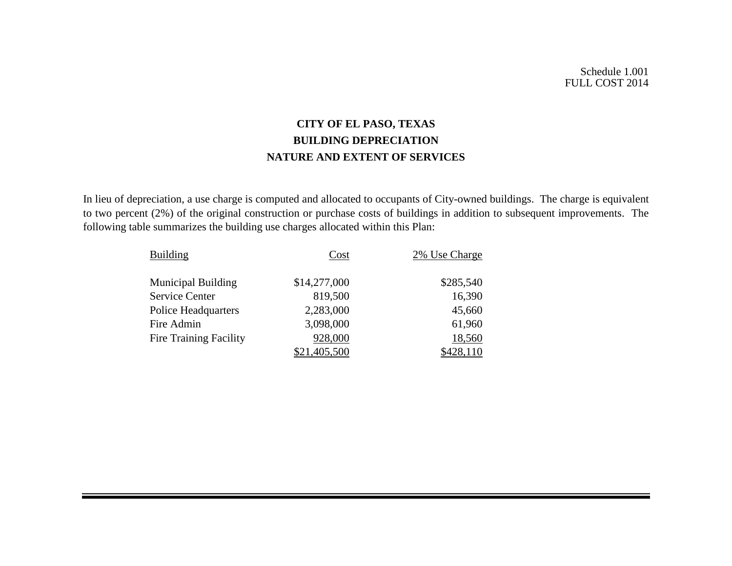Schedule 1.001
FULL COST 2014

# CITY OF EL PASO, TEXAS
## BUILDING DEPRECIATION
## NATURE AND EXTENT OF SERVICES

In lieu of depreciation, a use charge is computed and allocated to occupants of City-owned buildings. The charge is equivalent to two percent (2%) of the original construction or purchase costs of buildings in addition to subsequent improvements. The following table summarizes the building use charges allocated within this Plan:

| Building | Cost | 2% Use Charge |
|---|---:|---:|
| Municipal Building | $14,277,000 | $285,540 |
| Service Center | 819,500 | 16,390 |
| Police Headquarters | 2,283,000 | 45,660 |
| Fire Admin | 3,098,000 | 61,960 |
| Fire Training Facility | 928,000 | 18,560 |
| | $21,405,500 | $428,110 |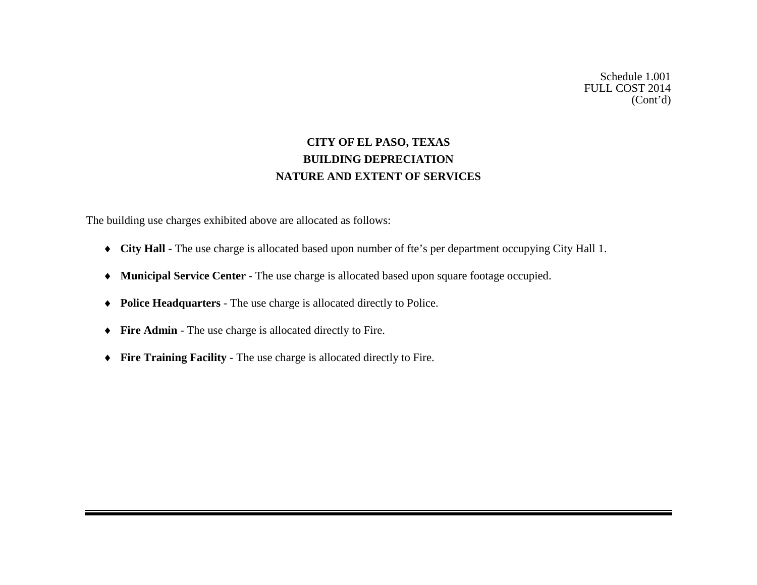Schedule 1.001
FULL COST 2014
(Cont'd)

# CITY OF EL PASO, TEXAS
## BUILDING DEPRECIATION
## NATURE AND EXTENT OF SERVICES

The building use charges exhibited above are allocated as follows:

- **City Hall** - The use charge is allocated based upon number of fte's per department occupying City Hall 1.
- **Municipal Service Center** - The use charge is allocated based upon square footage occupied.
- **Police Headquarters** - The use charge is allocated directly to Police.
- **Fire Admin** - The use charge is allocated directly to Fire.
- **Fire Training Facility** - The use charge is allocated directly to Fire.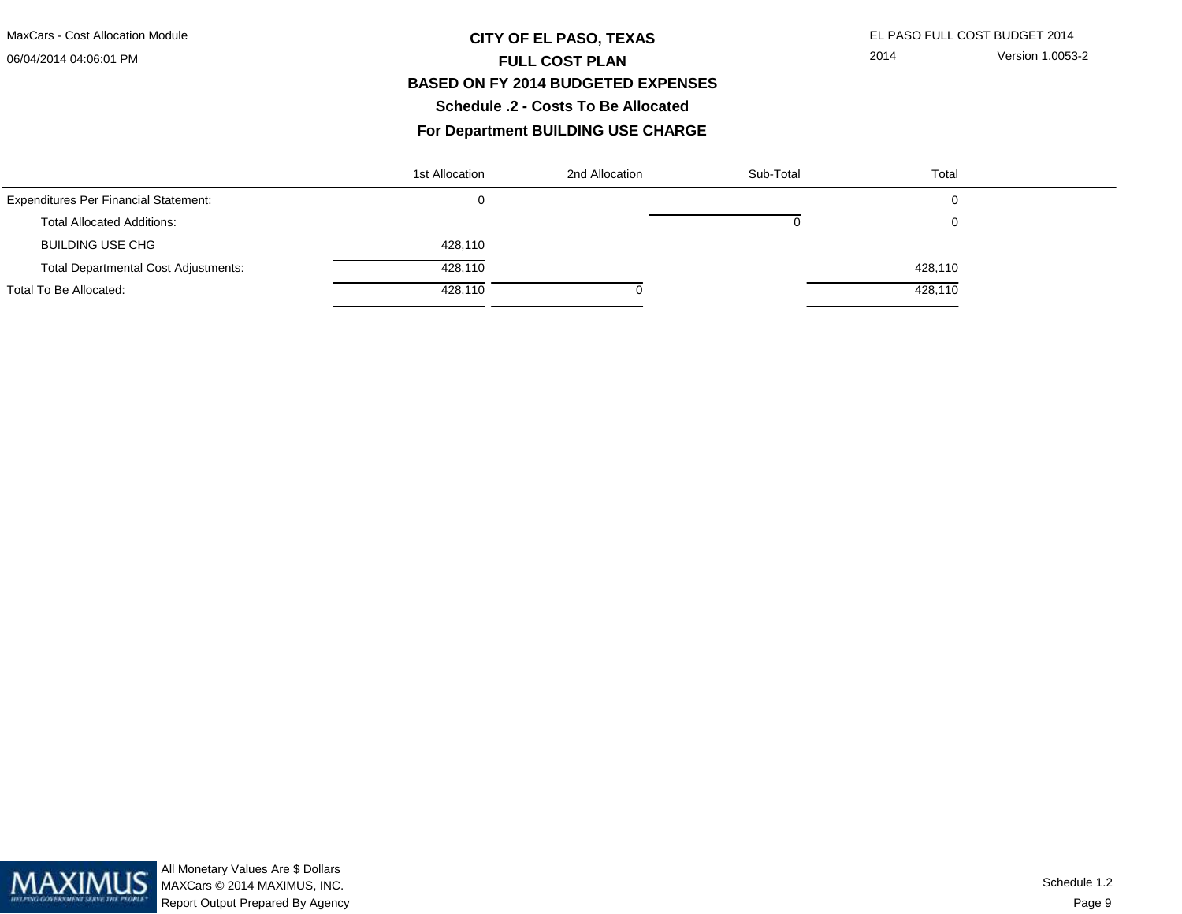# CITY OF EL PASO, TEXAS

## FULL COST PLAN

### BASED ON FY 2014 BUDGETED EXPENSES

### Schedule .2 - Costs To Be Allocated

### For Department BUILDING USE CHARGE

| | 1st Allocation | 2nd Allocation | Sub-Total | Total |
|---|---|---|---|---|
| Expenditures Per Financial Statement: | 0 | | | 0 |
| Total Allocated Additions: | | | 0 | 0 |
| BUILDING USE CHG | 428,110 | | | |
| Total Departmental Cost Adjustments: | 428,110 | | | 428,110 |
| Total To Be Allocated: | 428,110 | 0 | | 428,110 |

All Monetary Values Are $ Dollars
MAXCars © 2014 MAXIMUS, INC.
Report Output Prepared By Agency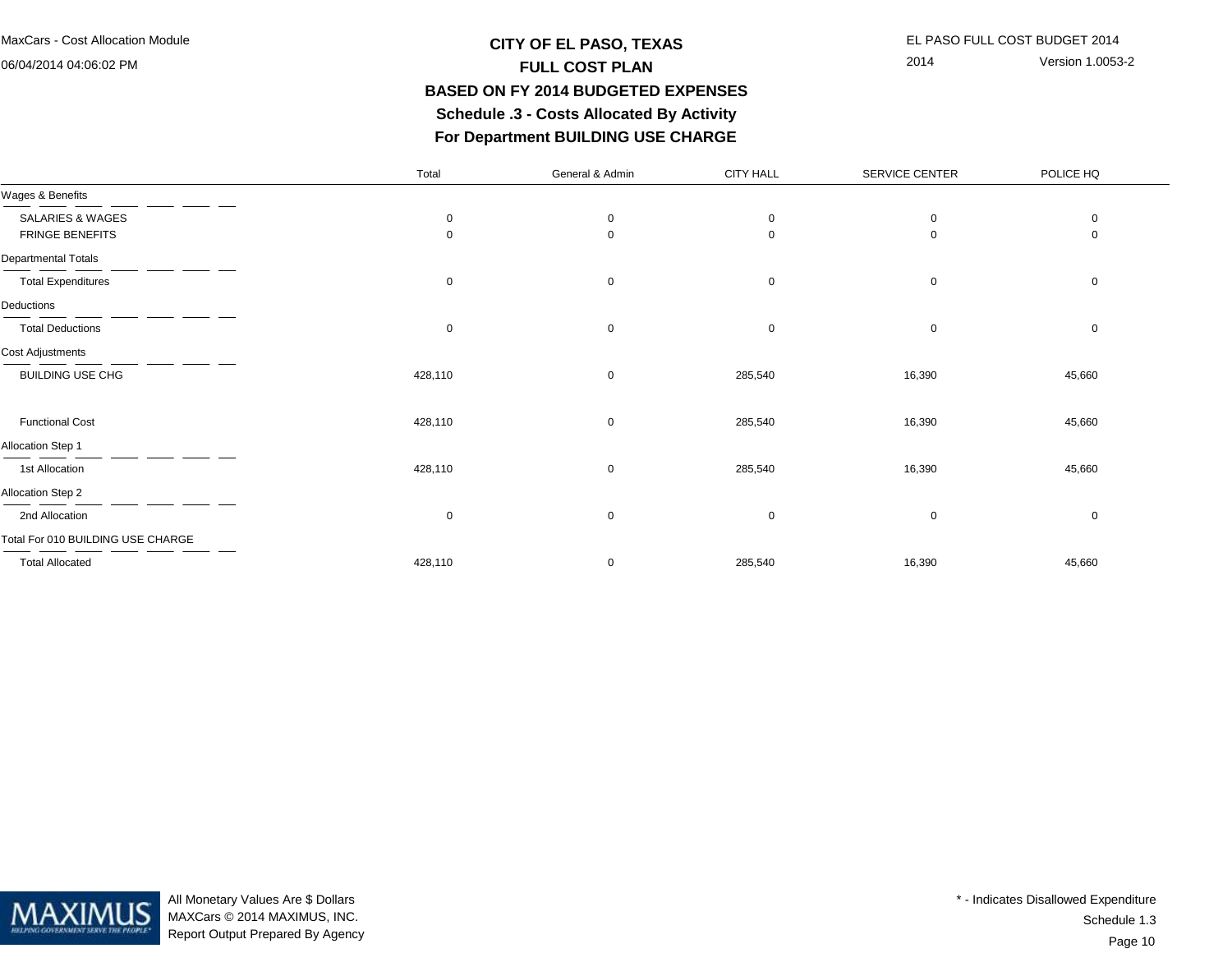# CITY OF EL PASO, TEXAS
## FULL COST PLAN
## BASED ON FY 2014 BUDGETED EXPENSES
### Schedule .3 - Costs Allocated By Activity
### For Department BUILDING USE CHARGE

MaxCars - Cost Allocation Module
06/04/2014 04:06:02 PM

EL PASO FULL COST BUDGET 2014
2014 Version 1.0053-2

| | Total | General & Admin | CITY HALL | SERVICE CENTER | POLICE HQ |
|---|---|---|---|---|---|
| **Wages & Benefits** | | | | | |
| SALARIES & WAGES | 0 | 0 | 0 | 0 | 0 |
| FRINGE BENEFITS | 0 | 0 | 0 | 0 | 0 |
| **Departmental Totals** | | | | | |
| Total Expenditures | 0 | 0 | 0 | 0 | 0 |
| **Deductions** | | | | | |
| Total Deductions | 0 | 0 | 0 | 0 | 0 |
| **Cost Adjustments** | | | | | |
| BUILDING USE CHG | 428,110 | 0 | 285,540 | 16,390 | 45,660 |
| Functional Cost | 428,110 | 0 | 285,540 | 16,390 | 45,660 |
| **Allocation Step 1** | | | | | |
| 1st Allocation | 428,110 | 0 | 285,540 | 16,390 | 45,660 |
| **Allocation Step 2** | | | | | |
| 2nd Allocation | 0 | 0 | 0 | 0 | 0 |
| **Total For 010 BUILDING USE CHARGE** | | | | | |
| Total Allocated | 428,110 | 0 | 285,540 | 16,390 | 45,660 |

All Monetary Values Are $ Dollars
MAXCars © 2014 MAXIMUS, INC.
Report Output Prepared By Agency

* - Indicates Disallowed Expenditure
Schedule 1.3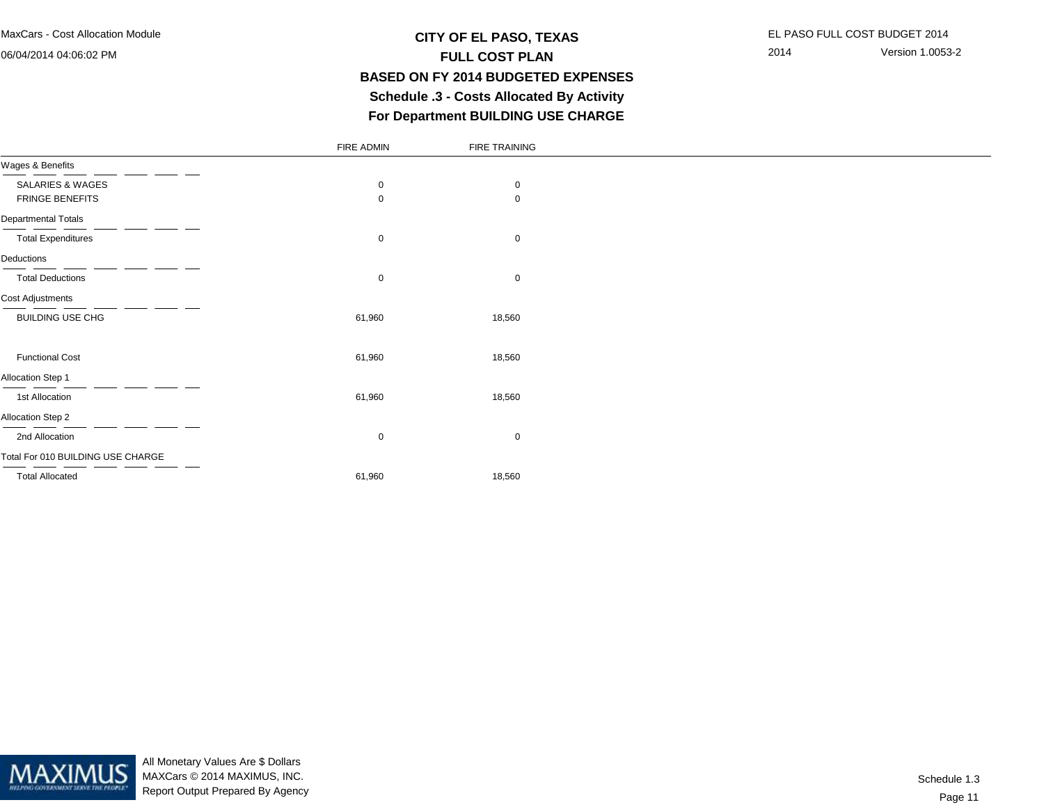# CITY OF EL PASO, TEXAS
## FULL COST PLAN
## BASED ON FY 2014 BUDGETED EXPENSES
### Schedule .3 - Costs Allocated By Activity
### For Department BUILDING USE CHARGE

| | FIRE ADMIN | FIRE TRAINING |
|---|---|---|
| **Wages & Benefits** | | |
| SALARIES & WAGES | 0 | 0 |
| FRINGE BENEFITS | 0 | 0 |
| **Departmental Totals** | | |
| Total Expenditures | 0 | 0 |
| **Deductions** | | |
| Total Deductions | 0 | 0 |
| **Cost Adjustments** | | |
| BUILDING USE CHG | 61,960 | 18,560 |
| Functional Cost | 61,960 | 18,560 |
| **Allocation Step 1** | | |
| 1st Allocation | 61,960 | 18,560 |
| **Allocation Step 2** | | |
| 2nd Allocation | 0 | 0 |
| **Total For 010 BUILDING USE CHARGE** | | |
| Total Allocated | 61,960 | 18,560 |

All Monetary Values Are $ Dollars
MAXCars © 2014 MAXIMUS, INC.
Report Output Prepared By Agency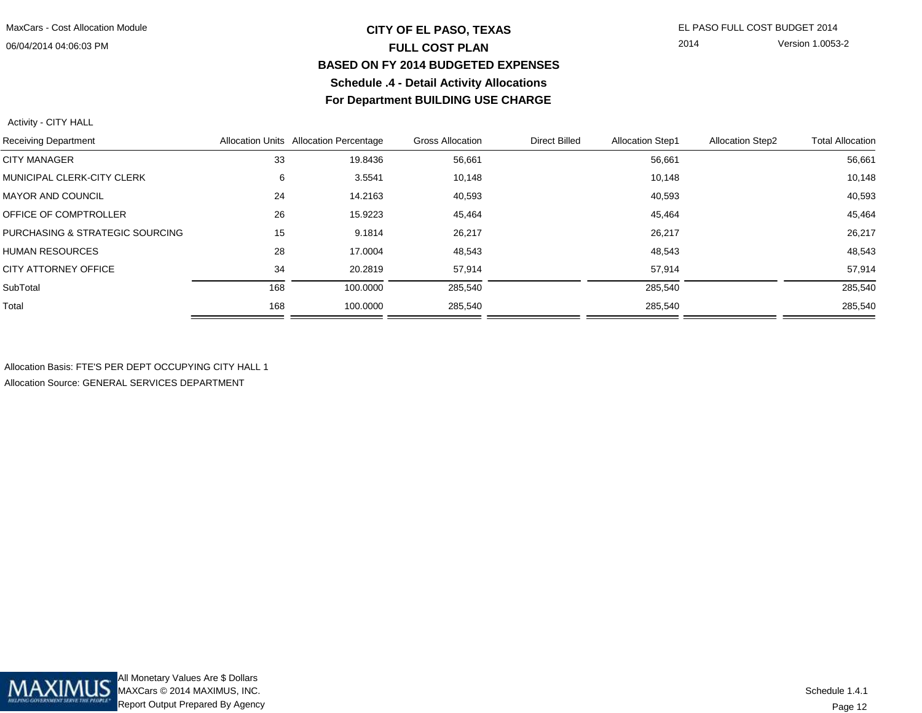# CITY OF EL PASO, TEXAS
## FULL COST PLAN
### BASED ON FY 2014 BUDGETED EXPENSES
### Schedule .4 - Detail Activity Allocations
### For Department BUILDING USE CHARGE

Activity - CITY HALL

| Receiving Department | Allocation Units | Allocation Percentage | Gross Allocation | Direct Billed | Allocation Step1 | Allocation Step2 | Total Allocation |
|---|---|---|---|---|---|---|---|
| CITY MANAGER | 33 | 19.8436 | 56,661 | | 56,661 | | 56,661 |
| MUNICIPAL CLERK-CITY CLERK | 6 | 3.5541 | 10,148 | | 10,148 | | 10,148 |
| MAYOR AND COUNCIL | 24 | 14.2163 | 40,593 | | 40,593 | | 40,593 |
| OFFICE OF COMPTROLLER | 26 | 15.9223 | 45,464 | | 45,464 | | 45,464 |
| PURCHASING & STRATEGIC SOURCING | 15 | 9.1814 | 26,217 | | 26,217 | | 26,217 |
| HUMAN RESOURCES | 28 | 17.0004 | 48,543 | | 48,543 | | 48,543 |
| CITY ATTORNEY OFFICE | 34 | 20.2819 | 57,914 | | 57,914 | | 57,914 |
| SubTotal | 168 | 100.0000 | 285,540 | | 285,540 | | 285,540 |
| Total | 168 | 100.0000 | 285,540 | | 285,540 | | 285,540 |

Allocation Basis: FTE'S PER DEPT OCCUPYING CITY HALL 1

Allocation Source: GENERAL SERVICES DEPARTMENT

All Monetary Values Are $ Dollars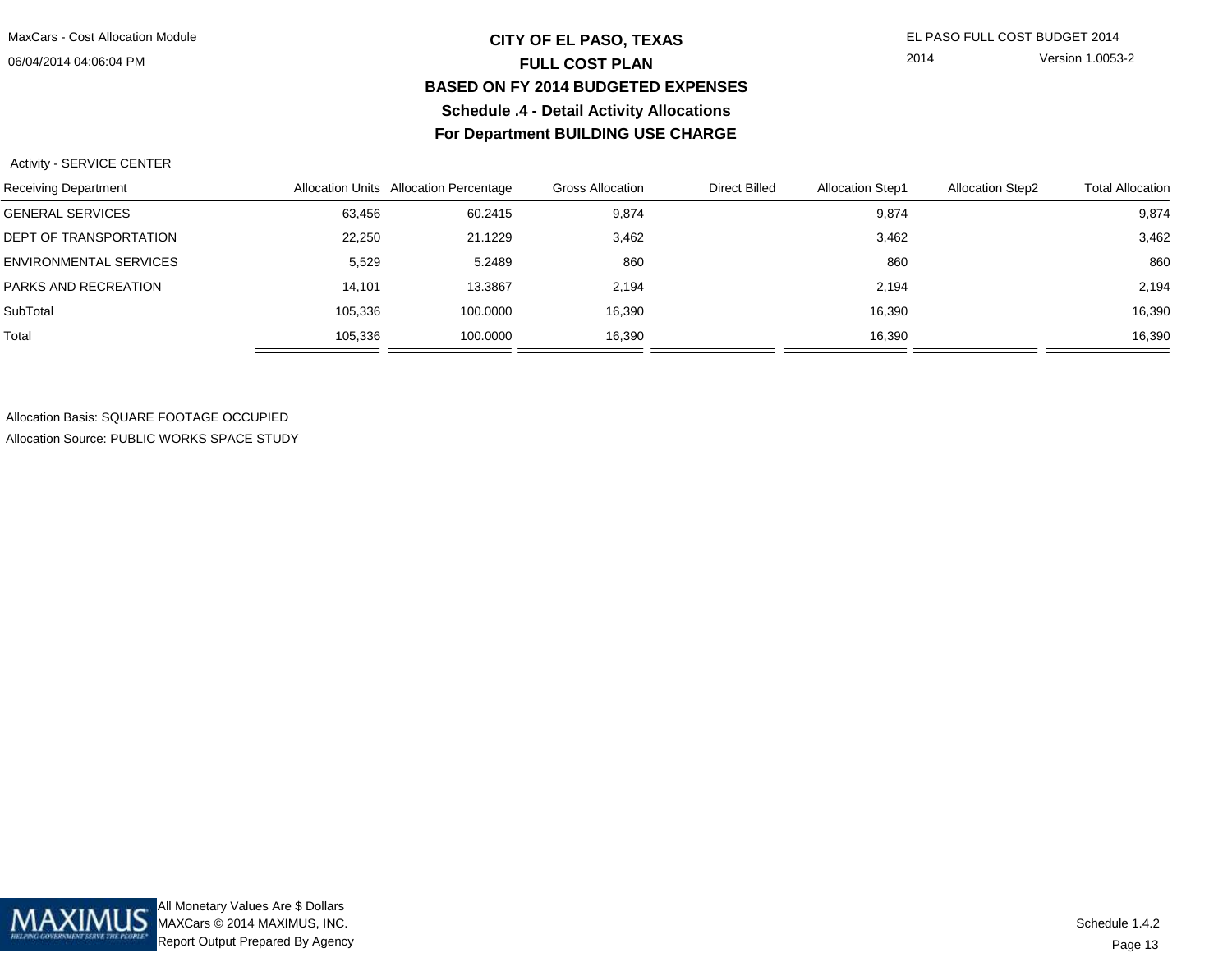# CITY OF EL PASO, TEXAS
## FULL COST PLAN
## BASED ON FY 2014 BUDGETED EXPENSES
## Schedule .4 - Detail Activity Allocations
## For Department BUILDING USE CHARGE

Activity - SERVICE CENTER

| Receiving Department | Allocation Units | Allocation Percentage | Gross Allocation | Direct Billed | Allocation Step1 | Allocation Step2 | Total Allocation |
|---|---|---|---|---|---|---|---|
| GENERAL SERVICES | 63,456 | 60.2415 | 9,874 | | 9,874 | | 9,874 |
| DEPT OF TRANSPORTATION | 22,250 | 21.1229 | 3,462 | | 3,462 | | 3,462 |
| ENVIRONMENTAL SERVICES | 5,529 | 5.2489 | 860 | | 860 | | 860 |
| PARKS AND RECREATION | 14,101 | 13.3867 | 2,194 | | 2,194 | | 2,194 |
| SubTotal | 105,336 | 100.0000 | 16,390 | | 16,390 | | 16,390 |
| Total | 105,336 | 100.0000 | 16,390 | | 16,390 | | 16,390 |

Allocation Basis: SQUARE FOOTAGE OCCUPIED

Allocation Source: PUBLIC WORKS SPACE STUDY

All Monetary Values Are $ Dollars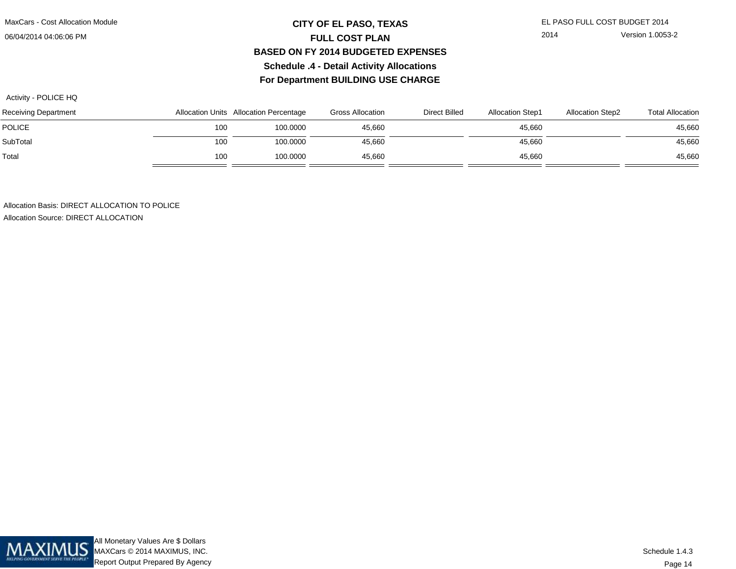# CITY OF EL PASO, TEXAS
## FULL COST PLAN
## BASED ON FY 2014 BUDGETED EXPENSES
## Schedule .4 - Detail Activity Allocations
## For Department BUILDING USE CHARGE

Activity - POLICE HQ

| Receiving Department | Allocation Units | Allocation Percentage | Gross Allocation | Direct Billed | Allocation Step1 | Allocation Step2 | Total Allocation |
|---|---|---|---|---|---|---|---|
| POLICE | 100 | 100.0000 | 45,660 | | 45,660 | | 45,660 |
| SubTotal | 100 | 100.0000 | 45,660 | | 45,660 | | 45,660 |
| Total | 100 | 100.0000 | 45,660 | | 45,660 | | 45,660 |

Allocation Basis: DIRECT ALLOCATION TO POLICE

Allocation Source: DIRECT ALLOCATION

All Monetary Values Are $ Dollars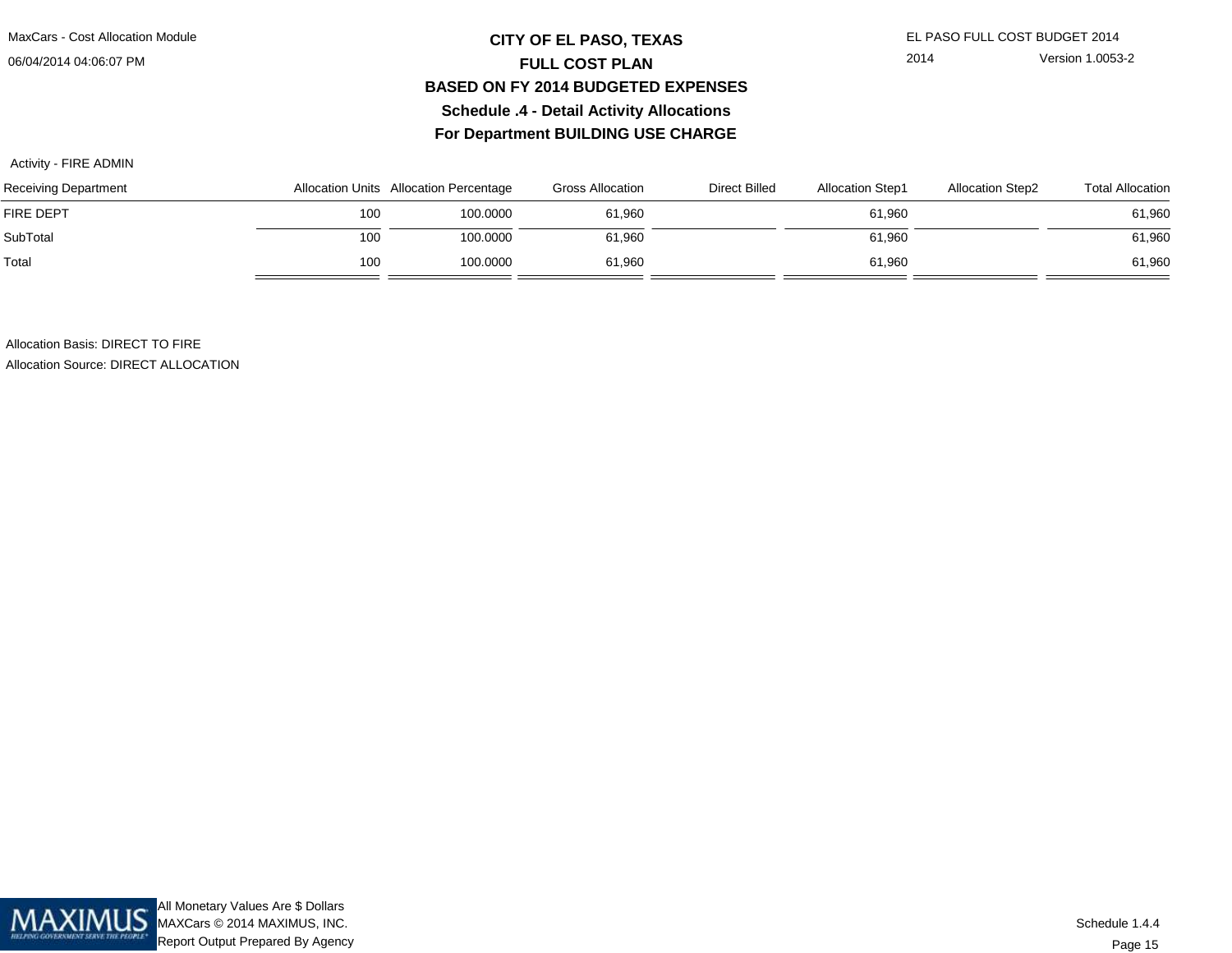# CITY OF EL PASO, TEXAS
## FULL COST PLAN
## BASED ON FY 2014 BUDGETED EXPENSES
## Schedule .4 - Detail Activity Allocations
## For Department BUILDING USE CHARGE

Activity - FIRE ADMIN

| Receiving Department | Allocation Units | Allocation Percentage | Gross Allocation | Direct Billed | Allocation Step1 | Allocation Step2 | Total Allocation |
|---|---|---|---|---|---|---|---|
| FIRE DEPT | 100 | 100.0000 | 61,960 | | 61,960 | | 61,960 |
| SubTotal | 100 | 100.0000 | 61,960 | | 61,960 | | 61,960 |
| Total | 100 | 100.0000 | 61,960 | | 61,960 | | 61,960 |

Allocation Basis: DIRECT TO FIRE

Allocation Source: DIRECT ALLOCATION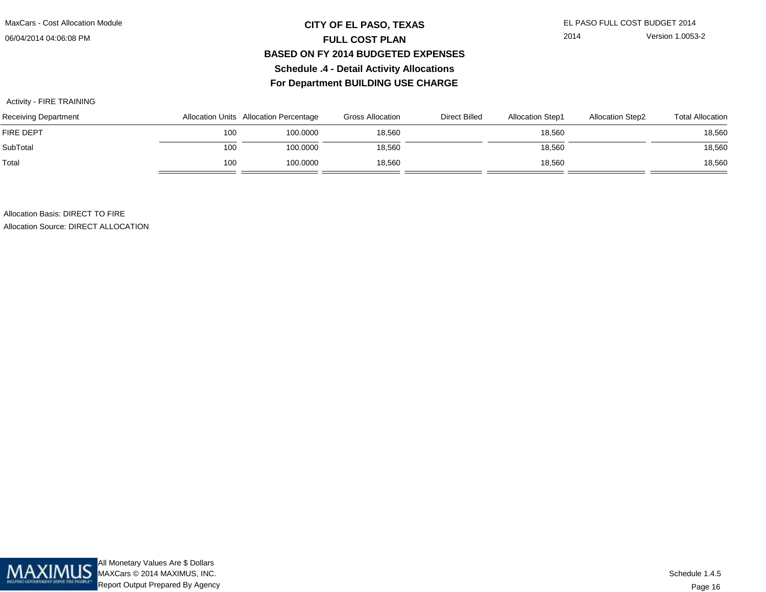# CITY OF EL PASO, TEXAS
## FULL COST PLAN
## BASED ON FY 2014 BUDGETED EXPENSES
## Schedule .4 - Detail Activity Allocations
## For Department BUILDING USE CHARGE

Activity - FIRE TRAINING

| Receiving Department | Allocation Units | Allocation Percentage | Gross Allocation | Direct Billed | Allocation Step1 | Allocation Step2 | Total Allocation |
|---|---|---|---|---|---|---|---|
| FIRE DEPT | 100 | 100.0000 | 18,560 | | 18,560 | | 18,560 |
| SubTotal | 100 | 100.0000 | 18,560 | | 18,560 | | 18,560 |
| Total | 100 | 100.0000 | 18,560 | | 18,560 | | 18,560 |

Allocation Basis: DIRECT TO FIRE

Allocation Source: DIRECT ALLOCATION

All Monetary Values Are $ Dollars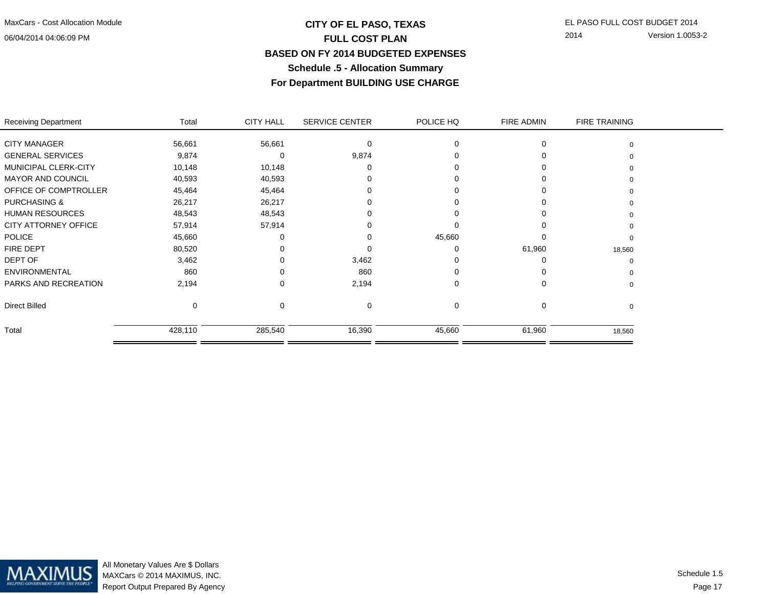# CITY OF EL PASO, TEXAS
## FULL COST PLAN
## BASED ON FY 2014 BUDGETED EXPENSES
### Schedule .5 - Allocation Summary
### For Department BUILDING USE CHARGE

| Receiving Department | Total | CITY HALL | SERVICE CENTER | POLICE HQ | FIRE ADMIN | FIRE TRAINING |
|---|---|---|---|---|---|---|
| CITY MANAGER | 56,661 | 56,661 | 0 | 0 | 0 | 0 |
| GENERAL SERVICES | 9,874 | 0 | 9,874 | 0 | 0 | 0 |
| MUNICIPAL CLERK-CITY | 10,148 | 10,148 | 0 | 0 | 0 | 0 |
| MAYOR AND COUNCIL | 40,593 | 40,593 | 0 | 0 | 0 | 0 |
| OFFICE OF COMPTROLLER | 45,464 | 45,464 | 0 | 0 | 0 | 0 |
| PURCHASING & | 26,217 | 26,217 | 0 | 0 | 0 | 0 |
| HUMAN RESOURCES | 48,543 | 48,543 | 0 | 0 | 0 | 0 |
| CITY ATTORNEY OFFICE | 57,914 | 57,914 | 0 | 0 | 0 | 0 |
| POLICE | 45,660 | 0 | 0 | 45,660 | 0 | 0 |
| FIRE DEPT | 80,520 | 0 | 0 | 0 | 61,960 | 18,560 |
| DEPT OF | 3,462 | 0 | 3,462 | 0 | 0 | 0 |
| ENVIRONMENTAL | 860 | 0 | 860 | 0 | 0 | 0 |
| PARKS AND RECREATION | 2,194 | 0 | 2,194 | 0 | 0 | 0 |
| Direct Billed | 0 | 0 | 0 | 0 | 0 | 0 |
| Total | 428,110 | 285,540 | 16,390 | 45,660 | 61,960 | 18,560 |

All Monetary Values Are $ Dollars
MAXCars © 2014 MAXIMUS, INC.
Report Output Prepared By Agency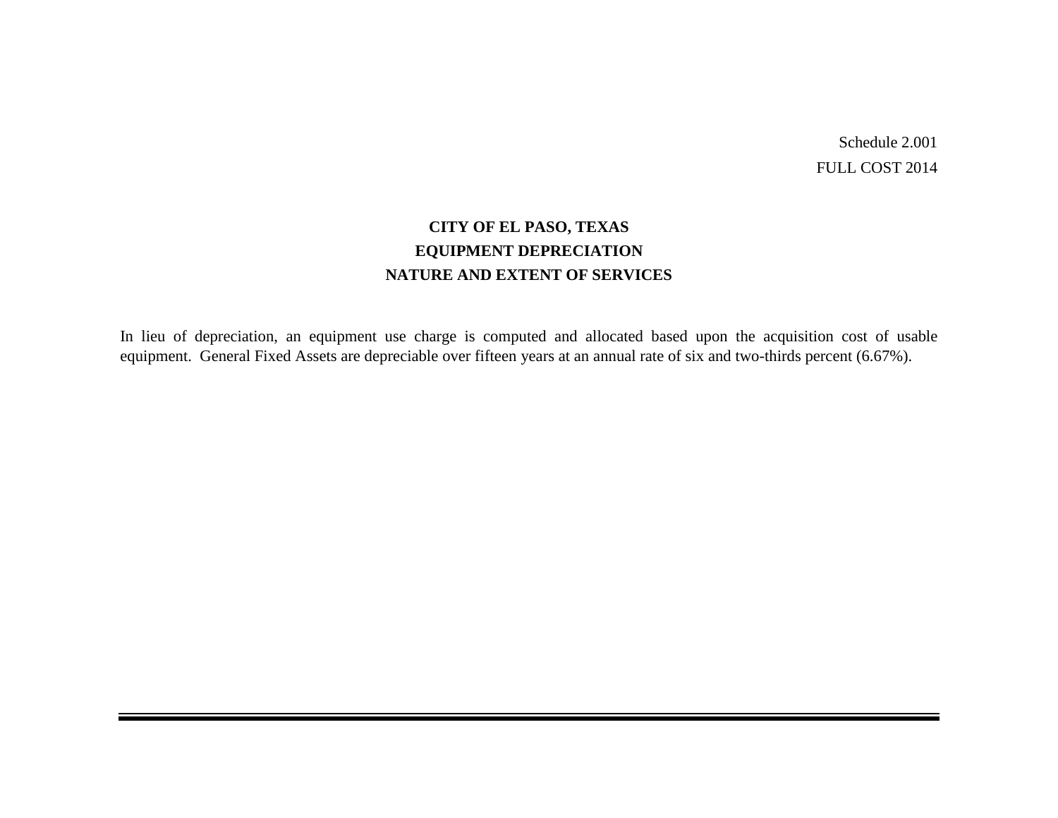Schedule 2.001
FULL COST 2014

# CITY OF EL PASO, TEXAS
## EQUIPMENT DEPRECIATION
## NATURE AND EXTENT OF SERVICES

In lieu of depreciation, an equipment use charge is computed and allocated based upon the acquisition cost of usable equipment. General Fixed Assets are depreciable over fifteen years at an annual rate of six and two-thirds percent (6.67%).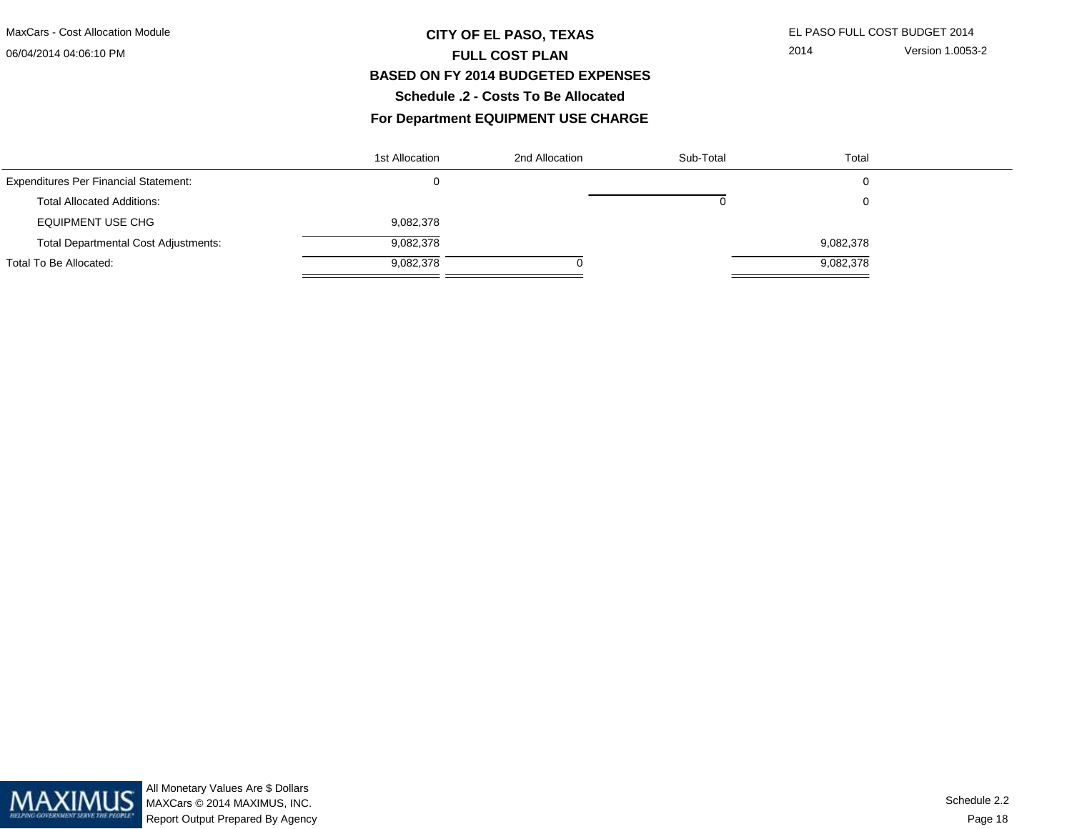# CITY OF EL PASO, TEXAS

## FULL COST PLAN

## BASED ON FY 2014 BUDGETED EXPENSES

### Schedule .2 - Costs To Be Allocated

### For Department EQUIPMENT USE CHARGE

| | 1st Allocation | 2nd Allocation | Sub-Total | Total |
|---|---|---|---|---|
| Expenditures Per Financial Statement: | 0 | | | 0 |
| Total Allocated Additions: | | | 0 | 0 |
| EQUIPMENT USE CHG | 9,082,378 | | | |
| Total Departmental Cost Adjustments: | 9,082,378 | | | 9,082,378 |
| Total To Be Allocated: | 9,082,378 | 0 | | 9,082,378 |

All Monetary Values Are $ Dollars
MAXCars © 2014 MAXIMUS, INC.
Report Output Prepared By Agency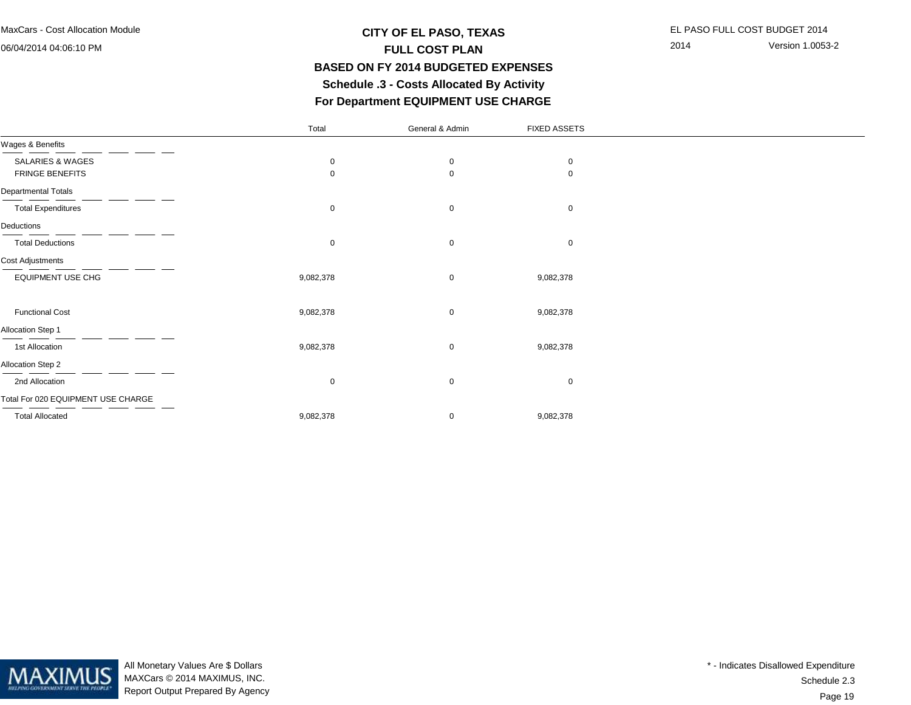# CITY OF EL PASO, TEXAS
## FULL COST PLAN
## BASED ON FY 2014 BUDGETED EXPENSES
## Schedule .3 - Costs Allocated By Activity
## For Department EQUIPMENT USE CHARGE

MaxCars - Cost Allocation Module
06/04/2014 04:06:10 PM

EL PASO FULL COST BUDGET 2014
2014 Version 1.0053-2

| | Total | General & Admin | FIXED ASSETS |
|---|---|---|---|
| **Wages & Benefits** | | | |
| SALARIES & WAGES | 0 | 0 | 0 |
| FRINGE BENEFITS | 0 | 0 | 0 |
| **Departmental Totals** | | | |
| Total Expenditures | 0 | 0 | 0 |
| **Deductions** | | | |
| Total Deductions | 0 | 0 | 0 |
| **Cost Adjustments** | | | |
| EQUIPMENT USE CHG | 9,082,378 | 0 | 9,082,378 |
| Functional Cost | 9,082,378 | 0 | 9,082,378 |
| **Allocation Step 1** | | | |
| 1st Allocation | 9,082,378 | 0 | 9,082,378 |
| **Allocation Step 2** | | | |
| 2nd Allocation | 0 | 0 | 0 |
| **Total For 020 EQUIPMENT USE CHARGE** | | | |
| Total Allocated | 9,082,378 | 0 | 9,082,378 |

All Monetary Values Are $ Dollars
MAXCars © 2014 MAXIMUS, INC.
Report Output Prepared By Agency

\* - Indicates Disallowed Expenditure
Schedule 2.3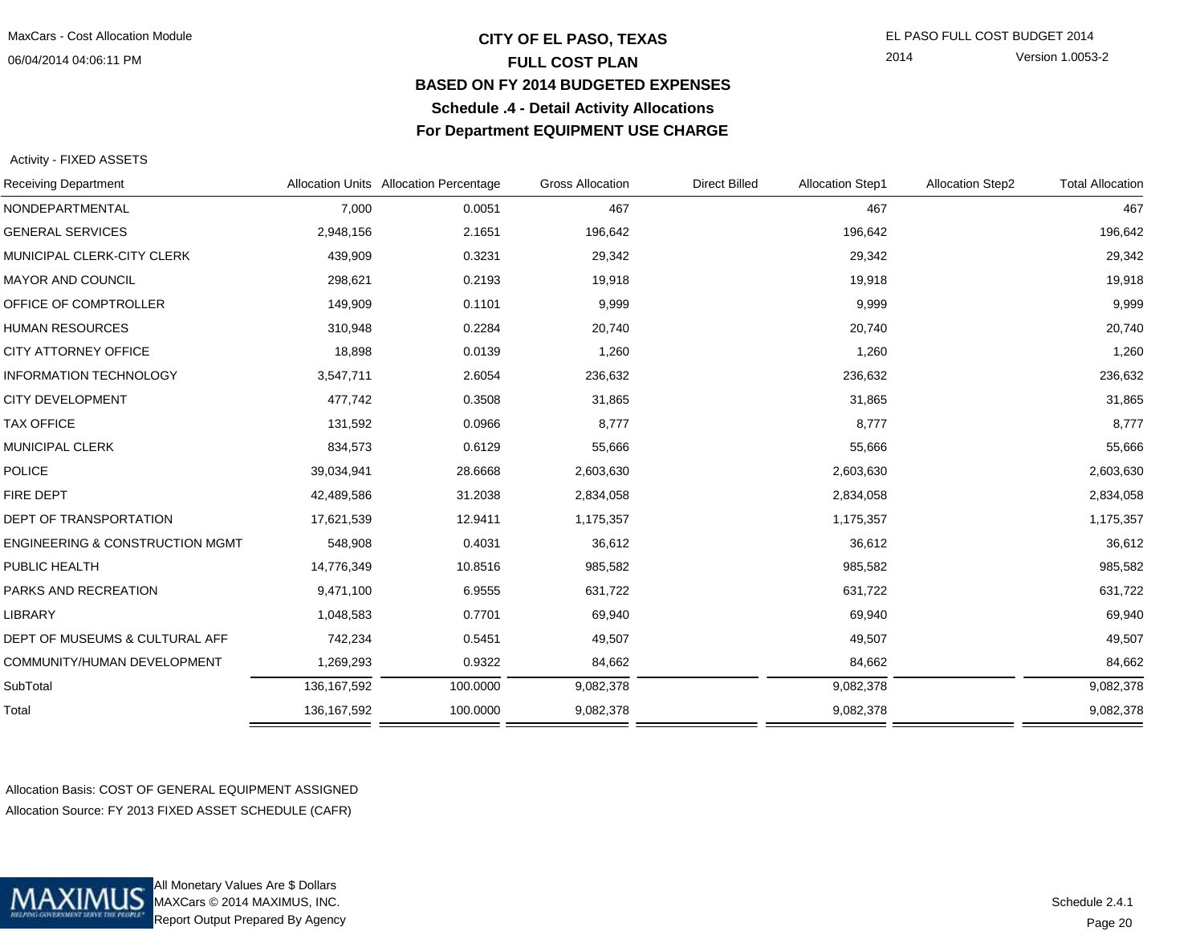# CITY OF EL PASO, TEXAS

## FULL COST PLAN

## BASED ON FY 2014 BUDGETED EXPENSES

## Schedule .4 - Detail Activity Allocations

## For Department EQUIPMENT USE CHARGE

Activity - FIXED ASSETS

| Receiving Department | Allocation Units | Allocation Percentage | Gross Allocation | Direct Billed | Allocation Step1 | Allocation Step2 | Total Allocation |
|---|---|---|---|---|---|---|---|
| NONDEPARTMENTAL | 7,000 | 0.0051 | 467 | | 467 | | 467 |
| GENERAL SERVICES | 2,948,156 | 2.1651 | 196,642 | | 196,642 | | 196,642 |
| MUNICIPAL CLERK-CITY CLERK | 439,909 | 0.3231 | 29,342 | | 29,342 | | 29,342 |
| MAYOR AND COUNCIL | 298,621 | 0.2193 | 19,918 | | 19,918 | | 19,918 |
| OFFICE OF COMPTROLLER | 149,909 | 0.1101 | 9,999 | | 9,999 | | 9,999 |
| HUMAN RESOURCES | 310,948 | 0.2284 | 20,740 | | 20,740 | | 20,740 |
| CITY ATTORNEY OFFICE | 18,898 | 0.0139 | 1,260 | | 1,260 | | 1,260 |
| INFORMATION TECHNOLOGY | 3,547,711 | 2.6054 | 236,632 | | 236,632 | | 236,632 |
| CITY DEVELOPMENT | 477,742 | 0.3508 | 31,865 | | 31,865 | | 31,865 |
| TAX OFFICE | 131,592 | 0.0966 | 8,777 | | 8,777 | | 8,777 |
| MUNICIPAL CLERK | 834,573 | 0.6129 | 55,666 | | 55,666 | | 55,666 |
| POLICE | 39,034,941 | 28.6668 | 2,603,630 | | 2,603,630 | | 2,603,630 |
| FIRE DEPT | 42,489,586 | 31.2038 | 2,834,058 | | 2,834,058 | | 2,834,058 |
| DEPT OF TRANSPORTATION | 17,621,539 | 12.9411 | 1,175,357 | | 1,175,357 | | 1,175,357 |
| ENGINEERING & CONSTRUCTION MGMT | 548,908 | 0.4031 | 36,612 | | 36,612 | | 36,612 |
| PUBLIC HEALTH | 14,776,349 | 10.8516 | 985,582 | | 985,582 | | 985,582 |
| PARKS AND RECREATION | 9,471,100 | 6.9555 | 631,722 | | 631,722 | | 631,722 |
| LIBRARY | 1,048,583 | 0.7701 | 69,940 | | 69,940 | | 69,940 |
| DEPT OF MUSEUMS & CULTURAL AFF | 742,234 | 0.5451 | 49,507 | | 49,507 | | 49,507 |
| COMMUNITY/HUMAN DEVELOPMENT | 1,269,293 | 0.9322 | 84,662 | | 84,662 | | 84,662 |
| SubTotal | 136,167,592 | 100.0000 | 9,082,378 | | 9,082,378 | | 9,082,378 |
| Total | 136,167,592 | 100.0000 | 9,082,378 | | 9,082,378 | | 9,082,378 |

Allocation Basis: COST OF GENERAL EQUIPMENT ASSIGNED

Allocation Source: FY 2013 FIXED ASSET SCHEDULE (CAFR)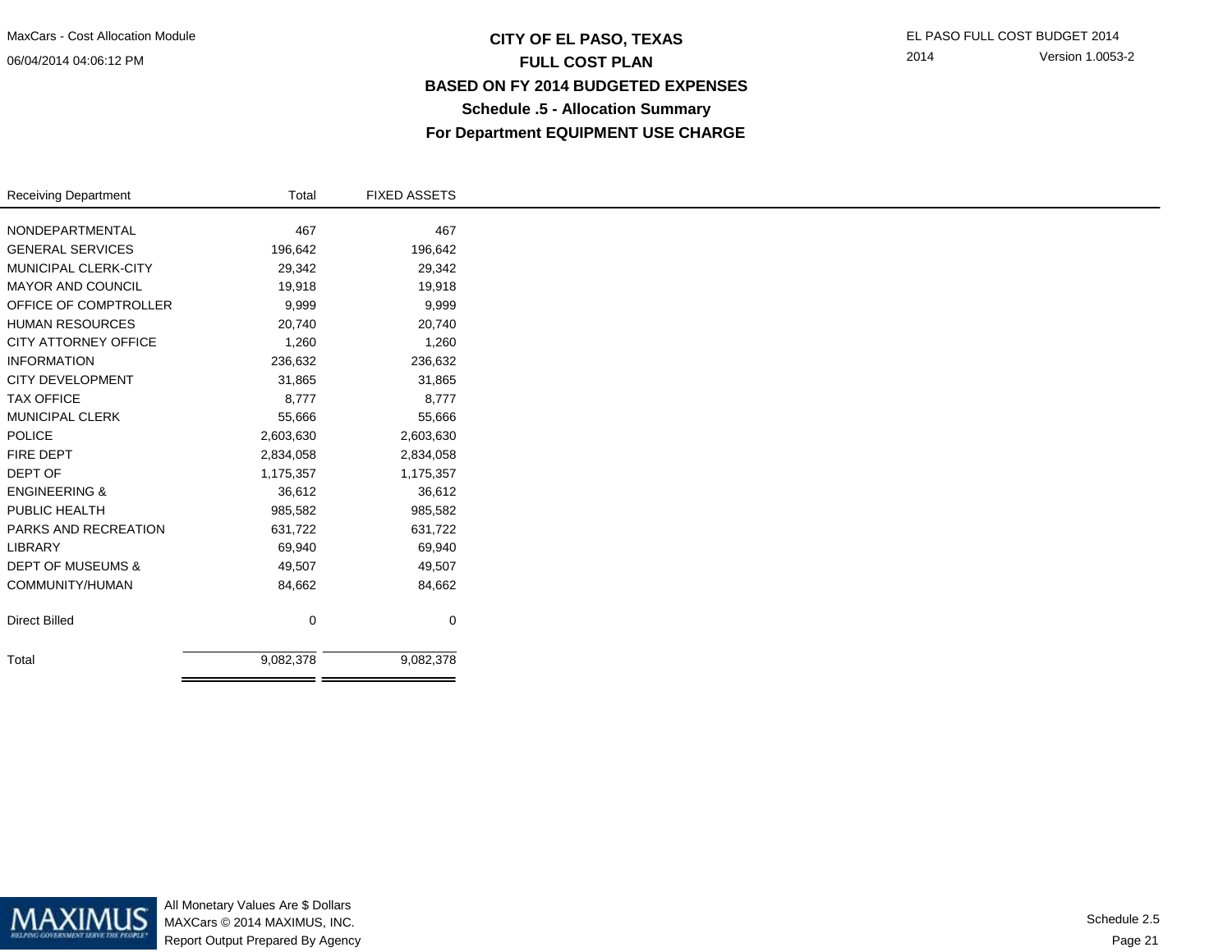# CITY OF EL PASO, TEXAS
## FULL COST PLAN
## BASED ON FY 2014 BUDGETED EXPENSES
### Schedule .5 - Allocation Summary
### For Department EQUIPMENT USE CHARGE

| Receiving Department | Total | FIXED ASSETS |
|---|---|---|
| NONDEPARTMENTAL | 467 | 467 |
| GENERAL SERVICES | 196,642 | 196,642 |
| MUNICIPAL CLERK-CITY | 29,342 | 29,342 |
| MAYOR AND COUNCIL | 19,918 | 19,918 |
| OFFICE OF COMPTROLLER | 9,999 | 9,999 |
| HUMAN RESOURCES | 20,740 | 20,740 |
| CITY ATTORNEY OFFICE | 1,260 | 1,260 |
| INFORMATION | 236,632 | 236,632 |
| CITY DEVELOPMENT | 31,865 | 31,865 |
| TAX OFFICE | 8,777 | 8,777 |
| MUNICIPAL CLERK | 55,666 | 55,666 |
| POLICE | 2,603,630 | 2,603,630 |
| FIRE DEPT | 2,834,058 | 2,834,058 |
| DEPT OF | 1,175,357 | 1,175,357 |
| ENGINEERING & | 36,612 | 36,612 |
| PUBLIC HEALTH | 985,582 | 985,582 |
| PARKS AND RECREATION | 631,722 | 631,722 |
| LIBRARY | 69,940 | 69,940 |
| DEPT OF MUSEUMS & | 49,507 | 49,507 |
| COMMUNITY/HUMAN | 84,662 | 84,662 |
| Direct Billed | 0 | 0 |
| Total | 9,082,378 | 9,082,378 |

All Monetary Values Are $ Dollars
MAXCars © 2014 MAXIMUS, INC.
Report Output Prepared By Agency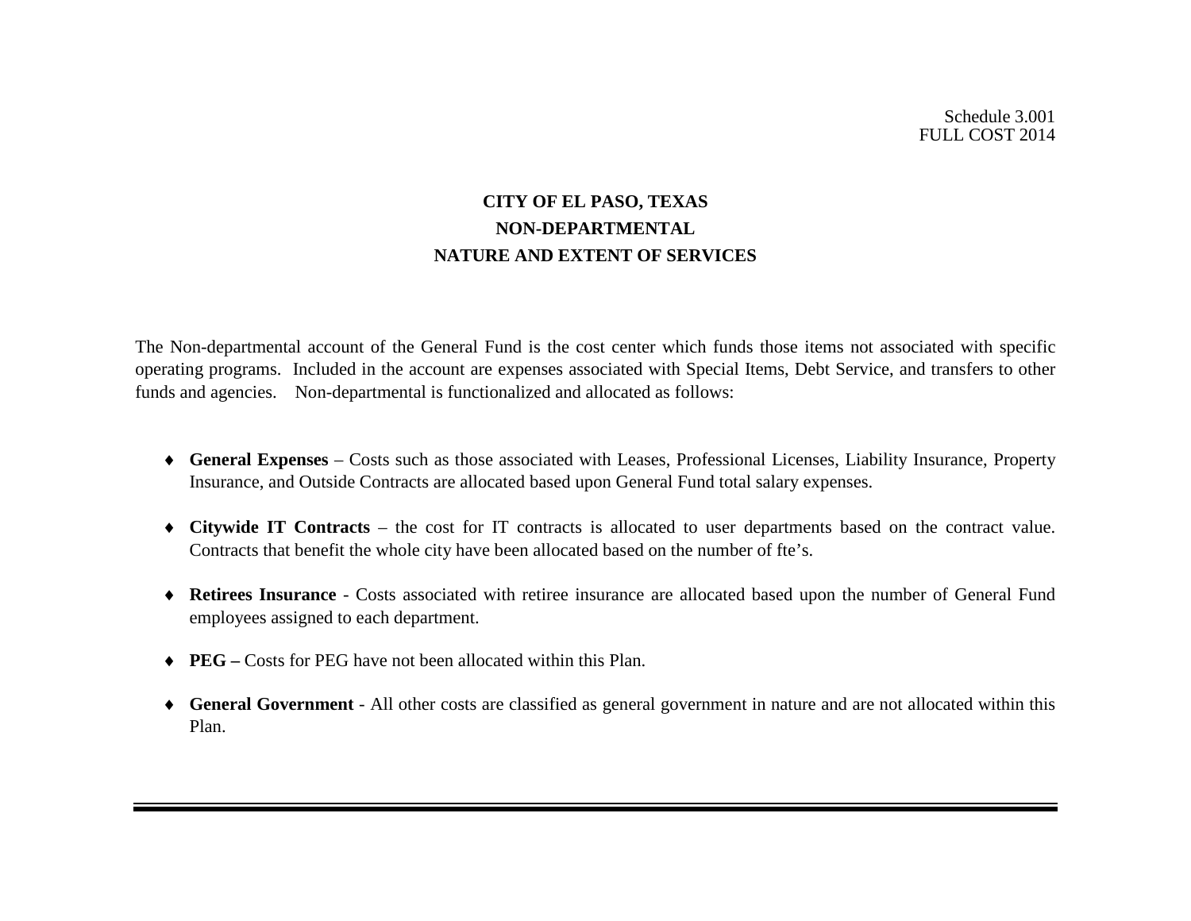Schedule 3.001
FULL COST 2014

# CITY OF EL PASO, TEXAS
## NON-DEPARTMENTAL
## NATURE AND EXTENT OF SERVICES

The Non-departmental account of the General Fund is the cost center which funds those items not associated with specific operating programs. Included in the account are expenses associated with Special Items, Debt Service, and transfers to other funds and agencies. Non-departmental is functionalized and allocated as follows:

- **General Expenses** – Costs such as those associated with Leases, Professional Licenses, Liability Insurance, Property Insurance, and Outside Contracts are allocated based upon General Fund total salary expenses.

- **Citywide IT Contracts** – the cost for IT contracts is allocated to user departments based on the contract value. Contracts that benefit the whole city have been allocated based on the number of fte's.

- **Retirees Insurance** - Costs associated with retiree insurance are allocated based upon the number of General Fund employees assigned to each department.

- **PEG –** Costs for PEG have not been allocated within this Plan.

- **General Government** - All other costs are classified as general government in nature and are not allocated within this Plan.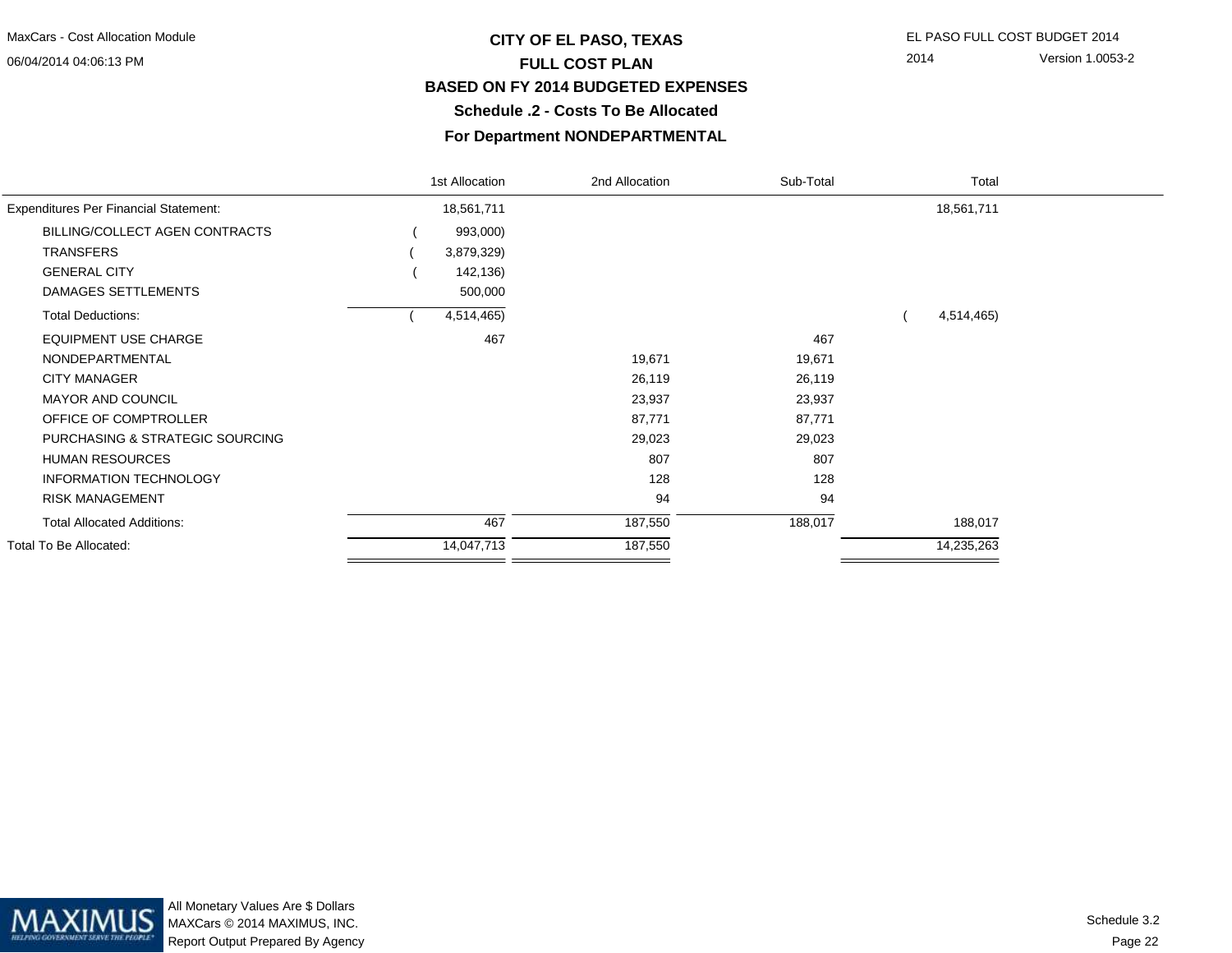# CITY OF EL PASO, TEXAS
## FULL COST PLAN
## BASED ON FY 2014 BUDGETED EXPENSES
## Schedule .2 - Costs To Be Allocated
## For Department NONDEPARTMENTAL

| | 1st Allocation | 2nd Allocation | Sub-Total | Total |
|---|---|---|---|---|
| Expenditures Per Financial Statement: | 18,561,711 | | | 18,561,711 |
| BILLING/COLLECT AGEN CONTRACTS | ( 993,000) | | | |
| TRANSFERS | ( 3,879,329) | | | |
| GENERAL CITY | ( 142,136) | | | |
| DAMAGES SETTLEMENTS | 500,000 | | | |
| Total Deductions: | ( 4,514,465) | | | ( 4,514,465) |
| EQUIPMENT USE CHARGE | 467 | | 467 | |
| NONDEPARTMENTAL | | 19,671 | 19,671 | |
| CITY MANAGER | | 26,119 | 26,119 | |
| MAYOR AND COUNCIL | | 23,937 | 23,937 | |
| OFFICE OF COMPTROLLER | | 87,771 | 87,771 | |
| PURCHASING & STRATEGIC SOURCING | | 29,023 | 29,023 | |
| HUMAN RESOURCES | | 807 | 807 | |
| INFORMATION TECHNOLOGY | | 128 | 128 | |
| RISK MANAGEMENT | | 94 | 94 | |
| Total Allocated Additions: | 467 | 187,550 | 188,017 | 188,017 |
| Total To Be Allocated: | 14,047,713 | 187,550 | | 14,235,263 |

All Monetary Values Are $ Dollars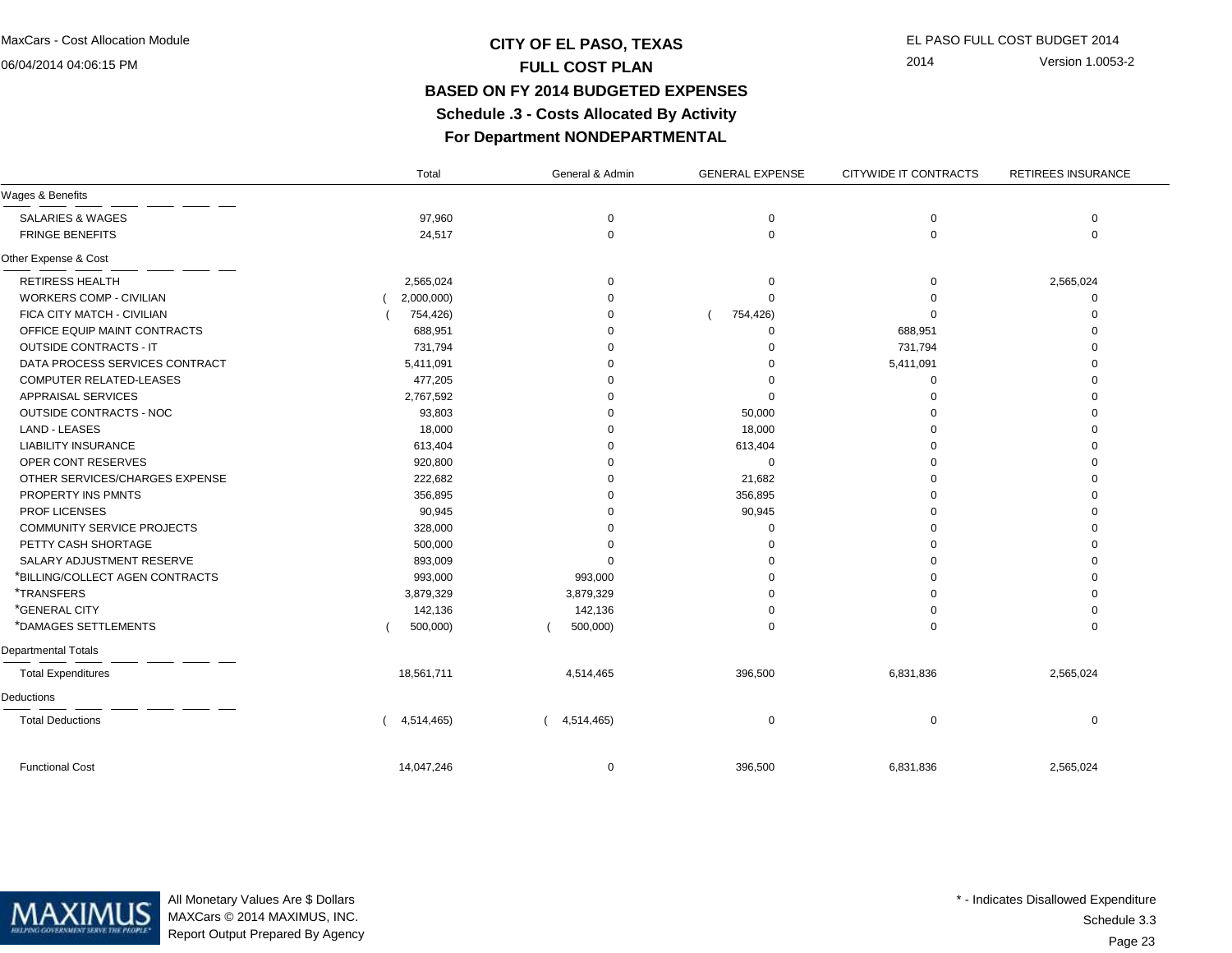MaxCars - Cost Allocation Module
06/04/2014 04:06:15 PM

EL PASO FULL COST BUDGET 2014
2014 Version 1.0053-2

# CITY OF EL PASO, TEXAS
## FULL COST PLAN
## BASED ON FY 2014 BUDGETED EXPENSES
### Schedule .3 - Costs Allocated By Activity
### For Department NONDEPARTMENTAL

| | Total | General & Admin | GENERAL EXPENSE | CITYWIDE IT CONTRACTS | RETIREES INSURANCE |
|---|---|---|---|---|---|
| **Wages & Benefits** | | | | | |
| SALARIES & WAGES | 97,960 | 0 | 0 | 0 | 0 |
| FRINGE BENEFITS | 24,517 | 0 | 0 | 0 | 0 |
| **Other Expense & Cost** | | | | | |
| RETIRESS HEALTH | 2,565,024 | 0 | 0 | 0 | 2,565,024 |
| WORKERS COMP - CIVILIAN | ( 2,000,000) | 0 | 0 | 0 | 0 |
| FICA CITY MATCH - CIVILIAN | ( 754,426) | 0 | ( 754,426) | 0 | 0 |
| OFFICE EQUIP MAINT CONTRACTS | 688,951 | 0 | 0 | 688,951 | 0 |
| OUTSIDE CONTRACTS - IT | 731,794 | 0 | 0 | 731,794 | 0 |
| DATA PROCESS SERVICES CONTRACT | 5,411,091 | 0 | 0 | 5,411,091 | 0 |
| COMPUTER RELATED-LEASES | 477,205 | 0 | 0 | 0 | 0 |
| APPRAISAL SERVICES | 2,767,592 | 0 | 0 | 0 | 0 |
| OUTSIDE CONTRACTS - NOC | 93,803 | 0 | 50,000 | 0 | 0 |
| LAND - LEASES | 18,000 | 0 | 18,000 | 0 | 0 |
| LIABILITY INSURANCE | 613,404 | 0 | 613,404 | 0 | 0 |
| OPER CONT RESERVES | 920,800 | 0 | 0 | 0 | 0 |
| OTHER SERVICES/CHARGES EXPENSE | 222,682 | 0 | 21,682 | 0 | 0 |
| PROPERTY INS PMNTS | 356,895 | 0 | 356,895 | 0 | 0 |
| PROF LICENSES | 90,945 | 0 | 90,945 | 0 | 0 |
| COMMUNITY SERVICE PROJECTS | 328,000 | 0 | 0 | 0 | 0 |
| PETTY CASH SHORTAGE | 500,000 | 0 | 0 | 0 | 0 |
| SALARY ADJUSTMENT RESERVE | 893,009 | 0 | 0 | 0 | 0 |
| *BILLING/COLLECT AGEN CONTRACTS | 993,000 | 993,000 | 0 | 0 | 0 |
| *TRANSFERS | 3,879,329 | 3,879,329 | 0 | 0 | 0 |
| *GENERAL CITY | 142,136 | 142,136 | 0 | 0 | 0 |
| *DAMAGES SETTLEMENTS | ( 500,000) | ( 500,000) | 0 | 0 | 0 |
| **Departmental Totals** | | | | | |
| Total Expenditures | 18,561,711 | 4,514,465 | 396,500 | 6,831,836 | 2,565,024 |
| **Deductions** | | | | | |
| Total Deductions | ( 4,514,465) | ( 4,514,465) | 0 | 0 | 0 |
| Functional Cost | 14,047,246 | 0 | 396,500 | 6,831,836 | 2,565,024 |

All Monetary Values Are $ Dollars
MAXCars © 2014 MAXIMUS, INC.
Report Output Prepared By Agency

\* - Indicates Disallowed Expenditure
Schedule 3.3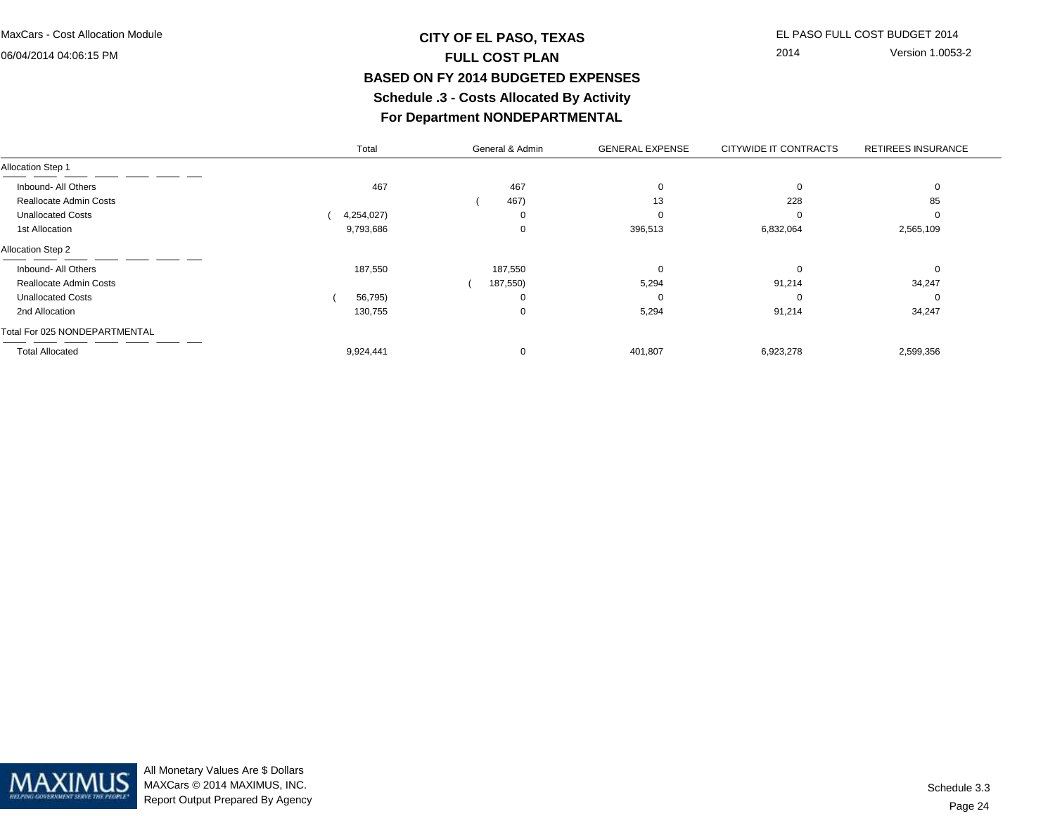# CITY OF EL PASO, TEXAS

## FULL COST PLAN

## BASED ON FY 2014 BUDGETED EXPENSES

## Schedule .3 - Costs Allocated By Activity

## For Department NONDEPARTMENTAL

|  | Total | General & Admin | GENERAL EXPENSE | CITYWIDE IT CONTRACTS | RETIREES INSURANCE |
|---|---|---|---|---|---|
| **Allocation Step 1** |  |  |  |  |  |
| Inbound- All Others | 467 | 467 | 0 | 0 | 0 |
| Reallocate Admin Costs |  | ( 467) | 13 | 228 | 85 |
| Unallocated Costs | ( 4,254,027) | 0 | 0 | 0 | 0 |
| 1st Allocation | 9,793,686 | 0 | 396,513 | 6,832,064 | 2,565,109 |
| **Allocation Step 2** |  |  |  |  |  |
| Inbound- All Others | 187,550 | 187,550 | 0 | 0 | 0 |
| Reallocate Admin Costs |  | ( 187,550) | 5,294 | 91,214 | 34,247 |
| Unallocated Costs | ( 56,795) | 0 | 0 | 0 | 0 |
| 2nd Allocation | 130,755 | 0 | 5,294 | 91,214 | 34,247 |
| **Total For 025 NONDEPARTMENTAL** |  |  |  |  |  |
| Total Allocated | 9,924,441 | 0 | 401,807 | 6,923,278 | 2,599,356 |

All Monetary Values Are $ Dollars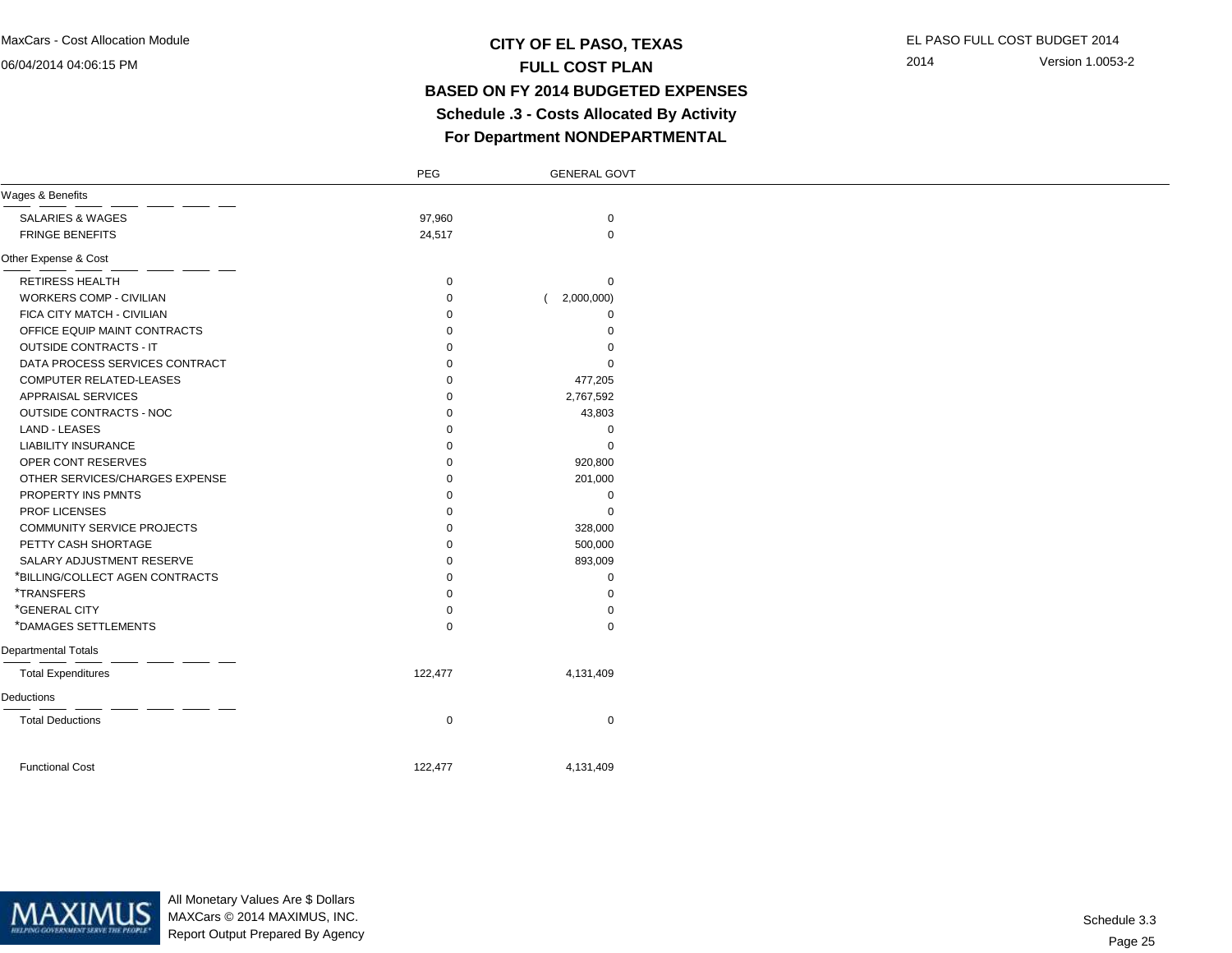# CITY OF EL PASO, TEXAS

## FULL COST PLAN

## BASED ON FY 2014 BUDGETED EXPENSES

## Schedule .3 - Costs Allocated By Activity

## For Department NONDEPARTMENTAL

| | PEG | GENERAL GOVT |
|---|---|---|
| **Wages & Benefits** | | |
| SALARIES & WAGES | 97,960 | 0 |
| FRINGE BENEFITS | 24,517 | 0 |
| **Other Expense & Cost** | | |
| RETIRESS HEALTH | 0 | 0 |
| WORKERS COMP - CIVILIAN | 0 | ( 2,000,000) |
| FICA CITY MATCH - CIVILIAN | 0 | 0 |
| OFFICE EQUIP MAINT CONTRACTS | 0 | 0 |
| OUTSIDE CONTRACTS - IT | 0 | 0 |
| DATA PROCESS SERVICES CONTRACT | 0 | 0 |
| COMPUTER RELATED-LEASES | 0 | 477,205 |
| APPRAISAL SERVICES | 0 | 2,767,592 |
| OUTSIDE CONTRACTS - NOC | 0 | 43,803 |
| LAND - LEASES | 0 | 0 |
| LIABILITY INSURANCE | 0 | 0 |
| OPER CONT RESERVES | 0 | 920,800 |
| OTHER SERVICES/CHARGES EXPENSE | 0 | 201,000 |
| PROPERTY INS PMNTS | 0 | 0 |
| PROF LICENSES | 0 | 0 |
| COMMUNITY SERVICE PROJECTS | 0 | 328,000 |
| PETTY CASH SHORTAGE | 0 | 500,000 |
| SALARY ADJUSTMENT RESERVE | 0 | 893,009 |
| *BILLING/COLLECT AGEN CONTRACTS | 0 | 0 |
| *TRANSFERS | 0 | 0 |
| *GENERAL CITY | 0 | 0 |
| *DAMAGES SETTLEMENTS | 0 | 0 |
| **Departmental Totals** | | |
| Total Expenditures | 122,477 | 4,131,409 |
| **Deductions** | | |
| Total Deductions | 0 | 0 |
| Functional Cost | 122,477 | 4,131,409 |

All Monetary Values Are $ Dollars
MAXCars © 2014 MAXIMUS, INC.
Report Output Prepared By Agency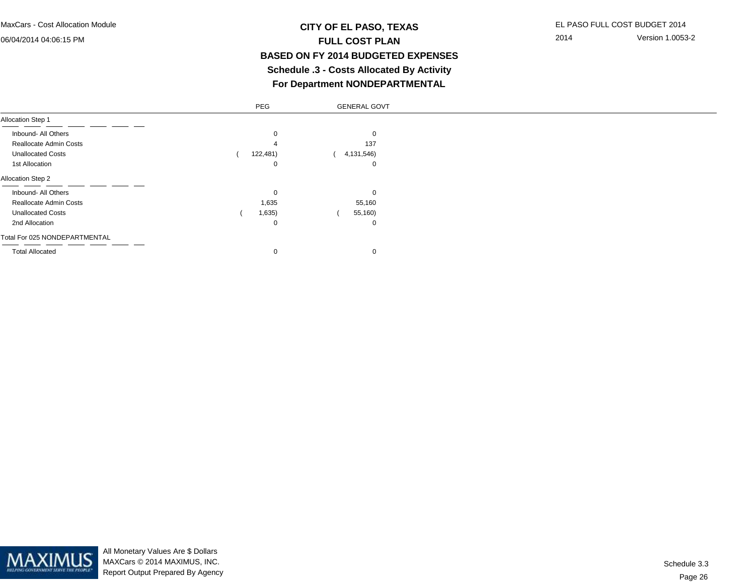# CITY OF EL PASO, TEXAS
## FULL COST PLAN
## BASED ON FY 2014 BUDGETED EXPENSES
## Schedule .3 - Costs Allocated By Activity
## For Department NONDEPARTMENTAL

|  | PEG | GENERAL GOVT |
|---|---|---|
| **Allocation Step 1** |  |  |
| Inbound- All Others | 0 | 0 |
| Reallocate Admin Costs | 4 | 137 |
| Unallocated Costs | ( 122,481) | ( 4,131,546) |
| 1st Allocation | 0 | 0 |
| **Allocation Step 2** |  |  |
| Inbound- All Others | 0 | 0 |
| Reallocate Admin Costs | 1,635 | 55,160 |
| Unallocated Costs | ( 1,635) | ( 55,160) |
| 2nd Allocation | 0 | 0 |
| **Total For 025 NONDEPARTMENTAL** |  |  |
| Total Allocated | 0 | 0 |

All Monetary Values Are $ Dollars
MAXCars © 2014 MAXIMUS, INC.
Report Output Prepared By Agency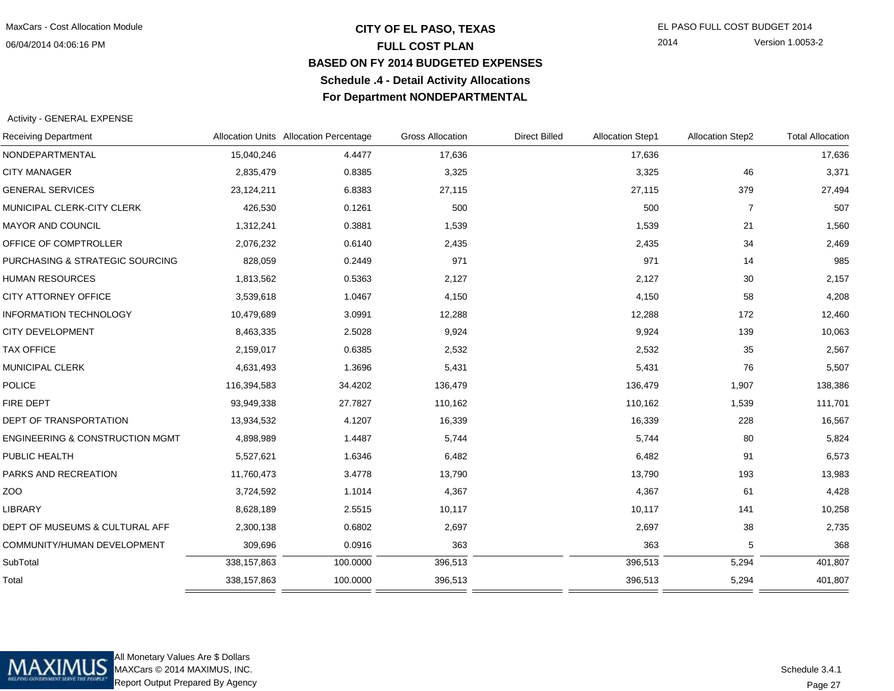# CITY OF EL PASO, TEXAS
## FULL COST PLAN
## BASED ON FY 2014 BUDGETED EXPENSES
## Schedule .4 - Detail Activity Allocations
## For Department NONDEPARTMENTAL

Activity - GENERAL EXPENSE

| Receiving Department | Allocation Units | Allocation Percentage | Gross Allocation | Direct Billed | Allocation Step1 | Allocation Step2 | Total Allocation |
|---|---|---|---|---|---|---|---|
| NONDEPARTMENTAL | 15,040,246 | 4.4477 | 17,636 | | 17,636 | | 17,636 |
| CITY MANAGER | 2,835,479 | 0.8385 | 3,325 | | 3,325 | 46 | 3,371 |
| GENERAL SERVICES | 23,124,211 | 6.8383 | 27,115 | | 27,115 | 379 | 27,494 |
| MUNICIPAL CLERK-CITY CLERK | 426,530 | 0.1261 | 500 | | 500 | 7 | 507 |
| MAYOR AND COUNCIL | 1,312,241 | 0.3881 | 1,539 | | 1,539 | 21 | 1,560 |
| OFFICE OF COMPTROLLER | 2,076,232 | 0.6140 | 2,435 | | 2,435 | 34 | 2,469 |
| PURCHASING & STRATEGIC SOURCING | 828,059 | 0.2449 | 971 | | 971 | 14 | 985 |
| HUMAN RESOURCES | 1,813,562 | 0.5363 | 2,127 | | 2,127 | 30 | 2,157 |
| CITY ATTORNEY OFFICE | 3,539,618 | 1.0467 | 4,150 | | 4,150 | 58 | 4,208 |
| INFORMATION TECHNOLOGY | 10,479,689 | 3.0991 | 12,288 | | 12,288 | 172 | 12,460 |
| CITY DEVELOPMENT | 8,463,335 | 2.5028 | 9,924 | | 9,924 | 139 | 10,063 |
| TAX OFFICE | 2,159,017 | 0.6385 | 2,532 | | 2,532 | 35 | 2,567 |
| MUNICIPAL CLERK | 4,631,493 | 1.3696 | 5,431 | | 5,431 | 76 | 5,507 |
| POLICE | 116,394,583 | 34.4202 | 136,479 | | 136,479 | 1,907 | 138,386 |
| FIRE DEPT | 93,949,338 | 27.7827 | 110,162 | | 110,162 | 1,539 | 111,701 |
| DEPT OF TRANSPORTATION | 13,934,532 | 4.1207 | 16,339 | | 16,339 | 228 | 16,567 |
| ENGINEERING & CONSTRUCTION MGMT | 4,898,989 | 1.4487 | 5,744 | | 5,744 | 80 | 5,824 |
| PUBLIC HEALTH | 5,527,621 | 1.6346 | 6,482 | | 6,482 | 91 | 6,573 |
| PARKS AND RECREATION | 11,760,473 | 3.4778 | 13,790 | | 13,790 | 193 | 13,983 |
| ZOO | 3,724,592 | 1.1014 | 4,367 | | 4,367 | 61 | 4,428 |
| LIBRARY | 8,628,189 | 2.5515 | 10,117 | | 10,117 | 141 | 10,258 |
| DEPT OF MUSEUMS & CULTURAL AFF | 2,300,138 | 0.6802 | 2,697 | | 2,697 | 38 | 2,735 |
| COMMUNITY/HUMAN DEVELOPMENT | 309,696 | 0.0916 | 363 | | 363 | 5 | 368 |
| SubTotal | 338,157,863 | 100.0000 | 396,513 | | 396,513 | 5,294 | 401,807 |
| Total | 338,157,863 | 100.0000 | 396,513 | | 396,513 | 5,294 | 401,807 |

All Monetary Values Are $ Dollars
MAXCars © 2014 MAXIMUS, INC.
Report Output Prepared By Agency

Schedule 3.4.1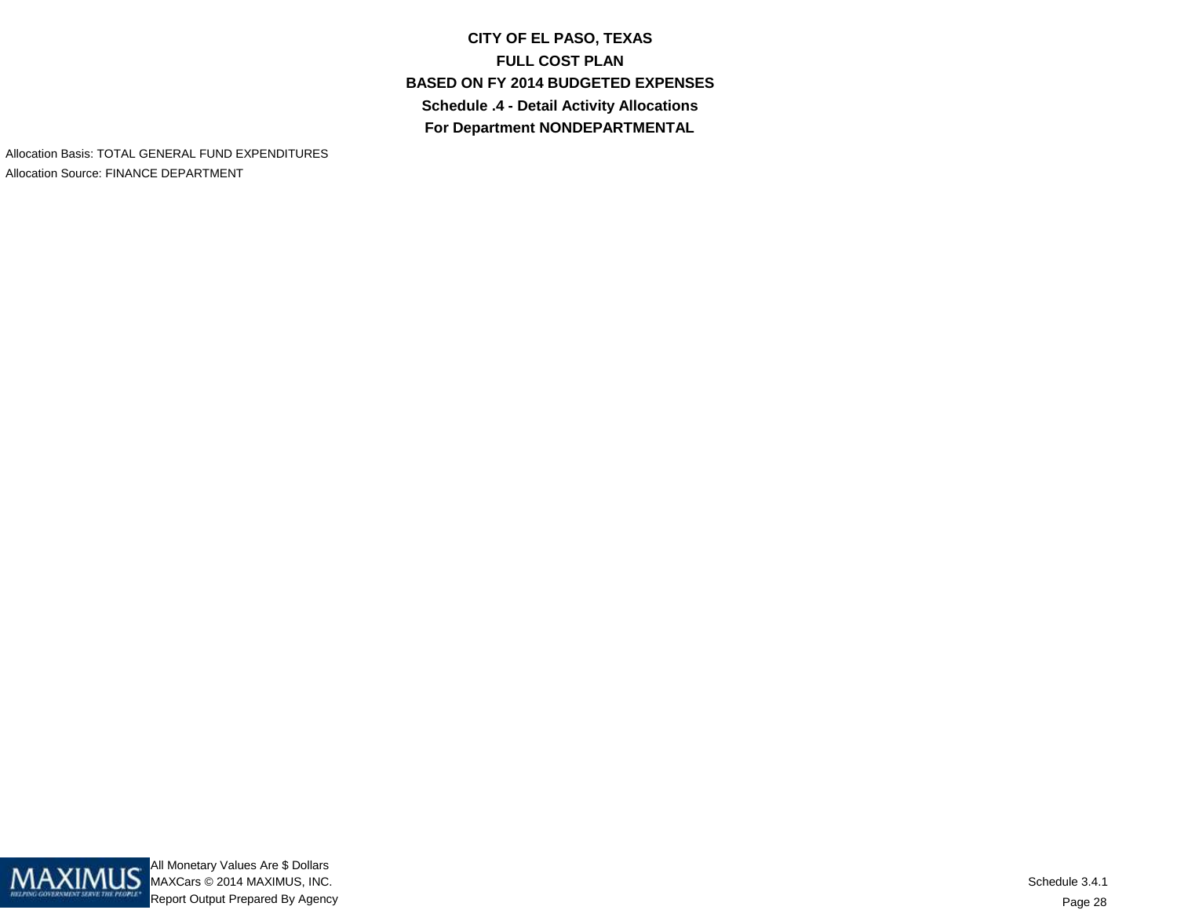**CITY OF EL PASO, TEXAS**
**FULL COST PLAN**
**BASED ON FY 2014 BUDGETED EXPENSES**
**Schedule .4 - Detail Activity Allocations**
**For Department NONDEPARTMENTAL**

Allocation Basis: TOTAL GENERAL FUND EXPENDITURES
Allocation Source: FINANCE DEPARTMENT

All Monetary Values Are $ Dollars
MAXCars © 2014 MAXIMUS, INC.
Report Output Prepared By Agency

Schedule 3.4.1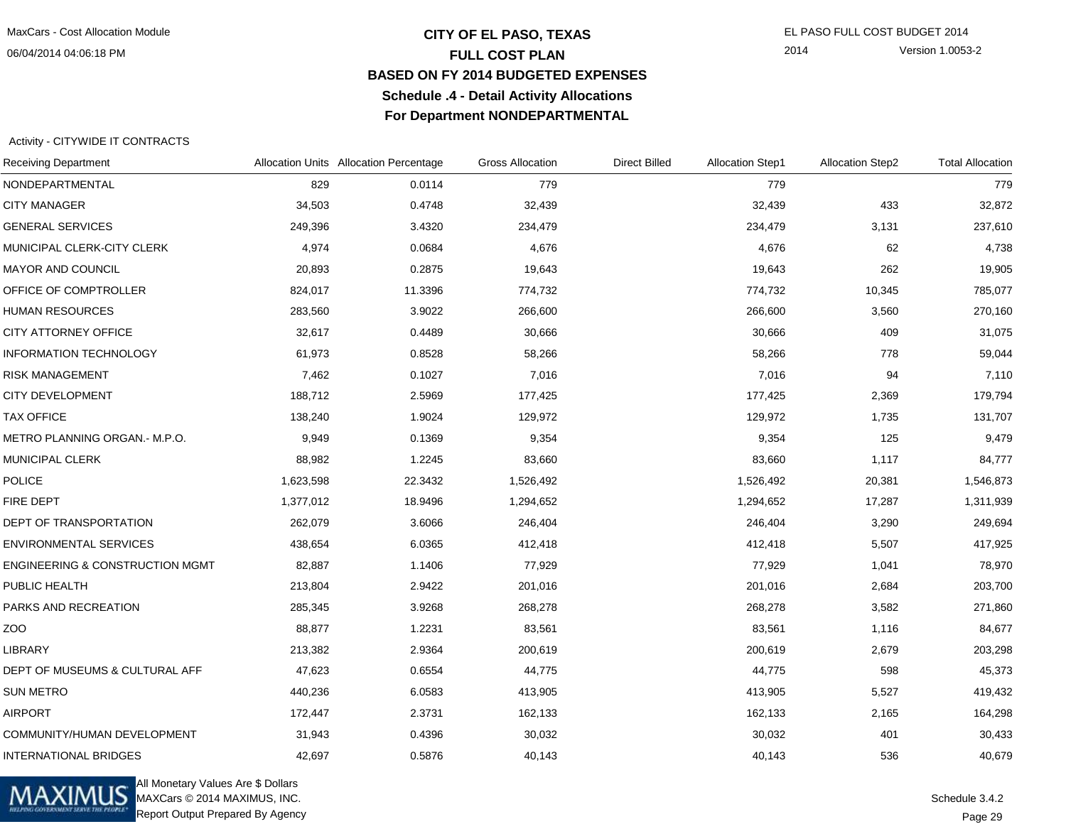# CITY OF EL PASO, TEXAS

## FULL COST PLAN

## BASED ON FY 2014 BUDGETED EXPENSES

## Schedule .4 - Detail Activity Allocations

## For Department NONDEPARTMENTAL

Activity - CITYWIDE IT CONTRACTS

| Receiving Department | Allocation Units | Allocation Percentage | Gross Allocation | Direct Billed | Allocation Step1 | Allocation Step2 | Total Allocation |
|---|---|---|---|---|---|---|---|
| NONDEPARTMENTAL | 829 | 0.0114 | 779 | | 779 | | 779 |
| CITY MANAGER | 34,503 | 0.4748 | 32,439 | | 32,439 | 433 | 32,872 |
| GENERAL SERVICES | 249,396 | 3.4320 | 234,479 | | 234,479 | 3,131 | 237,610 |
| MUNICIPAL CLERK-CITY CLERK | 4,974 | 0.0684 | 4,676 | | 4,676 | 62 | 4,738 |
| MAYOR AND COUNCIL | 20,893 | 0.2875 | 19,643 | | 19,643 | 262 | 19,905 |
| OFFICE OF COMPTROLLER | 824,017 | 11.3396 | 774,732 | | 774,732 | 10,345 | 785,077 |
| HUMAN RESOURCES | 283,560 | 3.9022 | 266,600 | | 266,600 | 3,560 | 270,160 |
| CITY ATTORNEY OFFICE | 32,617 | 0.4489 | 30,666 | | 30,666 | 409 | 31,075 |
| INFORMATION TECHNOLOGY | 61,973 | 0.8528 | 58,266 | | 58,266 | 778 | 59,044 |
| RISK MANAGEMENT | 7,462 | 0.1027 | 7,016 | | 7,016 | 94 | 7,110 |
| CITY DEVELOPMENT | 188,712 | 2.5969 | 177,425 | | 177,425 | 2,369 | 179,794 |
| TAX OFFICE | 138,240 | 1.9024 | 129,972 | | 129,972 | 1,735 | 131,707 |
| METRO PLANNING ORGAN.- M.P.O. | 9,949 | 0.1369 | 9,354 | | 9,354 | 125 | 9,479 |
| MUNICIPAL CLERK | 88,982 | 1.2245 | 83,660 | | 83,660 | 1,117 | 84,777 |
| POLICE | 1,623,598 | 22.3432 | 1,526,492 | | 1,526,492 | 20,381 | 1,546,873 |
| FIRE DEPT | 1,377,012 | 18.9496 | 1,294,652 | | 1,294,652 | 17,287 | 1,311,939 |
| DEPT OF TRANSPORTATION | 262,079 | 3.6066 | 246,404 | | 246,404 | 3,290 | 249,694 |
| ENVIRONMENTAL SERVICES | 438,654 | 6.0365 | 412,418 | | 412,418 | 5,507 | 417,925 |
| ENGINEERING & CONSTRUCTION MGMT | 82,887 | 1.1406 | 77,929 | | 77,929 | 1,041 | 78,970 |
| PUBLIC HEALTH | 213,804 | 2.9422 | 201,016 | | 201,016 | 2,684 | 203,700 |
| PARKS AND RECREATION | 285,345 | 3.9268 | 268,278 | | 268,278 | 3,582 | 271,860 |
| ZOO | 88,877 | 1.2231 | 83,561 | | 83,561 | 1,116 | 84,677 |
| LIBRARY | 213,382 | 2.9364 | 200,619 | | 200,619 | 2,679 | 203,298 |
| DEPT OF MUSEUMS & CULTURAL AFF | 47,623 | 0.6554 | 44,775 | | 44,775 | 598 | 45,373 |
| SUN METRO | 440,236 | 6.0583 | 413,905 | | 413,905 | 5,527 | 419,432 |
| AIRPORT | 172,447 | 2.3731 | 162,133 | | 162,133 | 2,165 | 164,298 |
| COMMUNITY/HUMAN DEVELOPMENT | 31,943 | 0.4396 | 30,032 | | 30,032 | 401 | 30,433 |
| INTERNATIONAL BRIDGES | 42,697 | 0.5876 | 40,143 | | 40,143 | 536 | 40,679 |

All Monetary Values Are $ Dollars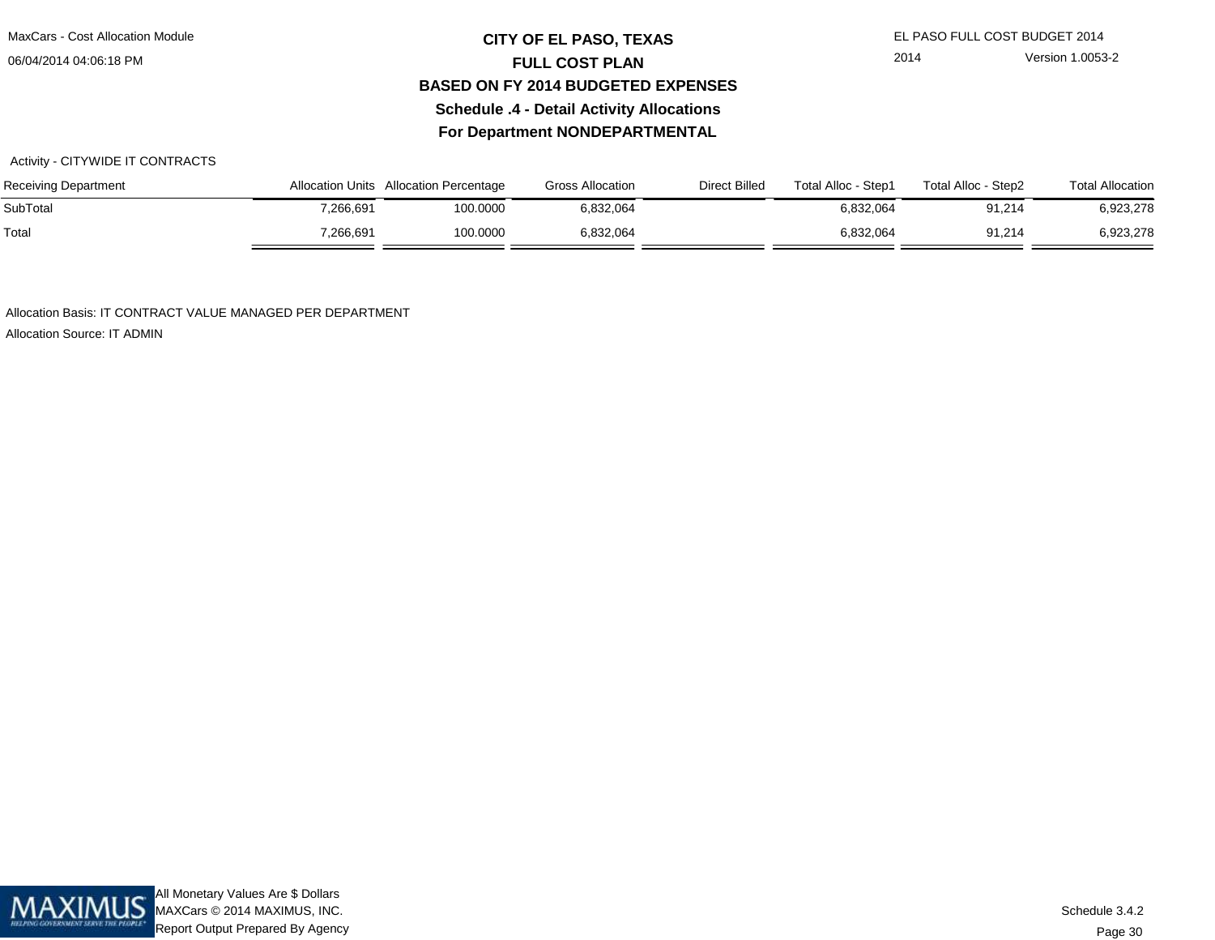# CITY OF EL PASO, TEXAS

## FULL COST PLAN

## BASED ON FY 2014 BUDGETED EXPENSES

### Schedule .4 - Detail Activity Allocations

### For Department NONDEPARTMENTAL

Activity - CITYWIDE IT CONTRACTS

| Receiving Department | Allocation Units | Allocation Percentage | Gross Allocation | Direct Billed | Total Alloc - Step1 | Total Alloc - Step2 | Total Allocation |
|---|---|---|---|---|---|---|---|
| SubTotal | 7,266,691 | 100.0000 | 6,832,064 | | 6,832,064 | 91,214 | 6,923,278 |
| Total | 7,266,691 | 100.0000 | 6,832,064 | | 6,832,064 | 91,214 | 6,923,278 |

Allocation Basis: IT CONTRACT VALUE MANAGED PER DEPARTMENT

Allocation Source: IT ADMIN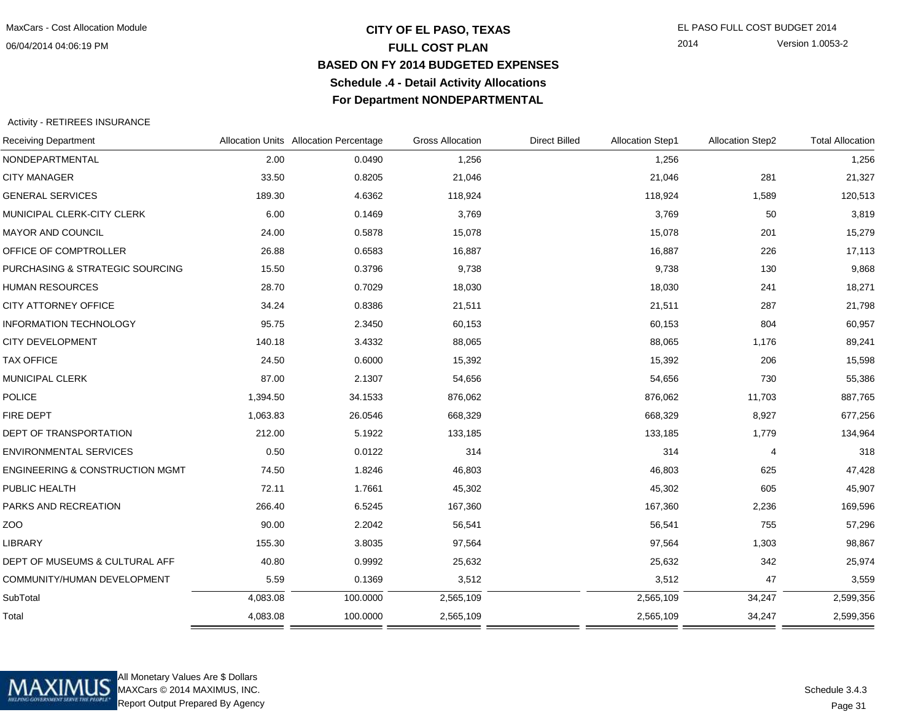# CITY OF EL PASO, TEXAS
## FULL COST PLAN
## BASED ON FY 2014 BUDGETED EXPENSES
## Schedule .4 - Detail Activity Allocations
## For Department NONDEPARTMENTAL

Activity - RETIREES INSURANCE

| Receiving Department | Allocation Units | Allocation Percentage | Gross Allocation | Direct Billed | Allocation Step1 | Allocation Step2 | Total Allocation |
|---|---|---|---|---|---|---|---|
| NONDEPARTMENTAL | 2.00 | 0.0490 | 1,256 | | 1,256 | | 1,256 |
| CITY MANAGER | 33.50 | 0.8205 | 21,046 | | 21,046 | 281 | 21,327 |
| GENERAL SERVICES | 189.30 | 4.6362 | 118,924 | | 118,924 | 1,589 | 120,513 |
| MUNICIPAL CLERK-CITY CLERK | 6.00 | 0.1469 | 3,769 | | 3,769 | 50 | 3,819 |
| MAYOR AND COUNCIL | 24.00 | 0.5878 | 15,078 | | 15,078 | 201 | 15,279 |
| OFFICE OF COMPTROLLER | 26.88 | 0.6583 | 16,887 | | 16,887 | 226 | 17,113 |
| PURCHASING & STRATEGIC SOURCING | 15.50 | 0.3796 | 9,738 | | 9,738 | 130 | 9,868 |
| HUMAN RESOURCES | 28.70 | 0.7029 | 18,030 | | 18,030 | 241 | 18,271 |
| CITY ATTORNEY OFFICE | 34.24 | 0.8386 | 21,511 | | 21,511 | 287 | 21,798 |
| INFORMATION TECHNOLOGY | 95.75 | 2.3450 | 60,153 | | 60,153 | 804 | 60,957 |
| CITY DEVELOPMENT | 140.18 | 3.4332 | 88,065 | | 88,065 | 1,176 | 89,241 |
| TAX OFFICE | 24.50 | 0.6000 | 15,392 | | 15,392 | 206 | 15,598 |
| MUNICIPAL CLERK | 87.00 | 2.1307 | 54,656 | | 54,656 | 730 | 55,386 |
| POLICE | 1,394.50 | 34.1533 | 876,062 | | 876,062 | 11,703 | 887,765 |
| FIRE DEPT | 1,063.83 | 26.0546 | 668,329 | | 668,329 | 8,927 | 677,256 |
| DEPT OF TRANSPORTATION | 212.00 | 5.1922 | 133,185 | | 133,185 | 1,779 | 134,964 |
| ENVIRONMENTAL SERVICES | 0.50 | 0.0122 | 314 | | 314 | 4 | 318 |
| ENGINEERING & CONSTRUCTION MGMT | 74.50 | 1.8246 | 46,803 | | 46,803 | 625 | 47,428 |
| PUBLIC HEALTH | 72.11 | 1.7661 | 45,302 | | 45,302 | 605 | 45,907 |
| PARKS AND RECREATION | 266.40 | 6.5245 | 167,360 | | 167,360 | 2,236 | 169,596 |
| ZOO | 90.00 | 2.2042 | 56,541 | | 56,541 | 755 | 57,296 |
| LIBRARY | 155.30 | 3.8035 | 97,564 | | 97,564 | 1,303 | 98,867 |
| DEPT OF MUSEUMS & CULTURAL AFF | 40.80 | 0.9992 | 25,632 | | 25,632 | 342 | 25,974 |
| COMMUNITY/HUMAN DEVELOPMENT | 5.59 | 0.1369 | 3,512 | | 3,512 | 47 | 3,559 |
| SubTotal | 4,083.08 | 100.0000 | 2,565,109 | | 2,565,109 | 34,247 | 2,599,356 |
| Total | 4,083.08 | 100.0000 | 2,565,109 | | 2,565,109 | 34,247 | 2,599,356 |

All Monetary Values Are $ Dollars
MAXCars © 2014 MAXIMUS, INC.
Report Output Prepared By Agency

Schedule 3.4.3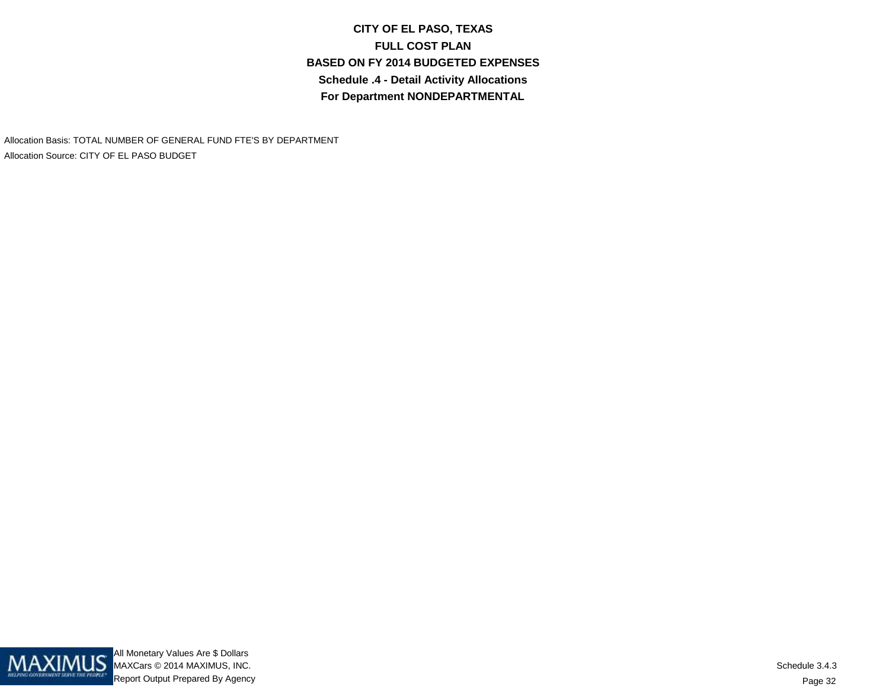# CITY OF EL PASO, TEXAS
## FULL COST PLAN
## BASED ON FY 2014 BUDGETED EXPENSES
## Schedule .4 - Detail Activity Allocations
## For Department NONDEPARTMENTAL

Allocation Basis: TOTAL NUMBER OF GENERAL FUND FTE'S BY DEPARTMENT

Allocation Source: CITY OF EL PASO BUDGET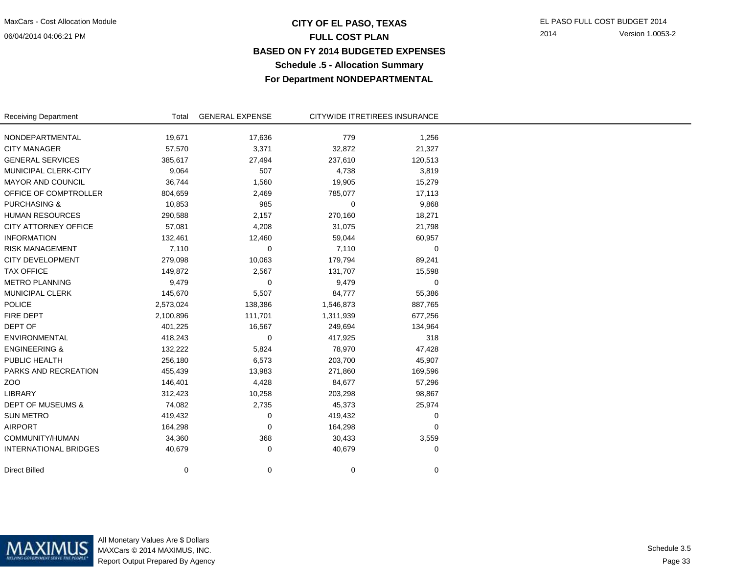# CITY OF EL PASO, TEXAS
## FULL COST PLAN
## BASED ON FY 2014 BUDGETED EXPENSES
### Schedule .5 - Allocation Summary
### For Department NONDEPARTMENTAL

| Receiving Department | Total | GENERAL EXPENSE | CITYWIDE IT | RETIREES INSURANCE |
|---|---|---|---|---|
| NONDEPARTMENTAL | 19,671 | 17,636 | 779 | 1,256 |
| CITY MANAGER | 57,570 | 3,371 | 32,872 | 21,327 |
| GENERAL SERVICES | 385,617 | 27,494 | 237,610 | 120,513 |
| MUNICIPAL CLERK-CITY | 9,064 | 507 | 4,738 | 3,819 |
| MAYOR AND COUNCIL | 36,744 | 1,560 | 19,905 | 15,279 |
| OFFICE OF COMPTROLLER | 804,659 | 2,469 | 785,077 | 17,113 |
| PURCHASING & | 10,853 | 985 | 0 | 9,868 |
| HUMAN RESOURCES | 290,588 | 2,157 | 270,160 | 18,271 |
| CITY ATTORNEY OFFICE | 57,081 | 4,208 | 31,075 | 21,798 |
| INFORMATION | 132,461 | 12,460 | 59,044 | 60,957 |
| RISK MANAGEMENT | 7,110 | 0 | 7,110 | 0 |
| CITY DEVELOPMENT | 279,098 | 10,063 | 179,794 | 89,241 |
| TAX OFFICE | 149,872 | 2,567 | 131,707 | 15,598 |
| METRO PLANNING | 9,479 | 0 | 9,479 | 0 |
| MUNICIPAL CLERK | 145,670 | 5,507 | 84,777 | 55,386 |
| POLICE | 2,573,024 | 138,386 | 1,546,873 | 887,765 |
| FIRE DEPT | 2,100,896 | 111,701 | 1,311,939 | 677,256 |
| DEPT OF | 401,225 | 16,567 | 249,694 | 134,964 |
| ENVIRONMENTAL | 418,243 | 0 | 417,925 | 318 |
| ENGINEERING & | 132,222 | 5,824 | 78,970 | 47,428 |
| PUBLIC HEALTH | 256,180 | 6,573 | 203,700 | 45,907 |
| PARKS AND RECREATION | 455,439 | 13,983 | 271,860 | 169,596 |
| ZOO | 146,401 | 4,428 | 84,677 | 57,296 |
| LIBRARY | 312,423 | 10,258 | 203,298 | 98,867 |
| DEPT OF MUSEUMS & | 74,082 | 2,735 | 45,373 | 25,974 |
| SUN METRO | 419,432 | 0 | 419,432 | 0 |
| AIRPORT | 164,298 | 0 | 164,298 | 0 |
| COMMUNITY/HUMAN | 34,360 | 368 | 30,433 | 3,559 |
| INTERNATIONAL BRIDGES | 40,679 | 0 | 40,679 | 0 |
| Direct Billed | 0 | 0 | 0 | 0 |

All Monetary Values Are $ Dollars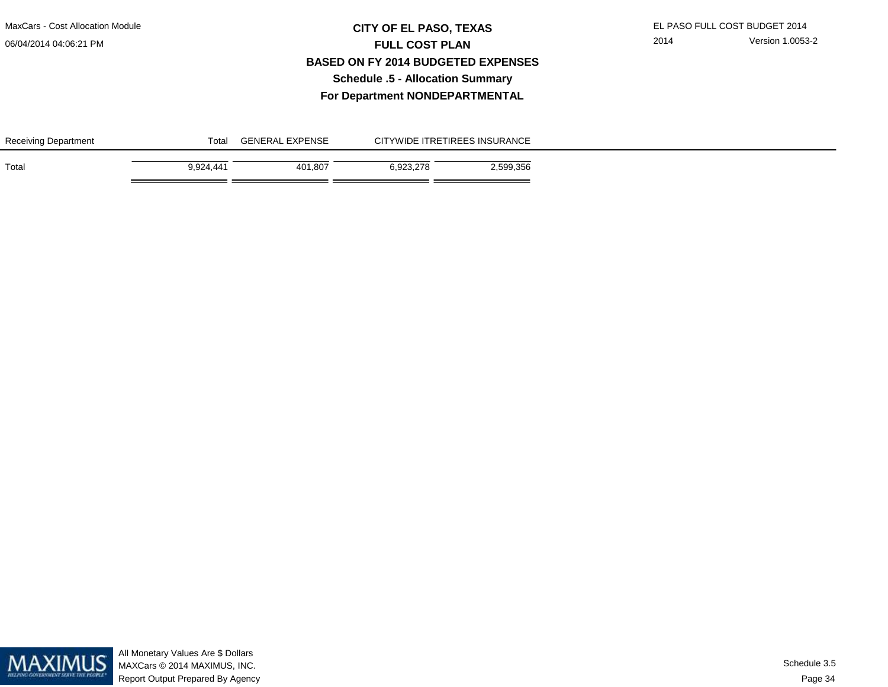# CITY OF EL PASO, TEXAS
## FULL COST PLAN
## BASED ON FY 2014 BUDGETED EXPENSES
### Schedule .5 - Allocation Summary
### For Department NONDEPARTMENTAL

| Receiving Department | Total | GENERAL EXPENSE | CITYWIDE IT | RETIREES INSURANCE |
|---|---|---|---|---|
| Total | 9,924,441 | 401,807 | 6,923,278 | 2,599,356 |

All Monetary Values Are $ Dollars
MAXCars © 2014 MAXIMUS, INC.
Report Output Prepared By Agency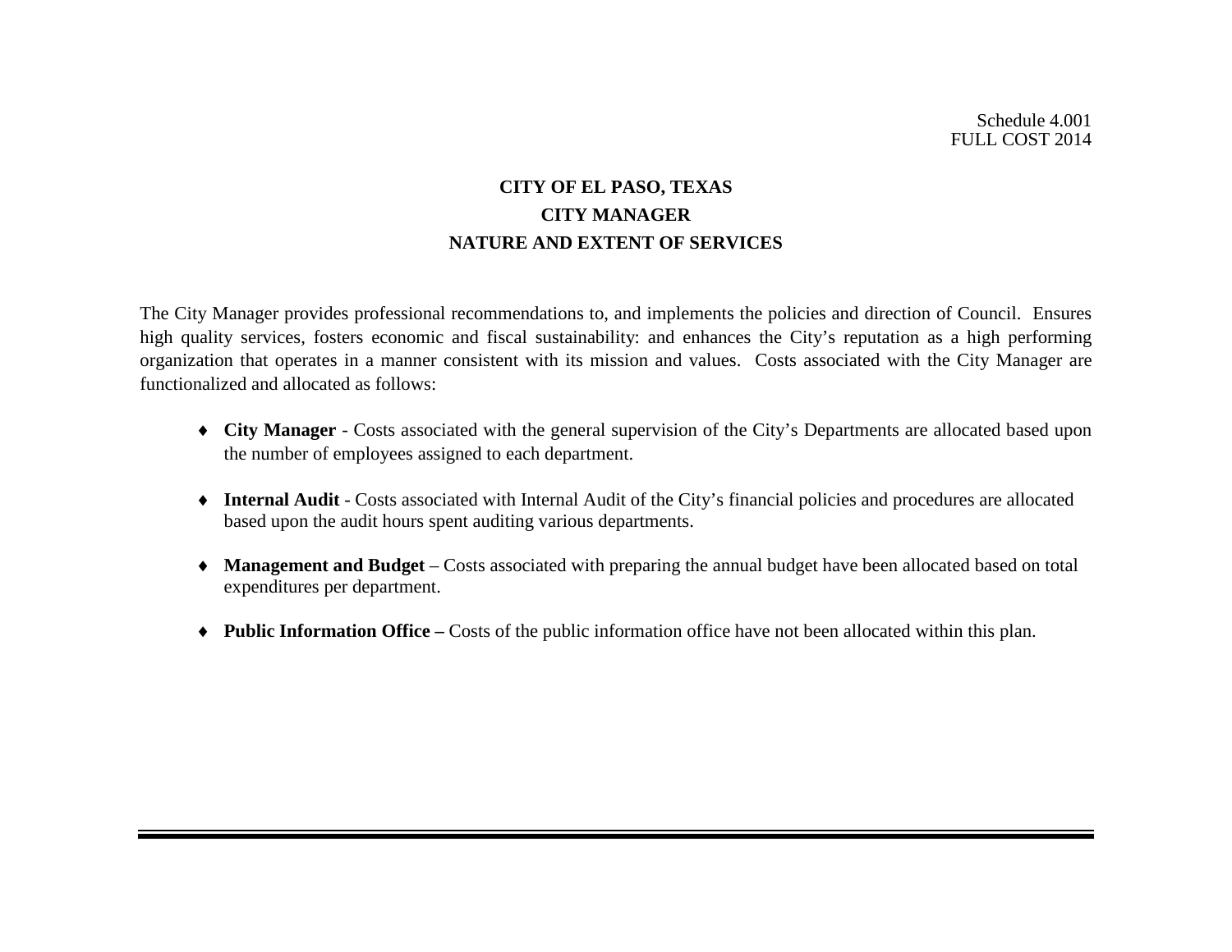Schedule 4.001
FULL COST 2014

# CITY OF EL PASO, TEXAS
## CITY MANAGER
## NATURE AND EXTENT OF SERVICES

The City Manager provides professional recommendations to, and implements the policies and direction of Council. Ensures high quality services, fosters economic and fiscal sustainability: and enhances the City's reputation as a high performing organization that operates in a manner consistent with its mission and values. Costs associated with the City Manager are functionalized and allocated as follows:

- **City Manager** - Costs associated with the general supervision of the City's Departments are allocated based upon the number of employees assigned to each department.
- **Internal Audit** - Costs associated with Internal Audit of the City's financial policies and procedures are allocated based upon the audit hours spent auditing various departments.
- **Management and Budget** – Costs associated with preparing the annual budget have been allocated based on total expenditures per department.
- **Public Information Office –** Costs of the public information office have not been allocated within this plan.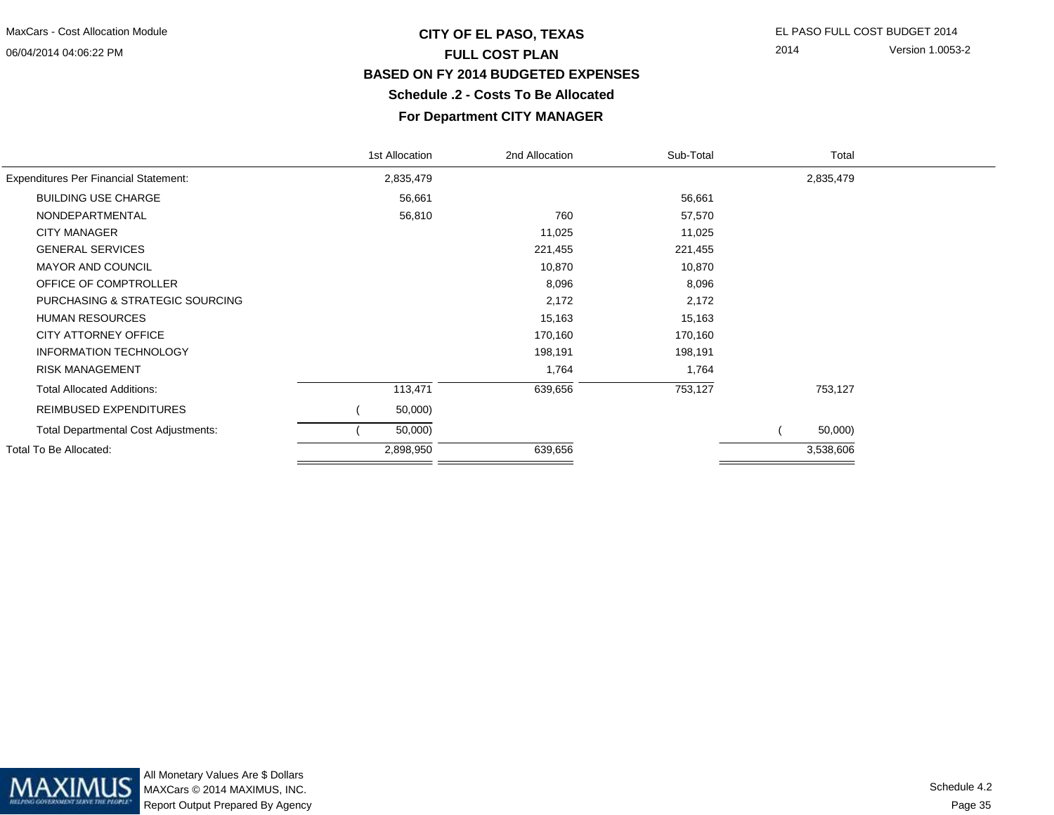# CITY OF EL PASO, TEXAS

## FULL COST PLAN

## BASED ON FY 2014 BUDGETED EXPENSES

### Schedule .2 - Costs To Be Allocated

### For Department CITY MANAGER

| | 1st Allocation | 2nd Allocation | Sub-Total | Total |
|---|---|---|---|---|
| Expenditures Per Financial Statement: | 2,835,479 | | | 2,835,479 |
| BUILDING USE CHARGE | 56,661 | | 56,661 | |
| NONDEPARTMENTAL | 56,810 | 760 | 57,570 | |
| CITY MANAGER | | 11,025 | 11,025 | |
| GENERAL SERVICES | | 221,455 | 221,455 | |
| MAYOR AND COUNCIL | | 10,870 | 10,870 | |
| OFFICE OF COMPTROLLER | | 8,096 | 8,096 | |
| PURCHASING & STRATEGIC SOURCING | | 2,172 | 2,172 | |
| HUMAN RESOURCES | | 15,163 | 15,163 | |
| CITY ATTORNEY OFFICE | | 170,160 | 170,160 | |
| INFORMATION TECHNOLOGY | | 198,191 | 198,191 | |
| RISK MANAGEMENT | | 1,764 | 1,764 | |
| Total Allocated Additions: | 113,471 | 639,656 | 753,127 | 753,127 |
| REIMBUSED EXPENDITURES | (50,000) | | | |
| Total Departmental Cost Adjustments: | (50,000) | | | (50,000) |
| Total To Be Allocated: | 2,898,950 | 639,656 | | 3,538,606 |

All Monetary Values Are $ Dollars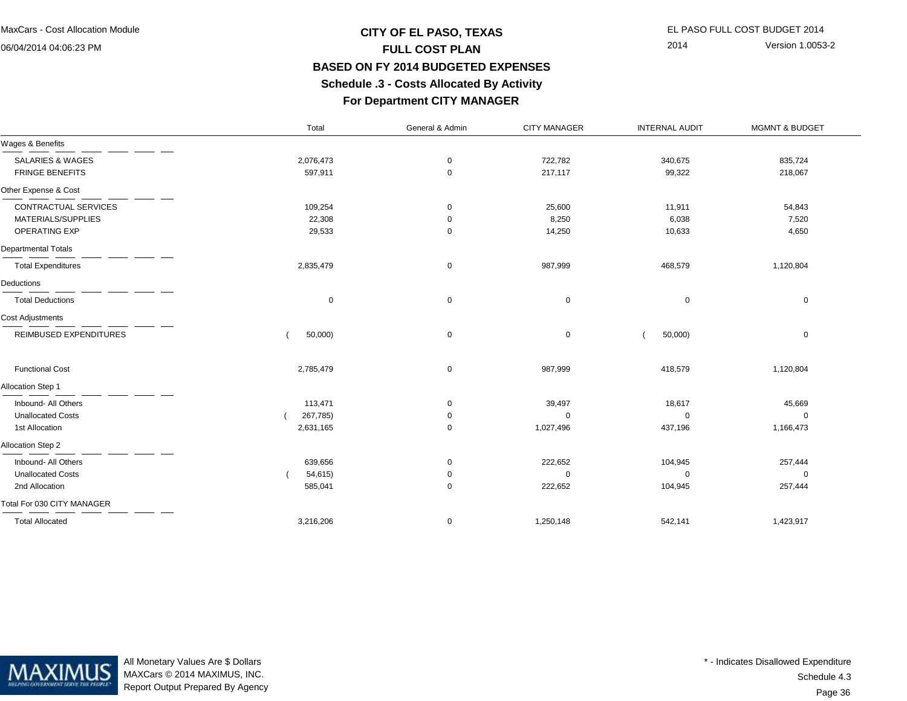# CITY OF EL PASO, TEXAS
## FULL COST PLAN
## BASED ON FY 2014 BUDGETED EXPENSES
## Schedule .3 - Costs Allocated By Activity
## For Department CITY MANAGER

MaxCars - Cost Allocation Module
06/04/2014 04:06:23 PM

EL PASO FULL COST BUDGET 2014
2014 Version 1.0053-2

| | Total | General & Admin | CITY MANAGER | INTERNAL AUDIT | MGMNT & BUDGET |
|---|---|---|---|---|---|
| **Wages & Benefits** | | | | | |
| SALARIES & WAGES | 2,076,473 | 0 | 722,782 | 340,675 | 835,724 |
| FRINGE BENEFITS | 597,911 | 0 | 217,117 | 99,322 | 218,067 |
| **Other Expense & Cost** | | | | | |
| CONTRACTUAL SERVICES | 109,254 | 0 | 25,600 | 11,911 | 54,843 |
| MATERIALS/SUPPLIES | 22,308 | 0 | 8,250 | 6,038 | 7,520 |
| OPERATING EXP | 29,533 | 0 | 14,250 | 10,633 | 4,650 |
| **Departmental Totals** | | | | | |
| Total Expenditures | 2,835,479 | 0 | 987,999 | 468,579 | 1,120,804 |
| **Deductions** | | | | | |
| Total Deductions | 0 | 0 | 0 | 0 | 0 |
| **Cost Adjustments** | | | | | |
| REIMBUSED EXPENDITURES | ( 50,000) | 0 | 0 | ( 50,000) | 0 |
| Functional Cost | 2,785,479 | 0 | 987,999 | 418,579 | 1,120,804 |
| **Allocation Step 1** | | | | | |
| Inbound- All Others | 113,471 | 0 | 39,497 | 18,617 | 45,669 |
| Unallocated Costs | ( 267,785) | 0 | 0 | 0 | 0 |
| 1st Allocation | 2,631,165 | 0 | 1,027,496 | 437,196 | 1,166,473 |
| **Allocation Step 2** | | | | | |
| Inbound- All Others | 639,656 | 0 | 222,652 | 104,945 | 257,444 |
| Unallocated Costs | ( 54,615) | 0 | 0 | 0 | 0 |
| 2nd Allocation | 585,041 | 0 | 222,652 | 104,945 | 257,444 |
| **Total For 030 CITY MANAGER** | | | | | |
| Total Allocated | 3,216,206 | 0 | 1,250,148 | 542,141 | 1,423,917 |

All Monetary Values Are $ Dollars
MAXCars © 2014 MAXIMUS, INC.
Report Output Prepared By Agency

* - Indicates Disallowed Expenditure
Schedule 4.3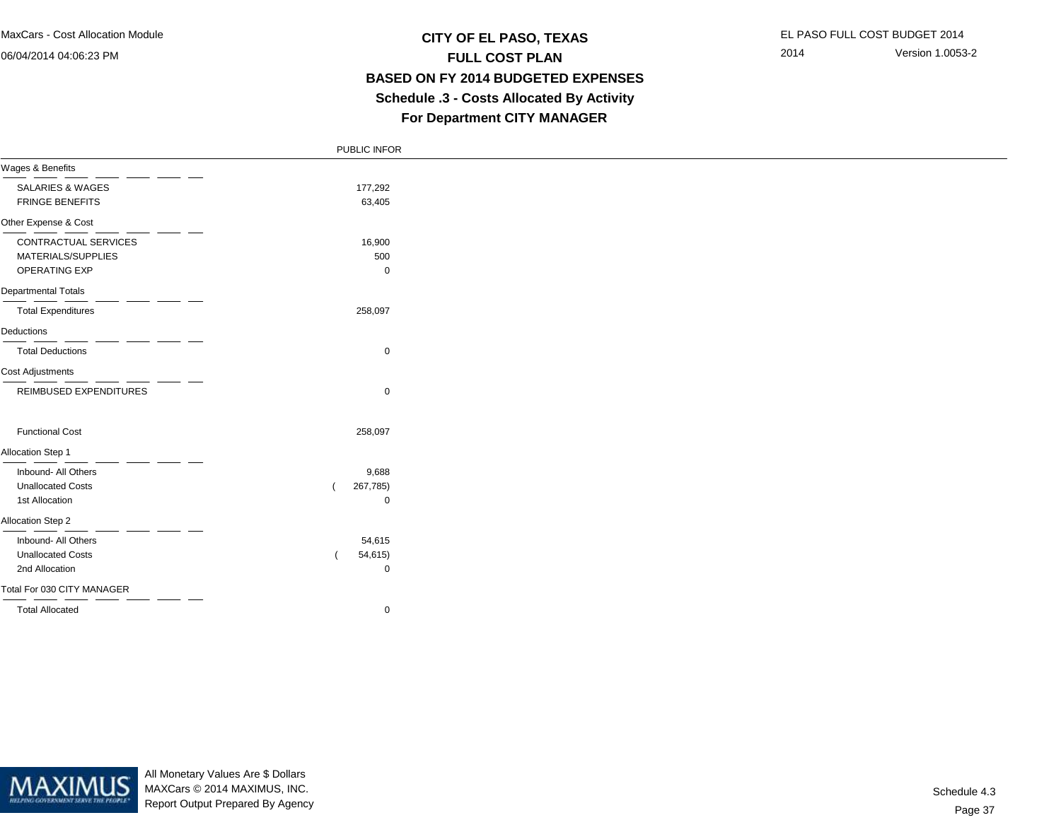# CITY OF EL PASO, TEXAS
## FULL COST PLAN
## BASED ON FY 2014 BUDGETED EXPENSES
### Schedule .3 - Costs Allocated By Activity
### For Department CITY MANAGER

| | PUBLIC INFOR |
|---|---|
| **Wages & Benefits** | |
| SALARIES & WAGES | 177,292 |
| FRINGE BENEFITS | 63,405 |
| **Other Expense & Cost** | |
| CONTRACTUAL SERVICES | 16,900 |
| MATERIALS/SUPPLIES | 500 |
| OPERATING EXP | 0 |
| **Departmental Totals** | |
| Total Expenditures | 258,097 |
| **Deductions** | |
| Total Deductions | 0 |
| **Cost Adjustments** | |
| REIMBUSED EXPENDITURES | 0 |
| Functional Cost | 258,097 |
| **Allocation Step 1** | |
| Inbound- All Others | 9,688 |
| Unallocated Costs | ( 267,785) |
| 1st Allocation | 0 |
| **Allocation Step 2** | |
| Inbound- All Others | 54,615 |
| Unallocated Costs | ( 54,615) |
| 2nd Allocation | 0 |
| **Total For 030 CITY MANAGER** | |
| Total Allocated | 0 |

All Monetary Values Are $ Dollars
MAXCars © 2014 MAXIMUS, INC.
Report Output Prepared By Agency

Schedule 4.3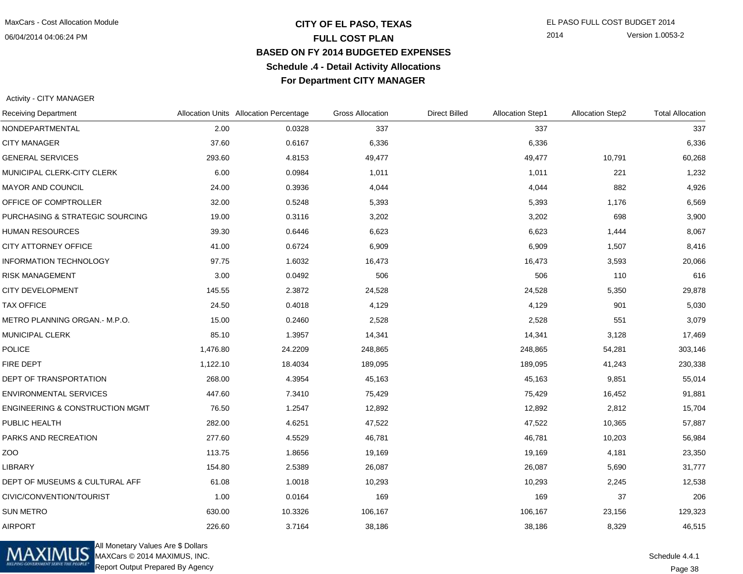# CITY OF EL PASO, TEXAS
## FULL COST PLAN
## BASED ON FY 2014 BUDGETED EXPENSES
### Schedule .4 - Detail Activity Allocations
### For Department CITY MANAGER

Activity - CITY MANAGER

| Receiving Department | Allocation Units | Allocation Percentage | Gross Allocation | Direct Billed | Allocation Step1 | Allocation Step2 | Total Allocation |
|---|---|---|---|---|---|---|---|
| NONDEPARTMENTAL | 2.00 | 0.0328 | 337 | | 337 | | 337 |
| CITY MANAGER | 37.60 | 0.6167 | 6,336 | | 6,336 | | 6,336 |
| GENERAL SERVICES | 293.60 | 4.8153 | 49,477 | | 49,477 | 10,791 | 60,268 |
| MUNICIPAL CLERK-CITY CLERK | 6.00 | 0.0984 | 1,011 | | 1,011 | 221 | 1,232 |
| MAYOR AND COUNCIL | 24.00 | 0.3936 | 4,044 | | 4,044 | 882 | 4,926 |
| OFFICE OF COMPTROLLER | 32.00 | 0.5248 | 5,393 | | 5,393 | 1,176 | 6,569 |
| PURCHASING & STRATEGIC SOURCING | 19.00 | 0.3116 | 3,202 | | 3,202 | 698 | 3,900 |
| HUMAN RESOURCES | 39.30 | 0.6446 | 6,623 | | 6,623 | 1,444 | 8,067 |
| CITY ATTORNEY OFFICE | 41.00 | 0.6724 | 6,909 | | 6,909 | 1,507 | 8,416 |
| INFORMATION TECHNOLOGY | 97.75 | 1.6032 | 16,473 | | 16,473 | 3,593 | 20,066 |
| RISK MANAGEMENT | 3.00 | 0.0492 | 506 | | 506 | 110 | 616 |
| CITY DEVELOPMENT | 145.55 | 2.3872 | 24,528 | | 24,528 | 5,350 | 29,878 |
| TAX OFFICE | 24.50 | 0.4018 | 4,129 | | 4,129 | 901 | 5,030 |
| METRO PLANNING ORGAN.- M.P.O. | 15.00 | 0.2460 | 2,528 | | 2,528 | 551 | 3,079 |
| MUNICIPAL CLERK | 85.10 | 1.3957 | 14,341 | | 14,341 | 3,128 | 17,469 |
| POLICE | 1,476.80 | 24.2209 | 248,865 | | 248,865 | 54,281 | 303,146 |
| FIRE DEPT | 1,122.10 | 18.4034 | 189,095 | | 189,095 | 41,243 | 230,338 |
| DEPT OF TRANSPORTATION | 268.00 | 4.3954 | 45,163 | | 45,163 | 9,851 | 55,014 |
| ENVIRONMENTAL SERVICES | 447.60 | 7.3410 | 75,429 | | 75,429 | 16,452 | 91,881 |
| ENGINEERING & CONSTRUCTION MGMT | 76.50 | 1.2547 | 12,892 | | 12,892 | 2,812 | 15,704 |
| PUBLIC HEALTH | 282.00 | 4.6251 | 47,522 | | 47,522 | 10,365 | 57,887 |
| PARKS AND RECREATION | 277.60 | 4.5529 | 46,781 | | 46,781 | 10,203 | 56,984 |
| ZOO | 113.75 | 1.8656 | 19,169 | | 19,169 | 4,181 | 23,350 |
| LIBRARY | 154.80 | 2.5389 | 26,087 | | 26,087 | 5,690 | 31,777 |
| DEPT OF MUSEUMS & CULTURAL AFF | 61.08 | 1.0018 | 10,293 | | 10,293 | 2,245 | 12,538 |
| CIVIC/CONVENTION/TOURIST | 1.00 | 0.0164 | 169 | | 169 | 37 | 206 |
| SUN METRO | 630.00 | 10.3326 | 106,167 | | 106,167 | 23,156 | 129,323 |
| AIRPORT | 226.60 | 3.7164 | 38,186 | | 38,186 | 8,329 | 46,515 |

All Monetary Values Are $ Dollars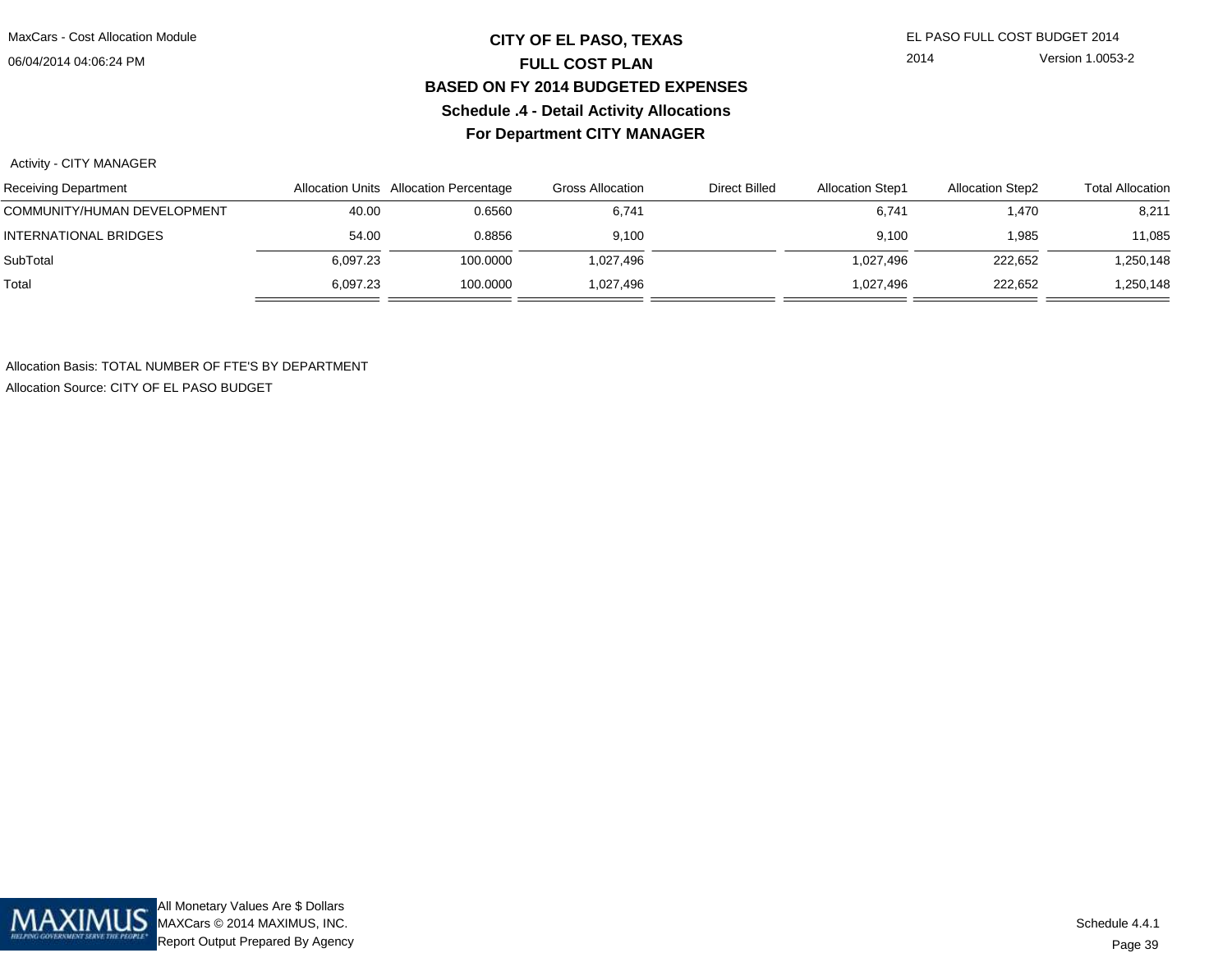# CITY OF EL PASO, TEXAS
## FULL COST PLAN
## BASED ON FY 2014 BUDGETED EXPENSES
## Schedule .4 - Detail Activity Allocations
## For Department CITY MANAGER

Activity - CITY MANAGER

| Receiving Department | Allocation Units | Allocation Percentage | Gross Allocation | Direct Billed | Allocation Step1 | Allocation Step2 | Total Allocation |
|---|---|---|---|---|---|---|---|
| COMMUNITY/HUMAN DEVELOPMENT | 40.00 | 0.6560 | 6,741 | | 6,741 | 1,470 | 8,211 |
| INTERNATIONAL BRIDGES | 54.00 | 0.8856 | 9,100 | | 9,100 | 1,985 | 11,085 |
| SubTotal | 6,097.23 | 100.0000 | 1,027,496 | | 1,027,496 | 222,652 | 1,250,148 |
| Total | 6,097.23 | 100.0000 | 1,027,496 | | 1,027,496 | 222,652 | 1,250,148 |

Allocation Basis: TOTAL NUMBER OF FTE'S BY DEPARTMENT

Allocation Source: CITY OF EL PASO BUDGET

All Monetary Values Are $ Dollars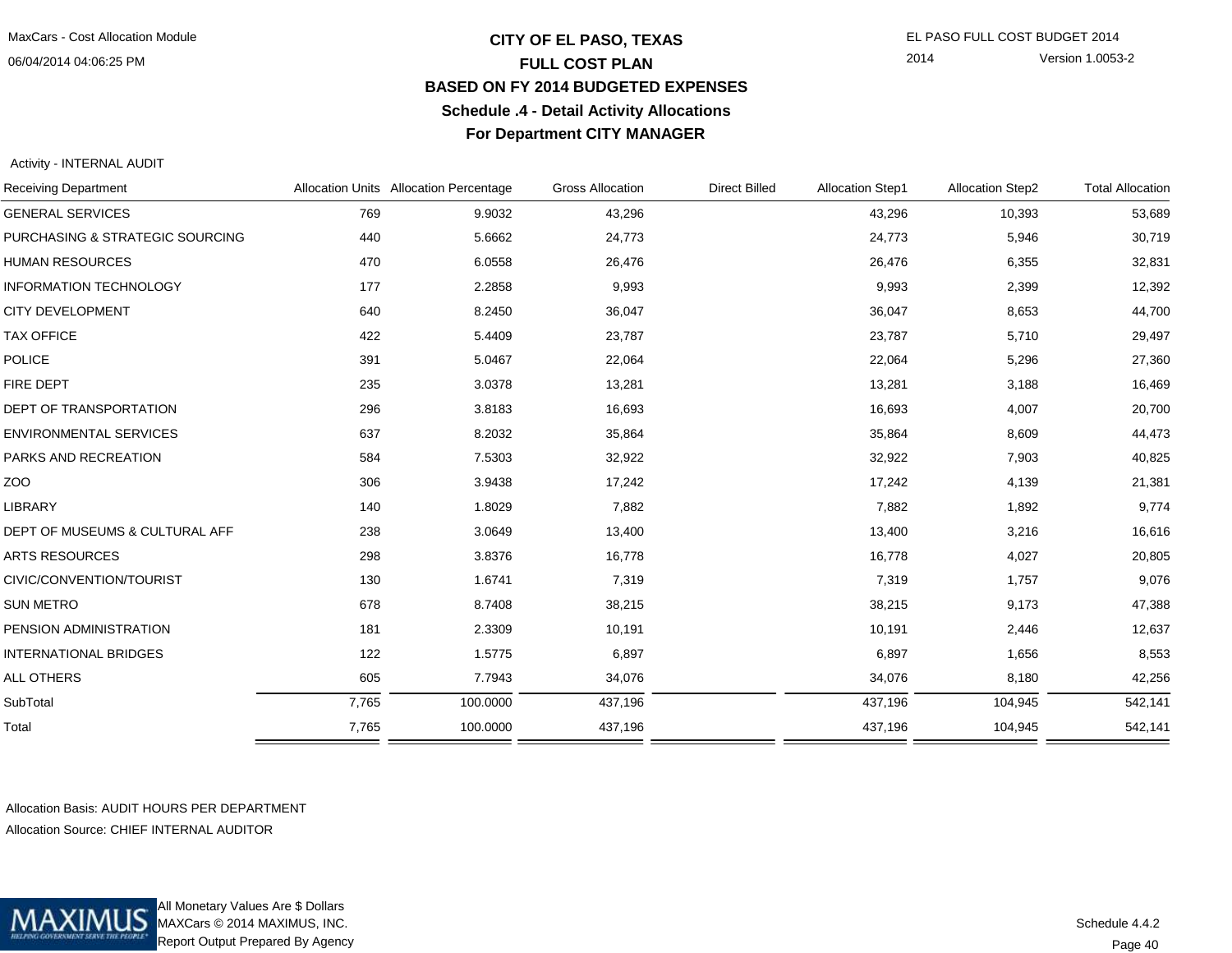# CITY OF EL PASO, TEXAS
## FULL COST PLAN
## BASED ON FY 2014 BUDGETED EXPENSES
### Schedule .4 - Detail Activity Allocations
### For Department CITY MANAGER

Activity - INTERNAL AUDIT

| Receiving Department | Allocation Units | Allocation Percentage | Gross Allocation | Direct Billed | Allocation Step1 | Allocation Step2 | Total Allocation |
|---|---|---|---|---|---|---|---|
| GENERAL SERVICES | 769 | 9.9032 | 43,296 | | 43,296 | 10,393 | 53,689 |
| PURCHASING & STRATEGIC SOURCING | 440 | 5.6662 | 24,773 | | 24,773 | 5,946 | 30,719 |
| HUMAN RESOURCES | 470 | 6.0558 | 26,476 | | 26,476 | 6,355 | 32,831 |
| INFORMATION TECHNOLOGY | 177 | 2.2858 | 9,993 | | 9,993 | 2,399 | 12,392 |
| CITY DEVELOPMENT | 640 | 8.2450 | 36,047 | | 36,047 | 8,653 | 44,700 |
| TAX OFFICE | 422 | 5.4409 | 23,787 | | 23,787 | 5,710 | 29,497 |
| POLICE | 391 | 5.0467 | 22,064 | | 22,064 | 5,296 | 27,360 |
| FIRE DEPT | 235 | 3.0378 | 13,281 | | 13,281 | 3,188 | 16,469 |
| DEPT OF TRANSPORTATION | 296 | 3.8183 | 16,693 | | 16,693 | 4,007 | 20,700 |
| ENVIRONMENTAL SERVICES | 637 | 8.2032 | 35,864 | | 35,864 | 8,609 | 44,473 |
| PARKS AND RECREATION | 584 | 7.5303 | 32,922 | | 32,922 | 7,903 | 40,825 |
| ZOO | 306 | 3.9438 | 17,242 | | 17,242 | 4,139 | 21,381 |
| LIBRARY | 140 | 1.8029 | 7,882 | | 7,882 | 1,892 | 9,774 |
| DEPT OF MUSEUMS & CULTURAL AFF | 238 | 3.0649 | 13,400 | | 13,400 | 3,216 | 16,616 |
| ARTS RESOURCES | 298 | 3.8376 | 16,778 | | 16,778 | 4,027 | 20,805 |
| CIVIC/CONVENTION/TOURIST | 130 | 1.6741 | 7,319 | | 7,319 | 1,757 | 9,076 |
| SUN METRO | 678 | 8.7408 | 38,215 | | 38,215 | 9,173 | 47,388 |
| PENSION ADMINISTRATION | 181 | 2.3309 | 10,191 | | 10,191 | 2,446 | 12,637 |
| INTERNATIONAL BRIDGES | 122 | 1.5775 | 6,897 | | 6,897 | 1,656 | 8,553 |
| ALL OTHERS | 605 | 7.7943 | 34,076 | | 34,076 | 8,180 | 42,256 |
| SubTotal | 7,765 | 100.0000 | 437,196 | | 437,196 | 104,945 | 542,141 |
| Total | 7,765 | 100.0000 | 437,196 | | 437,196 | 104,945 | 542,141 |

Allocation Basis: AUDIT HOURS PER DEPARTMENT

Allocation Source: CHIEF INTERNAL AUDITOR

All Monetary Values Are $ Dollars
MAXCars © 2014 MAXIMUS, INC.
Report Output Prepared By Agency

Schedule 4.4.2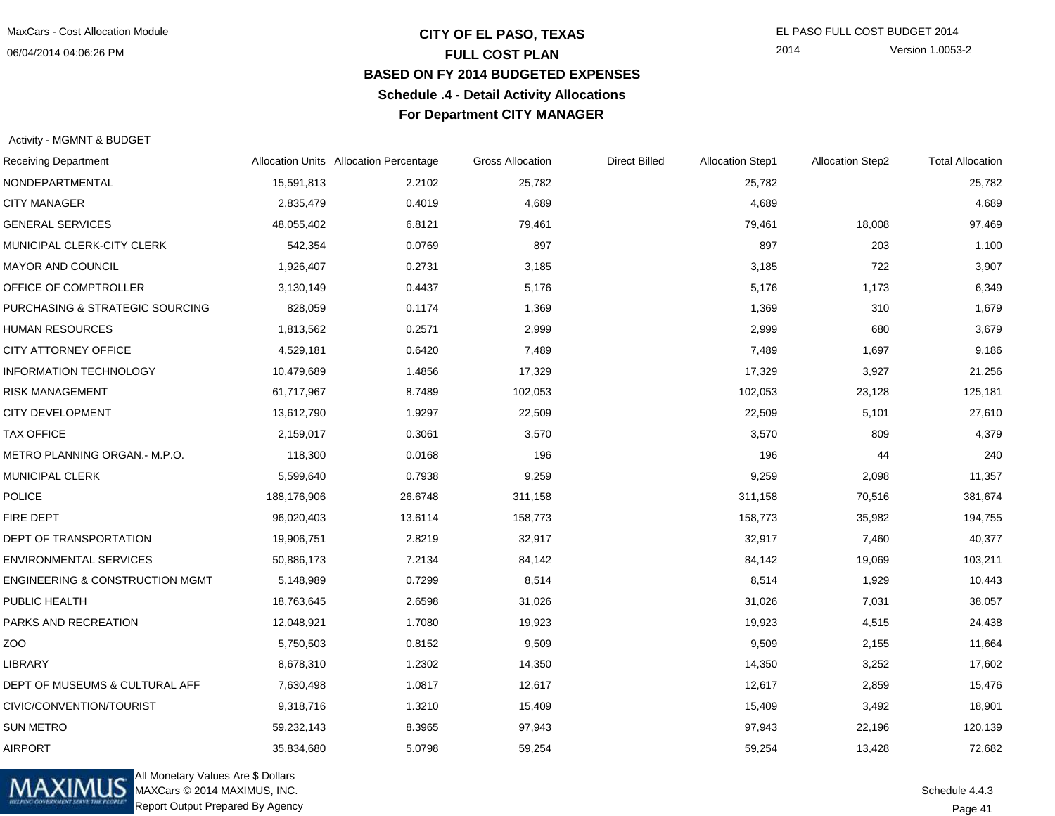# CITY OF EL PASO, TEXAS
## FULL COST PLAN
## BASED ON FY 2014 BUDGETED EXPENSES
## Schedule .4 - Detail Activity Allocations
## For Department CITY MANAGER

Activity - MGMNT & BUDGET

| Receiving Department | Allocation Units | Allocation Percentage | Gross Allocation | Direct Billed | Allocation Step1 | Allocation Step2 | Total Allocation |
|---|---|---|---|---|---|---|---|
| NONDEPARTMENTAL | 15,591,813 | 2.2102 | 25,782 | | 25,782 | | 25,782 |
| CITY MANAGER | 2,835,479 | 0.4019 | 4,689 | | 4,689 | | 4,689 |
| GENERAL SERVICES | 48,055,402 | 6.8121 | 79,461 | | 79,461 | 18,008 | 97,469 |
| MUNICIPAL CLERK-CITY CLERK | 542,354 | 0.0769 | 897 | | 897 | 203 | 1,100 |
| MAYOR AND COUNCIL | 1,926,407 | 0.2731 | 3,185 | | 3,185 | 722 | 3,907 |
| OFFICE OF COMPTROLLER | 3,130,149 | 0.4437 | 5,176 | | 5,176 | 1,173 | 6,349 |
| PURCHASING & STRATEGIC SOURCING | 828,059 | 0.1174 | 1,369 | | 1,369 | 310 | 1,679 |
| HUMAN RESOURCES | 1,813,562 | 0.2571 | 2,999 | | 2,999 | 680 | 3,679 |
| CITY ATTORNEY OFFICE | 4,529,181 | 0.6420 | 7,489 | | 7,489 | 1,697 | 9,186 |
| INFORMATION TECHNOLOGY | 10,479,689 | 1.4856 | 17,329 | | 17,329 | 3,927 | 21,256 |
| RISK MANAGEMENT | 61,717,967 | 8.7489 | 102,053 | | 102,053 | 23,128 | 125,181 |
| CITY DEVELOPMENT | 13,612,790 | 1.9297 | 22,509 | | 22,509 | 5,101 | 27,610 |
| TAX OFFICE | 2,159,017 | 0.3061 | 3,570 | | 3,570 | 809 | 4,379 |
| METRO PLANNING ORGAN.- M.P.O. | 118,300 | 0.0168 | 196 | | 196 | 44 | 240 |
| MUNICIPAL CLERK | 5,599,640 | 0.7938 | 9,259 | | 9,259 | 2,098 | 11,357 |
| POLICE | 188,176,906 | 26.6748 | 311,158 | | 311,158 | 70,516 | 381,674 |
| FIRE DEPT | 96,020,403 | 13.6114 | 158,773 | | 158,773 | 35,982 | 194,755 |
| DEPT OF TRANSPORTATION | 19,906,751 | 2.8219 | 32,917 | | 32,917 | 7,460 | 40,377 |
| ENVIRONMENTAL SERVICES | 50,886,173 | 7.2134 | 84,142 | | 84,142 | 19,069 | 103,211 |
| ENGINEERING & CONSTRUCTION MGMT | 5,148,989 | 0.7299 | 8,514 | | 8,514 | 1,929 | 10,443 |
| PUBLIC HEALTH | 18,763,645 | 2.6598 | 31,026 | | 31,026 | 7,031 | 38,057 |
| PARKS AND RECREATION | 12,048,921 | 1.7080 | 19,923 | | 19,923 | 4,515 | 24,438 |
| ZOO | 5,750,503 | 0.8152 | 9,509 | | 9,509 | 2,155 | 11,664 |
| LIBRARY | 8,678,310 | 1.2302 | 14,350 | | 14,350 | 3,252 | 17,602 |
| DEPT OF MUSEUMS & CULTURAL AFF | 7,630,498 | 1.0817 | 12,617 | | 12,617 | 2,859 | 15,476 |
| CIVIC/CONVENTION/TOURIST | 9,318,716 | 1.3210 | 15,409 | | 15,409 | 3,492 | 18,901 |
| SUN METRO | 59,232,143 | 8.3965 | 97,943 | | 97,943 | 22,196 | 120,139 |
| AIRPORT | 35,834,680 | 5.0798 | 59,254 | | 59,254 | 13,428 | 72,682 |

All Monetary Values Are $ Dollars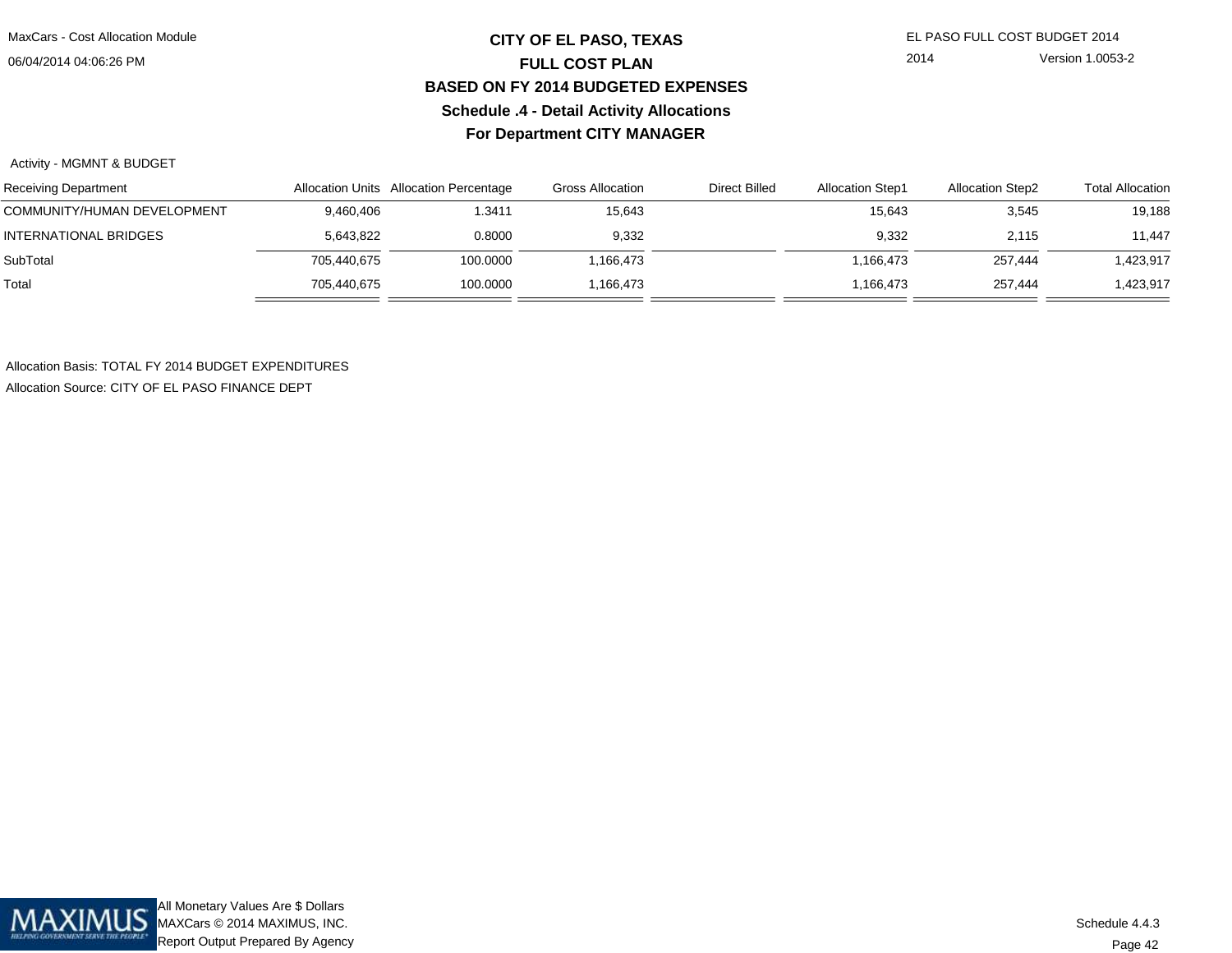# CITY OF EL PASO, TEXAS

## FULL COST PLAN

## BASED ON FY 2014 BUDGETED EXPENSES

## Schedule .4 - Detail Activity Allocations

## For Department CITY MANAGER

Activity - MGMNT & BUDGET

| Receiving Department | Allocation Units | Allocation Percentage | Gross Allocation | Direct Billed | Allocation Step1 | Allocation Step2 | Total Allocation |
|---|---|---|---|---|---|---|---|
| COMMUNITY/HUMAN DEVELOPMENT | 9,460,406 | 1.3411 | 15,643 | | 15,643 | 3,545 | 19,188 |
| INTERNATIONAL BRIDGES | 5,643,822 | 0.8000 | 9,332 | | 9,332 | 2,115 | 11,447 |
| SubTotal | 705,440,675 | 100.0000 | 1,166,473 | | 1,166,473 | 257,444 | 1,423,917 |
| Total | 705,440,675 | 100.0000 | 1,166,473 | | 1,166,473 | 257,444 | 1,423,917 |

Allocation Basis: TOTAL FY 2014 BUDGET EXPENDITURES

Allocation Source: CITY OF EL PASO FINANCE DEPT

All Monetary Values Are $ Dollars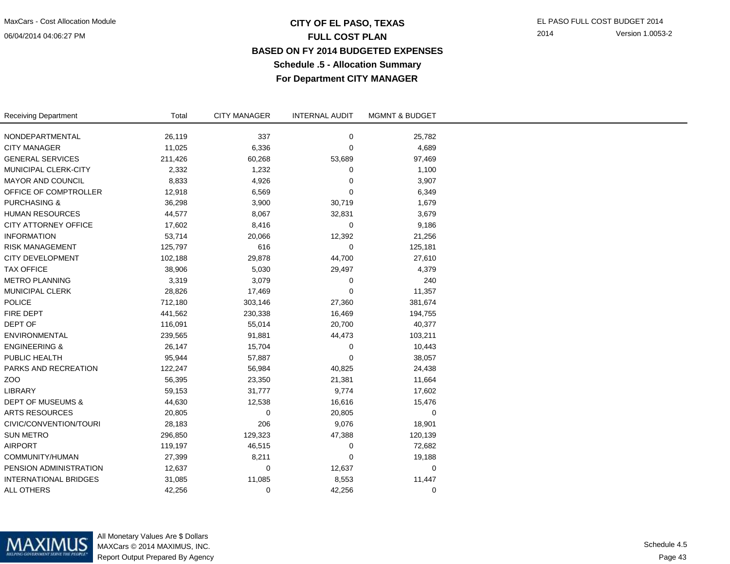# CITY OF EL PASO, TEXAS

## FULL COST PLAN

### BASED ON FY 2014 BUDGETED EXPENSES

### Schedule .5 - Allocation Summary

### For Department CITY MANAGER

| Receiving Department | Total | CITY MANAGER | INTERNAL AUDIT | MGMNT & BUDGET |
|---|---|---|---|---|
| NONDEPARTMENTAL | 26,119 | 337 | 0 | 25,782 |
| CITY MANAGER | 11,025 | 6,336 | 0 | 4,689 |
| GENERAL SERVICES | 211,426 | 60,268 | 53,689 | 97,469 |
| MUNICIPAL CLERK-CITY | 2,332 | 1,232 | 0 | 1,100 |
| MAYOR AND COUNCIL | 8,833 | 4,926 | 0 | 3,907 |
| OFFICE OF COMPTROLLER | 12,918 | 6,569 | 0 | 6,349 |
| PURCHASING & | 36,298 | 3,900 | 30,719 | 1,679 |
| HUMAN RESOURCES | 44,577 | 8,067 | 32,831 | 3,679 |
| CITY ATTORNEY OFFICE | 17,602 | 8,416 | 0 | 9,186 |
| INFORMATION | 53,714 | 20,066 | 12,392 | 21,256 |
| RISK MANAGEMENT | 125,797 | 616 | 0 | 125,181 |
| CITY DEVELOPMENT | 102,188 | 29,878 | 44,700 | 27,610 |
| TAX OFFICE | 38,906 | 5,030 | 29,497 | 4,379 |
| METRO PLANNING | 3,319 | 3,079 | 0 | 240 |
| MUNICIPAL CLERK | 28,826 | 17,469 | 0 | 11,357 |
| POLICE | 712,180 | 303,146 | 27,360 | 381,674 |
| FIRE DEPT | 441,562 | 230,338 | 16,469 | 194,755 |
| DEPT OF | 116,091 | 55,014 | 20,700 | 40,377 |
| ENVIRONMENTAL | 239,565 | 91,881 | 44,473 | 103,211 |
| ENGINEERING & | 26,147 | 15,704 | 0 | 10,443 |
| PUBLIC HEALTH | 95,944 | 57,887 | 0 | 38,057 |
| PARKS AND RECREATION | 122,247 | 56,984 | 40,825 | 24,438 |
| ZOO | 56,395 | 23,350 | 21,381 | 11,664 |
| LIBRARY | 59,153 | 31,777 | 9,774 | 17,602 |
| DEPT OF MUSEUMS & | 44,630 | 12,538 | 16,616 | 15,476 |
| ARTS RESOURCES | 20,805 | 0 | 20,805 | 0 |
| CIVIC/CONVENTION/TOURI | 28,183 | 206 | 9,076 | 18,901 |
| SUN METRO | 296,850 | 129,323 | 47,388 | 120,139 |
| AIRPORT | 119,197 | 46,515 | 0 | 72,682 |
| COMMUNITY/HUMAN | 27,399 | 8,211 | 0 | 19,188 |
| PENSION ADMINISTRATION | 12,637 | 0 | 12,637 | 0 |
| INTERNATIONAL BRIDGES | 31,085 | 11,085 | 8,553 | 11,447 |
| ALL OTHERS | 42,256 | 0 | 42,256 | 0 |

All Monetary Values Are $ Dollars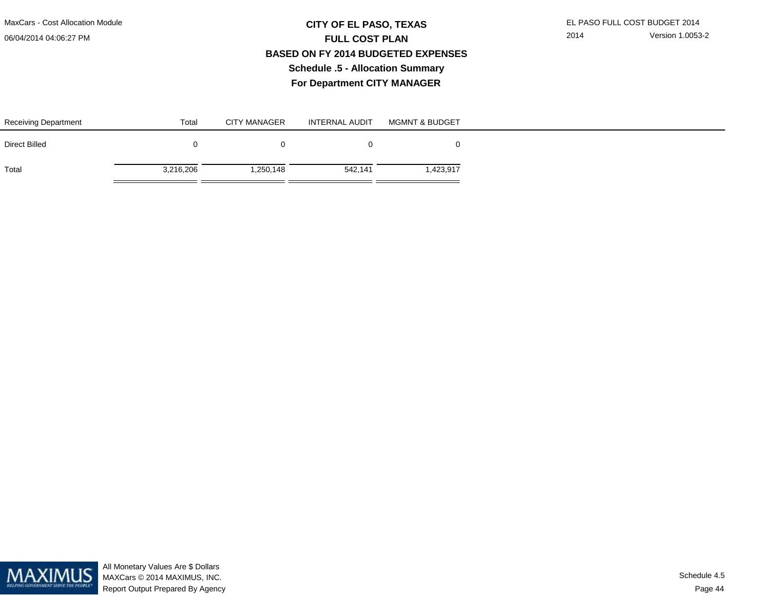# CITY OF EL PASO, TEXAS

## FULL COST PLAN

### BASED ON FY 2014 BUDGETED EXPENSES

### Schedule .5 - Allocation Summary

### For Department CITY MANAGER

| Receiving Department | Total | CITY MANAGER | INTERNAL AUDIT | MGMNT & BUDGET |
|---|---|---|---|---|
| Direct Billed | 0 | 0 | 0 | 0 |
| Total | 3,216,206 | 1,250,148 | 542,141 | 1,423,917 |

All Monetary Values Are $ Dollars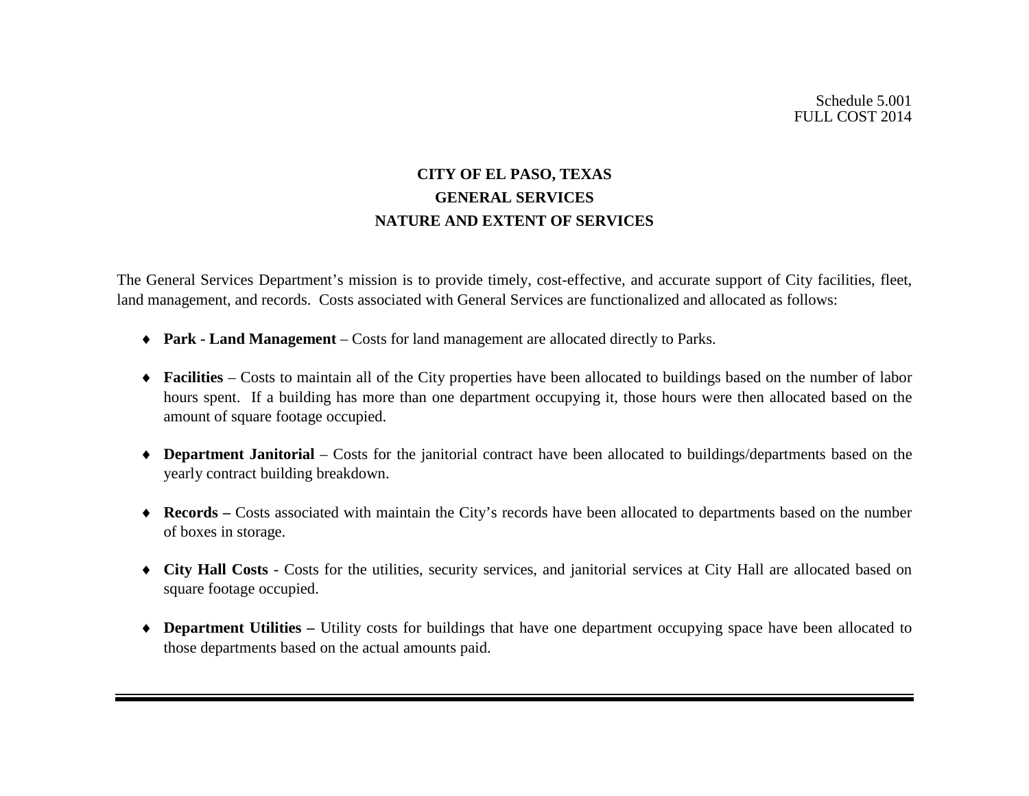Schedule 5.001
FULL COST 2014

# CITY OF EL PASO, TEXAS
## GENERAL SERVICES
## NATURE AND EXTENT OF SERVICES

The General Services Department's mission is to provide timely, cost-effective, and accurate support of City facilities, fleet, land management, and records. Costs associated with General Services are functionalized and allocated as follows:

- **Park - Land Management** – Costs for land management are allocated directly to Parks.
- **Facilities** – Costs to maintain all of the City properties have been allocated to buildings based on the number of labor hours spent. If a building has more than one department occupying it, those hours were then allocated based on the amount of square footage occupied.
- **Department Janitorial** – Costs for the janitorial contract have been allocated to buildings/departments based on the yearly contract building breakdown.
- **Records –** Costs associated with maintain the City's records have been allocated to departments based on the number of boxes in storage.
- **City Hall Costs** - Costs for the utilities, security services, and janitorial services at City Hall are allocated based on square footage occupied.
- **Department Utilities –** Utility costs for buildings that have one department occupying space have been allocated to those departments based on the actual amounts paid.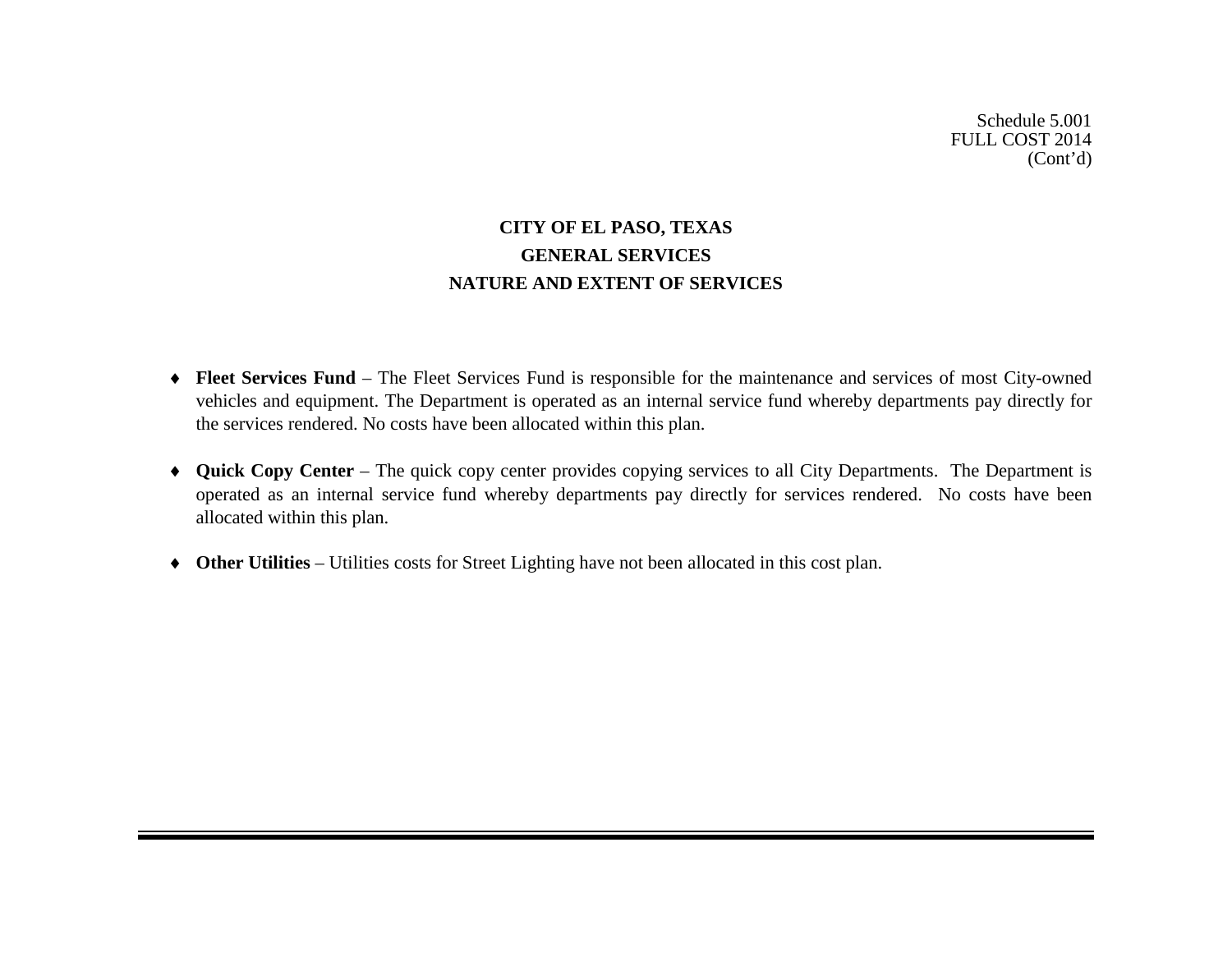Schedule 5.001
FULL COST 2014
(Cont'd)

# CITY OF EL PASO, TEXAS
## GENERAL SERVICES
## NATURE AND EXTENT OF SERVICES

- **Fleet Services Fund** – The Fleet Services Fund is responsible for the maintenance and services of most City-owned vehicles and equipment. The Department is operated as an internal service fund whereby departments pay directly for the services rendered. No costs have been allocated within this plan.

- **Quick Copy Center** – The quick copy center provides copying services to all City Departments. The Department is operated as an internal service fund whereby departments pay directly for services rendered. No costs have been allocated within this plan.

- **Other Utilities** – Utilities costs for Street Lighting have not been allocated in this cost plan.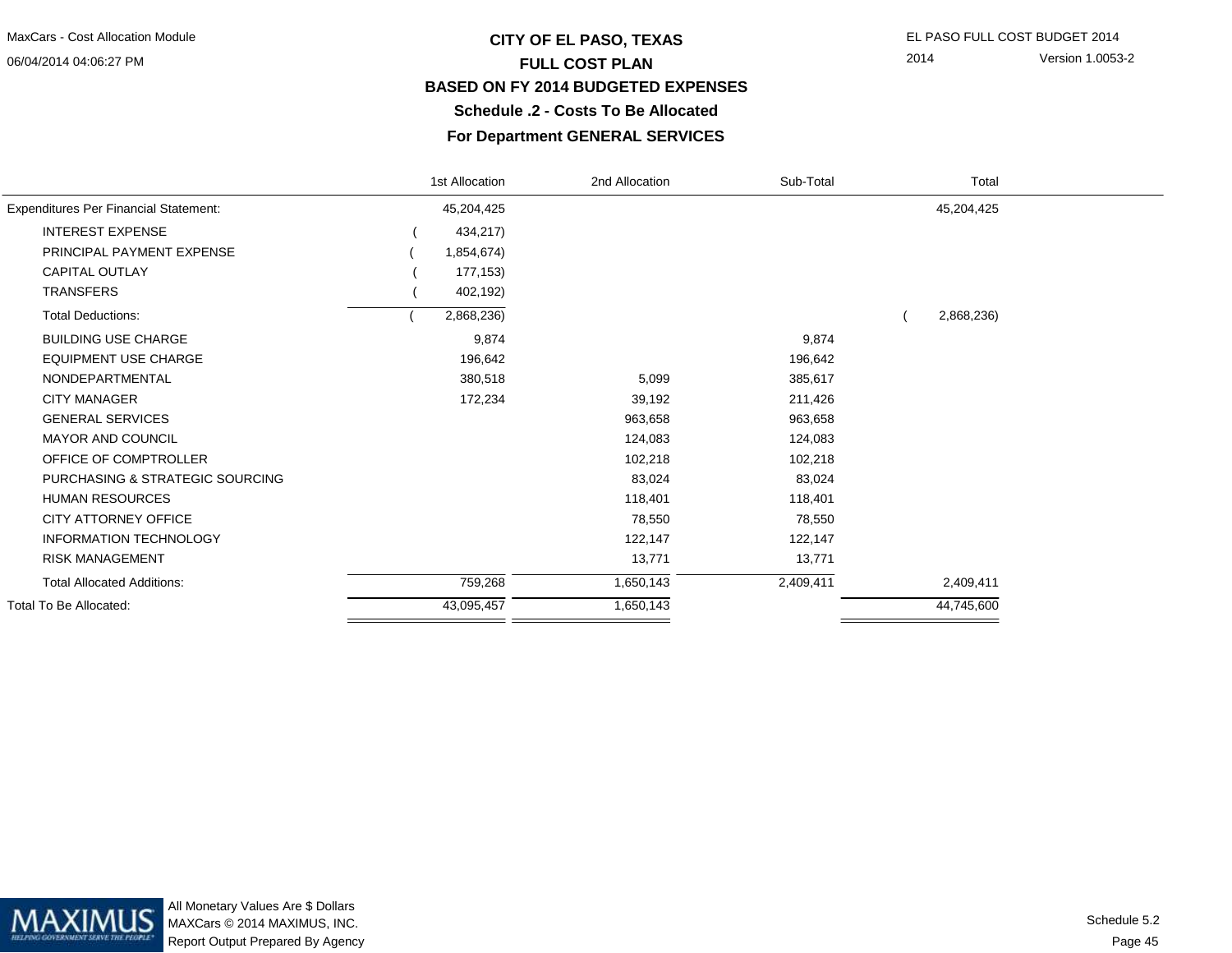MaxCars - Cost Allocation Module
06/04/2014 04:06:27 PM

# CITY OF EL PASO, TEXAS
## FULL COST PLAN
## BASED ON FY 2014 BUDGETED EXPENSES
### Schedule .2 - Costs To Be Allocated
### For Department GENERAL SERVICES

EL PASO FULL COST BUDGET 2014
2014 Version 1.0053-2

| | 1st Allocation | 2nd Allocation | Sub-Total | Total |
|---|---|---|---|---|
| Expenditures Per Financial Statement: | 45,204,425 | | | 45,204,425 |
| INTEREST EXPENSE | ( 434,217) | | | |
| PRINCIPAL PAYMENT EXPENSE | ( 1,854,674) | | | |
| CAPITAL OUTLAY | ( 177,153) | | | |
| TRANSFERS | ( 402,192) | | | |
| Total Deductions: | ( 2,868,236) | | | ( 2,868,236) |
| BUILDING USE CHARGE | 9,874 | | 9,874 | |
| EQUIPMENT USE CHARGE | 196,642 | | 196,642 | |
| NONDEPARTMENTAL | 380,518 | 5,099 | 385,617 | |
| CITY MANAGER | 172,234 | 39,192 | 211,426 | |
| GENERAL SERVICES | | 963,658 | 963,658 | |
| MAYOR AND COUNCIL | | 124,083 | 124,083 | |
| OFFICE OF COMPTROLLER | | 102,218 | 102,218 | |
| PURCHASING & STRATEGIC SOURCING | | 83,024 | 83,024 | |
| HUMAN RESOURCES | | 118,401 | 118,401 | |
| CITY ATTORNEY OFFICE | | 78,550 | 78,550 | |
| INFORMATION TECHNOLOGY | | 122,147 | 122,147 | |
| RISK MANAGEMENT | | 13,771 | 13,771 | |
| Total Allocated Additions: | 759,268 | 1,650,143 | 2,409,411 | 2,409,411 |
| Total To Be Allocated: | 43,095,457 | 1,650,143 | | 44,745,600 |

All Monetary Values Are $ Dollars
MAXCars © 2014 MAXIMUS, INC.
Report Output Prepared By Agency

Schedule 5.2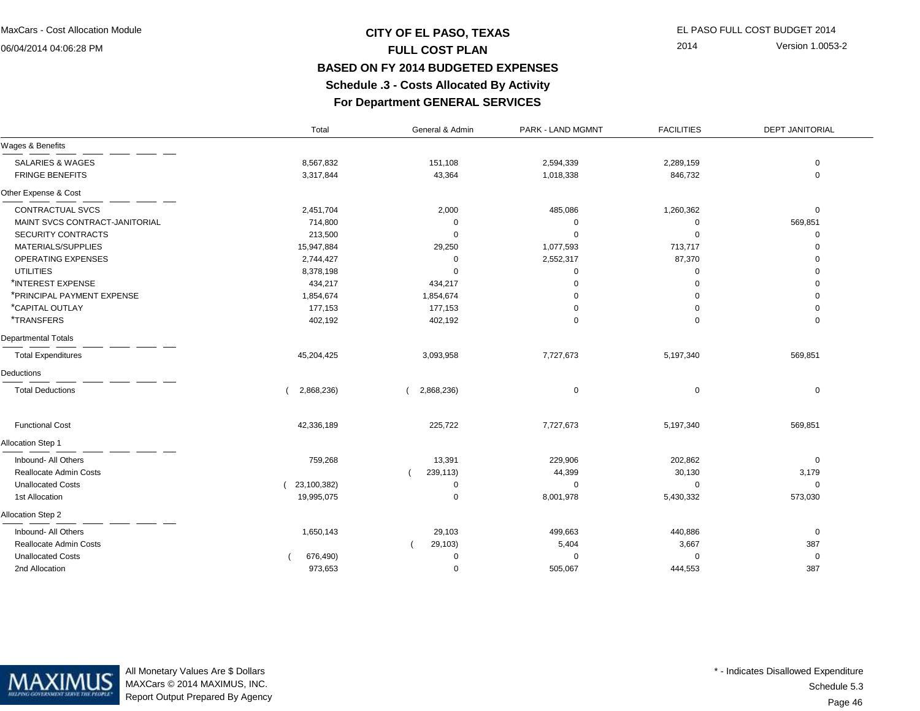# CITY OF EL PASO, TEXAS

## FULL COST PLAN

## BASED ON FY 2014 BUDGETED EXPENSES

### Schedule .3 - Costs Allocated By Activity

### For Department GENERAL SERVICES

MaxCars - Cost Allocation Module
06/04/2014 04:06:28 PM

EL PASO FULL COST BUDGET 2014
2014 Version 1.0053-2

| | Total | General & Admin | PARK - LAND MGMNT | FACILITIES | DEPT JANITORIAL |
|---|---|---|---|---|---|
| **Wages & Benefits** | | | | | |
| SALARIES & WAGES | 8,567,832 | 151,108 | 2,594,339 | 2,289,159 | 0 |
| FRINGE BENEFITS | 3,317,844 | 43,364 | 1,018,338 | 846,732 | 0 |
| **Other Expense & Cost** | | | | | |
| CONTRACTUAL SVCS | 2,451,704 | 2,000 | 485,086 | 1,260,362 | 0 |
| MAINT SVCS CONTRACT-JANITORIAL | 714,800 | 0 | 0 | 0 | 569,851 |
| SECURITY CONTRACTS | 213,500 | 0 | 0 | 0 | 0 |
| MATERIALS/SUPPLIES | 15,947,884 | 29,250 | 1,077,593 | 713,717 | 0 |
| OPERATING EXPENSES | 2,744,427 | 0 | 2,552,317 | 87,370 | 0 |
| UTILITIES | 8,378,198 | 0 | 0 | 0 | 0 |
| *INTEREST EXPENSE | 434,217 | 434,217 | 0 | 0 | 0 |
| *PRINCIPAL PAYMENT EXPENSE | 1,854,674 | 1,854,674 | 0 | 0 | 0 |
| *CAPITAL OUTLAY | 177,153 | 177,153 | 0 | 0 | 0 |
| *TRANSFERS | 402,192 | 402,192 | 0 | 0 | 0 |
| **Departmental Totals** | | | | | |
| Total Expenditures | 45,204,425 | 3,093,958 | 7,727,673 | 5,197,340 | 569,851 |
| **Deductions** | | | | | |
| Total Deductions | ( 2,868,236) | ( 2,868,236) | 0 | 0 | 0 |
| Functional Cost | 42,336,189 | 225,722 | 7,727,673 | 5,197,340 | 569,851 |
| **Allocation Step 1** | | | | | |
| Inbound- All Others | 759,268 | 13,391 | 229,906 | 202,862 | 0 |
| Reallocate Admin Costs | | ( 239,113) | 44,399 | 30,130 | 3,179 |
| Unallocated Costs | ( 23,100,382) | 0 | 0 | 0 | 0 |
| 1st Allocation | 19,995,075 | 0 | 8,001,978 | 5,430,332 | 573,030 |
| **Allocation Step 2** | | | | | |
| Inbound- All Others | 1,650,143 | 29,103 | 499,663 | 440,886 | 0 |
| Reallocate Admin Costs | | ( 29,103) | 5,404 | 3,667 | 387 |
| Unallocated Costs | ( 676,490) | 0 | 0 | 0 | 0 |
| 2nd Allocation | 973,653 | 0 | 505,067 | 444,553 | 387 |

All Monetary Values Are $ Dollars
MAXCars © 2014 MAXIMUS, INC.
Report Output Prepared By Agency

* - Indicates Disallowed Expenditure

Schedule 5.3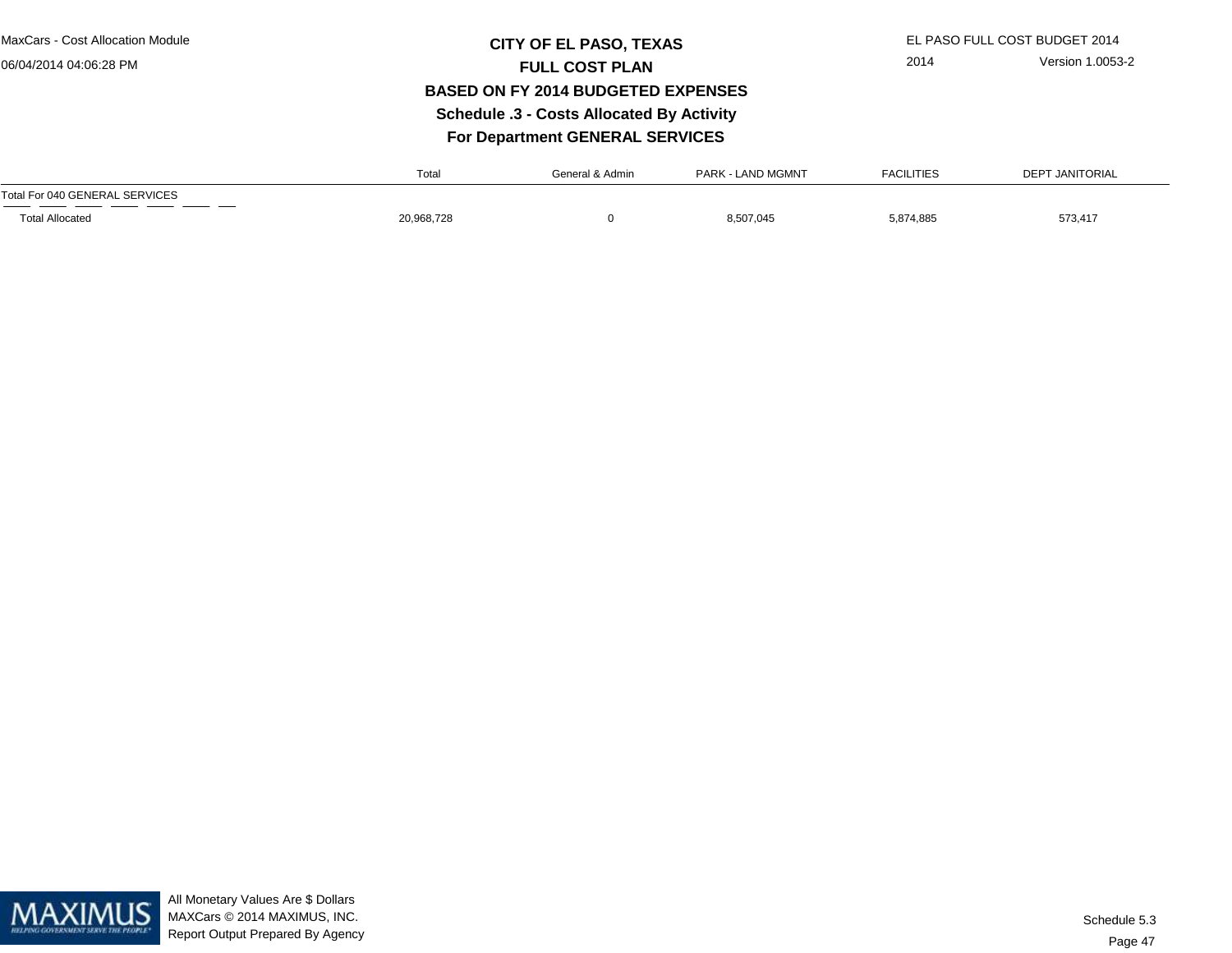# CITY OF EL PASO, TEXAS
## FULL COST PLAN
## BASED ON FY 2014 BUDGETED EXPENSES
## Schedule .3 - Costs Allocated By Activity
## For Department GENERAL SERVICES

| | Total | General & Admin | PARK - LAND MGMNT | FACILITIES | DEPT JANITORIAL |
|---|---|---|---|---|---|
| Total For 040 GENERAL SERVICES | | | | | |
| Total Allocated | 20,968,728 | 0 | 8,507,045 | 5,874,885 | 573,417 |

All Monetary Values Are $ Dollars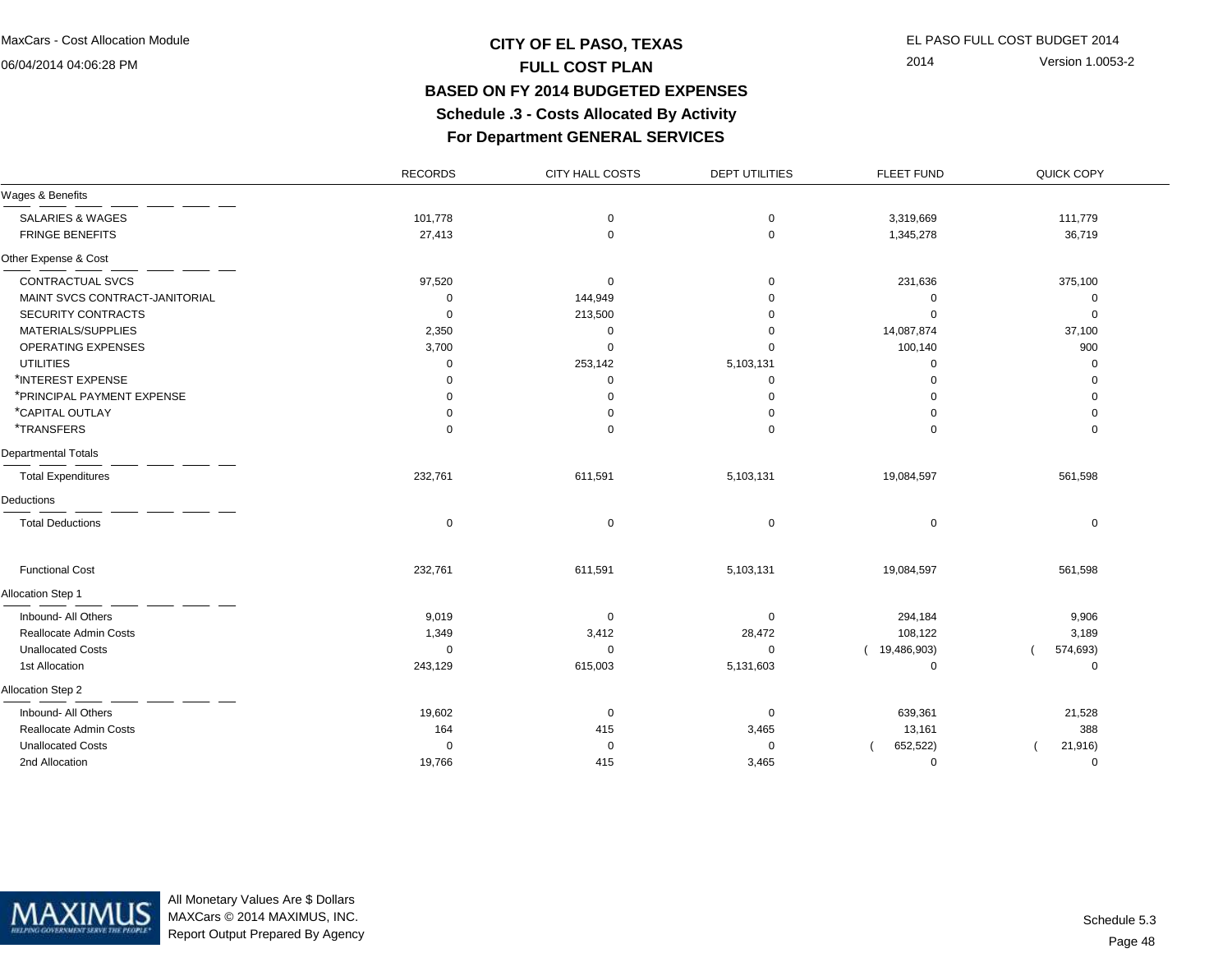# CITY OF EL PASO, TEXAS
## FULL COST PLAN
## BASED ON FY 2014 BUDGETED EXPENSES
## Schedule .3 - Costs Allocated By Activity
## For Department GENERAL SERVICES

MaxCars - Cost Allocation Module
06/04/2014 04:06:28 PM

EL PASO FULL COST BUDGET 2014
2014 Version 1.0053-2

| | RECORDS | CITY HALL COSTS | DEPT UTILITIES | FLEET FUND | QUICK COPY |
|---|---|---|---|---|---|
| **Wages & Benefits** | | | | | |
| SALARIES & WAGES | 101,778 | 0 | 0 | 3,319,669 | 111,779 |
| FRINGE BENEFITS | 27,413 | 0 | 0 | 1,345,278 | 36,719 |
| **Other Expense & Cost** | | | | | |
| CONTRACTUAL SVCS | 97,520 | 0 | 0 | 231,636 | 375,100 |
| MAINT SVCS CONTRACT-JANITORIAL | 0 | 144,949 | 0 | 0 | 0 |
| SECURITY CONTRACTS | 0 | 213,500 | 0 | 0 | 0 |
| MATERIALS/SUPPLIES | 2,350 | 0 | 0 | 14,087,874 | 37,100 |
| OPERATING EXPENSES | 3,700 | 0 | 0 | 100,140 | 900 |
| UTILITIES | 0 | 253,142 | 5,103,131 | 0 | 0 |
| *INTEREST EXPENSE | 0 | 0 | 0 | 0 | 0 |
| *PRINCIPAL PAYMENT EXPENSE | 0 | 0 | 0 | 0 | 0 |
| *CAPITAL OUTLAY | 0 | 0 | 0 | 0 | 0 |
| *TRANSFERS | 0 | 0 | 0 | 0 | 0 |
| **Departmental Totals** | | | | | |
| Total Expenditures | 232,761 | 611,591 | 5,103,131 | 19,084,597 | 561,598 |
| **Deductions** | | | | | |
| Total Deductions | 0 | 0 | 0 | 0 | 0 |
| Functional Cost | 232,761 | 611,591 | 5,103,131 | 19,084,597 | 561,598 |
| **Allocation Step 1** | | | | | |
| Inbound- All Others | 9,019 | 0 | 0 | 294,184 | 9,906 |
| Reallocate Admin Costs | 1,349 | 3,412 | 28,472 | 108,122 | 3,189 |
| Unallocated Costs | 0 | 0 | 0 | ( 19,486,903) | ( 574,693) |
| 1st Allocation | 243,129 | 615,003 | 5,131,603 | 0 | 0 |
| **Allocation Step 2** | | | | | |
| Inbound- All Others | 19,602 | 0 | 0 | 639,361 | 21,528 |
| Reallocate Admin Costs | 164 | 415 | 3,465 | 13,161 | 388 |
| Unallocated Costs | 0 | 0 | 0 | ( 652,522) | ( 21,916) |
| 2nd Allocation | 19,766 | 415 | 3,465 | 0 | 0 |

All Monetary Values Are $ Dollars
MAXCars © 2014 MAXIMUS, INC.
Report Output Prepared By Agency

Schedule 5.3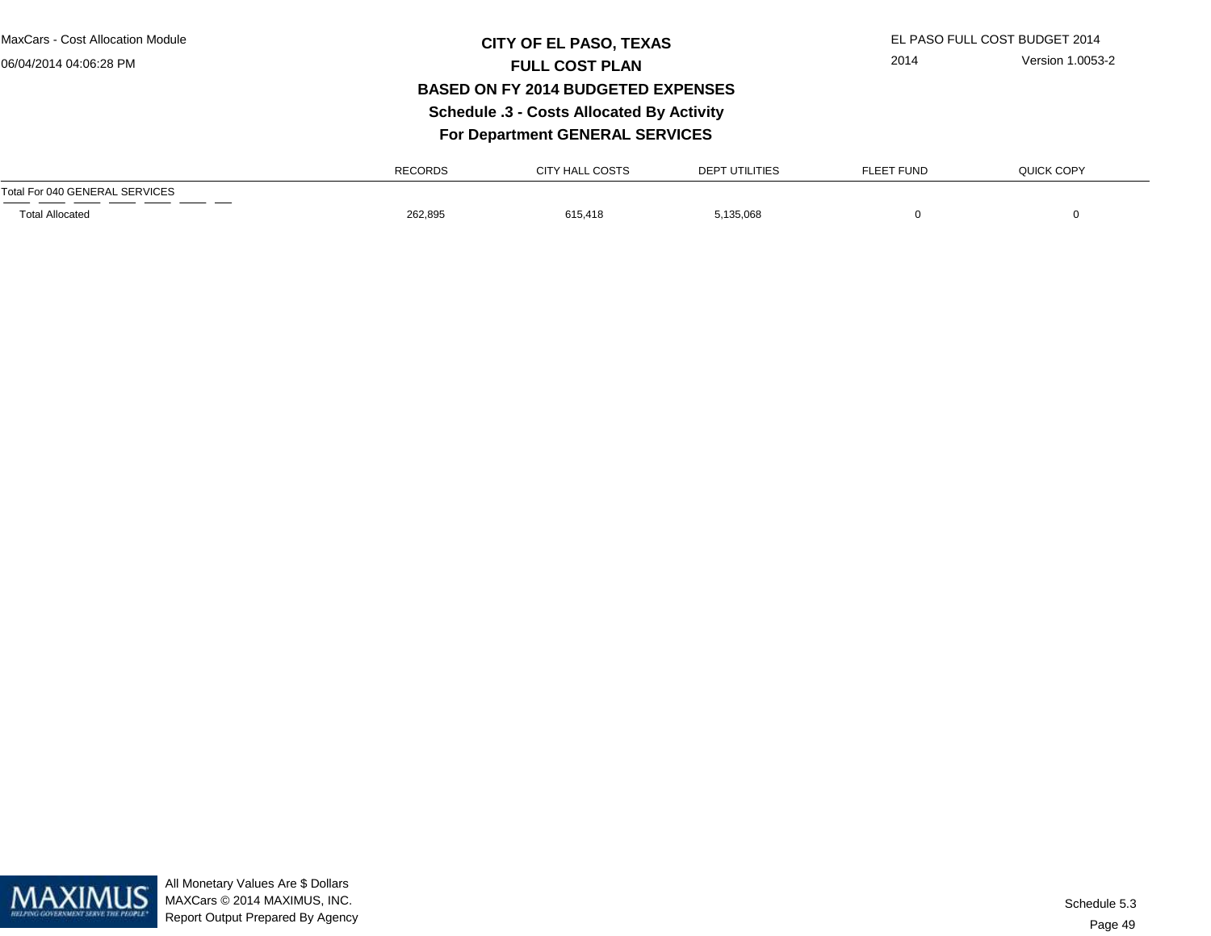# CITY OF EL PASO, TEXAS
## FULL COST PLAN
## BASED ON FY 2014 BUDGETED EXPENSES
## Schedule .3 - Costs Allocated By Activity
## For Department GENERAL SERVICES

| | RECORDS | CITY HALL COSTS | DEPT UTILITIES | FLEET FUND | QUICK COPY |
|---|---|---|---|---|---|
| Total For 040 GENERAL SERVICES | | | | | |
| Total Allocated | 262,895 | 615,418 | 5,135,068 | 0 | 0 |

All Monetary Values Are $ Dollars
MAXCars © 2014 MAXIMUS, INC.
Report Output Prepared By Agency

Schedule 5.3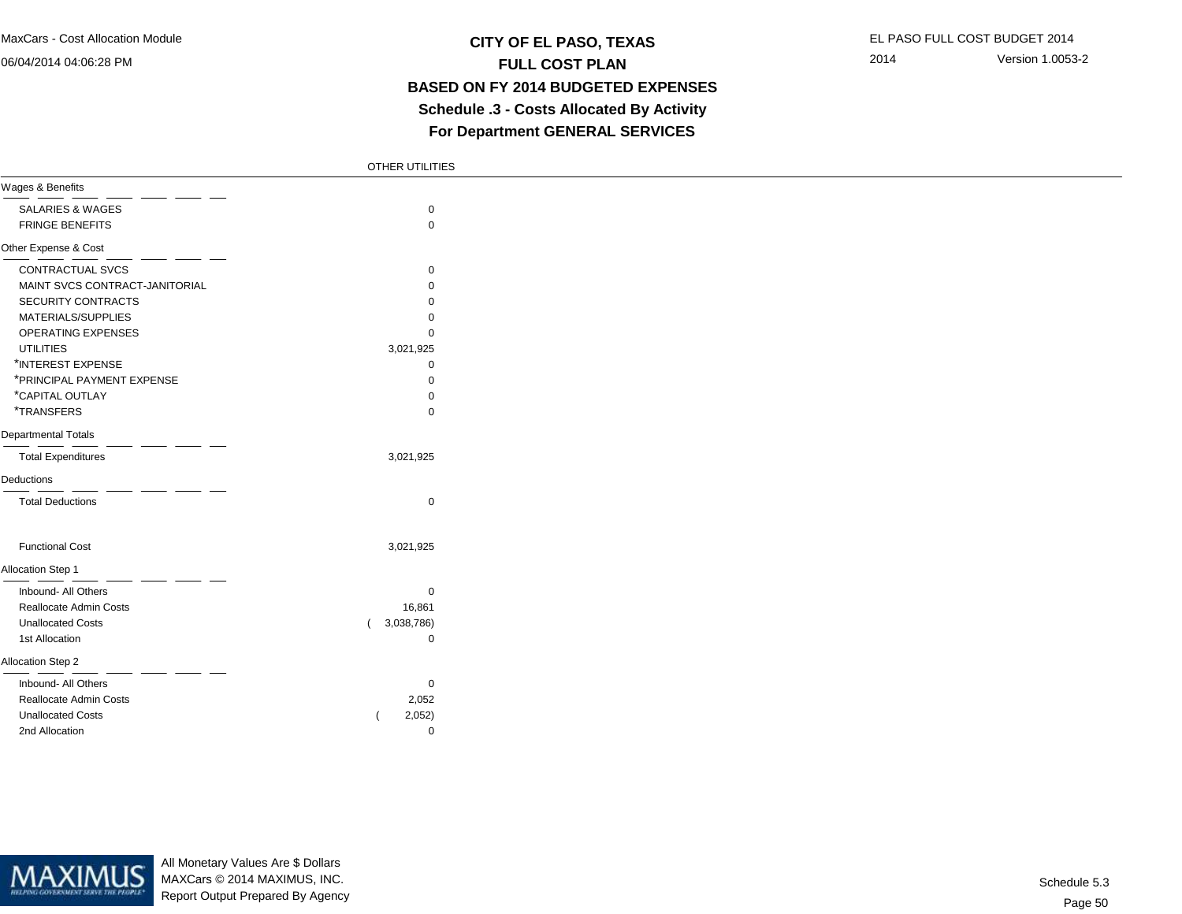# CITY OF EL PASO, TEXAS
## FULL COST PLAN
## BASED ON FY 2014 BUDGETED EXPENSES
## Schedule .3 - Costs Allocated By Activity
## For Department GENERAL SERVICES

| | OTHER UTILITIES |
|---|---|
| **Wages & Benefits** | |
| SALARIES & WAGES | 0 |
| FRINGE BENEFITS | 0 |
| **Other Expense & Cost** | |
| CONTRACTUAL SVCS | 0 |
| MAINT SVCS CONTRACT-JANITORIAL | 0 |
| SECURITY CONTRACTS | 0 |
| MATERIALS/SUPPLIES | 0 |
| OPERATING EXPENSES | 0 |
| UTILITIES | 3,021,925 |
| *INTEREST EXPENSE | 0 |
| *PRINCIPAL PAYMENT EXPENSE | 0 |
| *CAPITAL OUTLAY | 0 |
| *TRANSFERS | 0 |
| **Departmental Totals** | |
| Total Expenditures | 3,021,925 |
| **Deductions** | |
| Total Deductions | 0 |
| Functional Cost | 3,021,925 |
| **Allocation Step 1** | |
| Inbound- All Others | 0 |
| Reallocate Admin Costs | 16,861 |
| Unallocated Costs | ( 3,038,786) |
| 1st Allocation | 0 |
| **Allocation Step 2** | |
| Inbound- All Others | 0 |
| Reallocate Admin Costs | 2,052 |
| Unallocated Costs | ( 2,052) |
| 2nd Allocation | 0 |

All Monetary Values Are $ Dollars
MAXCars © 2014 MAXIMUS, INC.
Report Output Prepared By Agency

Schedule 5.3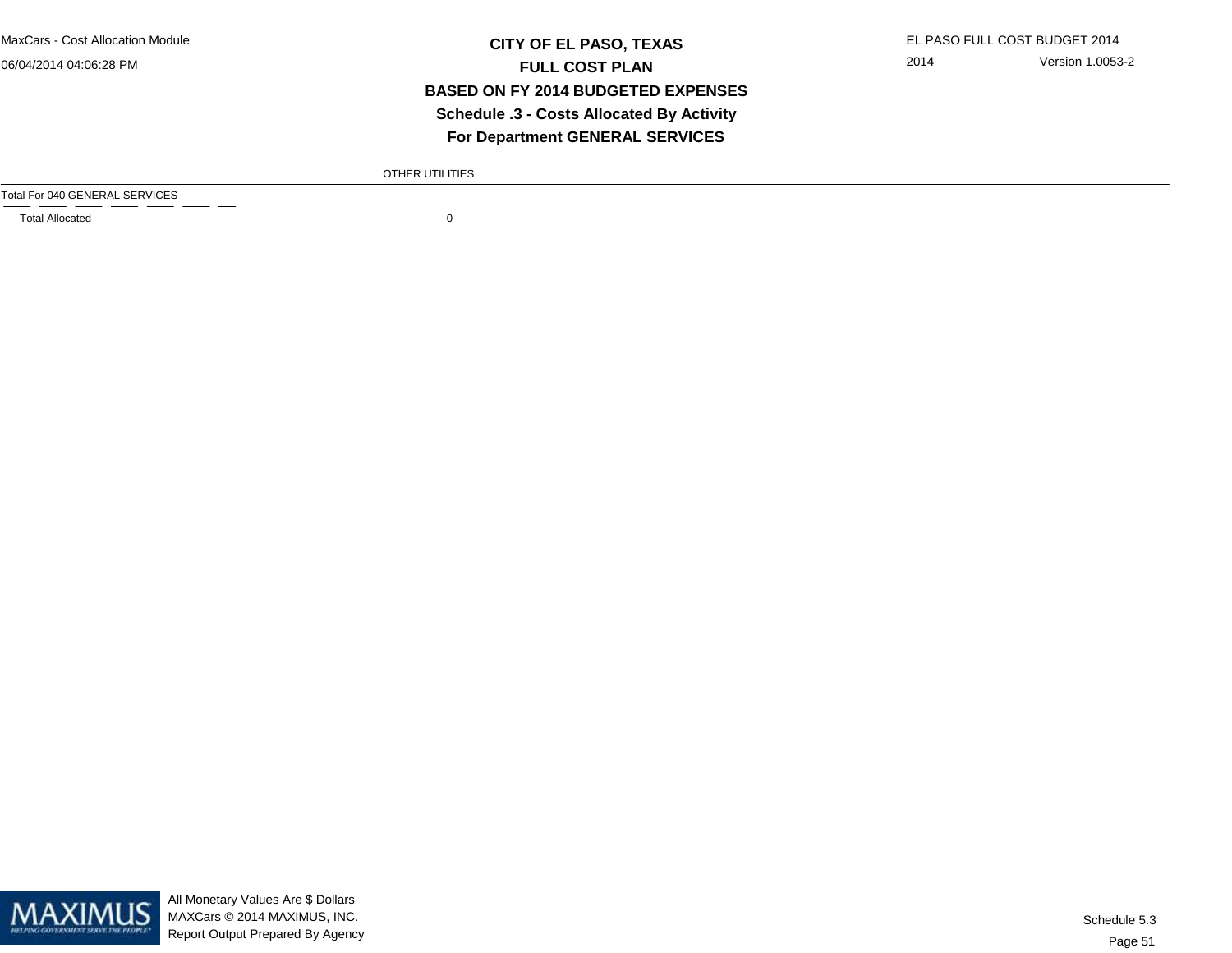# CITY OF EL PASO, TEXAS
## FULL COST PLAN
## BASED ON FY 2014 BUDGETED EXPENSES
## Schedule .3 - Costs Allocated By Activity
## For Department GENERAL SERVICES

| | OTHER UTILITIES |
|---|---|
| Total For 040 GENERAL SERVICES | |
| Total Allocated | 0 |

All Monetary Values Are $ Dollars
MAXCars © 2014 MAXIMUS, INC.
Report Output Prepared By Agency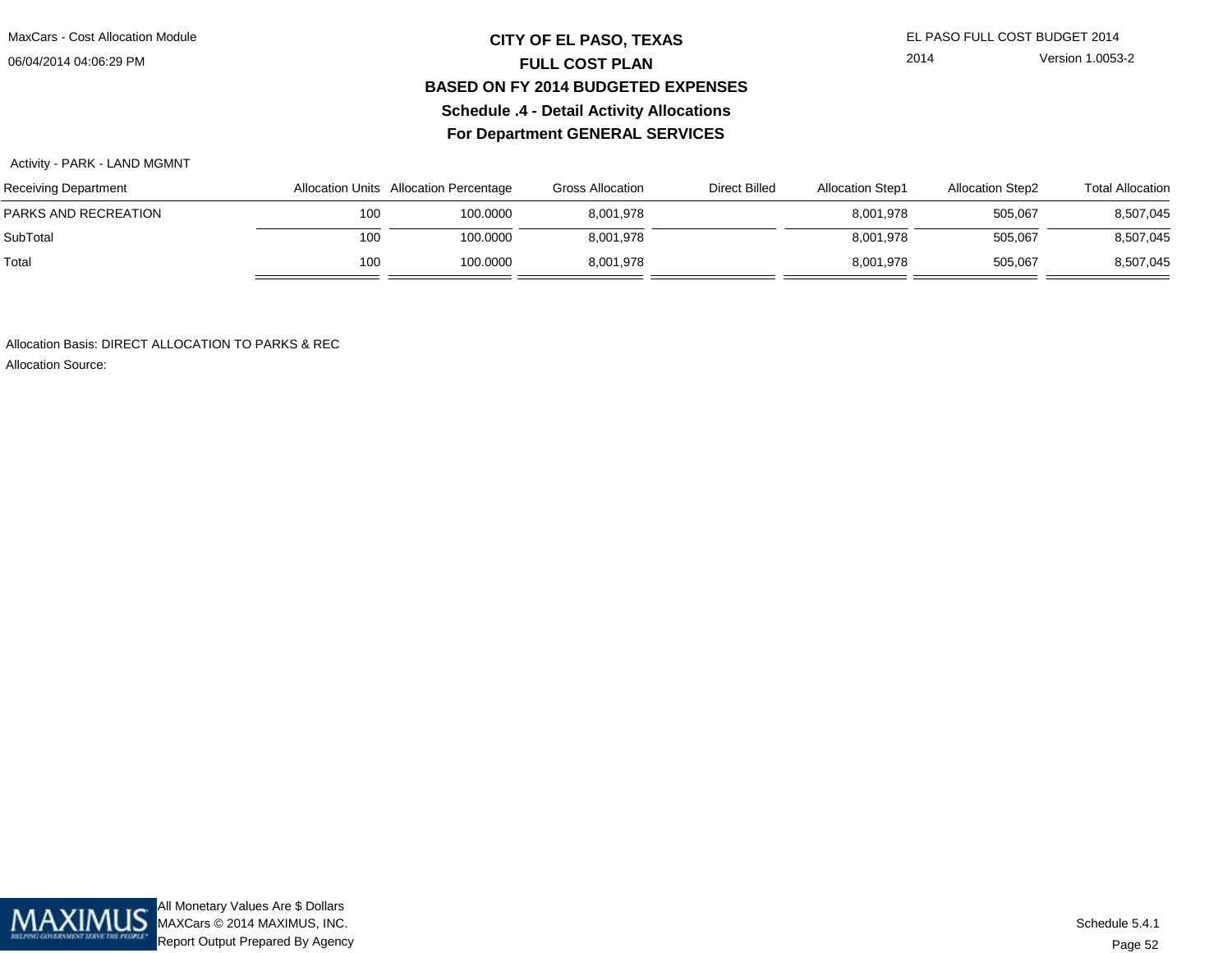# CITY OF EL PASO, TEXAS

## FULL COST PLAN

## BASED ON FY 2014 BUDGETED EXPENSES

### Schedule .4 - Detail Activity Allocations

### For Department GENERAL SERVICES

Activity - PARK - LAND MGMNT

| Receiving Department | Allocation Units | Allocation Percentage | Gross Allocation | Direct Billed | Allocation Step1 | Allocation Step2 | Total Allocation |
|---|---|---|---|---|---|---|---|
| PARKS AND RECREATION | 100 | 100.0000 | 8,001,978 | | 8,001,978 | 505,067 | 8,507,045 |
| SubTotal | 100 | 100.0000 | 8,001,978 | | 8,001,978 | 505,067 | 8,507,045 |
| Total | 100 | 100.0000 | 8,001,978 | | 8,001,978 | 505,067 | 8,507,045 |

Allocation Basis: DIRECT ALLOCATION TO PARKS & REC

Allocation Source:

All Monetary Values Are $ Dollars

MAXCars © 2014 MAXIMUS, INC.

Report Output Prepared By Agency

Schedule 5.4.1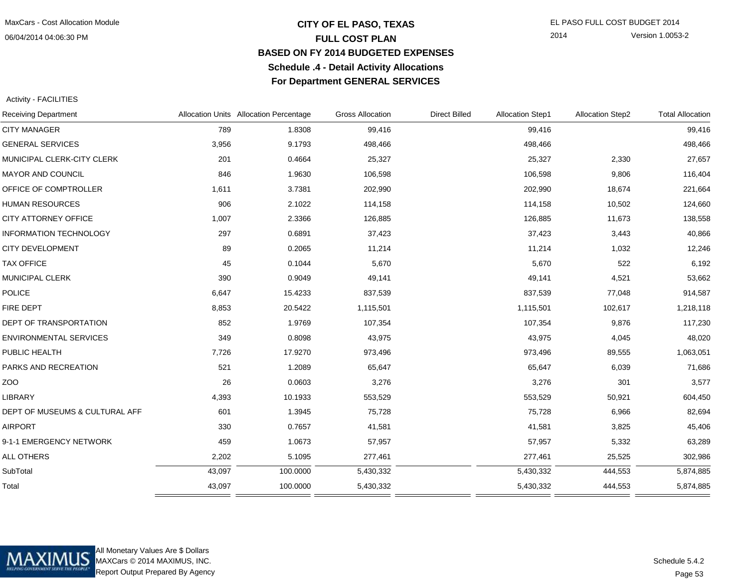# CITY OF EL PASO, TEXAS

## FULL COST PLAN

### BASED ON FY 2014 BUDGETED EXPENSES

### Schedule .4 - Detail Activity Allocations

### For Department GENERAL SERVICES

Activity - FACILITIES

| Receiving Department | Allocation Units | Allocation Percentage | Gross Allocation | Direct Billed | Allocation Step1 | Allocation Step2 | Total Allocation |
|---|---|---|---|---|---|---|---|
| CITY MANAGER | 789 | 1.8308 | 99,416 | | 99,416 | | 99,416 |
| GENERAL SERVICES | 3,956 | 9.1793 | 498,466 | | 498,466 | | 498,466 |
| MUNICIPAL CLERK-CITY CLERK | 201 | 0.4664 | 25,327 | | 25,327 | 2,330 | 27,657 |
| MAYOR AND COUNCIL | 846 | 1.9630 | 106,598 | | 106,598 | 9,806 | 116,404 |
| OFFICE OF COMPTROLLER | 1,611 | 3.7381 | 202,990 | | 202,990 | 18,674 | 221,664 |
| HUMAN RESOURCES | 906 | 2.1022 | 114,158 | | 114,158 | 10,502 | 124,660 |
| CITY ATTORNEY OFFICE | 1,007 | 2.3366 | 126,885 | | 126,885 | 11,673 | 138,558 |
| INFORMATION TECHNOLOGY | 297 | 0.6891 | 37,423 | | 37,423 | 3,443 | 40,866 |
| CITY DEVELOPMENT | 89 | 0.2065 | 11,214 | | 11,214 | 1,032 | 12,246 |
| TAX OFFICE | 45 | 0.1044 | 5,670 | | 5,670 | 522 | 6,192 |
| MUNICIPAL CLERK | 390 | 0.9049 | 49,141 | | 49,141 | 4,521 | 53,662 |
| POLICE | 6,647 | 15.4233 | 837,539 | | 837,539 | 77,048 | 914,587 |
| FIRE DEPT | 8,853 | 20.5422 | 1,115,501 | | 1,115,501 | 102,617 | 1,218,118 |
| DEPT OF TRANSPORTATION | 852 | 1.9769 | 107,354 | | 107,354 | 9,876 | 117,230 |
| ENVIRONMENTAL SERVICES | 349 | 0.8098 | 43,975 | | 43,975 | 4,045 | 48,020 |
| PUBLIC HEALTH | 7,726 | 17.9270 | 973,496 | | 973,496 | 89,555 | 1,063,051 |
| PARKS AND RECREATION | 521 | 1.2089 | 65,647 | | 65,647 | 6,039 | 71,686 |
| ZOO | 26 | 0.0603 | 3,276 | | 3,276 | 301 | 3,577 |
| LIBRARY | 4,393 | 10.1933 | 553,529 | | 553,529 | 50,921 | 604,450 |
| DEPT OF MUSEUMS & CULTURAL AFF | 601 | 1.3945 | 75,728 | | 75,728 | 6,966 | 82,694 |
| AIRPORT | 330 | 0.7657 | 41,581 | | 41,581 | 3,825 | 45,406 |
| 9-1-1 EMERGENCY NETWORK | 459 | 1.0673 | 57,957 | | 57,957 | 5,332 | 63,289 |
| ALL OTHERS | 2,202 | 5.1095 | 277,461 | | 277,461 | 25,525 | 302,986 |
| SubTotal | 43,097 | 100.0000 | 5,430,332 | | 5,430,332 | 444,553 | 5,874,885 |
| Total | 43,097 | 100.0000 | 5,430,332 | | 5,430,332 | 444,553 | 5,874,885 |

All Monetary Values Are $ Dollars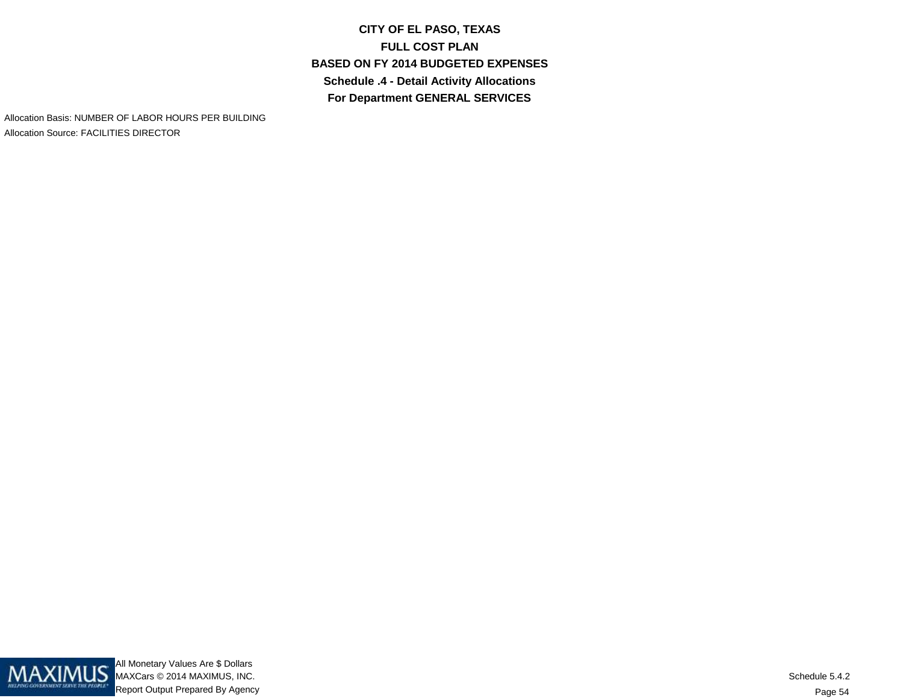# CITY OF EL PASO, TEXAS
## FULL COST PLAN
## BASED ON FY 2014 BUDGETED EXPENSES
### Schedule .4 - Detail Activity Allocations
### For Department GENERAL SERVICES

Allocation Basis: NUMBER OF LABOR HOURS PER BUILDING
Allocation Source: FACILITIES DIRECTOR

All Monetary Values Are $ Dollars
MAXCars © 2014 MAXIMUS, INC.
Report Output Prepared By Agency

Schedule 5.4.2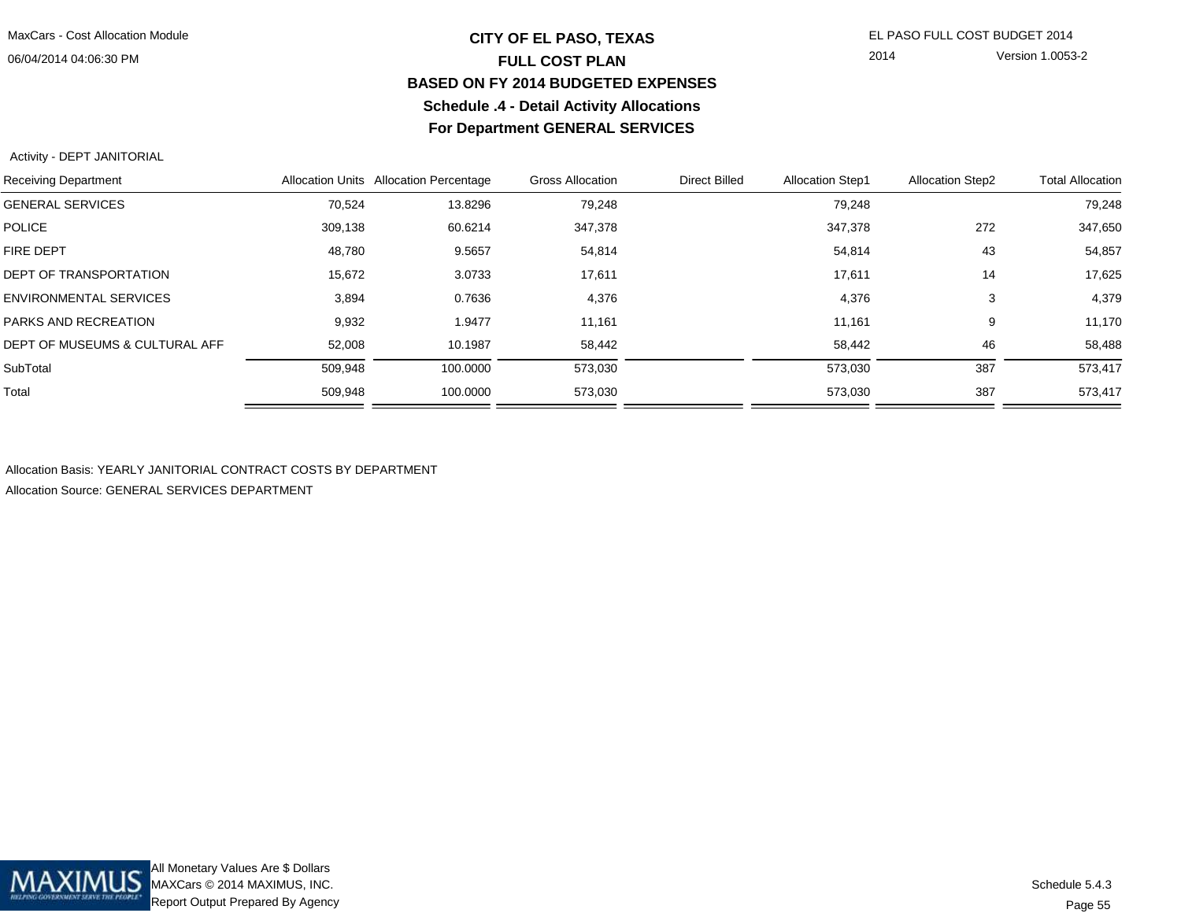# CITY OF EL PASO, TEXAS
## FULL COST PLAN
## BASED ON FY 2014 BUDGETED EXPENSES
## Schedule .4 - Detail Activity Allocations
## For Department GENERAL SERVICES

Activity - DEPT JANITORIAL

| Receiving Department | Allocation Units | Allocation Percentage | Gross Allocation | Direct Billed | Allocation Step1 | Allocation Step2 | Total Allocation |
|---|---|---|---|---|---|---|---|
| GENERAL SERVICES | 70,524 | 13.8296 | 79,248 | | 79,248 | | 79,248 |
| POLICE | 309,138 | 60.6214 | 347,378 | | 347,378 | 272 | 347,650 |
| FIRE DEPT | 48,780 | 9.5657 | 54,814 | | 54,814 | 43 | 54,857 |
| DEPT OF TRANSPORTATION | 15,672 | 3.0733 | 17,611 | | 17,611 | 14 | 17,625 |
| ENVIRONMENTAL SERVICES | 3,894 | 0.7636 | 4,376 | | 4,376 | 3 | 4,379 |
| PARKS AND RECREATION | 9,932 | 1.9477 | 11,161 | | 11,161 | 9 | 11,170 |
| DEPT OF MUSEUMS & CULTURAL AFF | 52,008 | 10.1987 | 58,442 | | 58,442 | 46 | 58,488 |
| SubTotal | 509,948 | 100.0000 | 573,030 | | 573,030 | 387 | 573,417 |
| Total | 509,948 | 100.0000 | 573,030 | | 573,030 | 387 | 573,417 |

Allocation Basis: YEARLY JANITORIAL CONTRACT COSTS BY DEPARTMENT

Allocation Source: GENERAL SERVICES DEPARTMENT

All Monetary Values Are $ Dollars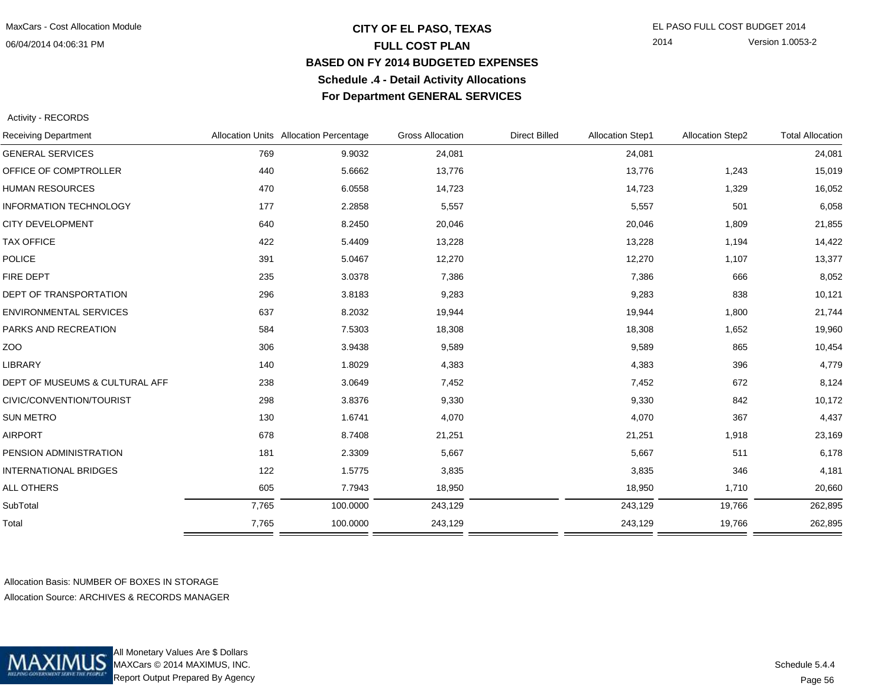# CITY OF EL PASO, TEXAS
## FULL COST PLAN
## BASED ON FY 2014 BUDGETED EXPENSES
## Schedule .4 - Detail Activity Allocations
## For Department GENERAL SERVICES

Activity - RECORDS

| Receiving Department | Allocation Units | Allocation Percentage | Gross Allocation | Direct Billed | Allocation Step1 | Allocation Step2 | Total Allocation |
|---|---|---|---|---|---|---|---|
| GENERAL SERVICES | 769 | 9.9032 | 24,081 | | 24,081 | | 24,081 |
| OFFICE OF COMPTROLLER | 440 | 5.6662 | 13,776 | | 13,776 | 1,243 | 15,019 |
| HUMAN RESOURCES | 470 | 6.0558 | 14,723 | | 14,723 | 1,329 | 16,052 |
| INFORMATION TECHNOLOGY | 177 | 2.2858 | 5,557 | | 5,557 | 501 | 6,058 |
| CITY DEVELOPMENT | 640 | 8.2450 | 20,046 | | 20,046 | 1,809 | 21,855 |
| TAX OFFICE | 422 | 5.4409 | 13,228 | | 13,228 | 1,194 | 14,422 |
| POLICE | 391 | 5.0467 | 12,270 | | 12,270 | 1,107 | 13,377 |
| FIRE DEPT | 235 | 3.0378 | 7,386 | | 7,386 | 666 | 8,052 |
| DEPT OF TRANSPORTATION | 296 | 3.8183 | 9,283 | | 9,283 | 838 | 10,121 |
| ENVIRONMENTAL SERVICES | 637 | 8.2032 | 19,944 | | 19,944 | 1,800 | 21,744 |
| PARKS AND RECREATION | 584 | 7.5303 | 18,308 | | 18,308 | 1,652 | 19,960 |
| ZOO | 306 | 3.9438 | 9,589 | | 9,589 | 865 | 10,454 |
| LIBRARY | 140 | 1.8029 | 4,383 | | 4,383 | 396 | 4,779 |
| DEPT OF MUSEUMS & CULTURAL AFF | 238 | 3.0649 | 7,452 | | 7,452 | 672 | 8,124 |
| CIVIC/CONVENTION/TOURIST | 298 | 3.8376 | 9,330 | | 9,330 | 842 | 10,172 |
| SUN METRO | 130 | 1.6741 | 4,070 | | 4,070 | 367 | 4,437 |
| AIRPORT | 678 | 8.7408 | 21,251 | | 21,251 | 1,918 | 23,169 |
| PENSION ADMINISTRATION | 181 | 2.3309 | 5,667 | | 5,667 | 511 | 6,178 |
| INTERNATIONAL BRIDGES | 122 | 1.5775 | 3,835 | | 3,835 | 346 | 4,181 |
| ALL OTHERS | 605 | 7.7943 | 18,950 | | 18,950 | 1,710 | 20,660 |
| SubTotal | 7,765 | 100.0000 | 243,129 | | 243,129 | 19,766 | 262,895 |
| Total | 7,765 | 100.0000 | 243,129 | | 243,129 | 19,766 | 262,895 |

Allocation Basis: NUMBER OF BOXES IN STORAGE

Allocation Source: ARCHIVES & RECORDS MANAGER

All Monetary Values Are $ Dollars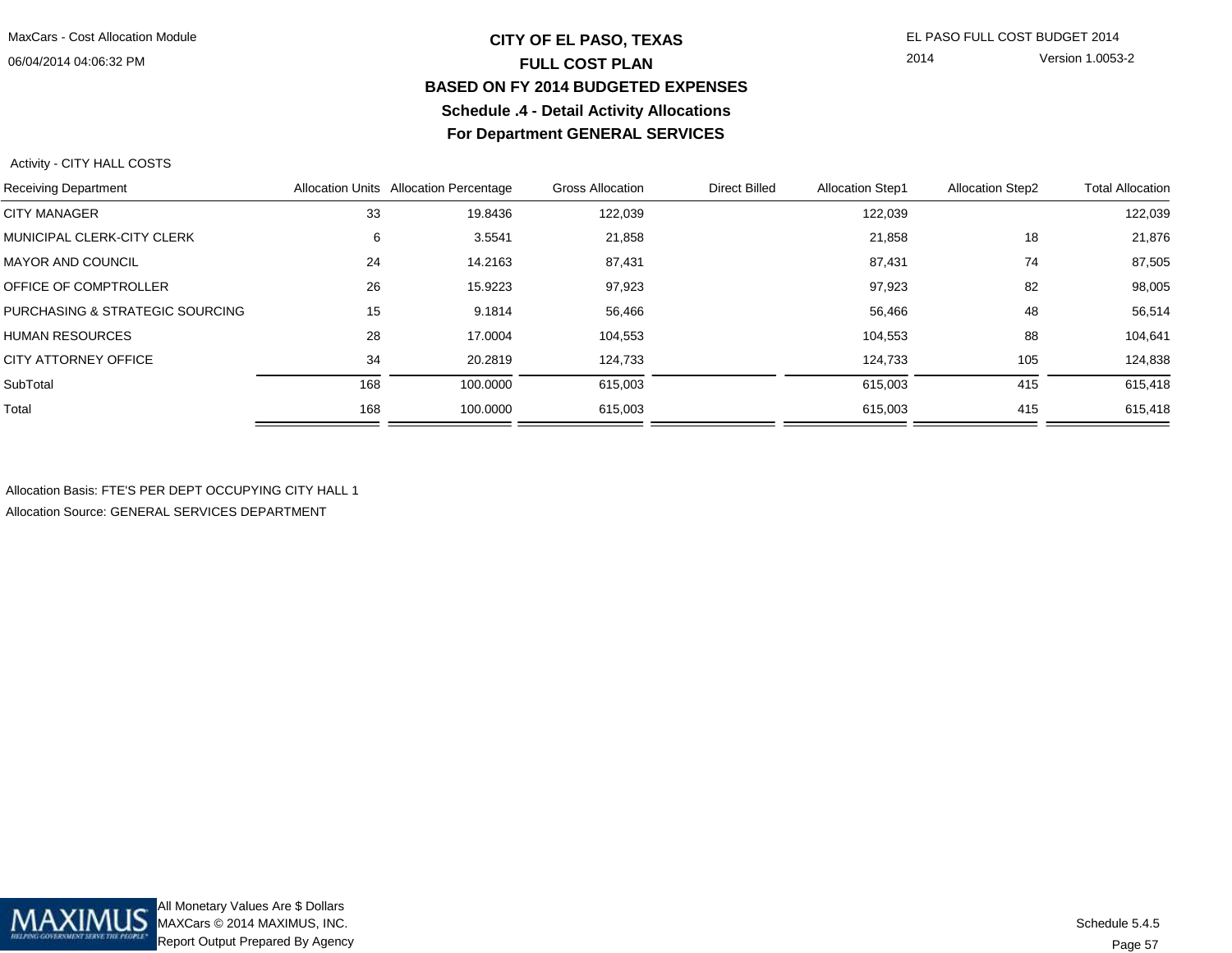# CITY OF EL PASO, TEXAS

## FULL COST PLAN

## BASED ON FY 2014 BUDGETED EXPENSES

## Schedule .4 - Detail Activity Allocations

## For Department GENERAL SERVICES

Activity - CITY HALL COSTS

| Receiving Department | Allocation Units | Allocation Percentage | Gross Allocation | Direct Billed | Allocation Step1 | Allocation Step2 | Total Allocation |
|---|---|---|---|---|---|---|---|
| CITY MANAGER | 33 | 19.8436 | 122,039 | | 122,039 | | 122,039 |
| MUNICIPAL CLERK-CITY CLERK | 6 | 3.5541 | 21,858 | | 21,858 | 18 | 21,876 |
| MAYOR AND COUNCIL | 24 | 14.2163 | 87,431 | | 87,431 | 74 | 87,505 |
| OFFICE OF COMPTROLLER | 26 | 15.9223 | 97,923 | | 97,923 | 82 | 98,005 |
| PURCHASING & STRATEGIC SOURCING | 15 | 9.1814 | 56,466 | | 56,466 | 48 | 56,514 |
| HUMAN RESOURCES | 28 | 17.0004 | 104,553 | | 104,553 | 88 | 104,641 |
| CITY ATTORNEY OFFICE | 34 | 20.2819 | 124,733 | | 124,733 | 105 | 124,838 |
| SubTotal | 168 | 100.0000 | 615,003 | | 615,003 | 415 | 615,418 |
| Total | 168 | 100.0000 | 615,003 | | 615,003 | 415 | 615,418 |

Allocation Basis: FTE'S PER DEPT OCCUPYING CITY HALL 1

Allocation Source: GENERAL SERVICES DEPARTMENT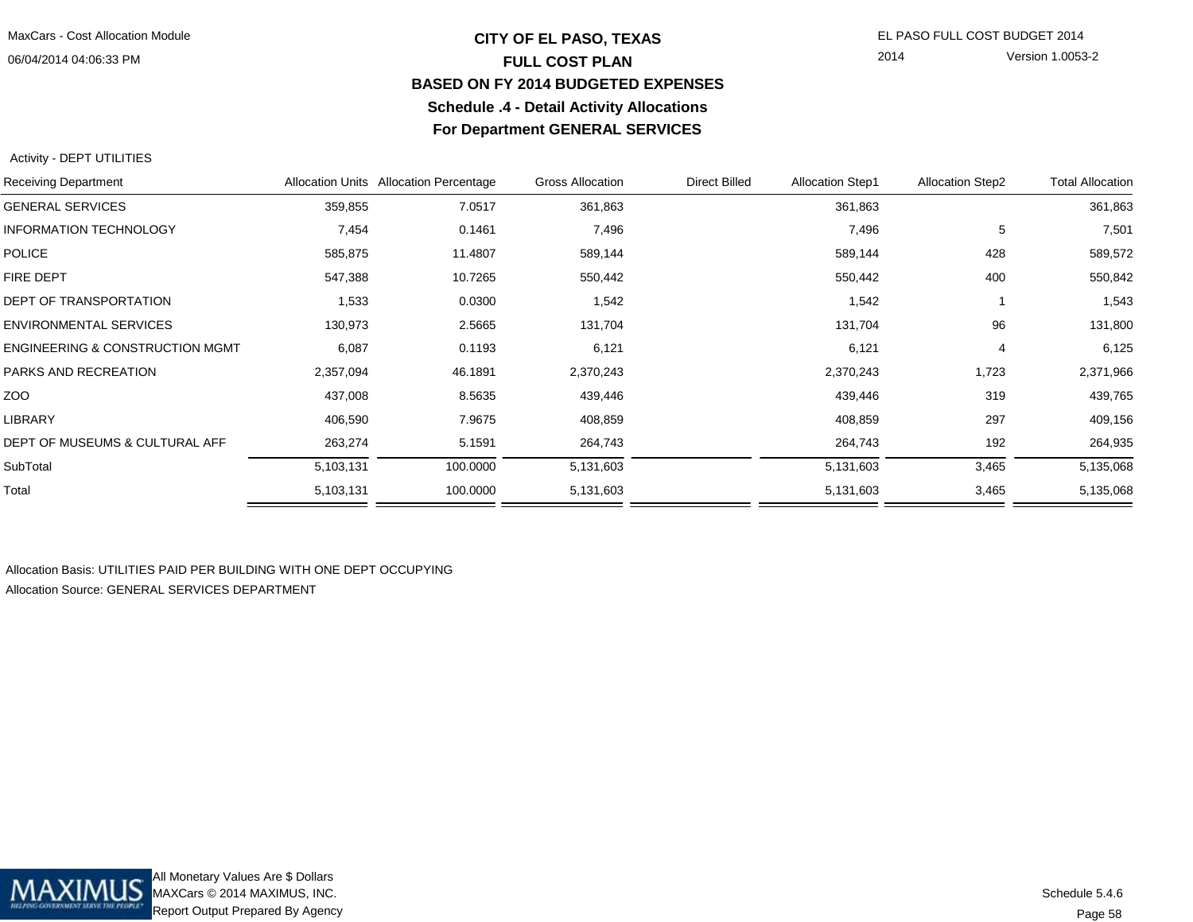# CITY OF EL PASO, TEXAS
## FULL COST PLAN
## BASED ON FY 2014 BUDGETED EXPENSES
## Schedule .4 - Detail Activity Allocations
## For Department GENERAL SERVICES

Activity - DEPT UTILITIES

| Receiving Department | Allocation Units | Allocation Percentage | Gross Allocation | Direct Billed | Allocation Step1 | Allocation Step2 | Total Allocation |
|---|---|---|---|---|---|---|---|
| GENERAL SERVICES | 359,855 | 7.0517 | 361,863 | | 361,863 | | 361,863 |
| INFORMATION TECHNOLOGY | 7,454 | 0.1461 | 7,496 | | 7,496 | 5 | 7,501 |
| POLICE | 585,875 | 11.4807 | 589,144 | | 589,144 | 428 | 589,572 |
| FIRE DEPT | 547,388 | 10.7265 | 550,442 | | 550,442 | 400 | 550,842 |
| DEPT OF TRANSPORTATION | 1,533 | 0.0300 | 1,542 | | 1,542 | 1 | 1,543 |
| ENVIRONMENTAL SERVICES | 130,973 | 2.5665 | 131,704 | | 131,704 | 96 | 131,800 |
| ENGINEERING & CONSTRUCTION MGMT | 6,087 | 0.1193 | 6,121 | | 6,121 | 4 | 6,125 |
| PARKS AND RECREATION | 2,357,094 | 46.1891 | 2,370,243 | | 2,370,243 | 1,723 | 2,371,966 |
| ZOO | 437,008 | 8.5635 | 439,446 | | 439,446 | 319 | 439,765 |
| LIBRARY | 406,590 | 7.9675 | 408,859 | | 408,859 | 297 | 409,156 |
| DEPT OF MUSEUMS & CULTURAL AFF | 263,274 | 5.1591 | 264,743 | | 264,743 | 192 | 264,935 |
| SubTotal | 5,103,131 | 100.0000 | 5,131,603 | | 5,131,603 | 3,465 | 5,135,068 |
| Total | 5,103,131 | 100.0000 | 5,131,603 | | 5,131,603 | 3,465 | 5,135,068 |

Allocation Basis: UTILITIES PAID PER BUILDING WITH ONE DEPT OCCUPYING

Allocation Source: GENERAL SERVICES DEPARTMENT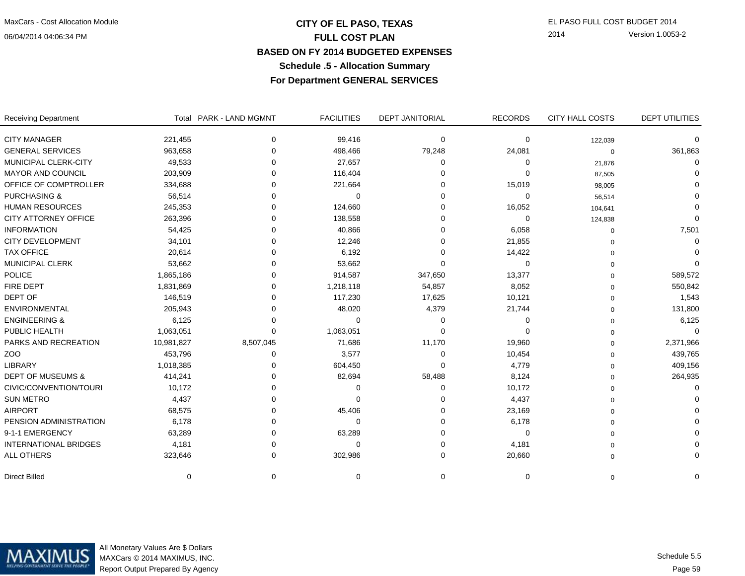# CITY OF EL PASO, TEXAS

## FULL COST PLAN

## BASED ON FY 2014 BUDGETED EXPENSES

## Schedule .5 - Allocation Summary

## For Department GENERAL SERVICES

| Receiving Department | Total | PARK - LAND MGMNT | FACILITIES | DEPT JANITORIAL | RECORDS | CITY HALL COSTS | DEPT UTILITIES |
|---|---|---|---|---|---|---|---|
| CITY MANAGER | 221,455 | 0 | 99,416 | 0 | 0 | 122,039 | 0 |
| GENERAL SERVICES | 963,658 | 0 | 498,466 | 79,248 | 24,081 | 0 | 361,863 |
| MUNICIPAL CLERK-CITY | 49,533 | 0 | 27,657 | 0 | 0 | 21,876 | 0 |
| MAYOR AND COUNCIL | 203,909 | 0 | 116,404 | 0 | 0 | 87,505 | 0 |
| OFFICE OF COMPTROLLER | 334,688 | 0 | 221,664 | 0 | 15,019 | 98,005 | 0 |
| PURCHASING & | 56,514 | 0 | 0 | 0 | 0 | 56,514 | 0 |
| HUMAN RESOURCES | 245,353 | 0 | 124,660 | 0 | 16,052 | 104,641 | 0 |
| CITY ATTORNEY OFFICE | 263,396 | 0 | 138,558 | 0 | 0 | 124,838 | 0 |
| INFORMATION | 54,425 | 0 | 40,866 | 0 | 6,058 | 0 | 7,501 |
| CITY DEVELOPMENT | 34,101 | 0 | 12,246 | 0 | 21,855 | 0 | 0 |
| TAX OFFICE | 20,614 | 0 | 6,192 | 0 | 14,422 | 0 | 0 |
| MUNICIPAL CLERK | 53,662 | 0 | 53,662 | 0 | 0 | 0 | 0 |
| POLICE | 1,865,186 | 0 | 914,587 | 347,650 | 13,377 | 0 | 589,572 |
| FIRE DEPT | 1,831,869 | 0 | 1,218,118 | 54,857 | 8,052 | 0 | 550,842 |
| DEPT OF | 146,519 | 0 | 117,230 | 17,625 | 10,121 | 0 | 1,543 |
| ENVIRONMENTAL | 205,943 | 0 | 48,020 | 4,379 | 21,744 | 0 | 131,800 |
| ENGINEERING & | 6,125 | 0 | 0 | 0 | 0 | 0 | 6,125 |
| PUBLIC HEALTH | 1,063,051 | 0 | 1,063,051 | 0 | 0 | 0 | 0 |
| PARKS AND RECREATION | 10,981,827 | 8,507,045 | 71,686 | 11,170 | 19,960 | 0 | 2,371,966 |
| ZOO | 453,796 | 0 | 3,577 | 0 | 10,454 | 0 | 439,765 |
| LIBRARY | 1,018,385 | 0 | 604,450 | 0 | 4,779 | 0 | 409,156 |
| DEPT OF MUSEUMS & | 414,241 | 0 | 82,694 | 58,488 | 8,124 | 0 | 264,935 |
| CIVIC/CONVENTION/TOURI | 10,172 | 0 | 0 | 0 | 10,172 | 0 | 0 |
| SUN METRO | 4,437 | 0 | 0 | 0 | 4,437 | 0 | 0 |
| AIRPORT | 68,575 | 0 | 45,406 | 0 | 23,169 | 0 | 0 |
| PENSION ADMINISTRATION | 6,178 | 0 | 0 | 0 | 6,178 | 0 | 0 |
| 9-1-1 EMERGENCY | 63,289 | 0 | 63,289 | 0 | 0 | 0 | 0 |
| INTERNATIONAL BRIDGES | 4,181 | 0 | 0 | 0 | 4,181 | 0 | 0 |
| ALL OTHERS | 323,646 | 0 | 302,986 | 0 | 20,660 | 0 | 0 |
| Direct Billed | 0 | 0 | 0 | 0 | 0 | 0 | 0 |

All Monetary Values Are $ Dollars
MAXCars © 2014 MAXIMUS, INC.
Report Output Prepared By Agency

Schedule 5.5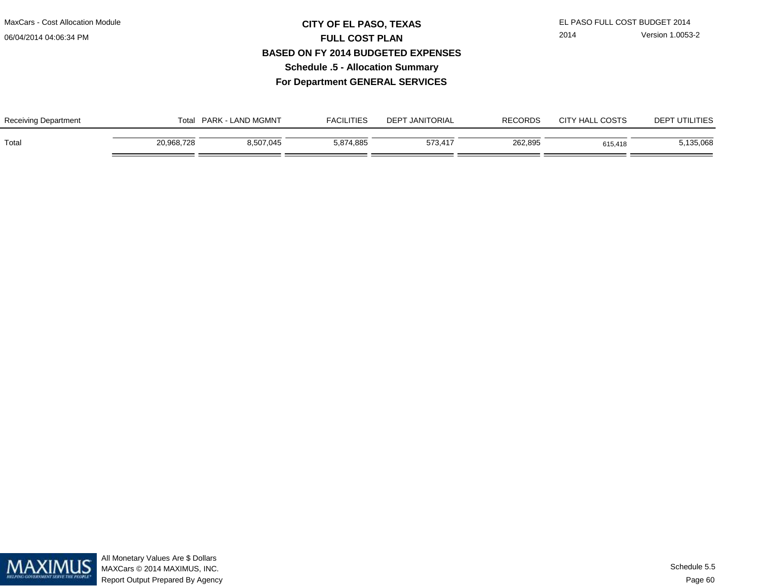# CITY OF EL PASO, TEXAS
## FULL COST PLAN
## BASED ON FY 2014 BUDGETED EXPENSES
### Schedule .5 - Allocation Summary
### For Department GENERAL SERVICES

| Receiving Department | Total | PARK - LAND MGMNT | FACILITIES | DEPT JANITORIAL | RECORDS | CITY HALL COSTS | DEPT UTILITIES |
|---|---|---|---|---|---|---|---|
| Total | 20,968,728 | 8,507,045 | 5,874,885 | 573,417 | 262,895 | 615,418 | 5,135,068 |

All Monetary Values Are $ Dollars
MAXCars © 2014 MAXIMUS, INC.
Report Output Prepared By Agency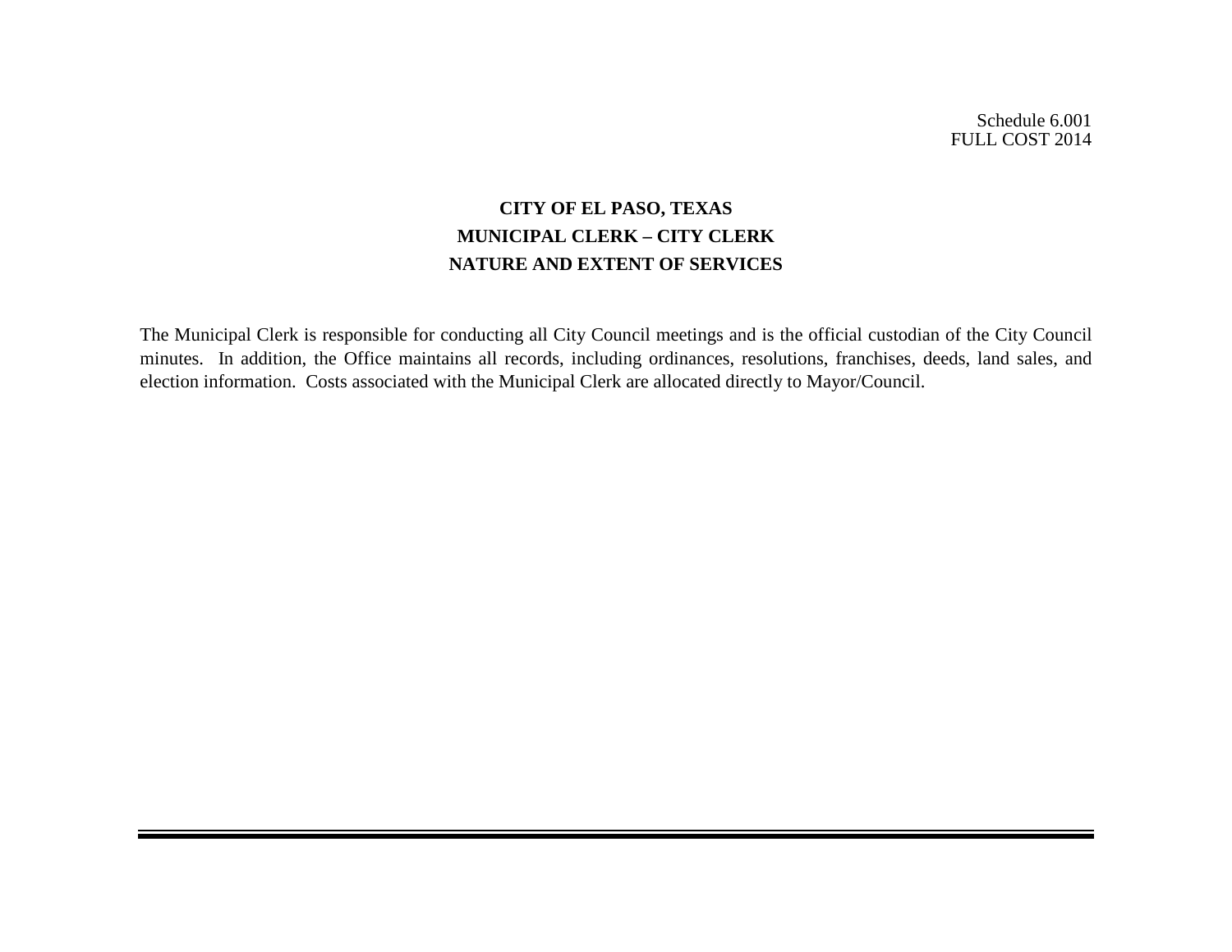Schedule 6.001
FULL COST 2014

# CITY OF EL PASO, TEXAS
## MUNICIPAL CLERK – CITY CLERK
## NATURE AND EXTENT OF SERVICES

The Municipal Clerk is responsible for conducting all City Council meetings and is the official custodian of the City Council minutes. In addition, the Office maintains all records, including ordinances, resolutions, franchises, deeds, land sales, and election information. Costs associated with the Municipal Clerk are allocated directly to Mayor/Council.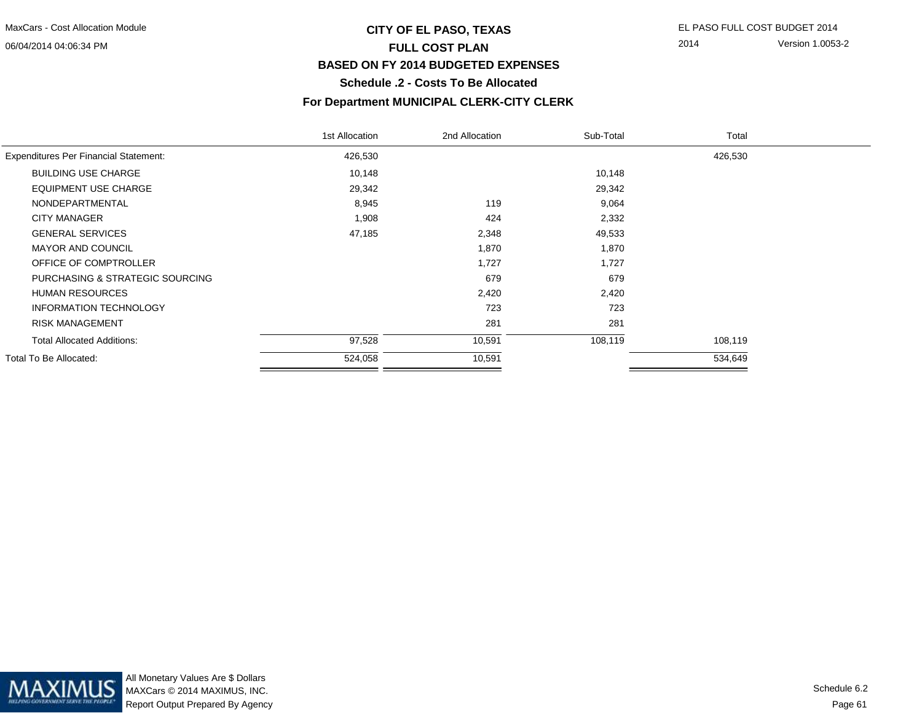# CITY OF EL PASO, TEXAS

## FULL COST PLAN

## BASED ON FY 2014 BUDGETED EXPENSES

### Schedule .2 - Costs To Be Allocated

### For Department MUNICIPAL CLERK-CITY CLERK

| | 1st Allocation | 2nd Allocation | Sub-Total | Total |
|---|---|---|---|---|
| Expenditures Per Financial Statement: | 426,530 | | | 426,530 |
| BUILDING USE CHARGE | 10,148 | | 10,148 | |
| EQUIPMENT USE CHARGE | 29,342 | | 29,342 | |
| NONDEPARTMENTAL | 8,945 | 119 | 9,064 | |
| CITY MANAGER | 1,908 | 424 | 2,332 | |
| GENERAL SERVICES | 47,185 | 2,348 | 49,533 | |
| MAYOR AND COUNCIL | | 1,870 | 1,870 | |
| OFFICE OF COMPTROLLER | | 1,727 | 1,727 | |
| PURCHASING & STRATEGIC SOURCING | | 679 | 679 | |
| HUMAN RESOURCES | | 2,420 | 2,420 | |
| INFORMATION TECHNOLOGY | | 723 | 723 | |
| RISK MANAGEMENT | | 281 | 281 | |
| Total Allocated Additions: | 97,528 | 10,591 | 108,119 | 108,119 |
| Total To Be Allocated: | 524,058 | 10,591 | | 534,649 |

All Monetary Values Are $ Dollars
MAXCars © 2014 MAXIMUS, INC.
Report Output Prepared By Agency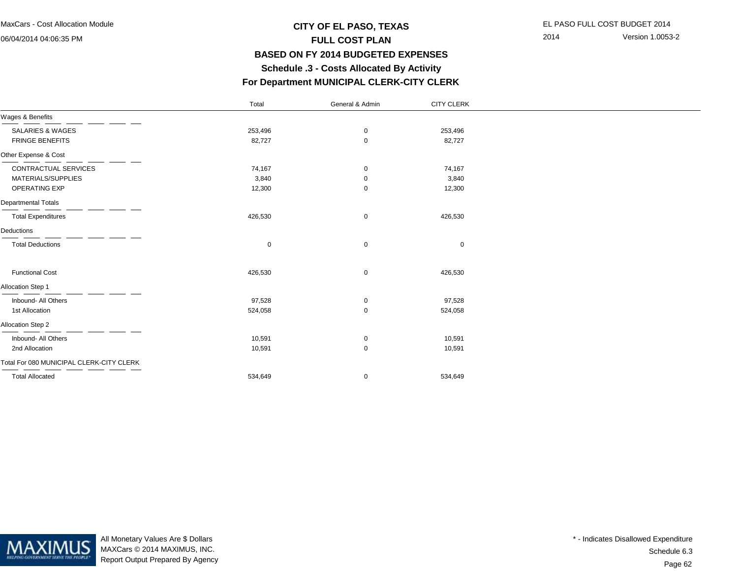# CITY OF EL PASO, TEXAS

## FULL COST PLAN

## BASED ON FY 2014 BUDGETED EXPENSES

## Schedule .3 - Costs Allocated By Activity

## For Department MUNICIPAL CLERK-CITY CLERK

| | Total | General & Admin | CITY CLERK |
|---|---|---|---|
| **Wages & Benefits** | | | |
| SALARIES & WAGES | 253,496 | 0 | 253,496 |
| FRINGE BENEFITS | 82,727 | 0 | 82,727 |
| **Other Expense & Cost** | | | |
| CONTRACTUAL SERVICES | 74,167 | 0 | 74,167 |
| MATERIALS/SUPPLIES | 3,840 | 0 | 3,840 |
| OPERATING EXP | 12,300 | 0 | 12,300 |
| **Departmental Totals** | | | |
| Total Expenditures | 426,530 | 0 | 426,530 |
| **Deductions** | | | |
| Total Deductions | 0 | 0 | 0 |
| Functional Cost | 426,530 | 0 | 426,530 |
| **Allocation Step 1** | | | |
| Inbound- All Others | 97,528 | 0 | 97,528 |
| 1st Allocation | 524,058 | 0 | 524,058 |
| **Allocation Step 2** | | | |
| Inbound- All Others | 10,591 | 0 | 10,591 |
| 2nd Allocation | 10,591 | 0 | 10,591 |
| **Total For 080 MUNICIPAL CLERK-CITY CLERK** | | | |
| Total Allocated | 534,649 | 0 | 534,649 |

All Monetary Values Are $ Dollars
MAXCars © 2014 MAXIMUS, INC.
Report Output Prepared By Agency

* - Indicates Disallowed Expenditure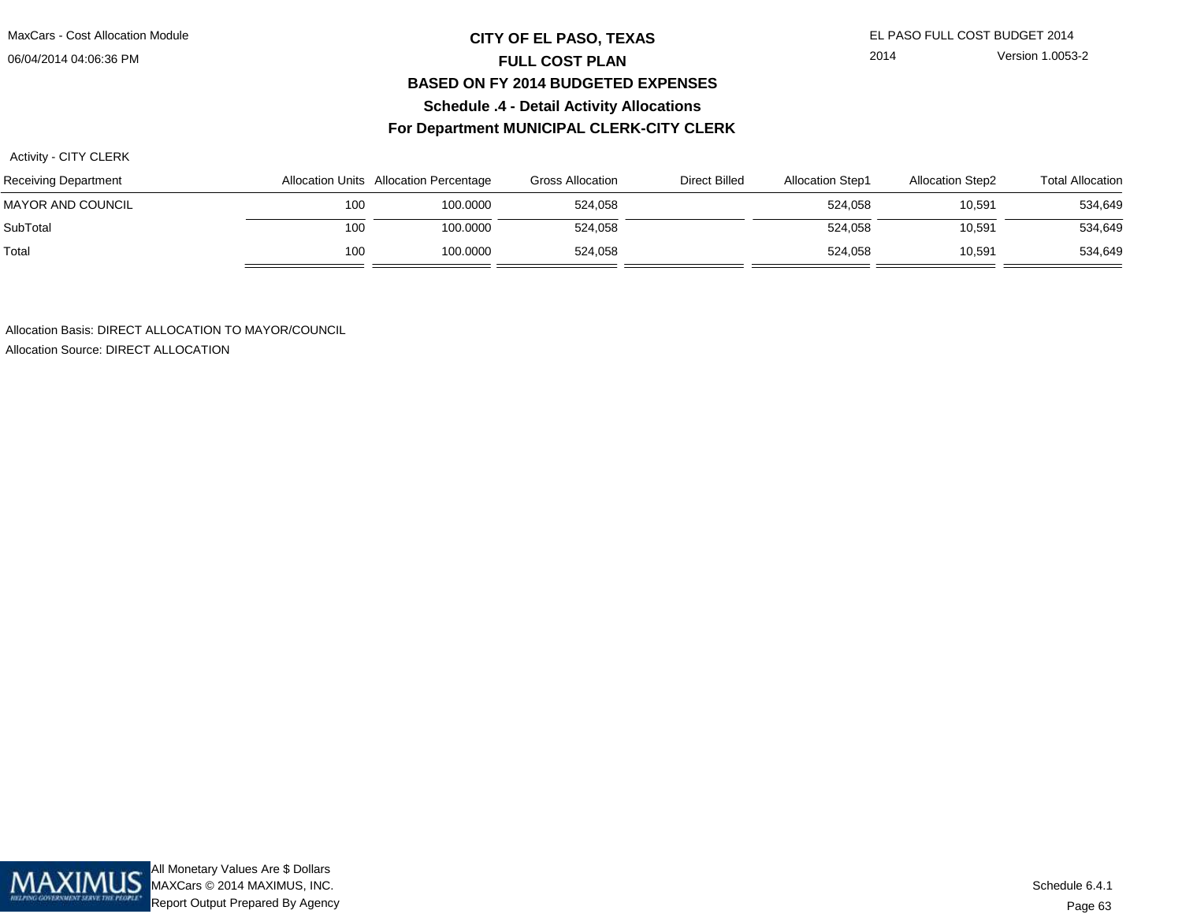# CITY OF EL PASO, TEXAS
## FULL COST PLAN
## BASED ON FY 2014 BUDGETED EXPENSES
## Schedule .4 - Detail Activity Allocations
## For Department MUNICIPAL CLERK-CITY CLERK

Activity - CITY CLERK

| Receiving Department | Allocation Units | Allocation Percentage | Gross Allocation | Direct Billed | Allocation Step1 | Allocation Step2 | Total Allocation |
|---|---|---|---|---|---|---|---|
| MAYOR AND COUNCIL | 100 | 100.0000 | 524,058 | | 524,058 | 10,591 | 534,649 |
| SubTotal | 100 | 100.0000 | 524,058 | | 524,058 | 10,591 | 534,649 |
| Total | 100 | 100.0000 | 524,058 | | 524,058 | 10,591 | 534,649 |

Allocation Basis: DIRECT ALLOCATION TO MAYOR/COUNCIL

Allocation Source: DIRECT ALLOCATION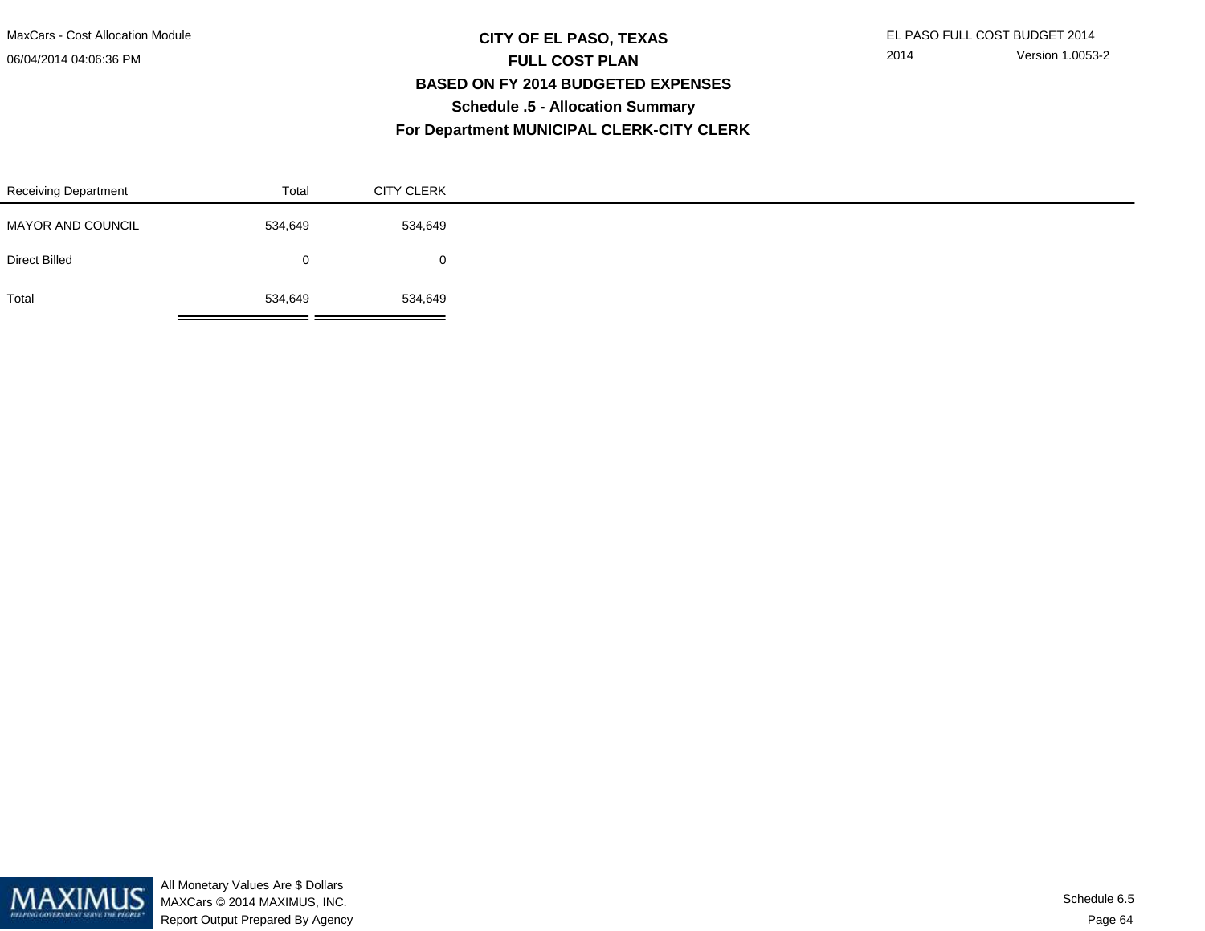# CITY OF EL PASO, TEXAS

## FULL COST PLAN

## BASED ON FY 2014 BUDGETED EXPENSES

## Schedule .5 - Allocation Summary

## For Department MUNICIPAL CLERK-CITY CLERK

| Receiving Department | Total | CITY CLERK |
|---|---|---|
| MAYOR AND COUNCIL | 534,649 | 534,649 |
| Direct Billed | 0 | 0 |
| Total | 534,649 | 534,649 |

All Monetary Values Are $ Dollars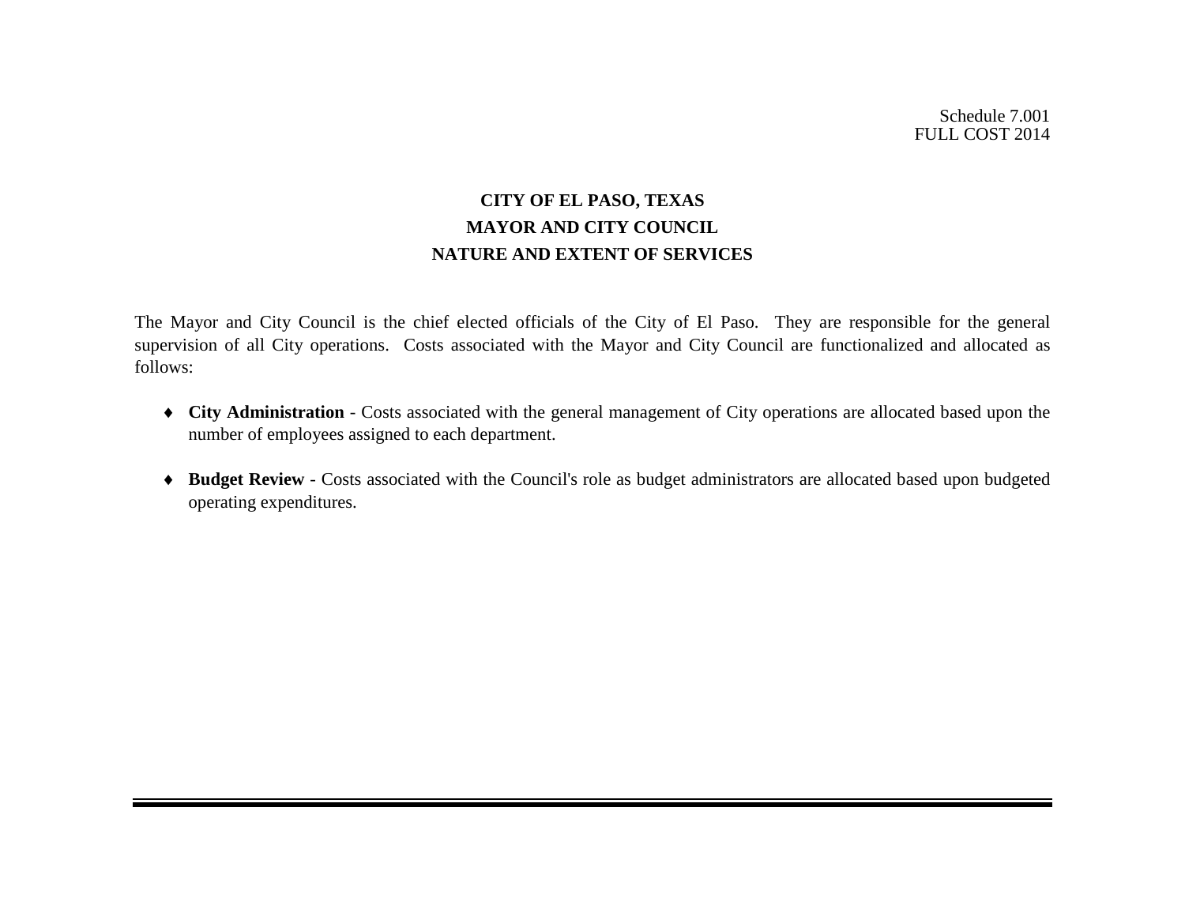Schedule 7.001
FULL COST 2014

# CITY OF EL PASO, TEXAS
## MAYOR AND CITY COUNCIL
## NATURE AND EXTENT OF SERVICES

The Mayor and City Council is the chief elected officials of the City of El Paso. They are responsible for the general supervision of all City operations. Costs associated with the Mayor and City Council are functionalized and allocated as follows:

- **City Administration** - Costs associated with the general management of City operations are allocated based upon the number of employees assigned to each department.
- **Budget Review** - Costs associated with the Council's role as budget administrators are allocated based upon budgeted operating expenditures.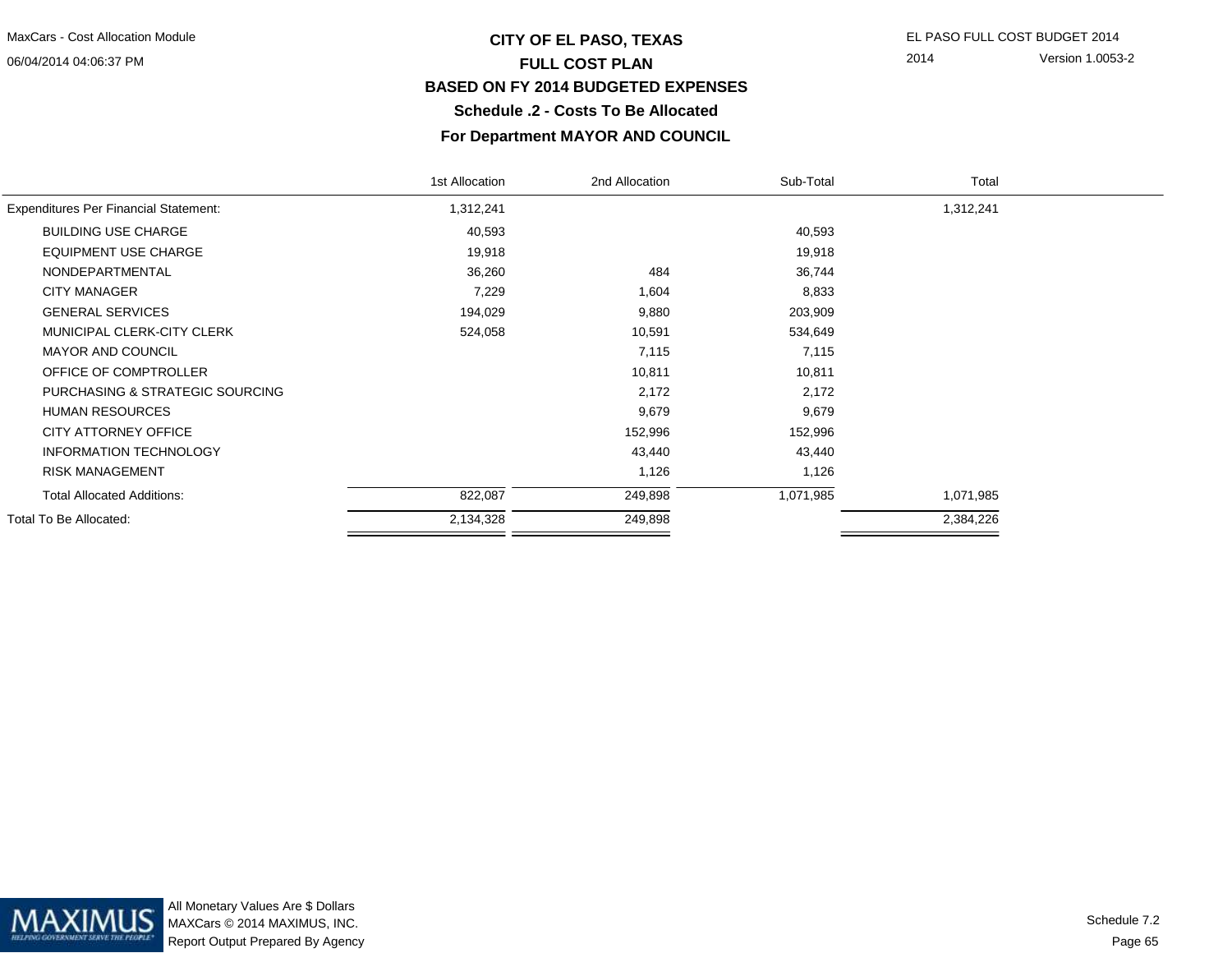# CITY OF EL PASO, TEXAS

## FULL COST PLAN

## BASED ON FY 2014 BUDGETED EXPENSES

### Schedule .2 - Costs To Be Allocated

### For Department MAYOR AND COUNCIL

| | 1st Allocation | 2nd Allocation | Sub-Total | Total |
|---|---|---|---|---|
| Expenditures Per Financial Statement: | 1,312,241 | | | 1,312,241 |
| BUILDING USE CHARGE | 40,593 | | 40,593 | |
| EQUIPMENT USE CHARGE | 19,918 | | 19,918 | |
| NONDEPARTMENTAL | 36,260 | 484 | 36,744 | |
| CITY MANAGER | 7,229 | 1,604 | 8,833 | |
| GENERAL SERVICES | 194,029 | 9,880 | 203,909 | |
| MUNICIPAL CLERK-CITY CLERK | 524,058 | 10,591 | 534,649 | |
| MAYOR AND COUNCIL | | 7,115 | 7,115 | |
| OFFICE OF COMPTROLLER | | 10,811 | 10,811 | |
| PURCHASING & STRATEGIC SOURCING | | 2,172 | 2,172 | |
| HUMAN RESOURCES | | 9,679 | 9,679 | |
| CITY ATTORNEY OFFICE | | 152,996 | 152,996 | |
| INFORMATION TECHNOLOGY | | 43,440 | 43,440 | |
| RISK MANAGEMENT | | 1,126 | 1,126 | |
| Total Allocated Additions: | 822,087 | 249,898 | 1,071,985 | 1,071,985 |
| Total To Be Allocated: | 2,134,328 | 249,898 | | 2,384,226 |

All Monetary Values Are $ Dollars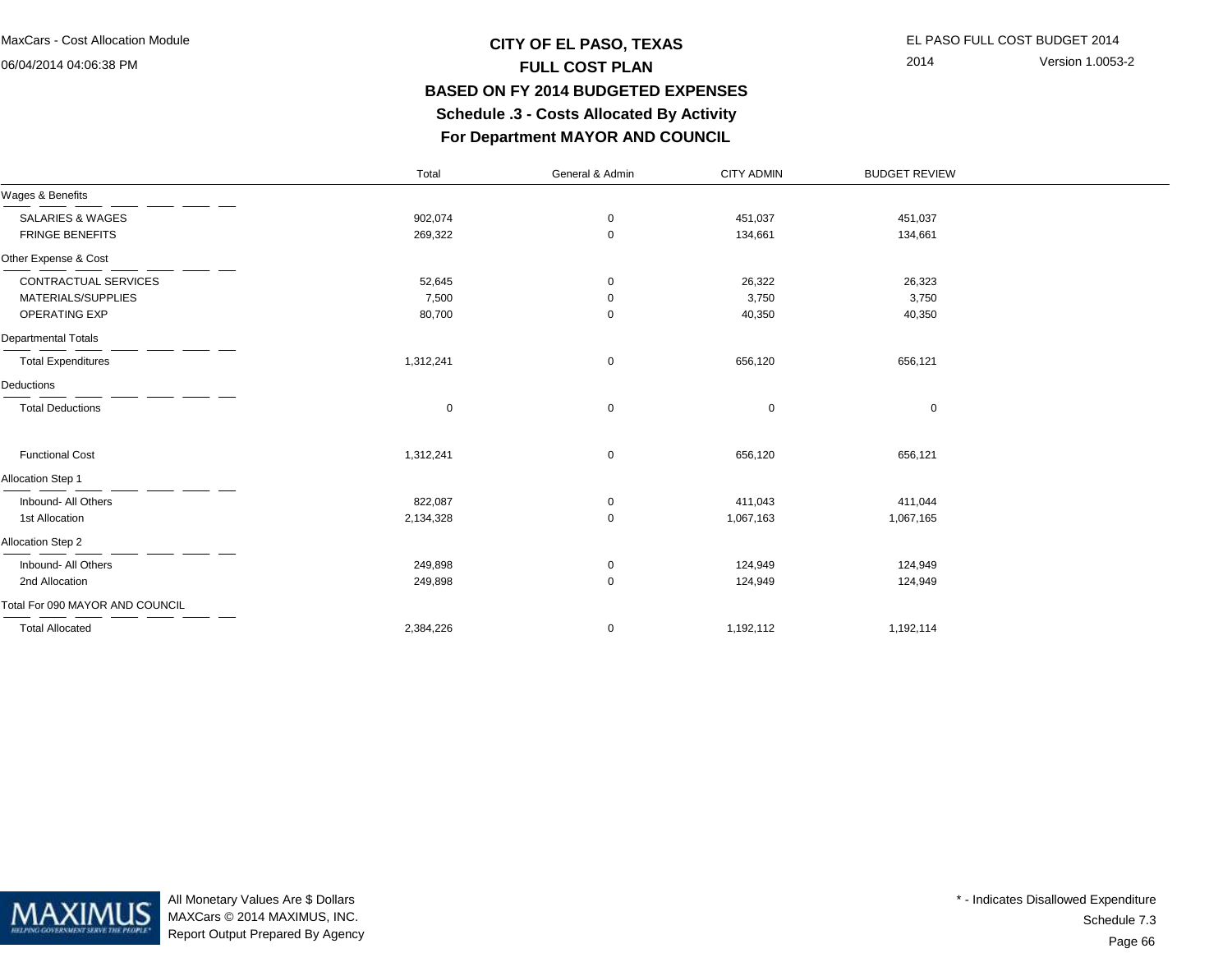# CITY OF EL PASO, TEXAS
## FULL COST PLAN
## BASED ON FY 2014 BUDGETED EXPENSES
### Schedule .3 - Costs Allocated By Activity
### For Department MAYOR AND COUNCIL

| | Total | General & Admin | CITY ADMIN | BUDGET REVIEW |
|---|---|---|---|---|
| **Wages & Benefits** | | | | |
| SALARIES & WAGES | 902,074 | 0 | 451,037 | 451,037 |
| FRINGE BENEFITS | 269,322 | 0 | 134,661 | 134,661 |
| **Other Expense & Cost** | | | | |
| CONTRACTUAL SERVICES | 52,645 | 0 | 26,322 | 26,323 |
| MATERIALS/SUPPLIES | 7,500 | 0 | 3,750 | 3,750 |
| OPERATING EXP | 80,700 | 0 | 40,350 | 40,350 |
| **Departmental Totals** | | | | |
| Total Expenditures | 1,312,241 | 0 | 656,120 | 656,121 |
| **Deductions** | | | | |
| Total Deductions | 0 | 0 | 0 | 0 |
| Functional Cost | 1,312,241 | 0 | 656,120 | 656,121 |
| **Allocation Step 1** | | | | |
| Inbound- All Others | 822,087 | 0 | 411,043 | 411,044 |
| 1st Allocation | 2,134,328 | 0 | 1,067,163 | 1,067,165 |
| **Allocation Step 2** | | | | |
| Inbound- All Others | 249,898 | 0 | 124,949 | 124,949 |
| 2nd Allocation | 249,898 | 0 | 124,949 | 124,949 |
| **Total For 090 MAYOR AND COUNCIL** | | | | |
| Total Allocated | 2,384,226 | 0 | 1,192,112 | 1,192,114 |

All Monetary Values Are $ Dollars
MAXCars © 2014 MAXIMUS, INC.
Report Output Prepared By Agency

* - Indicates Disallowed Expenditure
Schedule 7.3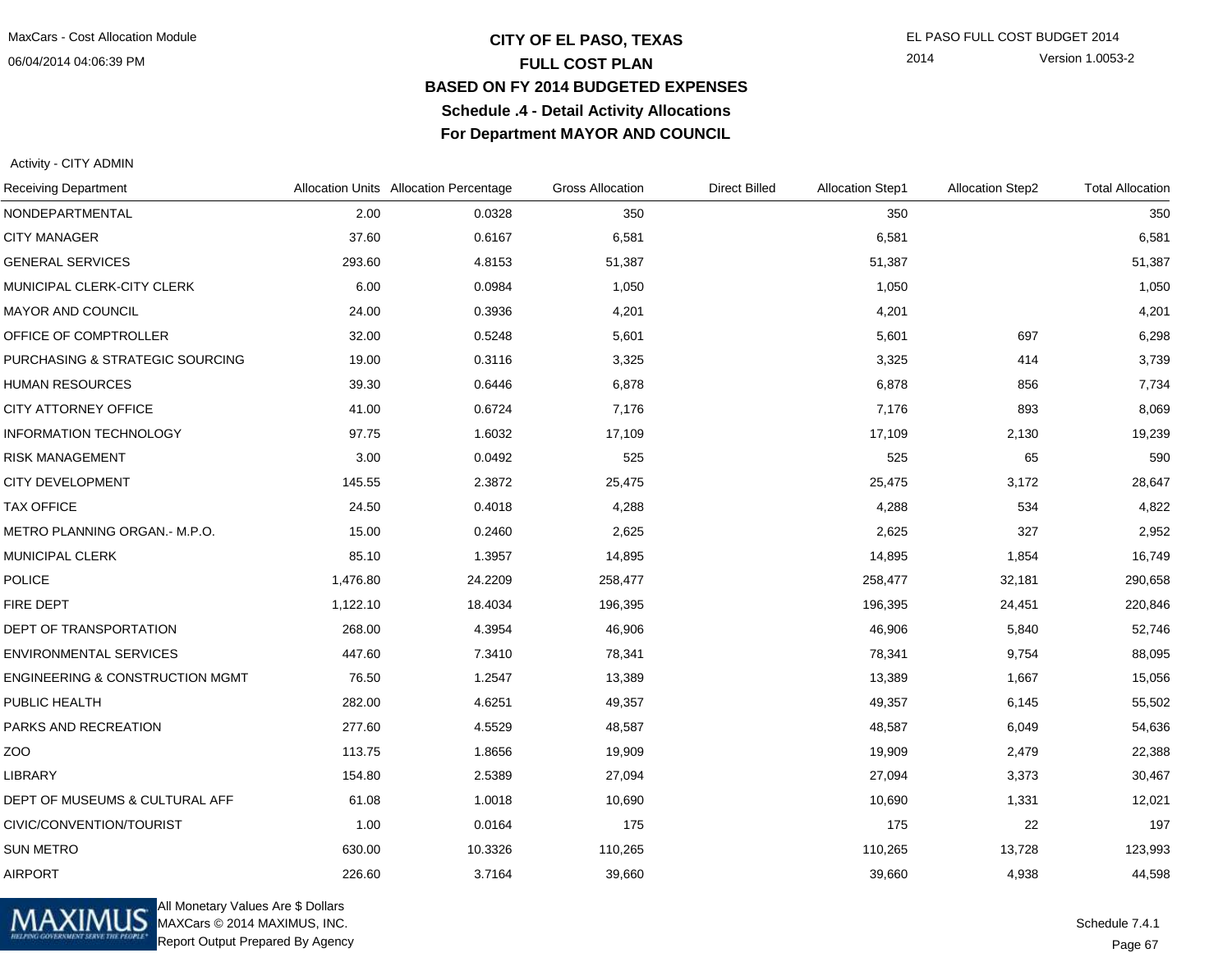# CITY OF EL PASO, TEXAS
## FULL COST PLAN
## BASED ON FY 2014 BUDGETED EXPENSES
## Schedule .4 - Detail Activity Allocations
## For Department MAYOR AND COUNCIL

Activity - CITY ADMIN

| Receiving Department | Allocation Units | Allocation Percentage | Gross Allocation | Direct Billed | Allocation Step1 | Allocation Step2 | Total Allocation |
|---|---|---|---|---|---|---|---|
| NONDEPARTMENTAL | 2.00 | 0.0328 | 350 | | 350 | | 350 |
| CITY MANAGER | 37.60 | 0.6167 | 6,581 | | 6,581 | | 6,581 |
| GENERAL SERVICES | 293.60 | 4.8153 | 51,387 | | 51,387 | | 51,387 |
| MUNICIPAL CLERK-CITY CLERK | 6.00 | 0.0984 | 1,050 | | 1,050 | | 1,050 |
| MAYOR AND COUNCIL | 24.00 | 0.3936 | 4,201 | | 4,201 | | 4,201 |
| OFFICE OF COMPTROLLER | 32.00 | 0.5248 | 5,601 | | 5,601 | 697 | 6,298 |
| PURCHASING & STRATEGIC SOURCING | 19.00 | 0.3116 | 3,325 | | 3,325 | 414 | 3,739 |
| HUMAN RESOURCES | 39.30 | 0.6446 | 6,878 | | 6,878 | 856 | 7,734 |
| CITY ATTORNEY OFFICE | 41.00 | 0.6724 | 7,176 | | 7,176 | 893 | 8,069 |
| INFORMATION TECHNOLOGY | 97.75 | 1.6032 | 17,109 | | 17,109 | 2,130 | 19,239 |
| RISK MANAGEMENT | 3.00 | 0.0492 | 525 | | 525 | 65 | 590 |
| CITY DEVELOPMENT | 145.55 | 2.3872 | 25,475 | | 25,475 | 3,172 | 28,647 |
| TAX OFFICE | 24.50 | 0.4018 | 4,288 | | 4,288 | 534 | 4,822 |
| METRO PLANNING ORGAN.- M.P.O. | 15.00 | 0.2460 | 2,625 | | 2,625 | 327 | 2,952 |
| MUNICIPAL CLERK | 85.10 | 1.3957 | 14,895 | | 14,895 | 1,854 | 16,749 |
| POLICE | 1,476.80 | 24.2209 | 258,477 | | 258,477 | 32,181 | 290,658 |
| FIRE DEPT | 1,122.10 | 18.4034 | 196,395 | | 196,395 | 24,451 | 220,846 |
| DEPT OF TRANSPORTATION | 268.00 | 4.3954 | 46,906 | | 46,906 | 5,840 | 52,746 |
| ENVIRONMENTAL SERVICES | 447.60 | 7.3410 | 78,341 | | 78,341 | 9,754 | 88,095 |
| ENGINEERING & CONSTRUCTION MGMT | 76.50 | 1.2547 | 13,389 | | 13,389 | 1,667 | 15,056 |
| PUBLIC HEALTH | 282.00 | 4.6251 | 49,357 | | 49,357 | 6,145 | 55,502 |
| PARKS AND RECREATION | 277.60 | 4.5529 | 48,587 | | 48,587 | 6,049 | 54,636 |
| ZOO | 113.75 | 1.8656 | 19,909 | | 19,909 | 2,479 | 22,388 |
| LIBRARY | 154.80 | 2.5389 | 27,094 | | 27,094 | 3,373 | 30,467 |
| DEPT OF MUSEUMS & CULTURAL AFF | 61.08 | 1.0018 | 10,690 | | 10,690 | 1,331 | 12,021 |
| CIVIC/CONVENTION/TOURIST | 1.00 | 0.0164 | 175 | | 175 | 22 | 197 |
| SUN METRO | 630.00 | 10.3326 | 110,265 | | 110,265 | 13,728 | 123,993 |
| AIRPORT | 226.60 | 3.7164 | 39,660 | | 39,660 | 4,938 | 44,598 |

All Monetary Values Are $ Dollars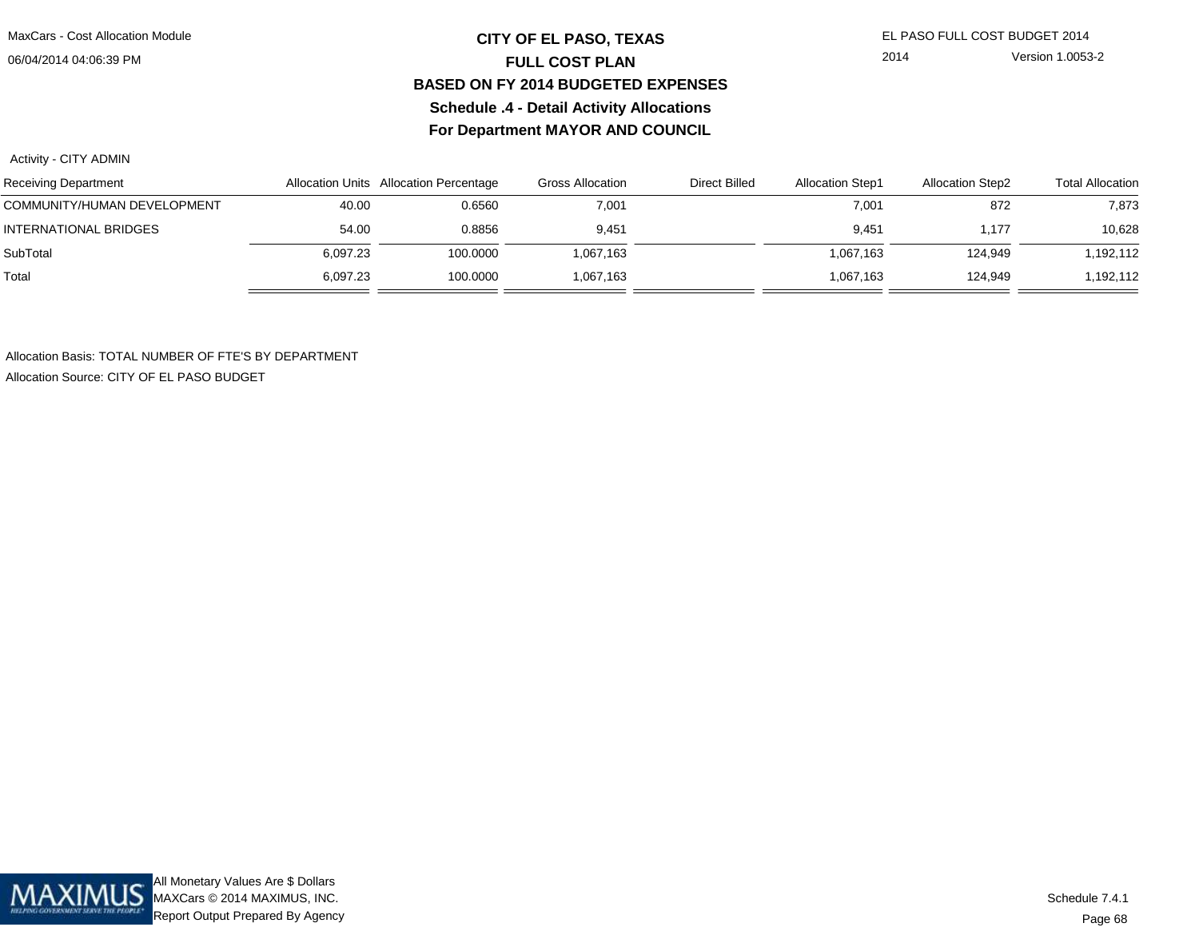# CITY OF EL PASO, TEXAS

## FULL COST PLAN

## BASED ON FY 2014 BUDGETED EXPENSES

## Schedule .4 - Detail Activity Allocations

## For Department MAYOR AND COUNCIL

Activity - CITY ADMIN

| Receiving Department | Allocation Units | Allocation Percentage | Gross Allocation | Direct Billed | Allocation Step1 | Allocation Step2 | Total Allocation |
|---|---|---|---|---|---|---|---|
| COMMUNITY/HUMAN DEVELOPMENT | 40.00 | 0.6560 | 7,001 | | 7,001 | 872 | 7,873 |
| INTERNATIONAL BRIDGES | 54.00 | 0.8856 | 9,451 | | 9,451 | 1,177 | 10,628 |
| SubTotal | 6,097.23 | 100.0000 | 1,067,163 | | 1,067,163 | 124,949 | 1,192,112 |
| Total | 6,097.23 | 100.0000 | 1,067,163 | | 1,067,163 | 124,949 | 1,192,112 |

Allocation Basis: TOTAL NUMBER OF FTE'S BY DEPARTMENT

Allocation Source: CITY OF EL PASO BUDGET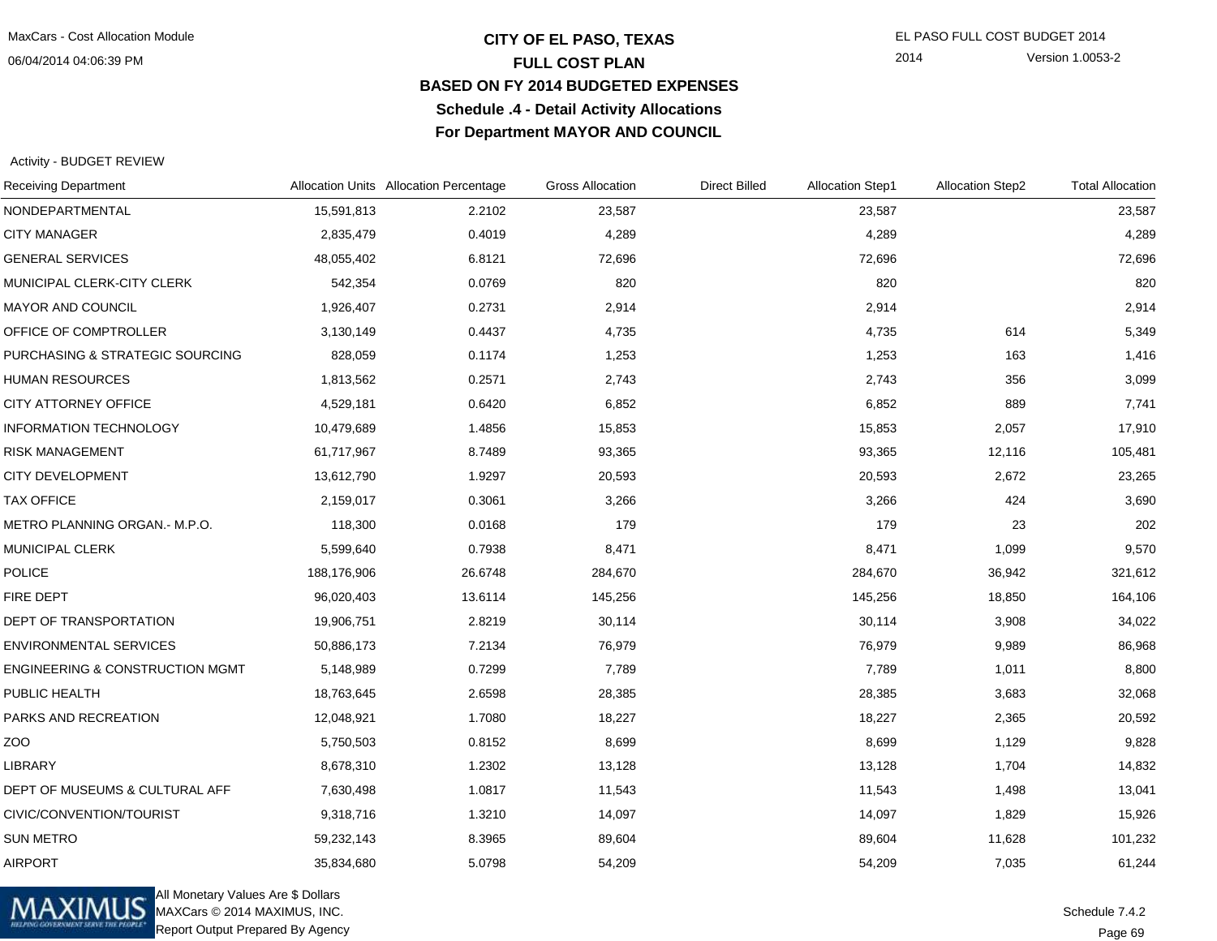# CITY OF EL PASO, TEXAS
## FULL COST PLAN
## BASED ON FY 2014 BUDGETED EXPENSES
### Schedule .4 - Detail Activity Allocations
### For Department MAYOR AND COUNCIL

Activity - BUDGET REVIEW

| Receiving Department | Allocation Units | Allocation Percentage | Gross Allocation | Direct Billed | Allocation Step1 | Allocation Step2 | Total Allocation |
|---|---|---|---|---|---|---|---|
| NONDEPARTMENTAL | 15,591,813 | 2.2102 | 23,587 | | 23,587 | | 23,587 |
| CITY MANAGER | 2,835,479 | 0.4019 | 4,289 | | 4,289 | | 4,289 |
| GENERAL SERVICES | 48,055,402 | 6.8121 | 72,696 | | 72,696 | | 72,696 |
| MUNICIPAL CLERK-CITY CLERK | 542,354 | 0.0769 | 820 | | 820 | | 820 |
| MAYOR AND COUNCIL | 1,926,407 | 0.2731 | 2,914 | | 2,914 | | 2,914 |
| OFFICE OF COMPTROLLER | 3,130,149 | 0.4437 | 4,735 | | 4,735 | 614 | 5,349 |
| PURCHASING & STRATEGIC SOURCING | 828,059 | 0.1174 | 1,253 | | 1,253 | 163 | 1,416 |
| HUMAN RESOURCES | 1,813,562 | 0.2571 | 2,743 | | 2,743 | 356 | 3,099 |
| CITY ATTORNEY OFFICE | 4,529,181 | 0.6420 | 6,852 | | 6,852 | 889 | 7,741 |
| INFORMATION TECHNOLOGY | 10,479,689 | 1.4856 | 15,853 | | 15,853 | 2,057 | 17,910 |
| RISK MANAGEMENT | 61,717,967 | 8.7489 | 93,365 | | 93,365 | 12,116 | 105,481 |
| CITY DEVELOPMENT | 13,612,790 | 1.9297 | 20,593 | | 20,593 | 2,672 | 23,265 |
| TAX OFFICE | 2,159,017 | 0.3061 | 3,266 | | 3,266 | 424 | 3,690 |
| METRO PLANNING ORGAN.- M.P.O. | 118,300 | 0.0168 | 179 | | 179 | 23 | 202 |
| MUNICIPAL CLERK | 5,599,640 | 0.7938 | 8,471 | | 8,471 | 1,099 | 9,570 |
| POLICE | 188,176,906 | 26.6748 | 284,670 | | 284,670 | 36,942 | 321,612 |
| FIRE DEPT | 96,020,403 | 13.6114 | 145,256 | | 145,256 | 18,850 | 164,106 |
| DEPT OF TRANSPORTATION | 19,906,751 | 2.8219 | 30,114 | | 30,114 | 3,908 | 34,022 |
| ENVIRONMENTAL SERVICES | 50,886,173 | 7.2134 | 76,979 | | 76,979 | 9,989 | 86,968 |
| ENGINEERING & CONSTRUCTION MGMT | 5,148,989 | 0.7299 | 7,789 | | 7,789 | 1,011 | 8,800 |
| PUBLIC HEALTH | 18,763,645 | 2.6598 | 28,385 | | 28,385 | 3,683 | 32,068 |
| PARKS AND RECREATION | 12,048,921 | 1.7080 | 18,227 | | 18,227 | 2,365 | 20,592 |
| ZOO | 5,750,503 | 0.8152 | 8,699 | | 8,699 | 1,129 | 9,828 |
| LIBRARY | 8,678,310 | 1.2302 | 13,128 | | 13,128 | 1,704 | 14,832 |
| DEPT OF MUSEUMS & CULTURAL AFF | 7,630,498 | 1.0817 | 11,543 | | 11,543 | 1,498 | 13,041 |
| CIVIC/CONVENTION/TOURIST | 9,318,716 | 1.3210 | 14,097 | | 14,097 | 1,829 | 15,926 |
| SUN METRO | 59,232,143 | 8.3965 | 89,604 | | 89,604 | 11,628 | 101,232 |
| AIRPORT | 35,834,680 | 5.0798 | 54,209 | | 54,209 | 7,035 | 61,244 |

All Monetary Values Are $ Dollars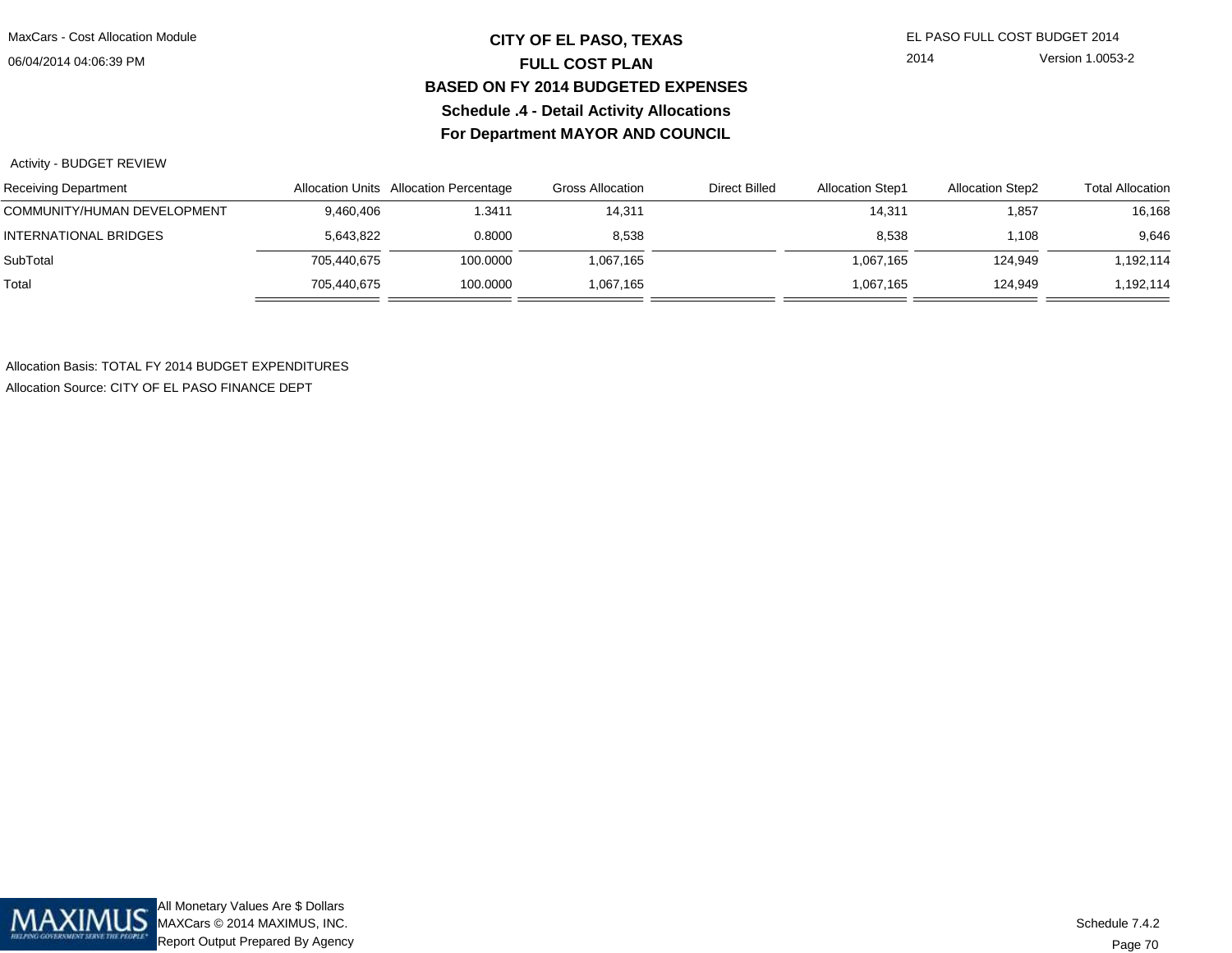# CITY OF EL PASO, TEXAS
## FULL COST PLAN
## BASED ON FY 2014 BUDGETED EXPENSES
## Schedule .4 - Detail Activity Allocations
## For Department MAYOR AND COUNCIL

Activity - BUDGET REVIEW

| Receiving Department | Allocation Units | Allocation Percentage | Gross Allocation | Direct Billed | Allocation Step1 | Allocation Step2 | Total Allocation |
|---|---|---|---|---|---|---|---|
| COMMUNITY/HUMAN DEVELOPMENT | 9,460,406 | 1.3411 | 14,311 | | 14,311 | 1,857 | 16,168 |
| INTERNATIONAL BRIDGES | 5,643,822 | 0.8000 | 8,538 | | 8,538 | 1,108 | 9,646 |
| SubTotal | 705,440,675 | 100.0000 | 1,067,165 | | 1,067,165 | 124,949 | 1,192,114 |
| Total | 705,440,675 | 100.0000 | 1,067,165 | | 1,067,165 | 124,949 | 1,192,114 |

Allocation Basis: TOTAL FY 2014 BUDGET EXPENDITURES

Allocation Source: CITY OF EL PASO FINANCE DEPT

All Monetary Values Are $ Dollars

MAXCars © 2014 MAXIMUS, INC.

Report Output Prepared By Agency

Schedule 7.4.2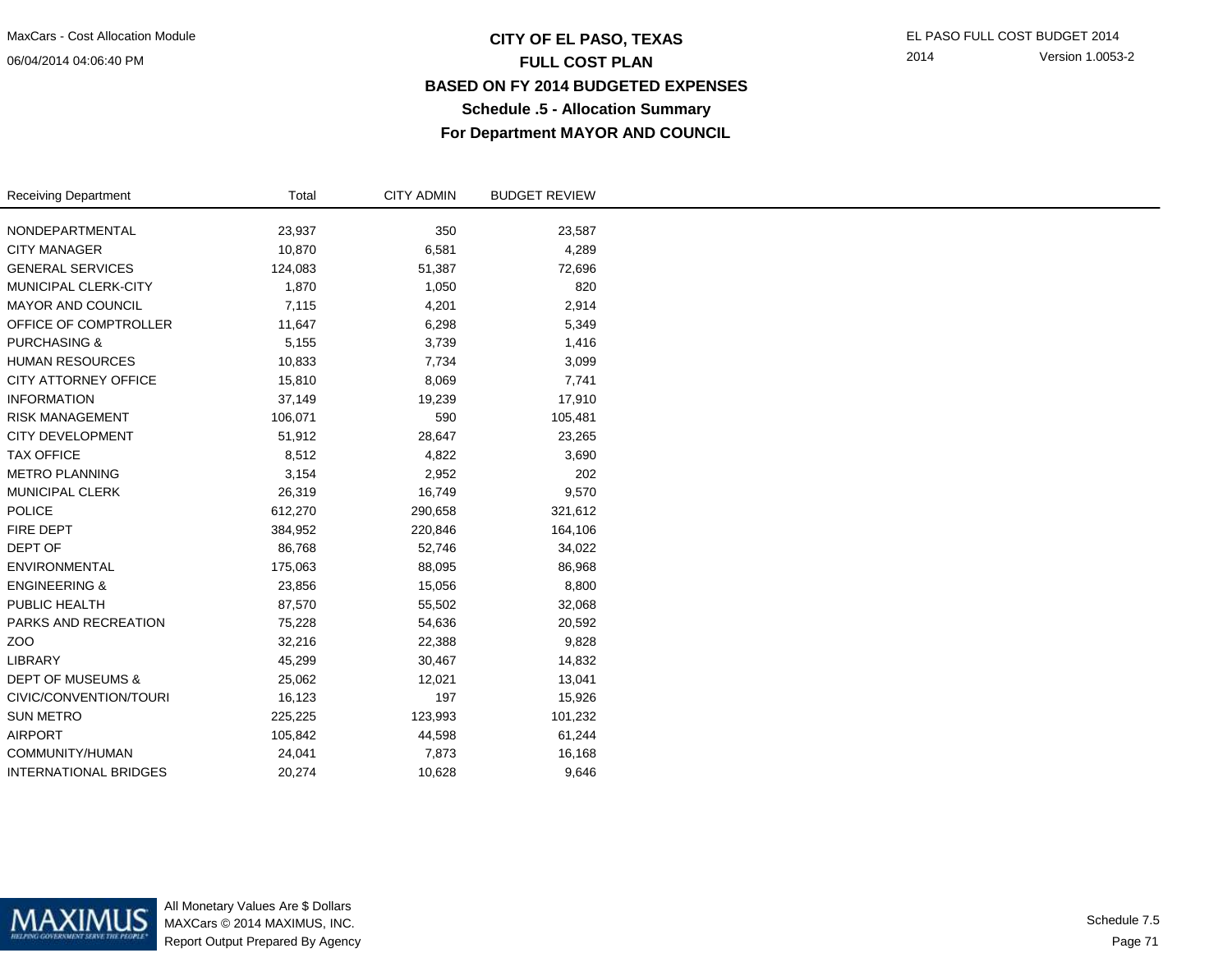# CITY OF EL PASO, TEXAS

## FULL COST PLAN

### BASED ON FY 2014 BUDGETED EXPENSES

### Schedule .5 - Allocation Summary

### For Department MAYOR AND COUNCIL

MaxCars - Cost Allocation Module
06/04/2014 04:06:40 PM

EL PASO FULL COST BUDGET 2014
2014 Version 1.0053-2

| Receiving Department | Total | CITY ADMIN | BUDGET REVIEW |
|---|---|---|---|
| NONDEPARTMENTAL | 23,937 | 350 | 23,587 |
| CITY MANAGER | 10,870 | 6,581 | 4,289 |
| GENERAL SERVICES | 124,083 | 51,387 | 72,696 |
| MUNICIPAL CLERK-CITY | 1,870 | 1,050 | 820 |
| MAYOR AND COUNCIL | 7,115 | 4,201 | 2,914 |
| OFFICE OF COMPTROLLER | 11,647 | 6,298 | 5,349 |
| PURCHASING & | 5,155 | 3,739 | 1,416 |
| HUMAN RESOURCES | 10,833 | 7,734 | 3,099 |
| CITY ATTORNEY OFFICE | 15,810 | 8,069 | 7,741 |
| INFORMATION | 37,149 | 19,239 | 17,910 |
| RISK MANAGEMENT | 106,071 | 590 | 105,481 |
| CITY DEVELOPMENT | 51,912 | 28,647 | 23,265 |
| TAX OFFICE | 8,512 | 4,822 | 3,690 |
| METRO PLANNING | 3,154 | 2,952 | 202 |
| MUNICIPAL CLERK | 26,319 | 16,749 | 9,570 |
| POLICE | 612,270 | 290,658 | 321,612 |
| FIRE DEPT | 384,952 | 220,846 | 164,106 |
| DEPT OF | 86,768 | 52,746 | 34,022 |
| ENVIRONMENTAL | 175,063 | 88,095 | 86,968 |
| ENGINEERING & | 23,856 | 15,056 | 8,800 |
| PUBLIC HEALTH | 87,570 | 55,502 | 32,068 |
| PARKS AND RECREATION | 75,228 | 54,636 | 20,592 |
| ZOO | 32,216 | 22,388 | 9,828 |
| LIBRARY | 45,299 | 30,467 | 14,832 |
| DEPT OF MUSEUMS & | 25,062 | 12,021 | 13,041 |
| CIVIC/CONVENTION/TOURI | 16,123 | 197 | 15,926 |
| SUN METRO | 225,225 | 123,993 | 101,232 |
| AIRPORT | 105,842 | 44,598 | 61,244 |
| COMMUNITY/HUMAN | 24,041 | 7,873 | 16,168 |
| INTERNATIONAL BRIDGES | 20,274 | 10,628 | 9,646 |

All Monetary Values Are $ Dollars
MAXCars © 2014 MAXIMUS, INC.
Report Output Prepared By Agency

Schedule 7.5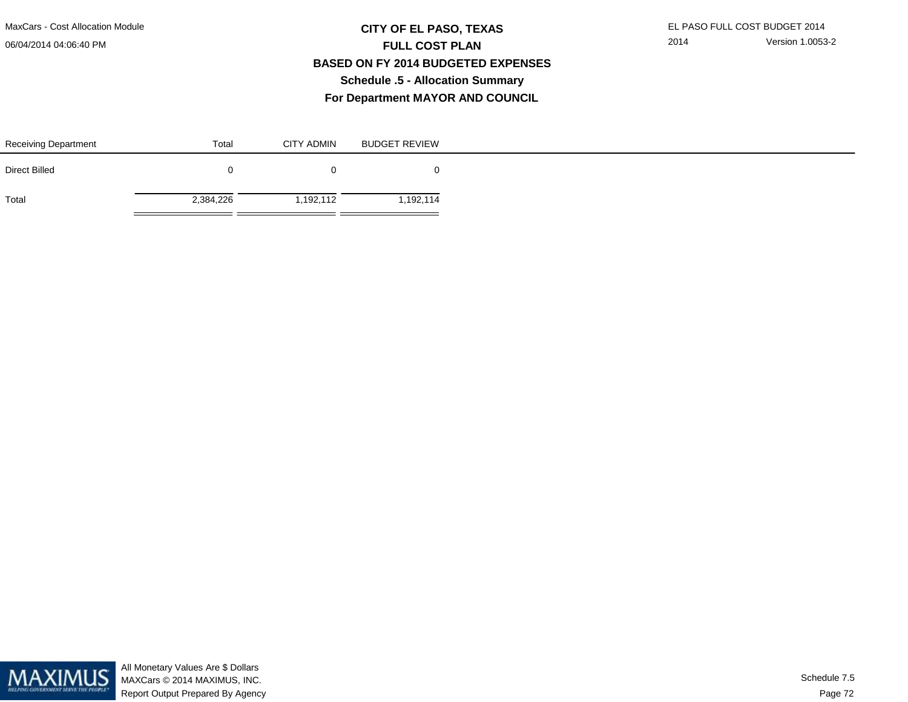# CITY OF EL PASO, TEXAS
## FULL COST PLAN
## BASED ON FY 2014 BUDGETED EXPENSES
### Schedule .5 - Allocation Summary
### For Department MAYOR AND COUNCIL

| Receiving Department | Total | CITY ADMIN | BUDGET REVIEW |
|---|---|---|---|
| Direct Billed | 0 | 0 | 0 |
| Total | 2,384,226 | 1,192,112 | 1,192,114 |

All Monetary Values Are $ Dollars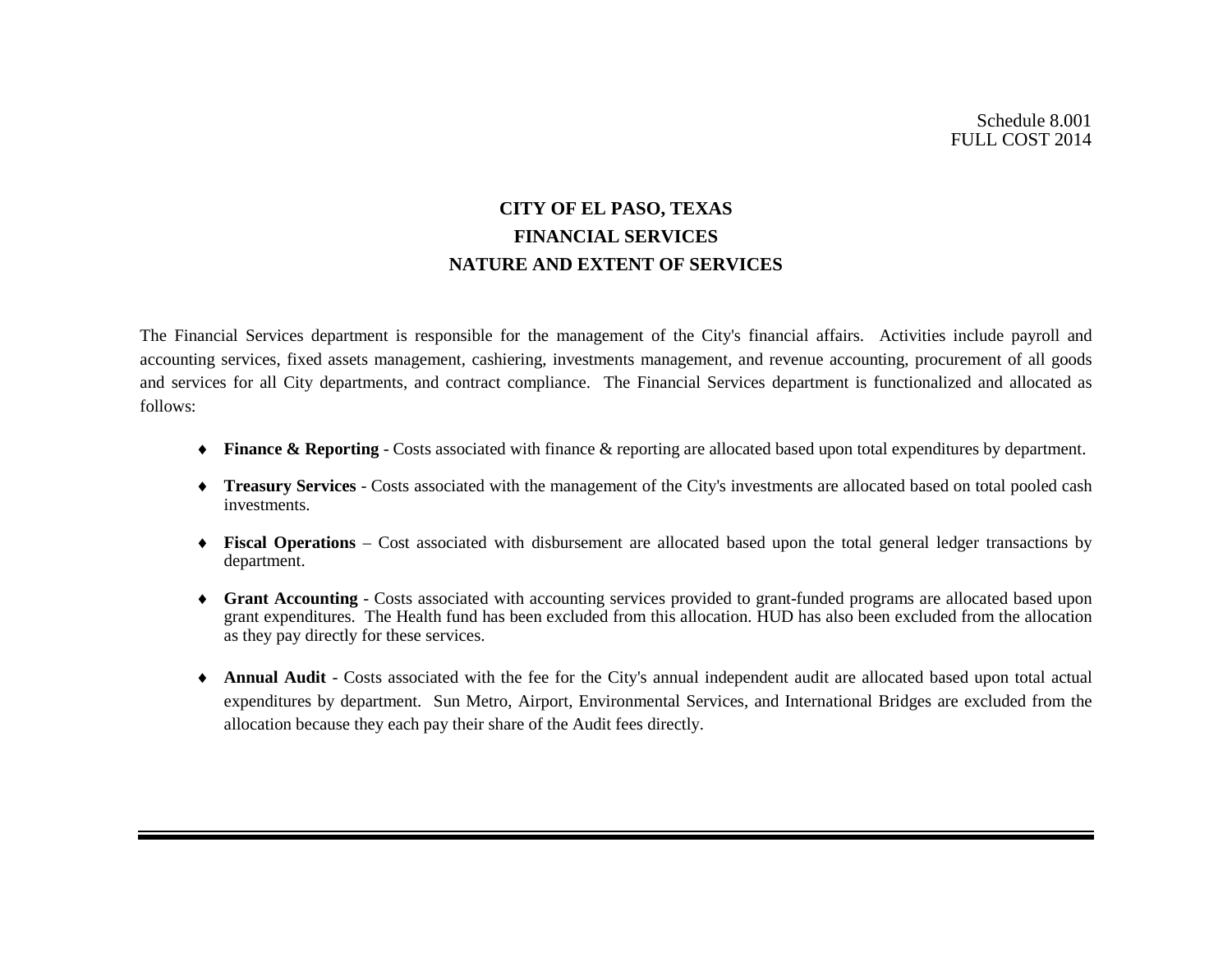Schedule 8.001
FULL COST 2014

# CITY OF EL PASO, TEXAS
## FINANCIAL SERVICES
## NATURE AND EXTENT OF SERVICES

The Financial Services department is responsible for the management of the City's financial affairs. Activities include payroll and accounting services, fixed assets management, cashiering, investments management, and revenue accounting, procurement of all goods and services for all City departments, and contract compliance. The Financial Services department is functionalized and allocated as follows:

- **Finance & Reporting** - Costs associated with finance & reporting are allocated based upon total expenditures by department.
- **Treasury Services** - Costs associated with the management of the City's investments are allocated based on total pooled cash investments.
- **Fiscal Operations** – Cost associated with disbursement are allocated based upon the total general ledger transactions by department.
- **Grant Accounting** - Costs associated with accounting services provided to grant-funded programs are allocated based upon grant expenditures. The Health fund has been excluded from this allocation. HUD has also been excluded from the allocation as they pay directly for these services.
- **Annual Audit** - Costs associated with the fee for the City's annual independent audit are allocated based upon total actual expenditures by department. Sun Metro, Airport, Environmental Services, and International Bridges are excluded from the allocation because they each pay their share of the Audit fees directly.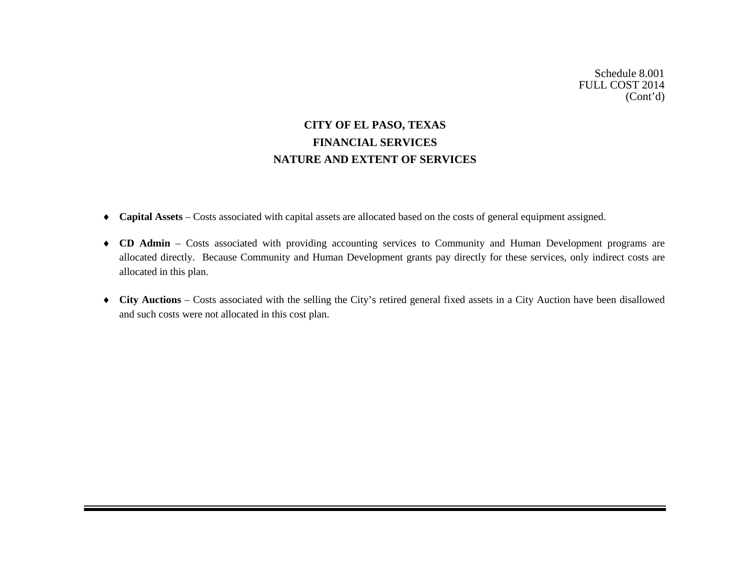Schedule 8.001
FULL COST 2014
(Cont'd)

# CITY OF EL PASO, TEXAS
## FINANCIAL SERVICES
## NATURE AND EXTENT OF SERVICES

- **Capital Assets** – Costs associated with capital assets are allocated based on the costs of general equipment assigned.
- **CD Admin** – Costs associated with providing accounting services to Community and Human Development programs are allocated directly. Because Community and Human Development grants pay directly for these services, only indirect costs are allocated in this plan.
- **City Auctions** – Costs associated with the selling the City's retired general fixed assets in a City Auction have been disallowed and such costs were not allocated in this cost plan.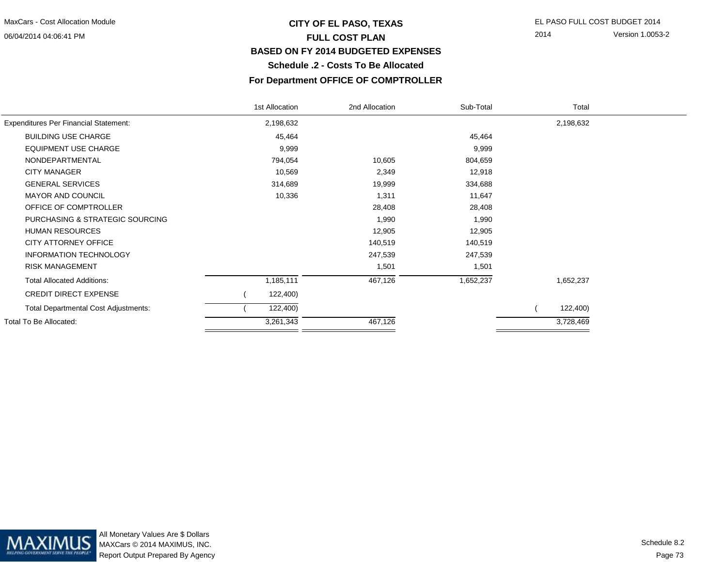# CITY OF EL PASO, TEXAS

## FULL COST PLAN

## BASED ON FY 2014 BUDGETED EXPENSES

### Schedule .2 - Costs To Be Allocated

### For Department OFFICE OF COMPTROLLER

| | 1st Allocation | 2nd Allocation | Sub-Total | Total |
|---|---|---|---|---|
| Expenditures Per Financial Statement: | 2,198,632 | | | 2,198,632 |
| BUILDING USE CHARGE | 45,464 | | 45,464 | |
| EQUIPMENT USE CHARGE | 9,999 | | 9,999 | |
| NONDEPARTMENTAL | 794,054 | 10,605 | 804,659 | |
| CITY MANAGER | 10,569 | 2,349 | 12,918 | |
| GENERAL SERVICES | 314,689 | 19,999 | 334,688 | |
| MAYOR AND COUNCIL | 10,336 | 1,311 | 11,647 | |
| OFFICE OF COMPTROLLER | | 28,408 | 28,408 | |
| PURCHASING & STRATEGIC SOURCING | | 1,990 | 1,990 | |
| HUMAN RESOURCES | | 12,905 | 12,905 | |
| CITY ATTORNEY OFFICE | | 140,519 | 140,519 | |
| INFORMATION TECHNOLOGY | | 247,539 | 247,539 | |
| RISK MANAGEMENT | | 1,501 | 1,501 | |
| Total Allocated Additions: | 1,185,111 | 467,126 | 1,652,237 | 1,652,237 |
| CREDIT DIRECT EXPENSE | (122,400) | | | |
| Total Departmental Cost Adjustments: | (122,400) | | | (122,400) |
| Total To Be Allocated: | 3,261,343 | 467,126 | | 3,728,469 |

All Monetary Values Are $ Dollars
MAXCars © 2014 MAXIMUS, INC.
Report Output Prepared By Agency

Schedule 8.2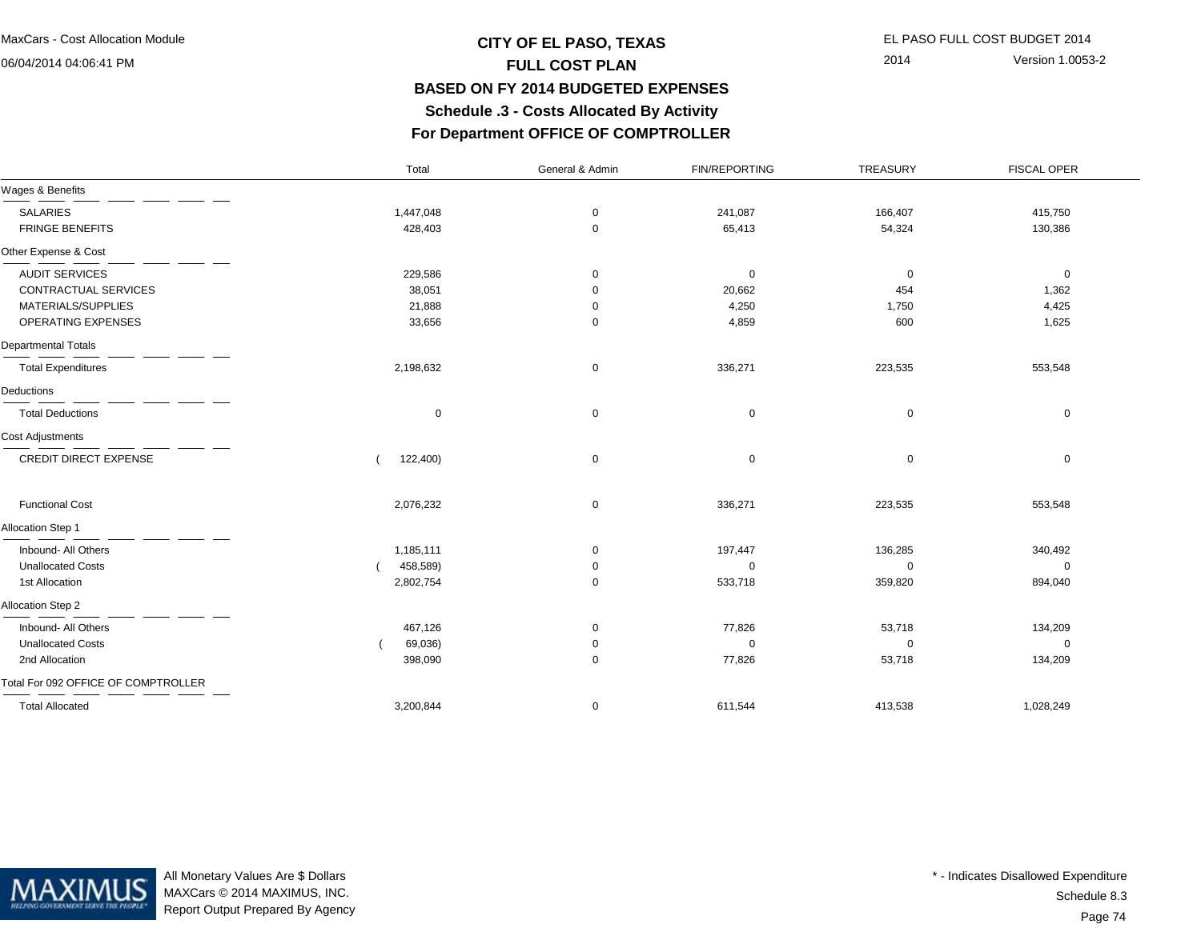# CITY OF EL PASO, TEXAS
## FULL COST PLAN
## BASED ON FY 2014 BUDGETED EXPENSES
## Schedule .3 - Costs Allocated By Activity
## For Department OFFICE OF COMPTROLLER

MaxCars - Cost Allocation Module
06/04/2014 04:06:41 PM

EL PASO FULL COST BUDGET 2014
2014 Version 1.0053-2

| | Total | General & Admin | FIN/REPORTING | TREASURY | FISCAL OPER |
|---|---|---|---|---|---|
| **Wages & Benefits** | | | | | |
| SALARIES | 1,447,048 | 0 | 241,087 | 166,407 | 415,750 |
| FRINGE BENEFITS | 428,403 | 0 | 65,413 | 54,324 | 130,386 |
| **Other Expense & Cost** | | | | | |
| AUDIT SERVICES | 229,586 | 0 | 0 | 0 | 0 |
| CONTRACTUAL SERVICES | 38,051 | 0 | 20,662 | 454 | 1,362 |
| MATERIALS/SUPPLIES | 21,888 | 0 | 4,250 | 1,750 | 4,425 |
| OPERATING EXPENSES | 33,656 | 0 | 4,859 | 600 | 1,625 |
| **Departmental Totals** | | | | | |
| Total Expenditures | 2,198,632 | 0 | 336,271 | 223,535 | 553,548 |
| **Deductions** | | | | | |
| Total Deductions | 0 | 0 | 0 | 0 | 0 |
| **Cost Adjustments** | | | | | |
| CREDIT DIRECT EXPENSE | ( 122,400) | 0 | 0 | 0 | 0 |
| Functional Cost | 2,076,232 | 0 | 336,271 | 223,535 | 553,548 |
| **Allocation Step 1** | | | | | |
| Inbound- All Others | 1,185,111 | 0 | 197,447 | 136,285 | 340,492 |
| Unallocated Costs | ( 458,589) | 0 | 0 | 0 | 0 |
| 1st Allocation | 2,802,754 | 0 | 533,718 | 359,820 | 894,040 |
| **Allocation Step 2** | | | | | |
| Inbound- All Others | 467,126 | 0 | 77,826 | 53,718 | 134,209 |
| Unallocated Costs | ( 69,036) | 0 | 0 | 0 | 0 |
| 2nd Allocation | 398,090 | 0 | 77,826 | 53,718 | 134,209 |
| **Total For 092 OFFICE OF COMPTROLLER** | | | | | |
| Total Allocated | 3,200,844 | 0 | 611,544 | 413,538 | 1,028,249 |

All Monetary Values Are $ Dollars
MAXCars © 2014 MAXIMUS, INC.
Report Output Prepared By Agency

* - Indicates Disallowed Expenditure
Schedule 8.3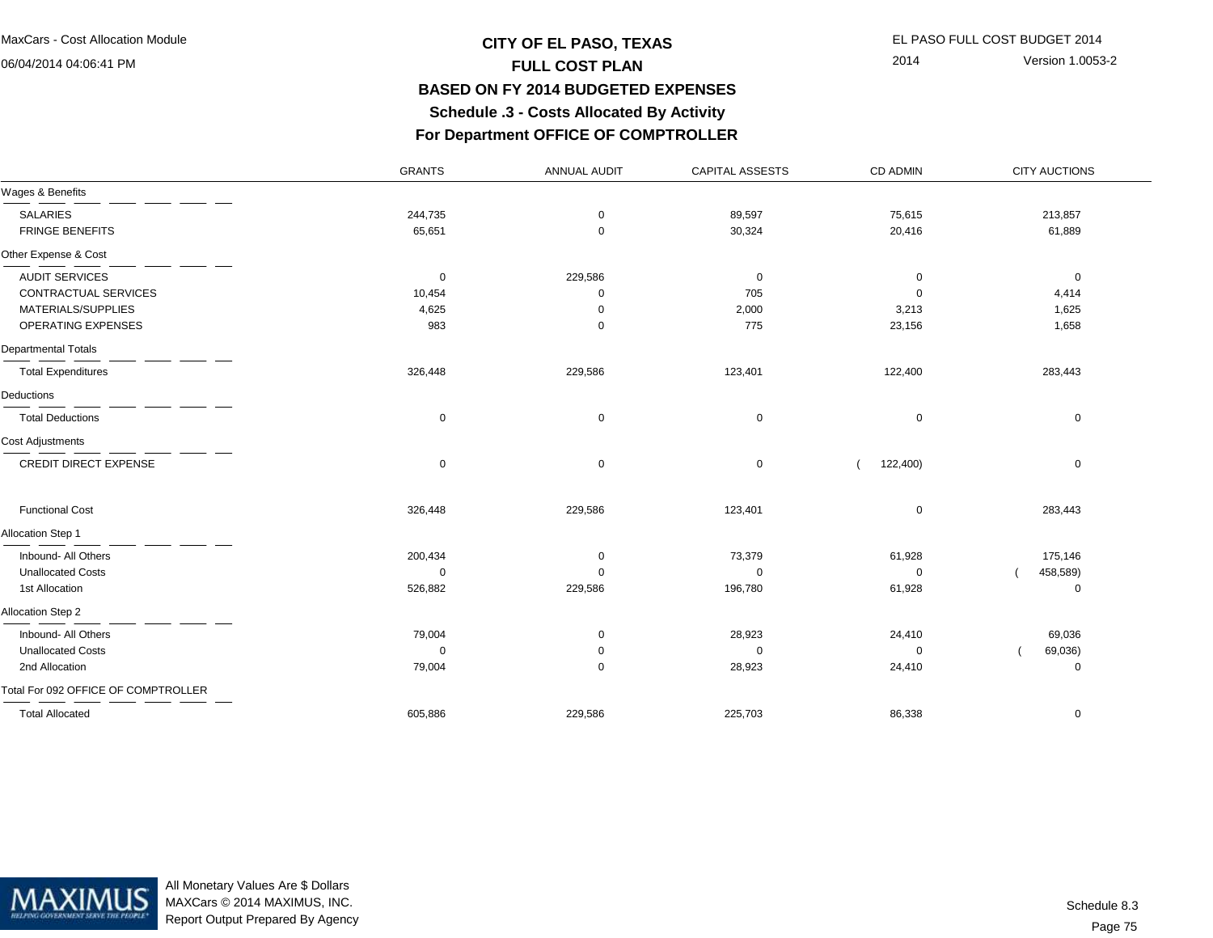# CITY OF EL PASO, TEXAS
## FULL COST PLAN
## BASED ON FY 2014 BUDGETED EXPENSES
## Schedule .3 - Costs Allocated By Activity
## For Department OFFICE OF COMPTROLLER

| | GRANTS | ANNUAL AUDIT | CAPITAL ASSESTS | CD ADMIN | CITY AUCTIONS |
|---|---|---|---|---|---|
| **Wages & Benefits** | | | | | |
| SALARIES | 244,735 | 0 | 89,597 | 75,615 | 213,857 |
| FRINGE BENEFITS | 65,651 | 0 | 30,324 | 20,416 | 61,889 |
| **Other Expense & Cost** | | | | | |
| AUDIT SERVICES | 0 | 229,586 | 0 | 0 | 0 |
| CONTRACTUAL SERVICES | 10,454 | 0 | 705 | 0 | 4,414 |
| MATERIALS/SUPPLIES | 4,625 | 0 | 2,000 | 3,213 | 1,625 |
| OPERATING EXPENSES | 983 | 0 | 775 | 23,156 | 1,658 |
| **Departmental Totals** | | | | | |
| Total Expenditures | 326,448 | 229,586 | 123,401 | 122,400 | 283,443 |
| **Deductions** | | | | | |
| Total Deductions | 0 | 0 | 0 | 0 | 0 |
| **Cost Adjustments** | | | | | |
| CREDIT DIRECT EXPENSE | 0 | 0 | 0 | ( 122,400) | 0 |
| Functional Cost | 326,448 | 229,586 | 123,401 | 0 | 283,443 |
| **Allocation Step 1** | | | | | |
| Inbound- All Others | 200,434 | 0 | 73,379 | 61,928 | 175,146 |
| Unallocated Costs | 0 | 0 | 0 | 0 | ( 458,589) |
| 1st Allocation | 526,882 | 229,586 | 196,780 | 61,928 | 0 |
| **Allocation Step 2** | | | | | |
| Inbound- All Others | 79,004 | 0 | 28,923 | 24,410 | 69,036 |
| Unallocated Costs | 0 | 0 | 0 | 0 | ( 69,036) |
| 2nd Allocation | 79,004 | 0 | 28,923 | 24,410 | 0 |
| **Total For 092 OFFICE OF COMPTROLLER** | | | | | |
| Total Allocated | 605,886 | 229,586 | 225,703 | 86,338 | 0 |

All Monetary Values Are $ Dollars
MAXCars © 2014 MAXIMUS, INC.
Report Output Prepared By Agency

Schedule 8.3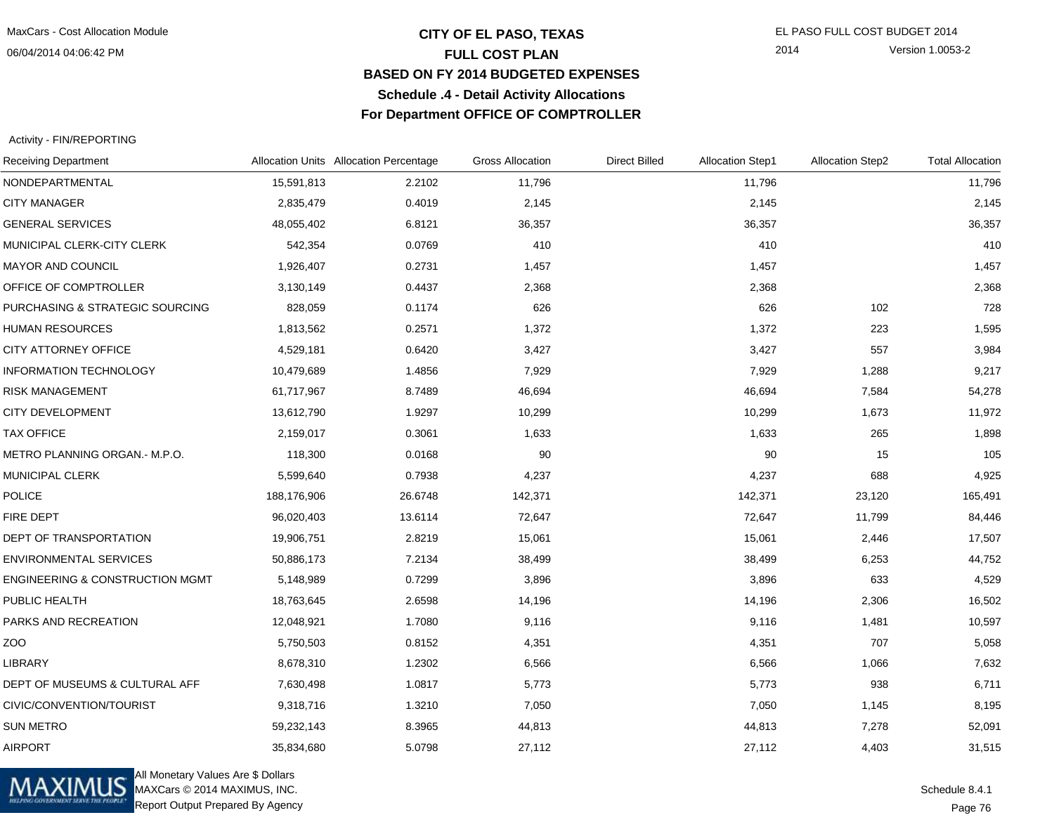# CITY OF EL PASO, TEXAS

## FULL COST PLAN

## BASED ON FY 2014 BUDGETED EXPENSES

## Schedule .4 - Detail Activity Allocations

## For Department OFFICE OF COMPTROLLER

Activity - FIN/REPORTING

| Receiving Department | Allocation Units | Allocation Percentage | Gross Allocation | Direct Billed | Allocation Step1 | Allocation Step2 | Total Allocation |
|---|---|---|---|---|---|---|---|
| NONDEPARTMENTAL | 15,591,813 | 2.2102 | 11,796 | | 11,796 | | 11,796 |
| CITY MANAGER | 2,835,479 | 0.4019 | 2,145 | | 2,145 | | 2,145 |
| GENERAL SERVICES | 48,055,402 | 6.8121 | 36,357 | | 36,357 | | 36,357 |
| MUNICIPAL CLERK-CITY CLERK | 542,354 | 0.0769 | 410 | | 410 | | 410 |
| MAYOR AND COUNCIL | 1,926,407 | 0.2731 | 1,457 | | 1,457 | | 1,457 |
| OFFICE OF COMPTROLLER | 3,130,149 | 0.4437 | 2,368 | | 2,368 | | 2,368 |
| PURCHASING & STRATEGIC SOURCING | 828,059 | 0.1174 | 626 | | 626 | 102 | 728 |
| HUMAN RESOURCES | 1,813,562 | 0.2571 | 1,372 | | 1,372 | 223 | 1,595 |
| CITY ATTORNEY OFFICE | 4,529,181 | 0.6420 | 3,427 | | 3,427 | 557 | 3,984 |
| INFORMATION TECHNOLOGY | 10,479,689 | 1.4856 | 7,929 | | 7,929 | 1,288 | 9,217 |
| RISK MANAGEMENT | 61,717,967 | 8.7489 | 46,694 | | 46,694 | 7,584 | 54,278 |
| CITY DEVELOPMENT | 13,612,790 | 1.9297 | 10,299 | | 10,299 | 1,673 | 11,972 |
| TAX OFFICE | 2,159,017 | 0.3061 | 1,633 | | 1,633 | 265 | 1,898 |
| METRO PLANNING ORGAN.- M.P.O. | 118,300 | 0.0168 | 90 | | 90 | 15 | 105 |
| MUNICIPAL CLERK | 5,599,640 | 0.7938 | 4,237 | | 4,237 | 688 | 4,925 |
| POLICE | 188,176,906 | 26.6748 | 142,371 | | 142,371 | 23,120 | 165,491 |
| FIRE DEPT | 96,020,403 | 13.6114 | 72,647 | | 72,647 | 11,799 | 84,446 |
| DEPT OF TRANSPORTATION | 19,906,751 | 2.8219 | 15,061 | | 15,061 | 2,446 | 17,507 |
| ENVIRONMENTAL SERVICES | 50,886,173 | 7.2134 | 38,499 | | 38,499 | 6,253 | 44,752 |
| ENGINEERING & CONSTRUCTION MGMT | 5,148,989 | 0.7299 | 3,896 | | 3,896 | 633 | 4,529 |
| PUBLIC HEALTH | 18,763,645 | 2.6598 | 14,196 | | 14,196 | 2,306 | 16,502 |
| PARKS AND RECREATION | 12,048,921 | 1.7080 | 9,116 | | 9,116 | 1,481 | 10,597 |
| ZOO | 5,750,503 | 0.8152 | 4,351 | | 4,351 | 707 | 5,058 |
| LIBRARY | 8,678,310 | 1.2302 | 6,566 | | 6,566 | 1,066 | 7,632 |
| DEPT OF MUSEUMS & CULTURAL AFF | 7,630,498 | 1.0817 | 5,773 | | 5,773 | 938 | 6,711 |
| CIVIC/CONVENTION/TOURIST | 9,318,716 | 1.3210 | 7,050 | | 7,050 | 1,145 | 8,195 |
| SUN METRO | 59,232,143 | 8.3965 | 44,813 | | 44,813 | 7,278 | 52,091 |
| AIRPORT | 35,834,680 | 5.0798 | 27,112 | | 27,112 | 4,403 | 31,515 |

All Monetary Values Are $ Dollars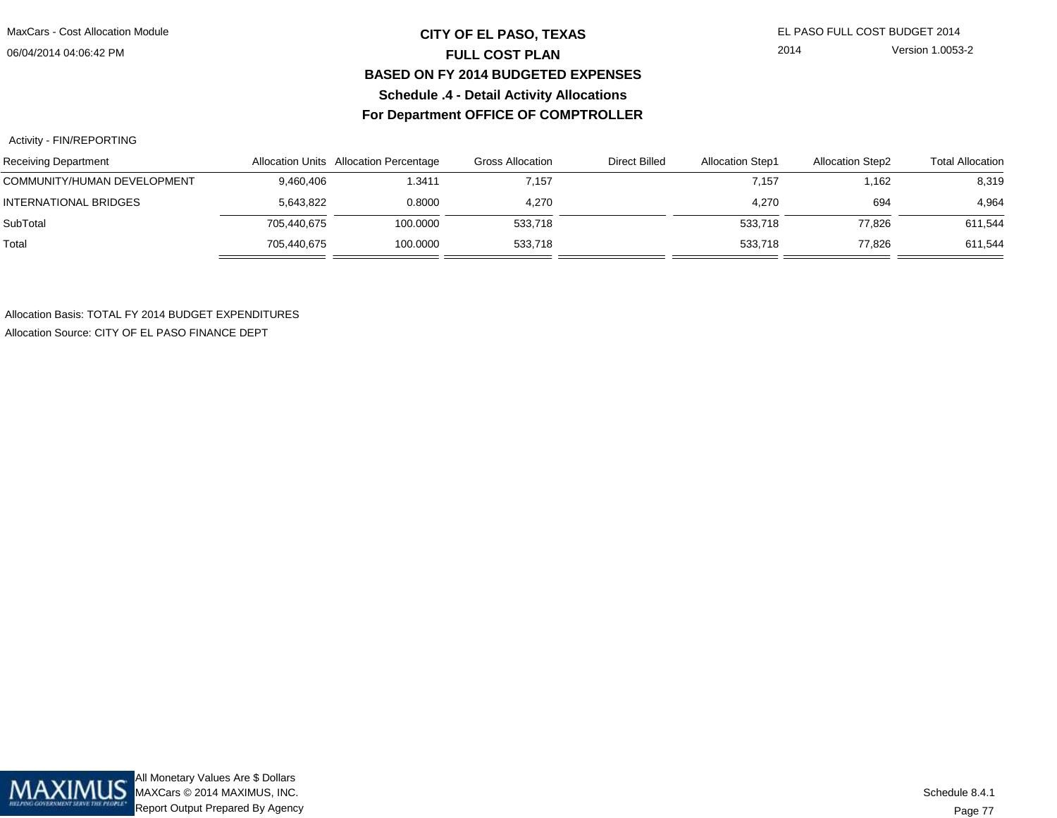# CITY OF EL PASO, TEXAS
## FULL COST PLAN
## BASED ON FY 2014 BUDGETED EXPENSES
## Schedule .4 - Detail Activity Allocations
## For Department OFFICE OF COMPTROLLER

Activity - FIN/REPORTING

| Receiving Department | Allocation Units | Allocation Percentage | Gross Allocation | Direct Billed | Allocation Step1 | Allocation Step2 | Total Allocation |
|---|---|---|---|---|---|---|---|
| COMMUNITY/HUMAN DEVELOPMENT | 9,460,406 | 1.3411 | 7,157 | | 7,157 | 1,162 | 8,319 |
| INTERNATIONAL BRIDGES | 5,643,822 | 0.8000 | 4,270 | | 4,270 | 694 | 4,964 |
| SubTotal | 705,440,675 | 100.0000 | 533,718 | | 533,718 | 77,826 | 611,544 |
| Total | 705,440,675 | 100.0000 | 533,718 | | 533,718 | 77,826 | 611,544 |

Allocation Basis: TOTAL FY 2014 BUDGET EXPENDITURES

Allocation Source: CITY OF EL PASO FINANCE DEPT

All Monetary Values Are $ Dollars

Schedule 8.4.1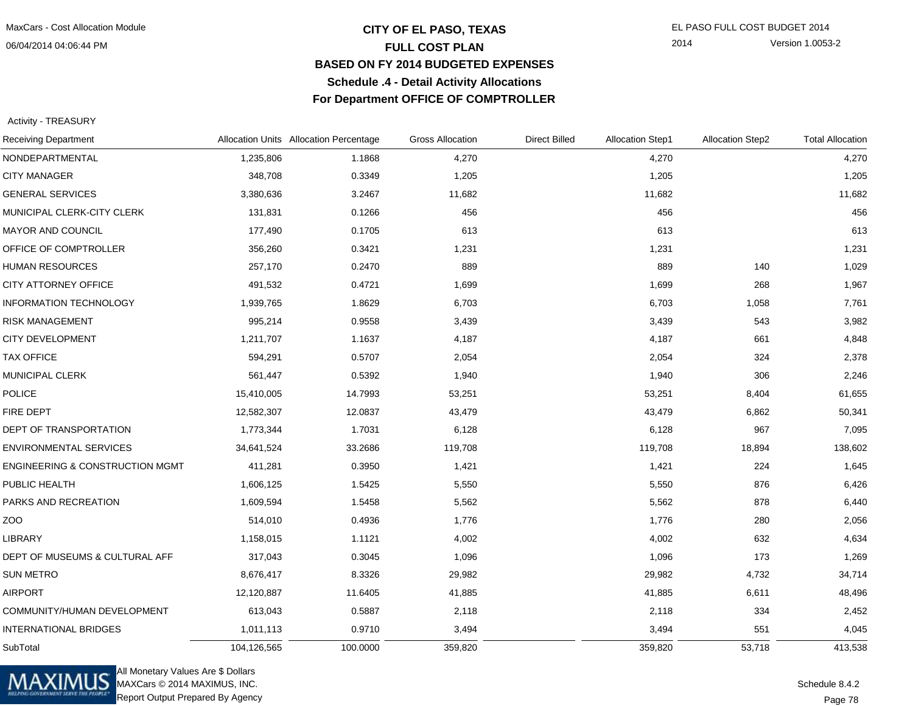# CITY OF EL PASO, TEXAS
## FULL COST PLAN
## BASED ON FY 2014 BUDGETED EXPENSES
## Schedule .4 - Detail Activity Allocations
## For Department OFFICE OF COMPTROLLER

Activity - TREASURY

| Receiving Department | Allocation Units | Allocation Percentage | Gross Allocation | Direct Billed | Allocation Step1 | Allocation Step2 | Total Allocation |
|---|---|---|---|---|---|---|---|
| NONDEPARTMENTAL | 1,235,806 | 1.1868 | 4,270 | | 4,270 | | 4,270 |
| CITY MANAGER | 348,708 | 0.3349 | 1,205 | | 1,205 | | 1,205 |
| GENERAL SERVICES | 3,380,636 | 3.2467 | 11,682 | | 11,682 | | 11,682 |
| MUNICIPAL CLERK-CITY CLERK | 131,831 | 0.1266 | 456 | | 456 | | 456 |
| MAYOR AND COUNCIL | 177,490 | 0.1705 | 613 | | 613 | | 613 |
| OFFICE OF COMPTROLLER | 356,260 | 0.3421 | 1,231 | | 1,231 | | 1,231 |
| HUMAN RESOURCES | 257,170 | 0.2470 | 889 | | 889 | 140 | 1,029 |
| CITY ATTORNEY OFFICE | 491,532 | 0.4721 | 1,699 | | 1,699 | 268 | 1,967 |
| INFORMATION TECHNOLOGY | 1,939,765 | 1.8629 | 6,703 | | 6,703 | 1,058 | 7,761 |
| RISK MANAGEMENT | 995,214 | 0.9558 | 3,439 | | 3,439 | 543 | 3,982 |
| CITY DEVELOPMENT | 1,211,707 | 1.1637 | 4,187 | | 4,187 | 661 | 4,848 |
| TAX OFFICE | 594,291 | 0.5707 | 2,054 | | 2,054 | 324 | 2,378 |
| MUNICIPAL CLERK | 561,447 | 0.5392 | 1,940 | | 1,940 | 306 | 2,246 |
| POLICE | 15,410,005 | 14.7993 | 53,251 | | 53,251 | 8,404 | 61,655 |
| FIRE DEPT | 12,582,307 | 12.0837 | 43,479 | | 43,479 | 6,862 | 50,341 |
| DEPT OF TRANSPORTATION | 1,773,344 | 1.7031 | 6,128 | | 6,128 | 967 | 7,095 |
| ENVIRONMENTAL SERVICES | 34,641,524 | 33.2686 | 119,708 | | 119,708 | 18,894 | 138,602 |
| ENGINEERING & CONSTRUCTION MGMT | 411,281 | 0.3950 | 1,421 | | 1,421 | 224 | 1,645 |
| PUBLIC HEALTH | 1,606,125 | 1.5425 | 5,550 | | 5,550 | 876 | 6,426 |
| PARKS AND RECREATION | 1,609,594 | 1.5458 | 5,562 | | 5,562 | 878 | 6,440 |
| ZOO | 514,010 | 0.4936 | 1,776 | | 1,776 | 280 | 2,056 |
| LIBRARY | 1,158,015 | 1.1121 | 4,002 | | 4,002 | 632 | 4,634 |
| DEPT OF MUSEUMS & CULTURAL AFF | 317,043 | 0.3045 | 1,096 | | 1,096 | 173 | 1,269 |
| SUN METRO | 8,676,417 | 8.3326 | 29,982 | | 29,982 | 4,732 | 34,714 |
| AIRPORT | 12,120,887 | 11.6405 | 41,885 | | 41,885 | 6,611 | 48,496 |
| COMMUNITY/HUMAN DEVELOPMENT | 613,043 | 0.5887 | 2,118 | | 2,118 | 334 | 2,452 |
| INTERNATIONAL BRIDGES | 1,011,113 | 0.9710 | 3,494 | | 3,494 | 551 | 4,045 |
| SubTotal | 104,126,565 | 100.0000 | 359,820 | | 359,820 | 53,718 | 413,538 |

All Monetary Values Are $ Dollars
MAXCars © 2014 MAXIMUS, INC.
Report Output Prepared By Agency

Schedule 8.4.2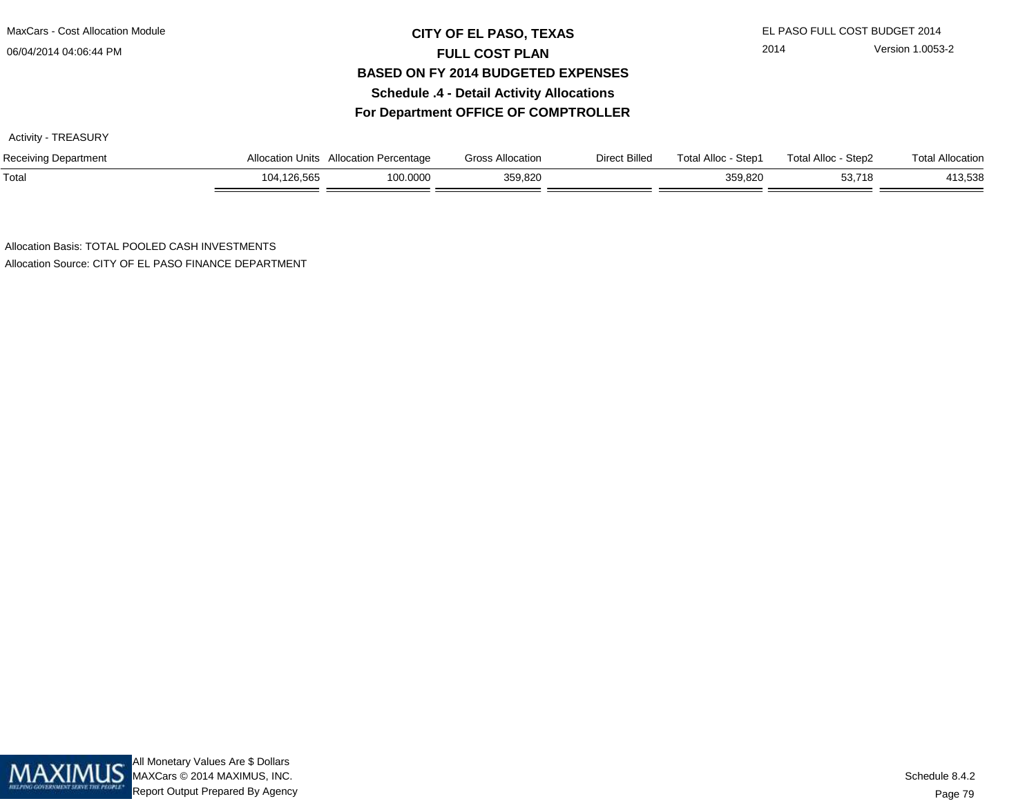# CITY OF EL PASO, TEXAS
## FULL COST PLAN
## BASED ON FY 2014 BUDGETED EXPENSES
## Schedule .4 - Detail Activity Allocations
## For Department OFFICE OF COMPTROLLER

Activity - TREASURY

| Receiving Department | Allocation Units | Allocation Percentage | Gross Allocation | Direct Billed | Total Alloc - Step1 | Total Alloc - Step2 | Total Allocation |
|---|---|---|---|---|---|---|---|
| Total | 104,126,565 | 100.0000 | 359,820 | | 359,820 | 53,718 | 413,538 |

Allocation Basis: TOTAL POOLED CASH INVESTMENTS

Allocation Source: CITY OF EL PASO FINANCE DEPARTMENT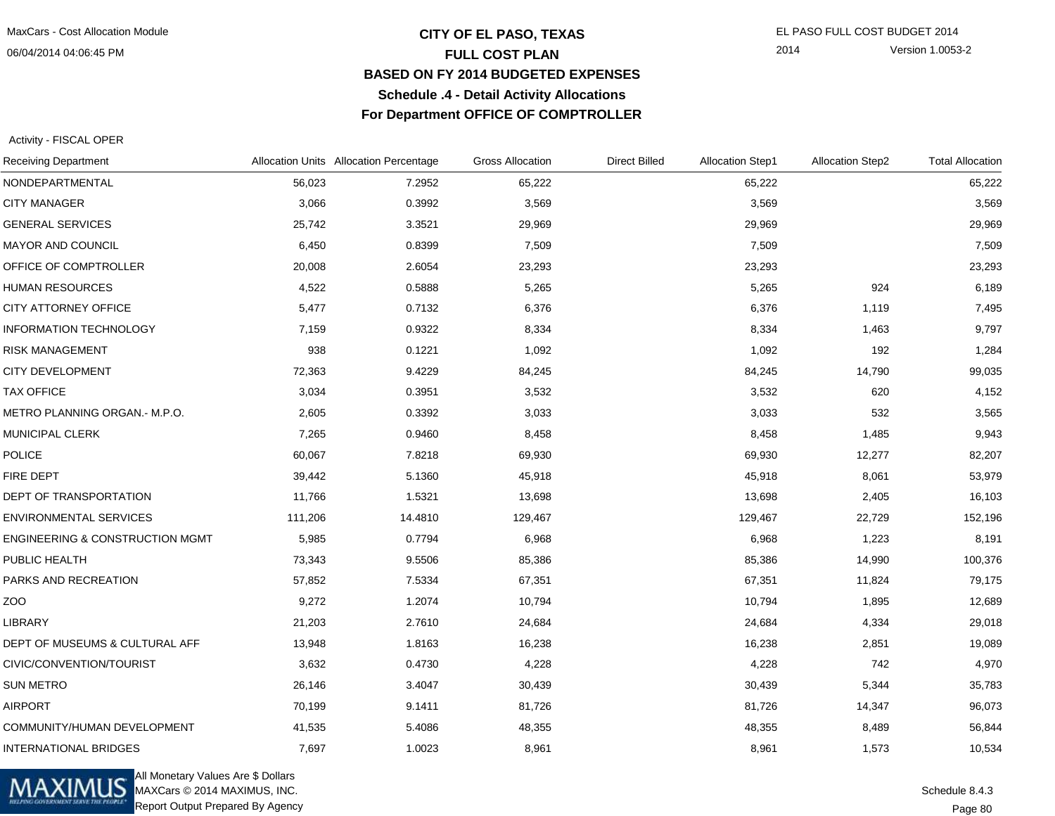# CITY OF EL PASO, TEXAS

## FULL COST PLAN

### BASED ON FY 2014 BUDGETED EXPENSES

### Schedule .4 - Detail Activity Allocations

### For Department OFFICE OF COMPTROLLER

Activity - FISCAL OPER

| Receiving Department | Allocation Units | Allocation Percentage | Gross Allocation | Direct Billed | Allocation Step1 | Allocation Step2 | Total Allocation |
|---|---|---|---|---|---|---|---|
| NONDEPARTMENTAL | 56,023 | 7.2952 | 65,222 | | 65,222 | | 65,222 |
| CITY MANAGER | 3,066 | 0.3992 | 3,569 | | 3,569 | | 3,569 |
| GENERAL SERVICES | 25,742 | 3.3521 | 29,969 | | 29,969 | | 29,969 |
| MAYOR AND COUNCIL | 6,450 | 0.8399 | 7,509 | | 7,509 | | 7,509 |
| OFFICE OF COMPTROLLER | 20,008 | 2.6054 | 23,293 | | 23,293 | | 23,293 |
| HUMAN RESOURCES | 4,522 | 0.5888 | 5,265 | | 5,265 | 924 | 6,189 |
| CITY ATTORNEY OFFICE | 5,477 | 0.7132 | 6,376 | | 6,376 | 1,119 | 7,495 |
| INFORMATION TECHNOLOGY | 7,159 | 0.9322 | 8,334 | | 8,334 | 1,463 | 9,797 |
| RISK MANAGEMENT | 938 | 0.1221 | 1,092 | | 1,092 | 192 | 1,284 |
| CITY DEVELOPMENT | 72,363 | 9.4229 | 84,245 | | 84,245 | 14,790 | 99,035 |
| TAX OFFICE | 3,034 | 0.3951 | 3,532 | | 3,532 | 620 | 4,152 |
| METRO PLANNING ORGAN.- M.P.O. | 2,605 | 0.3392 | 3,033 | | 3,033 | 532 | 3,565 |
| MUNICIPAL CLERK | 7,265 | 0.9460 | 8,458 | | 8,458 | 1,485 | 9,943 |
| POLICE | 60,067 | 7.8218 | 69,930 | | 69,930 | 12,277 | 82,207 |
| FIRE DEPT | 39,442 | 5.1360 | 45,918 | | 45,918 | 8,061 | 53,979 |
| DEPT OF TRANSPORTATION | 11,766 | 1.5321 | 13,698 | | 13,698 | 2,405 | 16,103 |
| ENVIRONMENTAL SERVICES | 111,206 | 14.4810 | 129,467 | | 129,467 | 22,729 | 152,196 |
| ENGINEERING & CONSTRUCTION MGMT | 5,985 | 0.7794 | 6,968 | | 6,968 | 1,223 | 8,191 |
| PUBLIC HEALTH | 73,343 | 9.5506 | 85,386 | | 85,386 | 14,990 | 100,376 |
| PARKS AND RECREATION | 57,852 | 7.5334 | 67,351 | | 67,351 | 11,824 | 79,175 |
| ZOO | 9,272 | 1.2074 | 10,794 | | 10,794 | 1,895 | 12,689 |
| LIBRARY | 21,203 | 2.7610 | 24,684 | | 24,684 | 4,334 | 29,018 |
| DEPT OF MUSEUMS & CULTURAL AFF | 13,948 | 1.8163 | 16,238 | | 16,238 | 2,851 | 19,089 |
| CIVIC/CONVENTION/TOURIST | 3,632 | 0.4730 | 4,228 | | 4,228 | 742 | 4,970 |
| SUN METRO | 26,146 | 3.4047 | 30,439 | | 30,439 | 5,344 | 35,783 |
| AIRPORT | 70,199 | 9.1411 | 81,726 | | 81,726 | 14,347 | 96,073 |
| COMMUNITY/HUMAN DEVELOPMENT | 41,535 | 5.4086 | 48,355 | | 48,355 | 8,489 | 56,844 |
| INTERNATIONAL BRIDGES | 7,697 | 1.0023 | 8,961 | | 8,961 | 1,573 | 10,534 |

All Monetary Values Are $ Dollars
MAXCars © 2014 MAXIMUS, INC.
Report Output Prepared By Agency

Schedule 8.4.3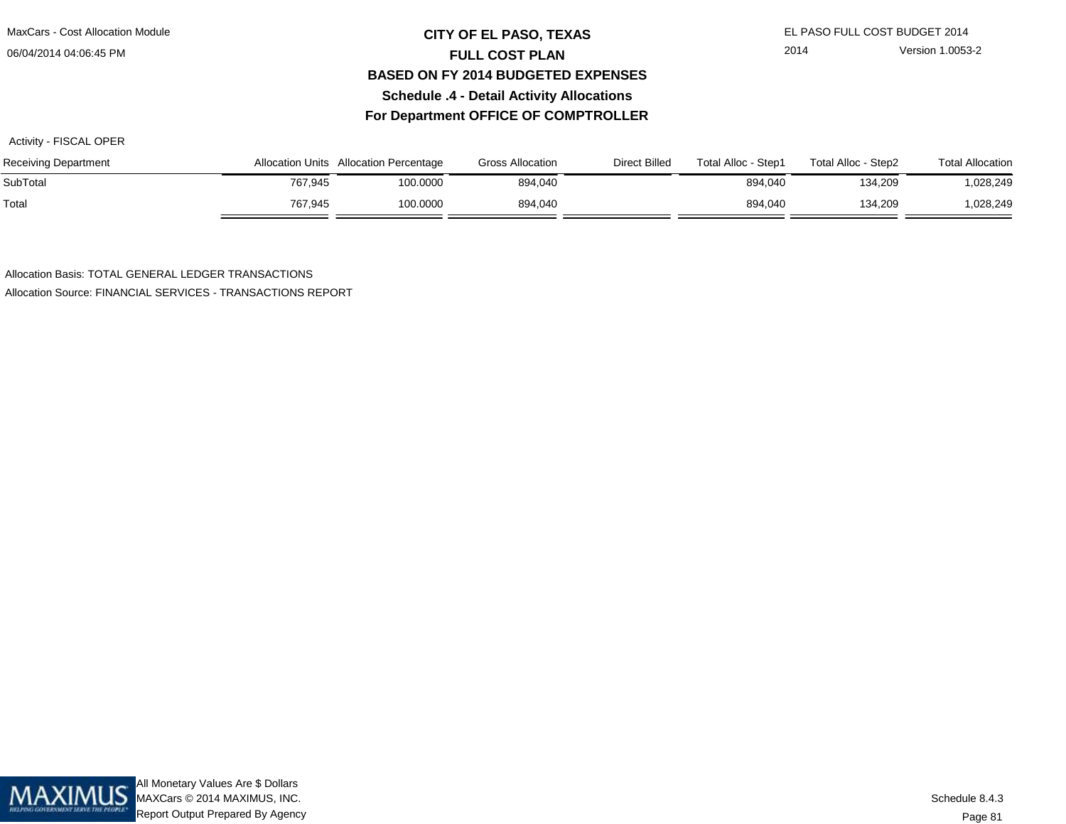# CITY OF EL PASO, TEXAS
## FULL COST PLAN
## BASED ON FY 2014 BUDGETED EXPENSES
## Schedule .4 - Detail Activity Allocations
## For Department OFFICE OF COMPTROLLER

Activity - FISCAL OPER

| Receiving Department | Allocation Units | Allocation Percentage | Gross Allocation | Direct Billed | Total Alloc - Step1 | Total Alloc - Step2 | Total Allocation |
|---|---|---|---|---|---|---|---|
| SubTotal | 767,945 | 100.0000 | 894,040 | | 894,040 | 134,209 | 1,028,249 |
| Total | 767,945 | 100.0000 | 894,040 | | 894,040 | 134,209 | 1,028,249 |

Allocation Basis: TOTAL GENERAL LEDGER TRANSACTIONS

Allocation Source: FINANCIAL SERVICES - TRANSACTIONS REPORT

All Monetary Values Are $ Dollars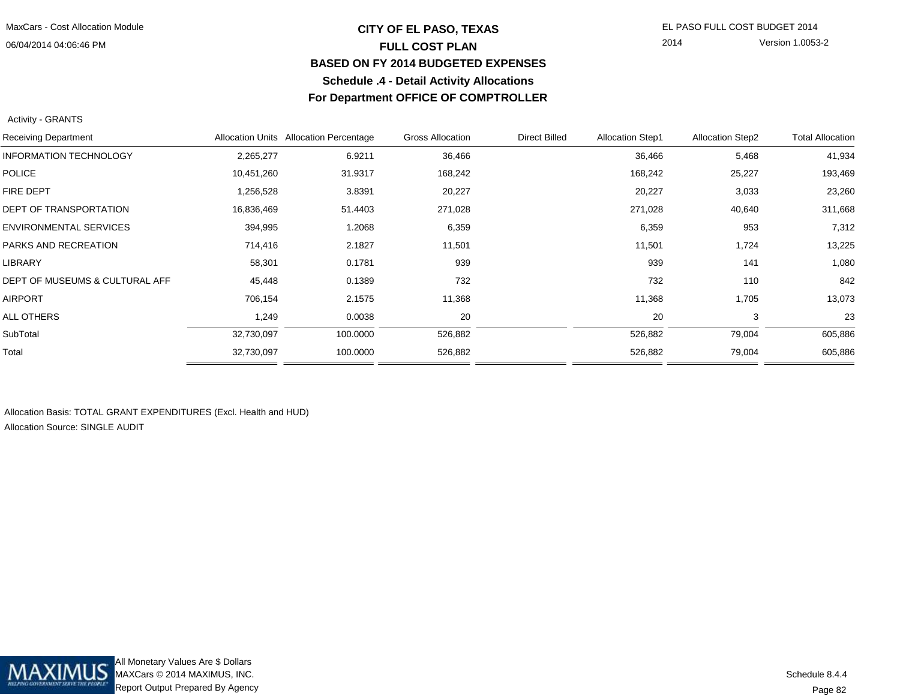# CITY OF EL PASO, TEXAS

## FULL COST PLAN

## BASED ON FY 2014 BUDGETED EXPENSES

## Schedule .4 - Detail Activity Allocations

## For Department OFFICE OF COMPTROLLER

Activity - GRANTS

| Receiving Department | Allocation Units | Allocation Percentage | Gross Allocation | Direct Billed | Allocation Step1 | Allocation Step2 | Total Allocation |
|---|---|---|---|---|---|---|---|
| INFORMATION TECHNOLOGY | 2,265,277 | 6.9211 | 36,466 | | 36,466 | 5,468 | 41,934 |
| POLICE | 10,451,260 | 31.9317 | 168,242 | | 168,242 | 25,227 | 193,469 |
| FIRE DEPT | 1,256,528 | 3.8391 | 20,227 | | 20,227 | 3,033 | 23,260 |
| DEPT OF TRANSPORTATION | 16,836,469 | 51.4403 | 271,028 | | 271,028 | 40,640 | 311,668 |
| ENVIRONMENTAL SERVICES | 394,995 | 1.2068 | 6,359 | | 6,359 | 953 | 7,312 |
| PARKS AND RECREATION | 714,416 | 2.1827 | 11,501 | | 11,501 | 1,724 | 13,225 |
| LIBRARY | 58,301 | 0.1781 | 939 | | 939 | 141 | 1,080 |
| DEPT OF MUSEUMS & CULTURAL AFF | 45,448 | 0.1389 | 732 | | 732 | 110 | 842 |
| AIRPORT | 706,154 | 2.1575 | 11,368 | | 11,368 | 1,705 | 13,073 |
| ALL OTHERS | 1,249 | 0.0038 | 20 | | 20 | 3 | 23 |
| SubTotal | 32,730,097 | 100.0000 | 526,882 | | 526,882 | 79,004 | 605,886 |
| Total | 32,730,097 | 100.0000 | 526,882 | | 526,882 | 79,004 | 605,886 |

Allocation Basis: TOTAL GRANT EXPENDITURES (Excl. Health and HUD)

Allocation Source: SINGLE AUDIT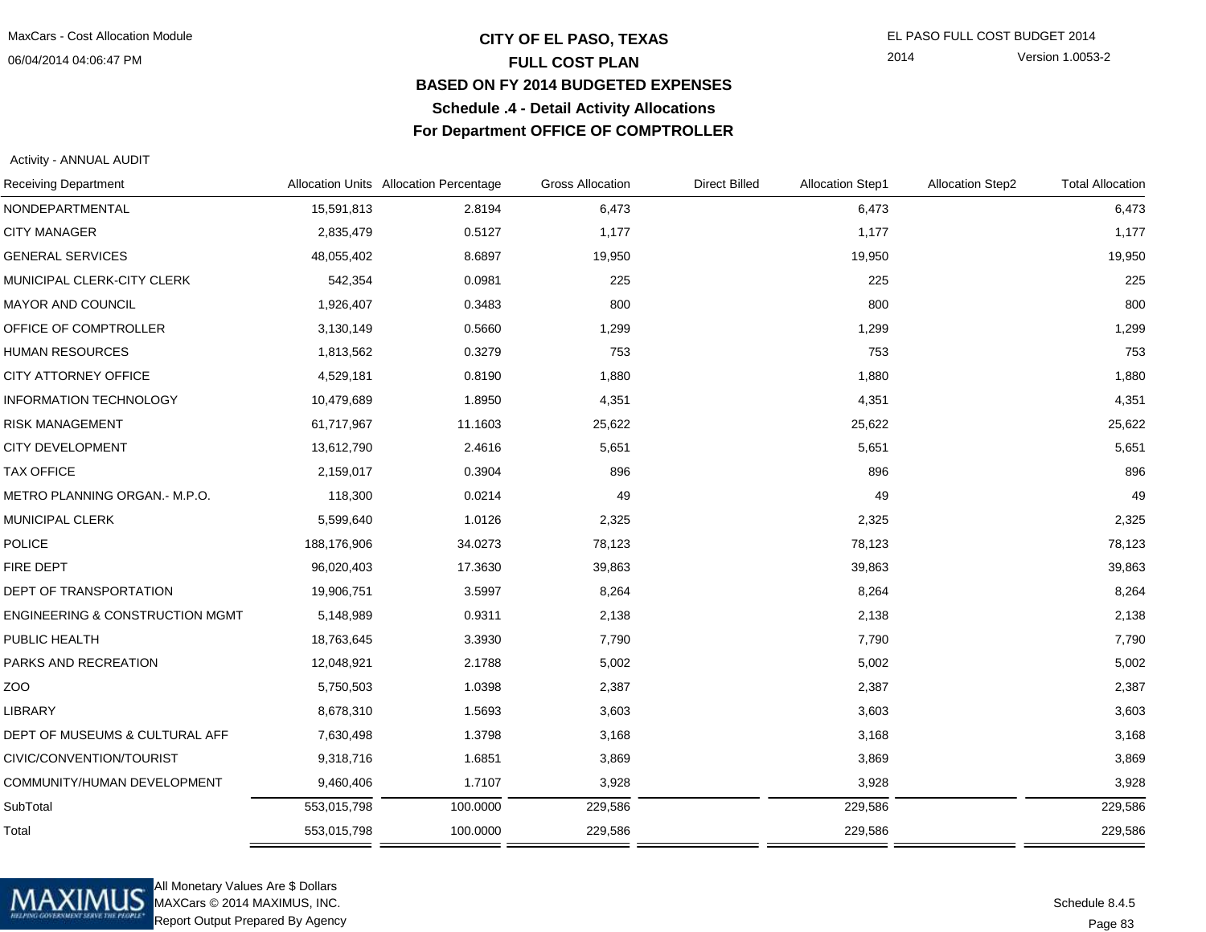# CITY OF EL PASO, TEXAS
## FULL COST PLAN
## BASED ON FY 2014 BUDGETED EXPENSES
### Schedule .4 - Detail Activity Allocations
### For Department OFFICE OF COMPTROLLER

Activity - ANNUAL AUDIT

| Receiving Department | Allocation Units | Allocation Percentage | Gross Allocation | Direct Billed | Allocation Step1 | Allocation Step2 | Total Allocation |
|---|---|---|---|---|---|---|---|
| NONDEPARTMENTAL | 15,591,813 | 2.8194 | 6,473 | | 6,473 | | 6,473 |
| CITY MANAGER | 2,835,479 | 0.5127 | 1,177 | | 1,177 | | 1,177 |
| GENERAL SERVICES | 48,055,402 | 8.6897 | 19,950 | | 19,950 | | 19,950 |
| MUNICIPAL CLERK-CITY CLERK | 542,354 | 0.0981 | 225 | | 225 | | 225 |
| MAYOR AND COUNCIL | 1,926,407 | 0.3483 | 800 | | 800 | | 800 |
| OFFICE OF COMPTROLLER | 3,130,149 | 0.5660 | 1,299 | | 1,299 | | 1,299 |
| HUMAN RESOURCES | 1,813,562 | 0.3279 | 753 | | 753 | | 753 |
| CITY ATTORNEY OFFICE | 4,529,181 | 0.8190 | 1,880 | | 1,880 | | 1,880 |
| INFORMATION TECHNOLOGY | 10,479,689 | 1.8950 | 4,351 | | 4,351 | | 4,351 |
| RISK MANAGEMENT | 61,717,967 | 11.1603 | 25,622 | | 25,622 | | 25,622 |
| CITY DEVELOPMENT | 13,612,790 | 2.4616 | 5,651 | | 5,651 | | 5,651 |
| TAX OFFICE | 2,159,017 | 0.3904 | 896 | | 896 | | 896 |
| METRO PLANNING ORGAN.- M.P.O. | 118,300 | 0.0214 | 49 | | 49 | | 49 |
| MUNICIPAL CLERK | 5,599,640 | 1.0126 | 2,325 | | 2,325 | | 2,325 |
| POLICE | 188,176,906 | 34.0273 | 78,123 | | 78,123 | | 78,123 |
| FIRE DEPT | 96,020,403 | 17.3630 | 39,863 | | 39,863 | | 39,863 |
| DEPT OF TRANSPORTATION | 19,906,751 | 3.5997 | 8,264 | | 8,264 | | 8,264 |
| ENGINEERING & CONSTRUCTION MGMT | 5,148,989 | 0.9311 | 2,138 | | 2,138 | | 2,138 |
| PUBLIC HEALTH | 18,763,645 | 3.3930 | 7,790 | | 7,790 | | 7,790 |
| PARKS AND RECREATION | 12,048,921 | 2.1788 | 5,002 | | 5,002 | | 5,002 |
| ZOO | 5,750,503 | 1.0398 | 2,387 | | 2,387 | | 2,387 |
| LIBRARY | 8,678,310 | 1.5693 | 3,603 | | 3,603 | | 3,603 |
| DEPT OF MUSEUMS & CULTURAL AFF | 7,630,498 | 1.3798 | 3,168 | | 3,168 | | 3,168 |
| CIVIC/CONVENTION/TOURIST | 9,318,716 | 1.6851 | 3,869 | | 3,869 | | 3,869 |
| COMMUNITY/HUMAN DEVELOPMENT | 9,460,406 | 1.7107 | 3,928 | | 3,928 | | 3,928 |
| SubTotal | 553,015,798 | 100.0000 | 229,586 | | 229,586 | | 229,586 |
| Total | 553,015,798 | 100.0000 | 229,586 | | 229,586 | | 229,586 |

All Monetary Values Are $ Dollars
MAXCars © 2014 MAXIMUS, INC.
Report Output Prepared By Agency

Schedule 8.4.5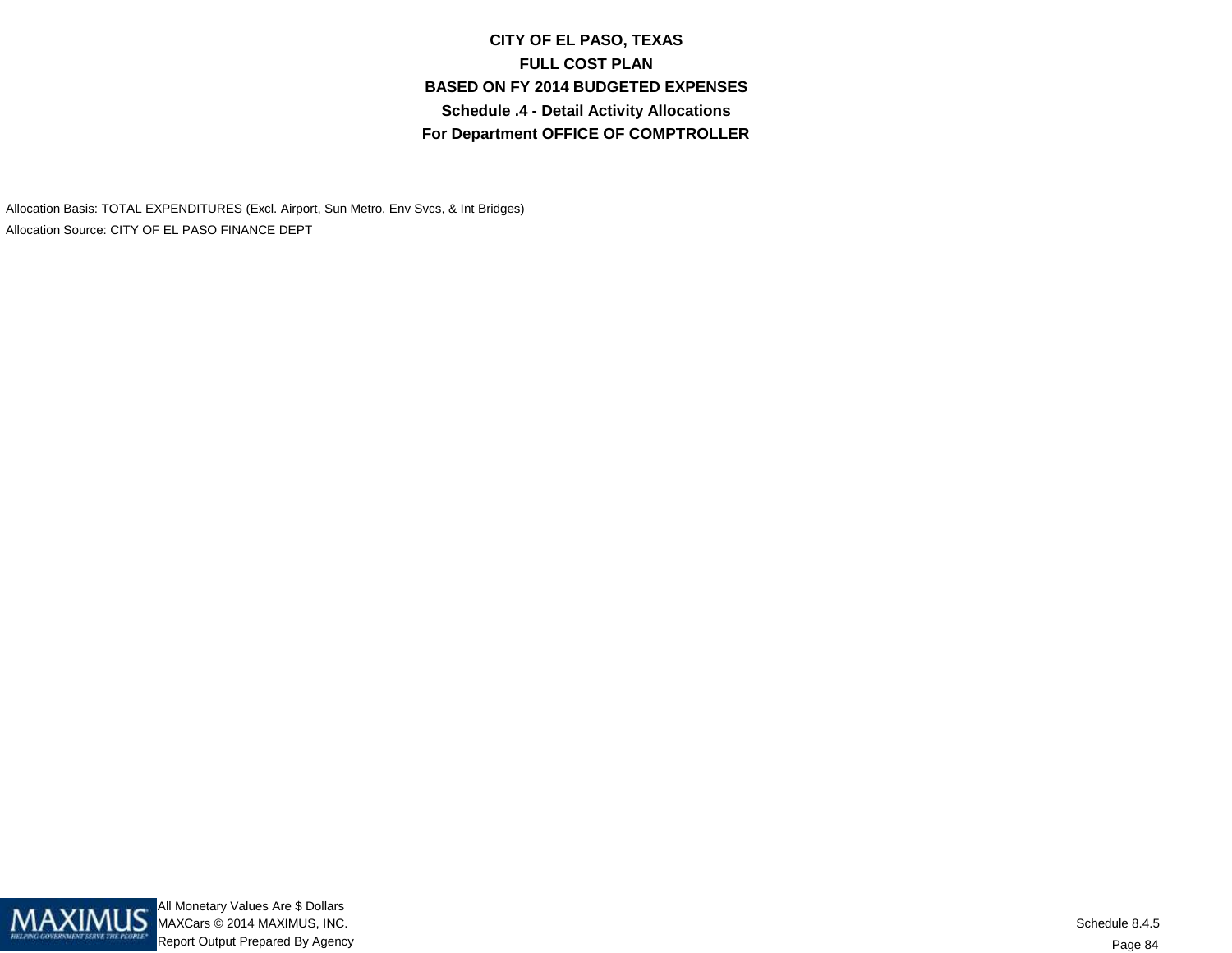# CITY OF EL PASO, TEXAS
## FULL COST PLAN
## BASED ON FY 2014 BUDGETED EXPENSES
## Schedule .4 - Detail Activity Allocations
## For Department OFFICE OF COMPTROLLER

Allocation Basis: TOTAL EXPENDITURES (Excl. Airport, Sun Metro, Env Svcs, & Int Bridges)

Allocation Source: CITY OF EL PASO FINANCE DEPT

All Monetary Values Are $ Dollars

MAXCars © 2014 MAXIMUS, INC.

Report Output Prepared By Agency

Schedule 8.4.5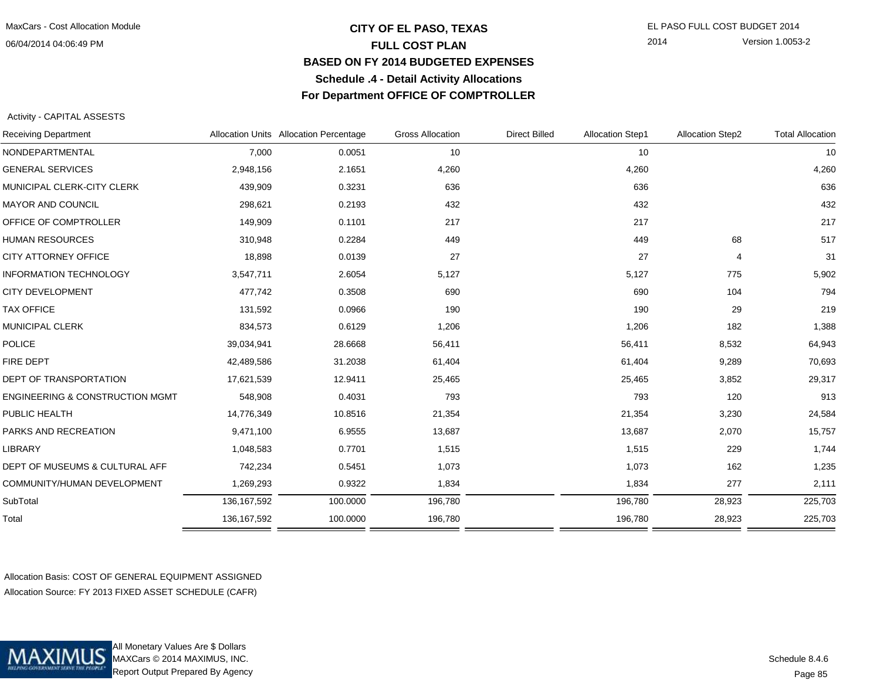# CITY OF EL PASO, TEXAS
## FULL COST PLAN
## BASED ON FY 2014 BUDGETED EXPENSES
## Schedule .4 - Detail Activity Allocations
## For Department OFFICE OF COMPTROLLER

MaxCars - Cost Allocation Module
06/04/2014 04:06:49 PM

EL PASO FULL COST BUDGET 2014
2014 Version 1.0053-2

Activity - CAPITAL ASSESTS

| Receiving Department | Allocation Units | Allocation Percentage | Gross Allocation | Direct Billed | Allocation Step1 | Allocation Step2 | Total Allocation |
|---|---|---|---|---|---|---|---|
| NONDEPARTMENTAL | 7,000 | 0.0051 | 10 | | 10 | | 10 |
| GENERAL SERVICES | 2,948,156 | 2.1651 | 4,260 | | 4,260 | | 4,260 |
| MUNICIPAL CLERK-CITY CLERK | 439,909 | 0.3231 | 636 | | 636 | | 636 |
| MAYOR AND COUNCIL | 298,621 | 0.2193 | 432 | | 432 | | 432 |
| OFFICE OF COMPTROLLER | 149,909 | 0.1101 | 217 | | 217 | | 217 |
| HUMAN RESOURCES | 310,948 | 0.2284 | 449 | | 449 | 68 | 517 |
| CITY ATTORNEY OFFICE | 18,898 | 0.0139 | 27 | | 27 | 4 | 31 |
| INFORMATION TECHNOLOGY | 3,547,711 | 2.6054 | 5,127 | | 5,127 | 775 | 5,902 |
| CITY DEVELOPMENT | 477,742 | 0.3508 | 690 | | 690 | 104 | 794 |
| TAX OFFICE | 131,592 | 0.0966 | 190 | | 190 | 29 | 219 |
| MUNICIPAL CLERK | 834,573 | 0.6129 | 1,206 | | 1,206 | 182 | 1,388 |
| POLICE | 39,034,941 | 28.6668 | 56,411 | | 56,411 | 8,532 | 64,943 |
| FIRE DEPT | 42,489,586 | 31.2038 | 61,404 | | 61,404 | 9,289 | 70,693 |
| DEPT OF TRANSPORTATION | 17,621,539 | 12.9411 | 25,465 | | 25,465 | 3,852 | 29,317 |
| ENGINEERING & CONSTRUCTION MGMT | 548,908 | 0.4031 | 793 | | 793 | 120 | 913 |
| PUBLIC HEALTH | 14,776,349 | 10.8516 | 21,354 | | 21,354 | 3,230 | 24,584 |
| PARKS AND RECREATION | 9,471,100 | 6.9555 | 13,687 | | 13,687 | 2,070 | 15,757 |
| LIBRARY | 1,048,583 | 0.7701 | 1,515 | | 1,515 | 229 | 1,744 |
| DEPT OF MUSEUMS & CULTURAL AFF | 742,234 | 0.5451 | 1,073 | | 1,073 | 162 | 1,235 |
| COMMUNITY/HUMAN DEVELOPMENT | 1,269,293 | 0.9322 | 1,834 | | 1,834 | 277 | 2,111 |
| SubTotal | 136,167,592 | 100.0000 | 196,780 | | 196,780 | 28,923 | 225,703 |
| Total | 136,167,592 | 100.0000 | 196,780 | | 196,780 | 28,923 | 225,703 |

Allocation Basis: COST OF GENERAL EQUIPMENT ASSIGNED
Allocation Source: FY 2013 FIXED ASSET SCHEDULE (CAFR)

All Monetary Values Are $ Dollars
MAXCars © 2014 MAXIMUS, INC.
Report Output Prepared By Agency

Schedule 8.4.6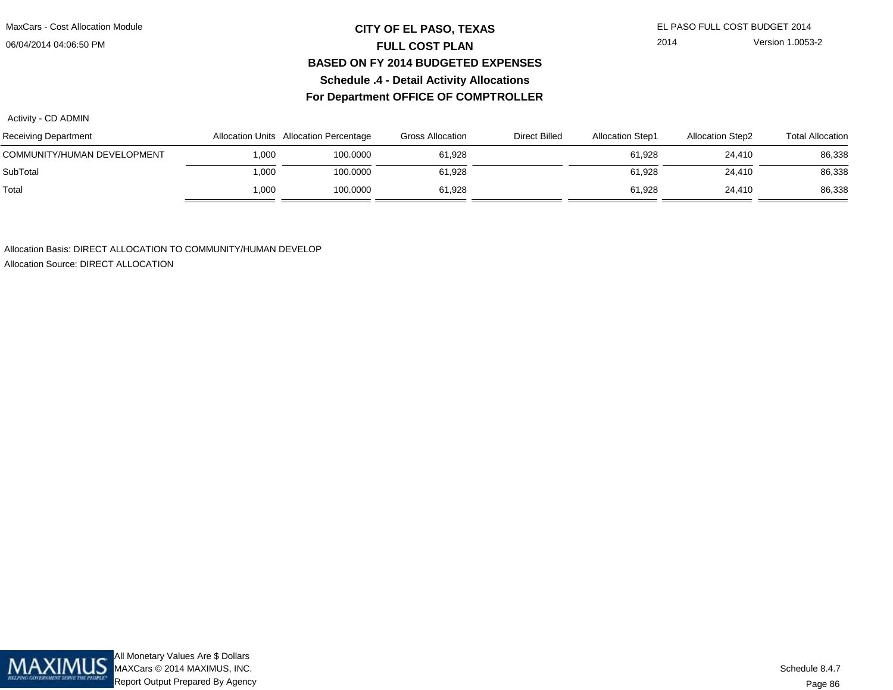# CITY OF EL PASO, TEXAS

## FULL COST PLAN

## BASED ON FY 2014 BUDGETED EXPENSES

## Schedule .4 - Detail Activity Allocations

## For Department OFFICE OF COMPTROLLER

Activity - CD ADMIN

| Receiving Department | Allocation Units | Allocation Percentage | Gross Allocation | Direct Billed | Allocation Step1 | Allocation Step2 | Total Allocation |
|---|---|---|---|---|---|---|---|
| COMMUNITY/HUMAN DEVELOPMENT | 1,000 | 100.0000 | 61,928 | | 61,928 | 24,410 | 86,338 |
| SubTotal | 1,000 | 100.0000 | 61,928 | | 61,928 | 24,410 | 86,338 |
| Total | 1,000 | 100.0000 | 61,928 | | 61,928 | 24,410 | 86,338 |

Allocation Basis: DIRECT ALLOCATION TO COMMUNITY/HUMAN DEVELOP

Allocation Source: DIRECT ALLOCATION

All Monetary Values Are $ Dollars

Schedule 8.4.7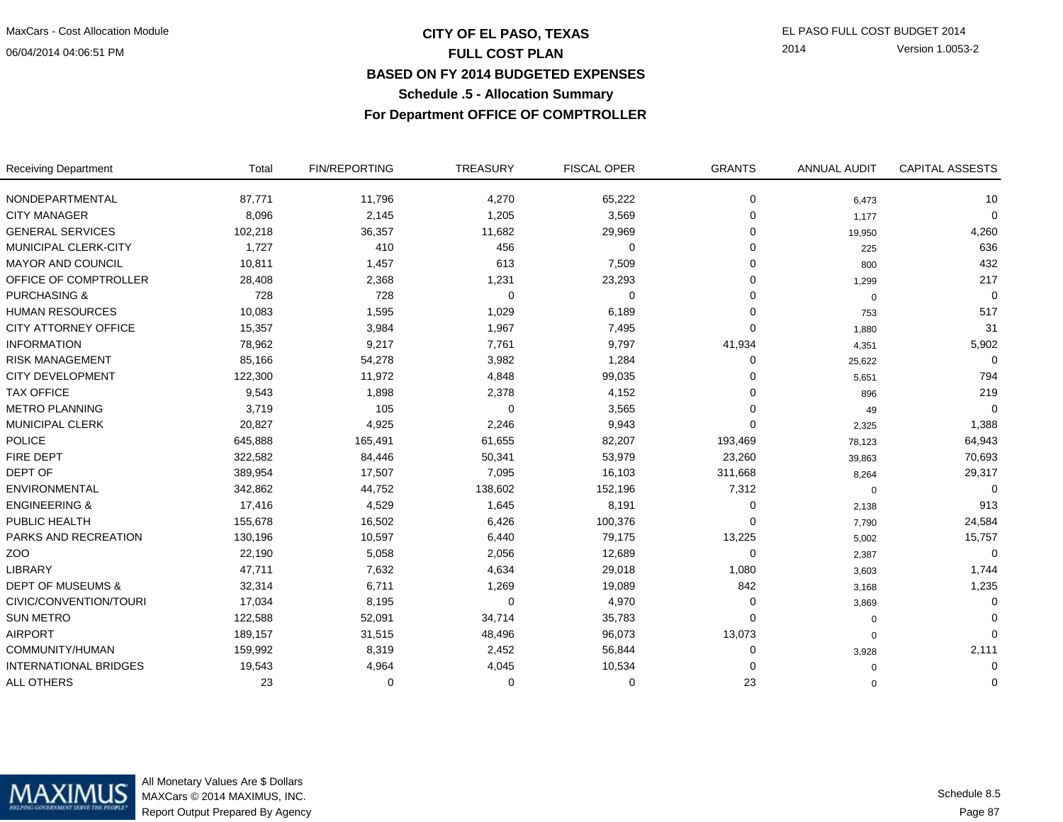# CITY OF EL PASO, TEXAS
## FULL COST PLAN
## BASED ON FY 2014 BUDGETED EXPENSES
### Schedule .5 - Allocation Summary
### For Department OFFICE OF COMPTROLLER

| Receiving Department | Total | FIN/REPORTING | TREASURY | FISCAL OPER | GRANTS | ANNUAL AUDIT | CAPITAL ASSESTS |
|---|---|---|---|---|---|---|---|
| NONDEPARTMENTAL | 87,771 | 11,796 | 4,270 | 65,222 | 0 | 6,473 | 10 |
| CITY MANAGER | 8,096 | 2,145 | 1,205 | 3,569 | 0 | 1,177 | 0 |
| GENERAL SERVICES | 102,218 | 36,357 | 11,682 | 29,969 | 0 | 19,950 | 4,260 |
| MUNICIPAL CLERK-CITY | 1,727 | 410 | 456 | 0 | 0 | 225 | 636 |
| MAYOR AND COUNCIL | 10,811 | 1,457 | 613 | 7,509 | 0 | 800 | 432 |
| OFFICE OF COMPTROLLER | 28,408 | 2,368 | 1,231 | 23,293 | 0 | 1,299 | 217 |
| PURCHASING & | 728 | 728 | 0 | 0 | 0 | 0 | 0 |
| HUMAN RESOURCES | 10,083 | 1,595 | 1,029 | 6,189 | 0 | 753 | 517 |
| CITY ATTORNEY OFFICE | 15,357 | 3,984 | 1,967 | 7,495 | 0 | 1,880 | 31 |
| INFORMATION | 78,962 | 9,217 | 7,761 | 9,797 | 41,934 | 4,351 | 5,902 |
| RISK MANAGEMENT | 85,166 | 54,278 | 3,982 | 1,284 | 0 | 25,622 | 0 |
| CITY DEVELOPMENT | 122,300 | 11,972 | 4,848 | 99,035 | 0 | 5,651 | 794 |
| TAX OFFICE | 9,543 | 1,898 | 2,378 | 4,152 | 0 | 896 | 219 |
| METRO PLANNING | 3,719 | 105 | 0 | 3,565 | 0 | 49 | 0 |
| MUNICIPAL CLERK | 20,827 | 4,925 | 2,246 | 9,943 | 0 | 2,325 | 1,388 |
| POLICE | 645,888 | 165,491 | 61,655 | 82,207 | 193,469 | 78,123 | 64,943 |
| FIRE DEPT | 322,582 | 84,446 | 50,341 | 53,979 | 23,260 | 39,863 | 70,693 |
| DEPT OF | 389,954 | 17,507 | 7,095 | 16,103 | 311,668 | 8,264 | 29,317 |
| ENVIRONMENTAL | 342,862 | 44,752 | 138,602 | 152,196 | 7,312 | 0 | 0 |
| ENGINEERING & | 17,416 | 4,529 | 1,645 | 8,191 | 0 | 2,138 | 913 |
| PUBLIC HEALTH | 155,678 | 16,502 | 6,426 | 100,376 | 0 | 7,790 | 24,584 |
| PARKS AND RECREATION | 130,196 | 10,597 | 6,440 | 79,175 | 13,225 | 5,002 | 15,757 |
| ZOO | 22,190 | 5,058 | 2,056 | 12,689 | 0 | 2,387 | 0 |
| LIBRARY | 47,711 | 7,632 | 4,634 | 29,018 | 1,080 | 3,603 | 1,744 |
| DEPT OF MUSEUMS & | 32,314 | 6,711 | 1,269 | 19,089 | 842 | 3,168 | 1,235 |
| CIVIC/CONVENTION/TOURI | 17,034 | 8,195 | 0 | 4,970 | 0 | 3,869 | 0 |
| SUN METRO | 122,588 | 52,091 | 34,714 | 35,783 | 0 | 0 | 0 |
| AIRPORT | 189,157 | 31,515 | 48,496 | 96,073 | 13,073 | 0 | 0 |
| COMMUNITY/HUMAN | 159,992 | 8,319 | 2,452 | 56,844 | 0 | 3,928 | 2,111 |
| INTERNATIONAL BRIDGES | 19,543 | 4,964 | 4,045 | 10,534 | 0 | 0 | 0 |
| ALL OTHERS | 23 | 0 | 0 | 0 | 23 | 0 | 0 |

All Monetary Values Are $ Dollars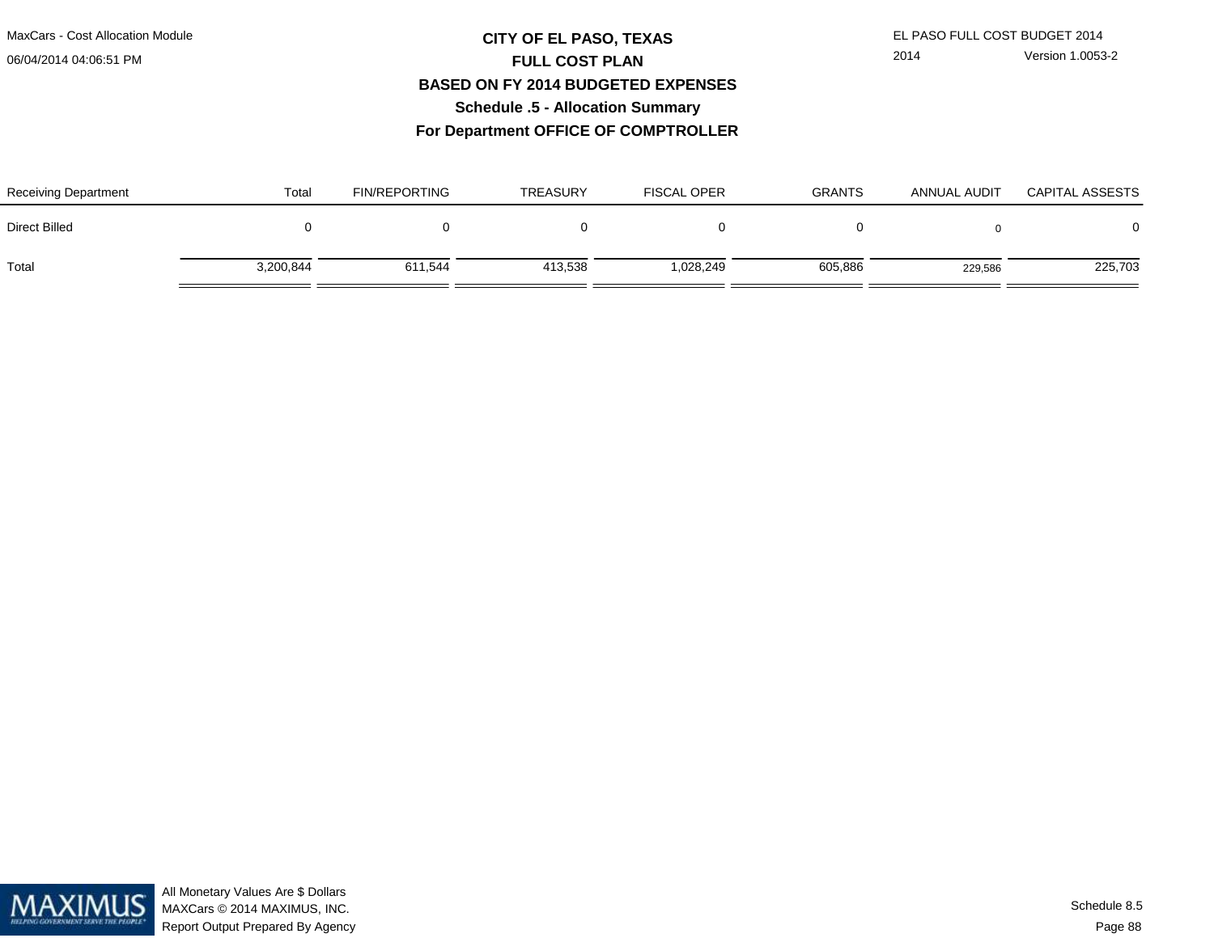# CITY OF EL PASO, TEXAS
## FULL COST PLAN
## BASED ON FY 2014 BUDGETED EXPENSES
## Schedule .5 - Allocation Summary
## For Department OFFICE OF COMPTROLLER

MaxCars - Cost Allocation Module
06/04/2014 04:06:51 PM

EL PASO FULL COST BUDGET 2014
2014 Version 1.0053-2

| Receiving Department | Total | FIN/REPORTING | TREASURY | FISCAL OPER | GRANTS | ANNUAL AUDIT | CAPITAL ASSESTS |
|---|---|---|---|---|---|---|---|
| Direct Billed | 0 | 0 | 0 | 0 | 0 | 0 | 0 |
| Total | 3,200,844 | 611,544 | 413,538 | 1,028,249 | 605,886 | 229,586 | 225,703 |

All Monetary Values Are $ Dollars
MAXCars © 2014 MAXIMUS, INC.
Report Output Prepared By Agency

Schedule 8.5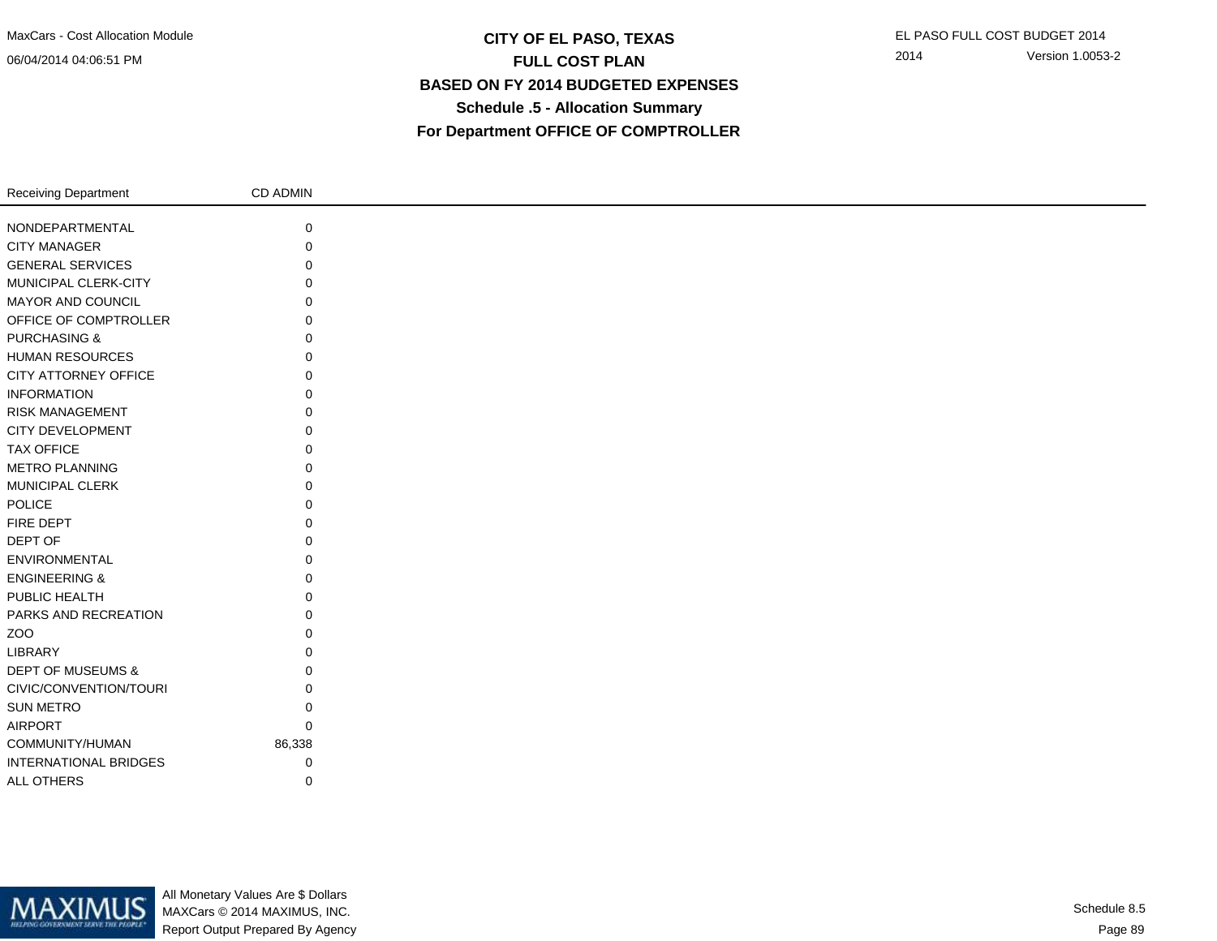# CITY OF EL PASO, TEXAS

## FULL COST PLAN

## BASED ON FY 2014 BUDGETED EXPENSES

## Schedule .5 - Allocation Summary

## For Department OFFICE OF COMPTROLLER

| Receiving Department | CD ADMIN |
|---|---|
| NONDEPARTMENTAL | 0 |
| CITY MANAGER | 0 |
| GENERAL SERVICES | 0 |
| MUNICIPAL CLERK-CITY | 0 |
| MAYOR AND COUNCIL | 0 |
| OFFICE OF COMPTROLLER | 0 |
| PURCHASING & | 0 |
| HUMAN RESOURCES | 0 |
| CITY ATTORNEY OFFICE | 0 |
| INFORMATION | 0 |
| RISK MANAGEMENT | 0 |
| CITY DEVELOPMENT | 0 |
| TAX OFFICE | 0 |
| METRO PLANNING | 0 |
| MUNICIPAL CLERK | 0 |
| POLICE | 0 |
| FIRE DEPT | 0 |
| DEPT OF | 0 |
| ENVIRONMENTAL | 0 |
| ENGINEERING & | 0 |
| PUBLIC HEALTH | 0 |
| PARKS AND RECREATION | 0 |
| ZOO | 0 |
| LIBRARY | 0 |
| DEPT OF MUSEUMS & | 0 |
| CIVIC/CONVENTION/TOURI | 0 |
| SUN METRO | 0 |
| AIRPORT | 0 |
| COMMUNITY/HUMAN | 86,338 |
| INTERNATIONAL BRIDGES | 0 |
| ALL OTHERS | 0 |

All Monetary Values Are $ Dollars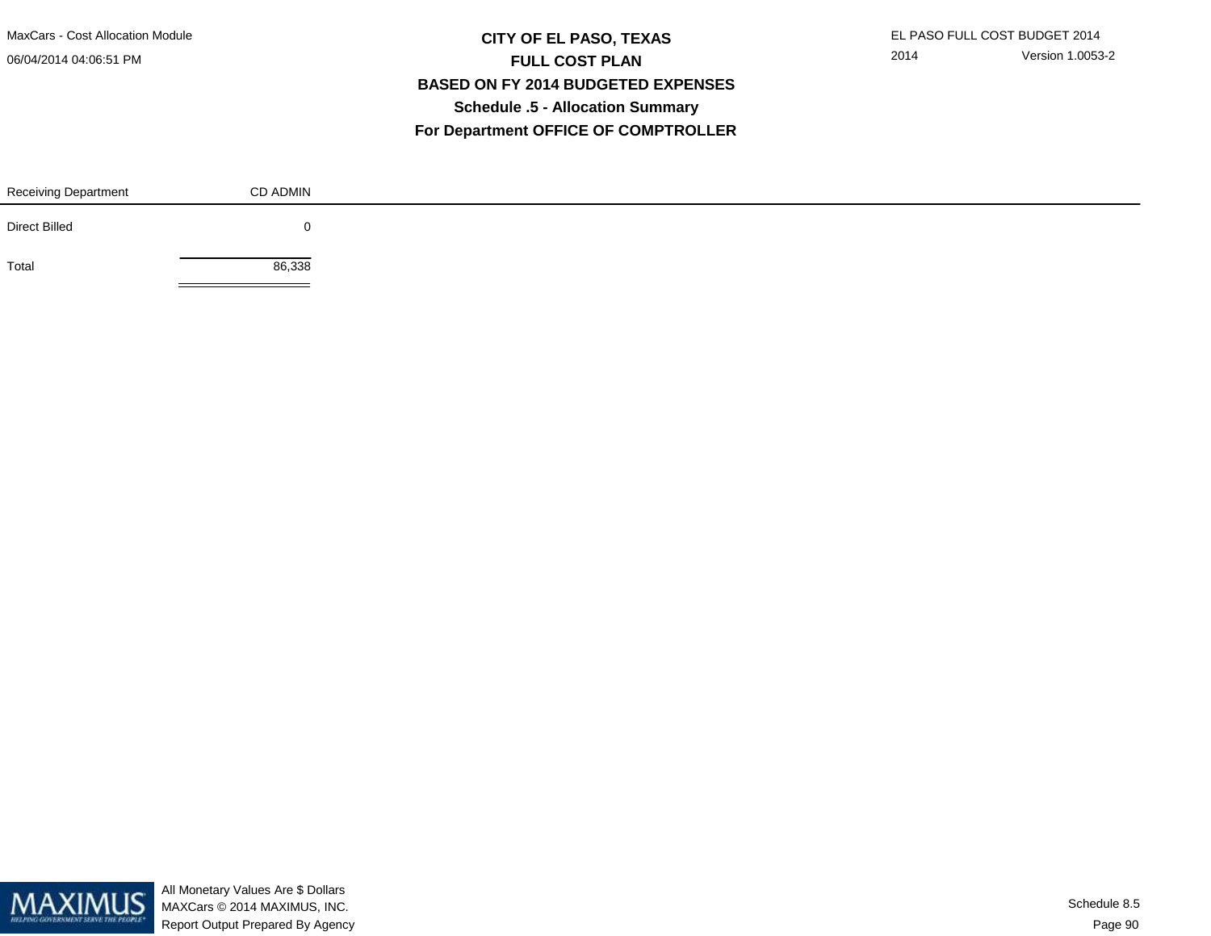# CITY OF EL PASO, TEXAS
## FULL COST PLAN
## BASED ON FY 2014 BUDGETED EXPENSES
## Schedule .5 - Allocation Summary
## For Department OFFICE OF COMPTROLLER

| Receiving Department | CD ADMIN |
|---|---|
| Direct Billed | 0 |
| Total | 86,338 |

All Monetary Values Are $ Dollars
MAXCars © 2014 MAXIMUS, INC.
Report Output Prepared By Agency

Schedule 8.5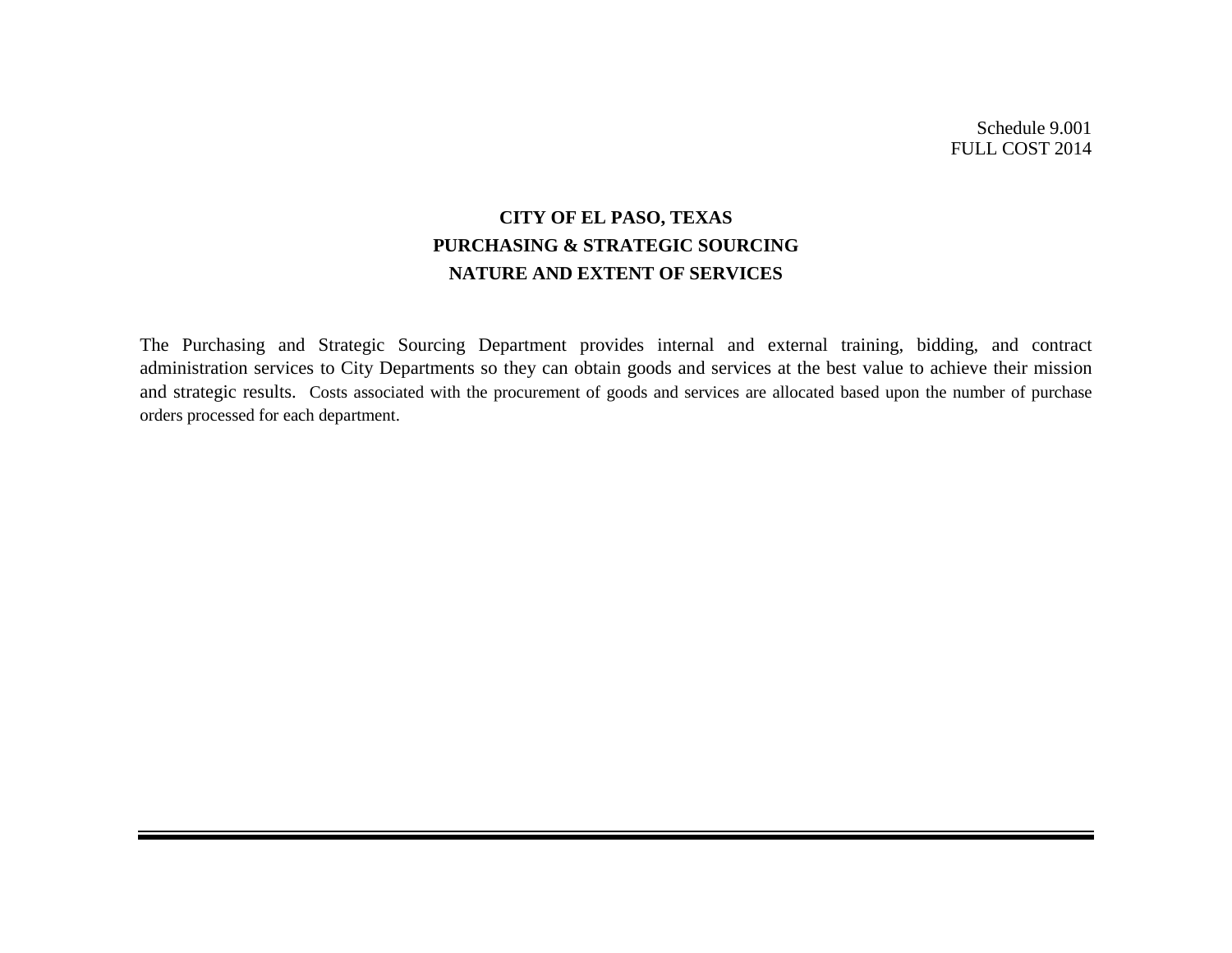Schedule 9.001
FULL COST 2014

# CITY OF EL PASO, TEXAS
## PURCHASING & STRATEGIC SOURCING
## NATURE AND EXTENT OF SERVICES

The Purchasing and Strategic Sourcing Department provides internal and external training, bidding, and contract administration services to City Departments so they can obtain goods and services at the best value to achieve their mission and strategic results. Costs associated with the procurement of goods and services are allocated based upon the number of purchase orders processed for each department.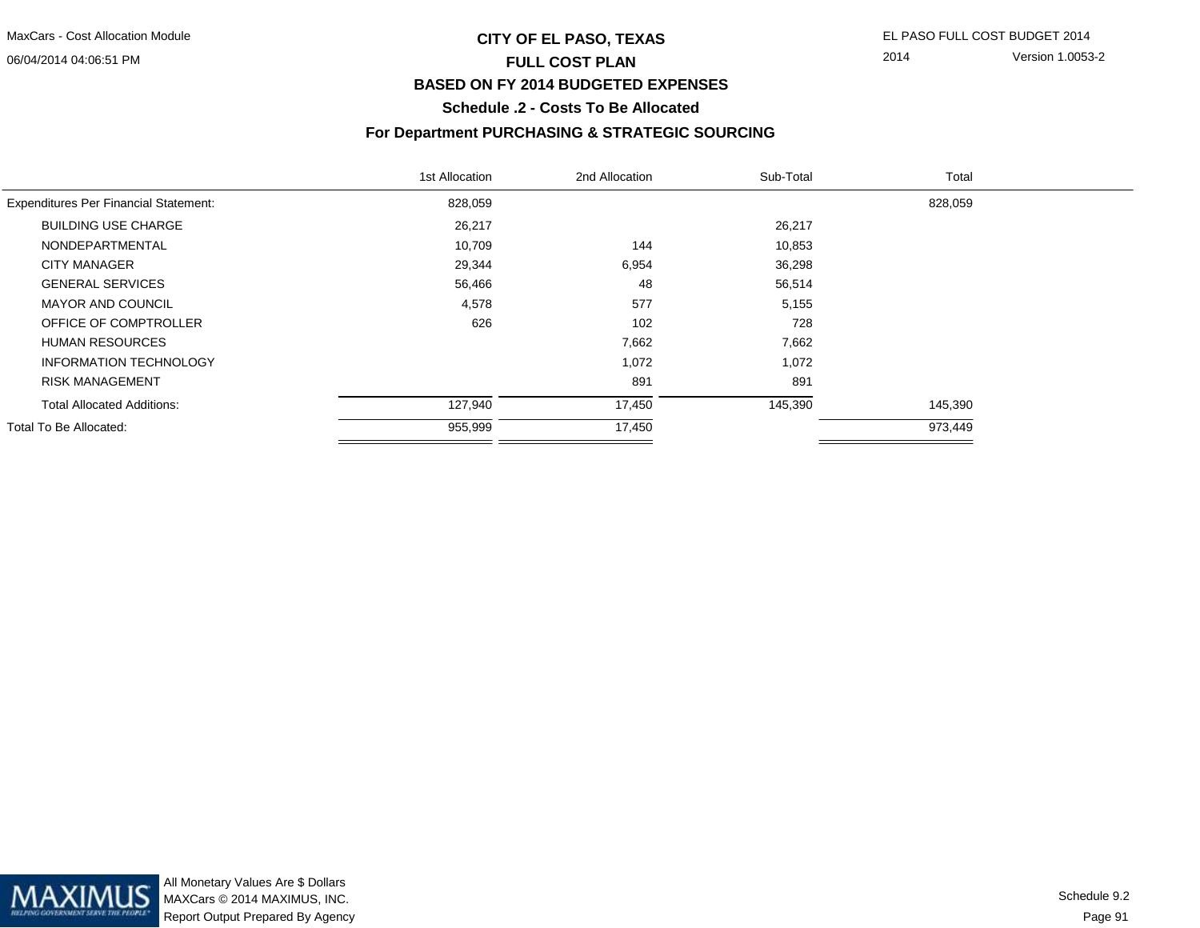# CITY OF EL PASO, TEXAS

## FULL COST PLAN

## BASED ON FY 2014 BUDGETED EXPENSES

### Schedule .2 - Costs To Be Allocated

### For Department PURCHASING & STRATEGIC SOURCING

| | 1st Allocation | 2nd Allocation | Sub-Total | Total |
|---|---|---|---|---|
| Expenditures Per Financial Statement: | 828,059 | | | 828,059 |
| BUILDING USE CHARGE | 26,217 | | 26,217 | |
| NONDEPARTMENTAL | 10,709 | 144 | 10,853 | |
| CITY MANAGER | 29,344 | 6,954 | 36,298 | |
| GENERAL SERVICES | 56,466 | 48 | 56,514 | |
| MAYOR AND COUNCIL | 4,578 | 577 | 5,155 | |
| OFFICE OF COMPTROLLER | 626 | 102 | 728 | |
| HUMAN RESOURCES | | 7,662 | 7,662 | |
| INFORMATION TECHNOLOGY | | 1,072 | 1,072 | |
| RISK MANAGEMENT | | 891 | 891 | |
| Total Allocated Additions: | 127,940 | 17,450 | 145,390 | 145,390 |
| Total To Be Allocated: | 955,999 | 17,450 | | 973,449 |

All Monetary Values Are $ Dollars
MAXCars © 2014 MAXIMUS, INC.
Report Output Prepared By Agency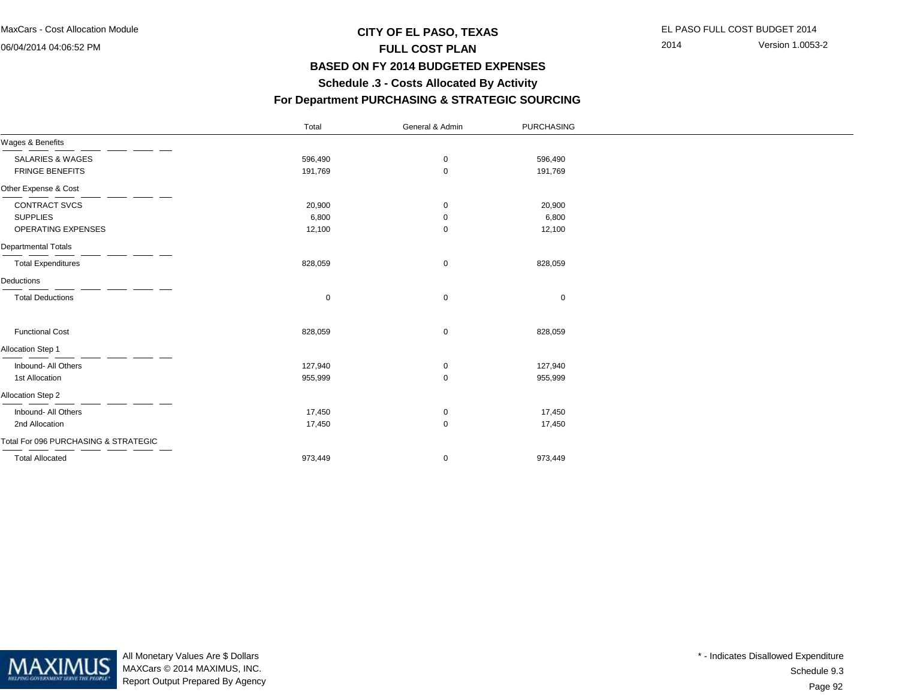# CITY OF EL PASO, TEXAS

## FULL COST PLAN

## BASED ON FY 2014 BUDGETED EXPENSES

## Schedule .3 - Costs Allocated By Activity

## For Department PURCHASING & STRATEGIC SOURCING

| | Total | General & Admin | PURCHASING |
|---|---|---|---|
| **Wages & Benefits** | | | |
| SALARIES & WAGES | 596,490 | 0 | 596,490 |
| FRINGE BENEFITS | 191,769 | 0 | 191,769 |
| **Other Expense & Cost** | | | |
| CONTRACT SVCS | 20,900 | 0 | 20,900 |
| SUPPLIES | 6,800 | 0 | 6,800 |
| OPERATING EXPENSES | 12,100 | 0 | 12,100 |
| **Departmental Totals** | | | |
| Total Expenditures | 828,059 | 0 | 828,059 |
| **Deductions** | | | |
| Total Deductions | 0 | 0 | 0 |
| Functional Cost | 828,059 | 0 | 828,059 |
| **Allocation Step 1** | | | |
| Inbound- All Others | 127,940 | 0 | 127,940 |
| 1st Allocation | 955,999 | 0 | 955,999 |
| **Allocation Step 2** | | | |
| Inbound- All Others | 17,450 | 0 | 17,450 |
| 2nd Allocation | 17,450 | 0 | 17,450 |
| **Total For 096 PURCHASING & STRATEGIC** | | | |
| Total Allocated | 973,449 | 0 | 973,449 |

All Monetary Values Are $ Dollars
MAXCars © 2014 MAXIMUS, INC.
Report Output Prepared By Agency

* - Indicates Disallowed Expenditure
Schedule 9.3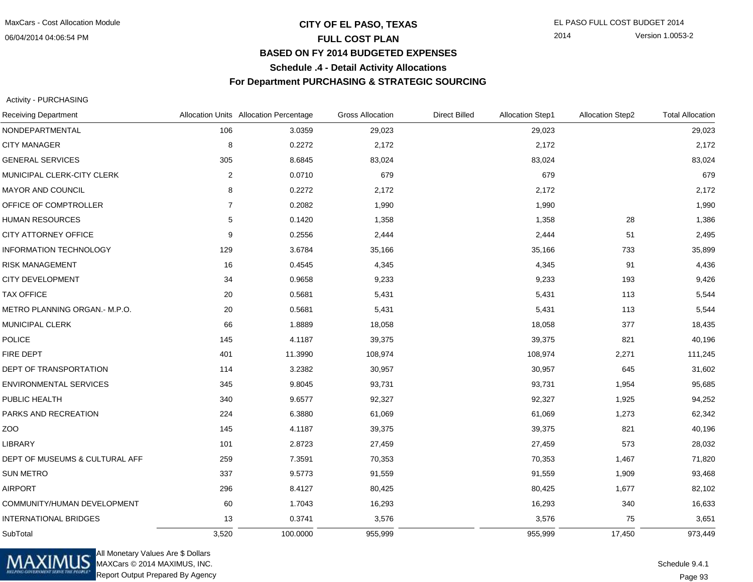# CITY OF EL PASO, TEXAS

## FULL COST PLAN

### BASED ON FY 2014 BUDGETED EXPENSES

### Schedule .4 - Detail Activity Allocations

### For Department PURCHASING & STRATEGIC SOURCING

Activity - PURCHASING

| Receiving Department | Allocation Units | Allocation Percentage | Gross Allocation | Direct Billed | Allocation Step1 | Allocation Step2 | Total Allocation |
|---|---|---|---|---|---|---|---|
| NONDEPARTMENTAL | 106 | 3.0359 | 29,023 | | 29,023 | | 29,023 |
| CITY MANAGER | 8 | 0.2272 | 2,172 | | 2,172 | | 2,172 |
| GENERAL SERVICES | 305 | 8.6845 | 83,024 | | 83,024 | | 83,024 |
| MUNICIPAL CLERK-CITY CLERK | 2 | 0.0710 | 679 | | 679 | | 679 |
| MAYOR AND COUNCIL | 8 | 0.2272 | 2,172 | | 2,172 | | 2,172 |
| OFFICE OF COMPTROLLER | 7 | 0.2082 | 1,990 | | 1,990 | | 1,990 |
| HUMAN RESOURCES | 5 | 0.1420 | 1,358 | | 1,358 | 28 | 1,386 |
| CITY ATTORNEY OFFICE | 9 | 0.2556 | 2,444 | | 2,444 | 51 | 2,495 |
| INFORMATION TECHNOLOGY | 129 | 3.6784 | 35,166 | | 35,166 | 733 | 35,899 |
| RISK MANAGEMENT | 16 | 0.4545 | 4,345 | | 4,345 | 91 | 4,436 |
| CITY DEVELOPMENT | 34 | 0.9658 | 9,233 | | 9,233 | 193 | 9,426 |
| TAX OFFICE | 20 | 0.5681 | 5,431 | | 5,431 | 113 | 5,544 |
| METRO PLANNING ORGAN.- M.P.O. | 20 | 0.5681 | 5,431 | | 5,431 | 113 | 5,544 |
| MUNICIPAL CLERK | 66 | 1.8889 | 18,058 | | 18,058 | 377 | 18,435 |
| POLICE | 145 | 4.1187 | 39,375 | | 39,375 | 821 | 40,196 |
| FIRE DEPT | 401 | 11.3990 | 108,974 | | 108,974 | 2,271 | 111,245 |
| DEPT OF TRANSPORTATION | 114 | 3.2382 | 30,957 | | 30,957 | 645 | 31,602 |
| ENVIRONMENTAL SERVICES | 345 | 9.8045 | 93,731 | | 93,731 | 1,954 | 95,685 |
| PUBLIC HEALTH | 340 | 9.6577 | 92,327 | | 92,327 | 1,925 | 94,252 |
| PARKS AND RECREATION | 224 | 6.3880 | 61,069 | | 61,069 | 1,273 | 62,342 |
| ZOO | 145 | 4.1187 | 39,375 | | 39,375 | 821 | 40,196 |
| LIBRARY | 101 | 2.8723 | 27,459 | | 27,459 | 573 | 28,032 |
| DEPT OF MUSEUMS & CULTURAL AFF | 259 | 7.3591 | 70,353 | | 70,353 | 1,467 | 71,820 |
| SUN METRO | 337 | 9.5773 | 91,559 | | 91,559 | 1,909 | 93,468 |
| AIRPORT | 296 | 8.4127 | 80,425 | | 80,425 | 1,677 | 82,102 |
| COMMUNITY/HUMAN DEVELOPMENT | 60 | 1.7043 | 16,293 | | 16,293 | 340 | 16,633 |
| INTERNATIONAL BRIDGES | 13 | 0.3741 | 3,576 | | 3,576 | 75 | 3,651 |
| SubTotal | 3,520 | 100.0000 | 955,999 | | 955,999 | 17,450 | 973,449 |

All Monetary Values Are $ Dollars
MAXCars © 2014 MAXIMUS, INC.
Report Output Prepared By Agency

Schedule 9.4.1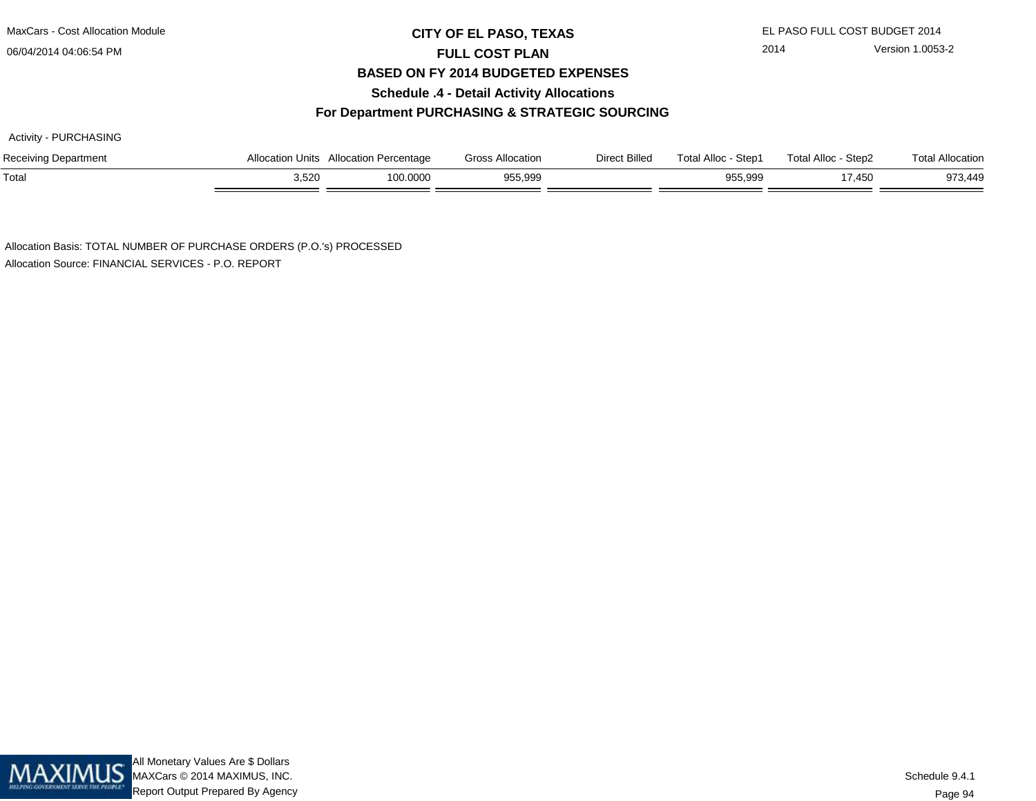# CITY OF EL PASO, TEXAS

## FULL COST PLAN

### BASED ON FY 2014 BUDGETED EXPENSES

### Schedule .4 - Detail Activity Allocations

### For Department PURCHASING & STRATEGIC SOURCING

Activity - PURCHASING

| Receiving Department | Allocation Units | Allocation Percentage | Gross Allocation | Direct Billed | Total Alloc - Step1 | Total Alloc - Step2 | Total Allocation |
|---|---|---|---|---|---|---|---|
| Total | 3,520 | 100.0000 | 955,999 | | 955,999 | 17,450 | 973,449 |

Allocation Basis: TOTAL NUMBER OF PURCHASE ORDERS (P.O.'s) PROCESSED

Allocation Source: FINANCIAL SERVICES - P.O. REPORT

All Monetary Values Are $ Dollars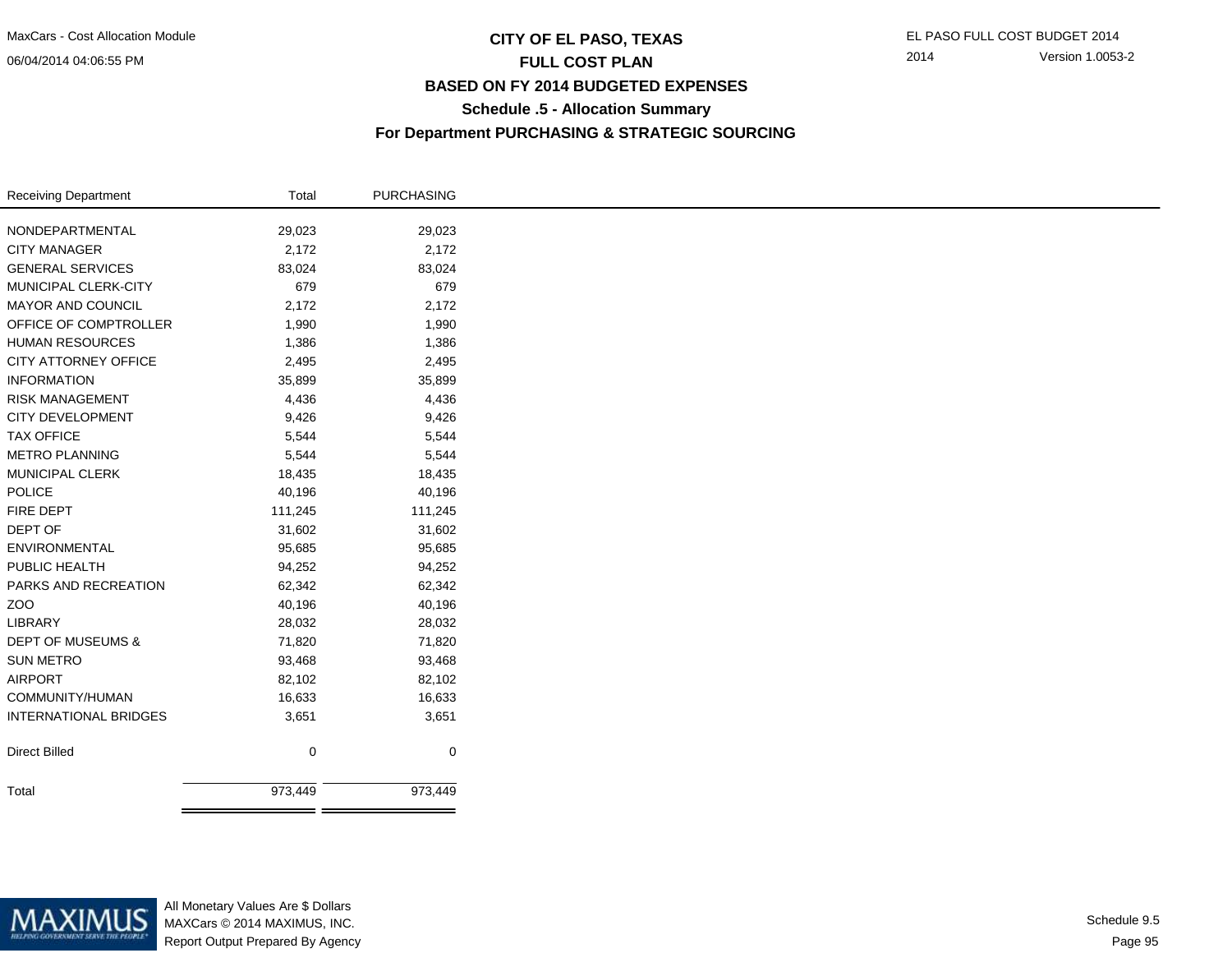# CITY OF EL PASO, TEXAS
## FULL COST PLAN
## BASED ON FY 2014 BUDGETED EXPENSES
## Schedule .5 - Allocation Summary
## For Department PURCHASING & STRATEGIC SOURCING

| Receiving Department | Total | PURCHASING |
|---|---|---|
| NONDEPARTMENTAL | 29,023 | 29,023 |
| CITY MANAGER | 2,172 | 2,172 |
| GENERAL SERVICES | 83,024 | 83,024 |
| MUNICIPAL CLERK-CITY | 679 | 679 |
| MAYOR AND COUNCIL | 2,172 | 2,172 |
| OFFICE OF COMPTROLLER | 1,990 | 1,990 |
| HUMAN RESOURCES | 1,386 | 1,386 |
| CITY ATTORNEY OFFICE | 2,495 | 2,495 |
| INFORMATION | 35,899 | 35,899 |
| RISK MANAGEMENT | 4,436 | 4,436 |
| CITY DEVELOPMENT | 9,426 | 9,426 |
| TAX OFFICE | 5,544 | 5,544 |
| METRO PLANNING | 5,544 | 5,544 |
| MUNICIPAL CLERK | 18,435 | 18,435 |
| POLICE | 40,196 | 40,196 |
| FIRE DEPT | 111,245 | 111,245 |
| DEPT OF | 31,602 | 31,602 |
| ENVIRONMENTAL | 95,685 | 95,685 |
| PUBLIC HEALTH | 94,252 | 94,252 |
| PARKS AND RECREATION | 62,342 | 62,342 |
| ZOO | 40,196 | 40,196 |
| LIBRARY | 28,032 | 28,032 |
| DEPT OF MUSEUMS & | 71,820 | 71,820 |
| SUN METRO | 93,468 | 93,468 |
| AIRPORT | 82,102 | 82,102 |
| COMMUNITY/HUMAN | 16,633 | 16,633 |
| INTERNATIONAL BRIDGES | 3,651 | 3,651 |
| Direct Billed | 0 | 0 |
| Total | 973,449 | 973,449 |

All Monetary Values Are $ Dollars
MAXCars © 2014 MAXIMUS, INC.
Report Output Prepared By Agency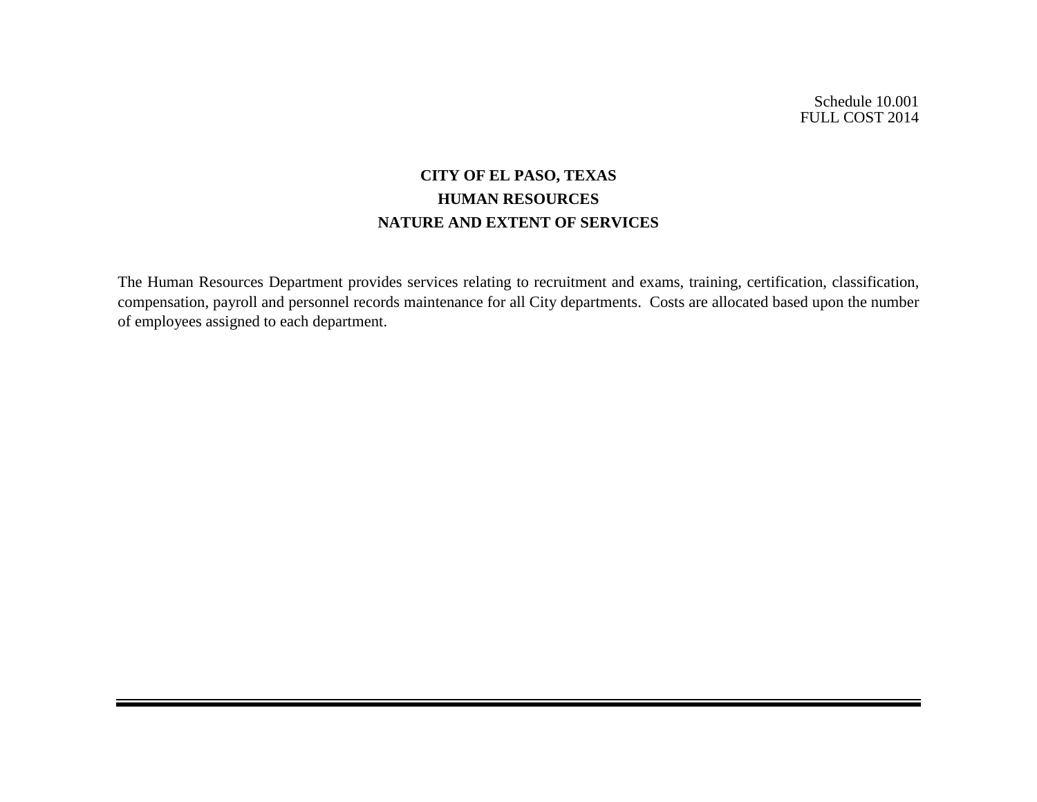Schedule 10.001
FULL COST 2014

# CITY OF EL PASO, TEXAS
## HUMAN RESOURCES
## NATURE AND EXTENT OF SERVICES

The Human Resources Department provides services relating to recruitment and exams, training, certification, classification, compensation, payroll and personnel records maintenance for all City departments. Costs are allocated based upon the number of employees assigned to each department.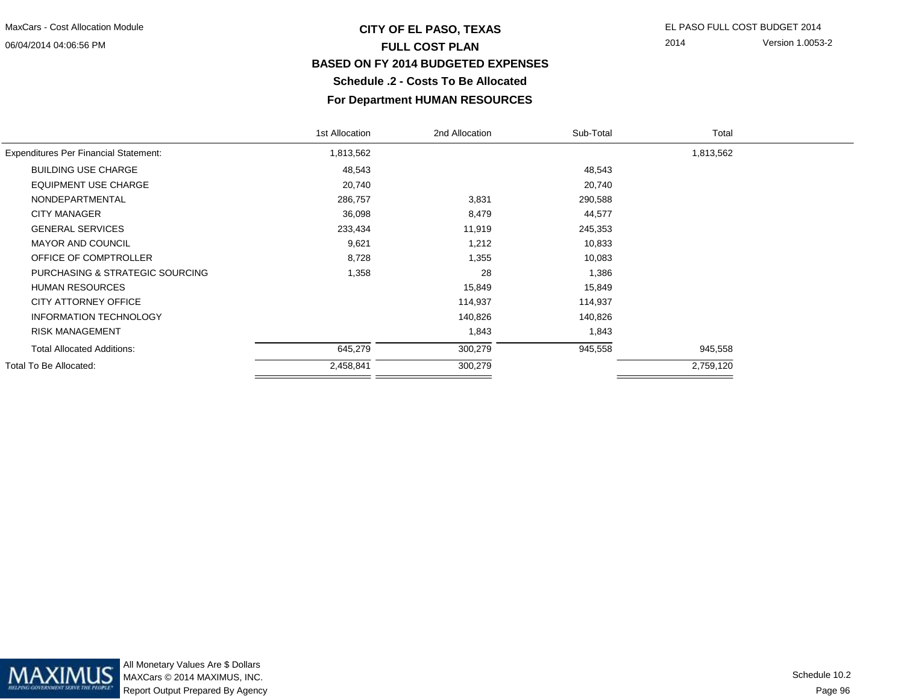# CITY OF EL PASO, TEXAS

## FULL COST PLAN

### BASED ON FY 2014 BUDGETED EXPENSES

### Schedule .2 - Costs To Be Allocated

### For Department HUMAN RESOURCES

| | 1st Allocation | 2nd Allocation | Sub-Total | Total |
|---|---|---|---|---|
| Expenditures Per Financial Statement: | 1,813,562 | | | 1,813,562 |
| BUILDING USE CHARGE | 48,543 | | 48,543 | |
| EQUIPMENT USE CHARGE | 20,740 | | 20,740 | |
| NONDEPARTMENTAL | 286,757 | 3,831 | 290,588 | |
| CITY MANAGER | 36,098 | 8,479 | 44,577 | |
| GENERAL SERVICES | 233,434 | 11,919 | 245,353 | |
| MAYOR AND COUNCIL | 9,621 | 1,212 | 10,833 | |
| OFFICE OF COMPTROLLER | 8,728 | 1,355 | 10,083 | |
| PURCHASING & STRATEGIC SOURCING | 1,358 | 28 | 1,386 | |
| HUMAN RESOURCES | | 15,849 | 15,849 | |
| CITY ATTORNEY OFFICE | | 114,937 | 114,937 | |
| INFORMATION TECHNOLOGY | | 140,826 | 140,826 | |
| RISK MANAGEMENT | | 1,843 | 1,843 | |
| Total Allocated Additions: | 645,279 | 300,279 | 945,558 | 945,558 |
| Total To Be Allocated: | 2,458,841 | 300,279 | | 2,759,120 |

All Monetary Values Are $ Dollars
MAXCars © 2014 MAXIMUS, INC.
Report Output Prepared By Agency

Schedule 10.2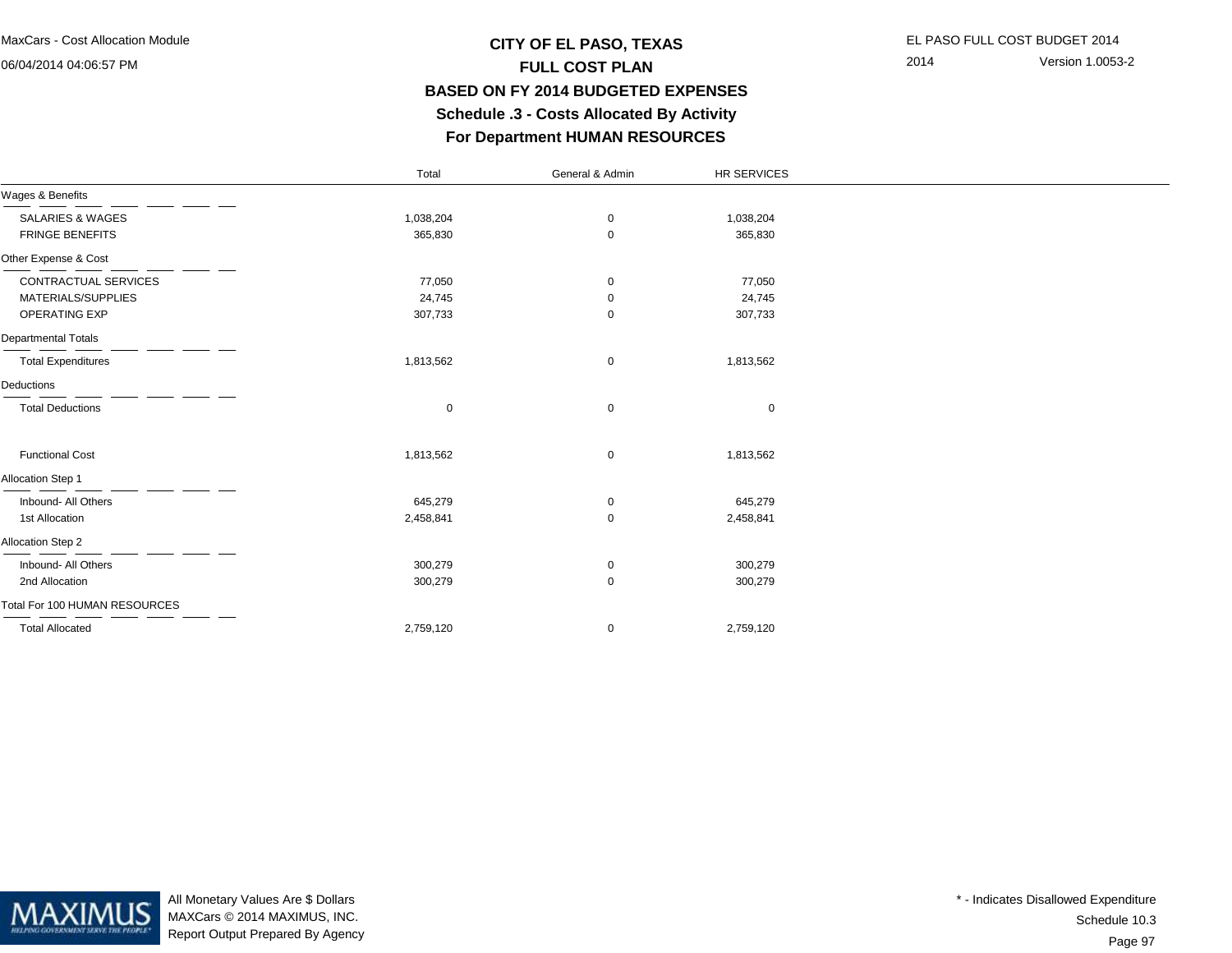# CITY OF EL PASO, TEXAS

## FULL COST PLAN

## BASED ON FY 2014 BUDGETED EXPENSES

### Schedule .3 - Costs Allocated By Activity

### For Department HUMAN RESOURCES

| | Total | General & Admin | HR SERVICES |
|---|---|---|---|
| **Wages & Benefits** | | | |
| SALARIES & WAGES | 1,038,204 | 0 | 1,038,204 |
| FRINGE BENEFITS | 365,830 | 0 | 365,830 |
| **Other Expense & Cost** | | | |
| CONTRACTUAL SERVICES | 77,050 | 0 | 77,050 |
| MATERIALS/SUPPLIES | 24,745 | 0 | 24,745 |
| OPERATING EXP | 307,733 | 0 | 307,733 |
| **Departmental Totals** | | | |
| Total Expenditures | 1,813,562 | 0 | 1,813,562 |
| **Deductions** | | | |
| Total Deductions | 0 | 0 | 0 |
| Functional Cost | 1,813,562 | 0 | 1,813,562 |
| **Allocation Step 1** | | | |
| Inbound- All Others | 645,279 | 0 | 645,279 |
| 1st Allocation | 2,458,841 | 0 | 2,458,841 |
| **Allocation Step 2** | | | |
| Inbound- All Others | 300,279 | 0 | 300,279 |
| 2nd Allocation | 300,279 | 0 | 300,279 |
| **Total For 100 HUMAN RESOURCES** | | | |
| Total Allocated | 2,759,120 | 0 | 2,759,120 |

All Monetary Values Are $ Dollars
MAXCars © 2014 MAXIMUS, INC.
Report Output Prepared By Agency

\* - Indicates Disallowed Expenditure
Schedule 10.3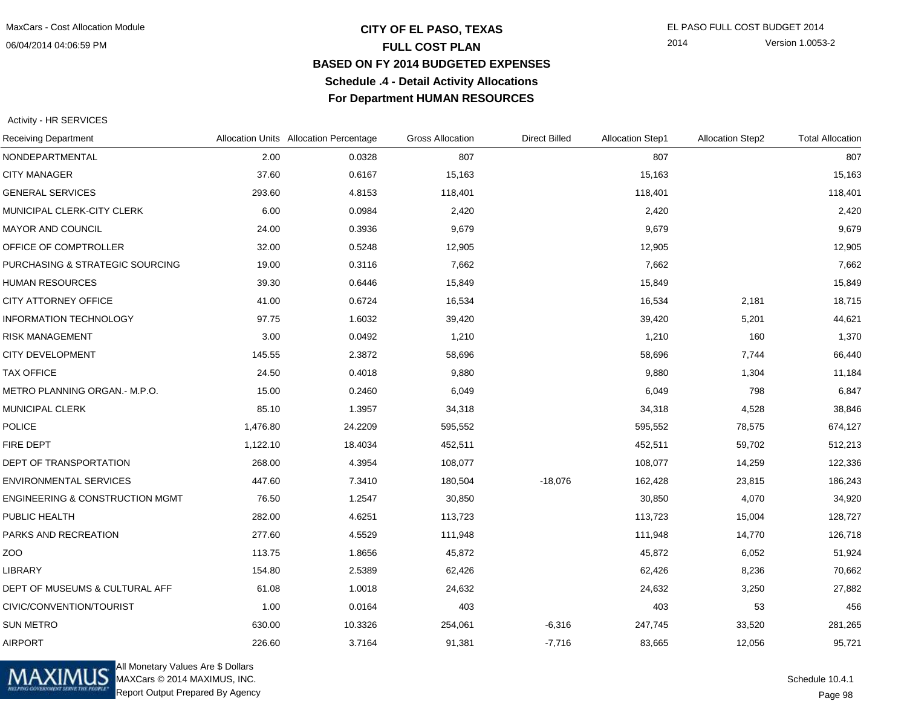# CITY OF EL PASO, TEXAS
## FULL COST PLAN
## BASED ON FY 2014 BUDGETED EXPENSES
## Schedule .4 - Detail Activity Allocations
## For Department HUMAN RESOURCES

Activity - HR SERVICES

| Receiving Department | Allocation Units | Allocation Percentage | Gross Allocation | Direct Billed | Allocation Step1 | Allocation Step2 | Total Allocation |
|---|---|---|---|---|---|---|---|
| NONDEPARTMENTAL | 2.00 | 0.0328 | 807 | | 807 | | 807 |
| CITY MANAGER | 37.60 | 0.6167 | 15,163 | | 15,163 | | 15,163 |
| GENERAL SERVICES | 293.60 | 4.8153 | 118,401 | | 118,401 | | 118,401 |
| MUNICIPAL CLERK-CITY CLERK | 6.00 | 0.0984 | 2,420 | | 2,420 | | 2,420 |
| MAYOR AND COUNCIL | 24.00 | 0.3936 | 9,679 | | 9,679 | | 9,679 |
| OFFICE OF COMPTROLLER | 32.00 | 0.5248 | 12,905 | | 12,905 | | 12,905 |
| PURCHASING & STRATEGIC SOURCING | 19.00 | 0.3116 | 7,662 | | 7,662 | | 7,662 |
| HUMAN RESOURCES | 39.30 | 0.6446 | 15,849 | | 15,849 | | 15,849 |
| CITY ATTORNEY OFFICE | 41.00 | 0.6724 | 16,534 | | 16,534 | 2,181 | 18,715 |
| INFORMATION TECHNOLOGY | 97.75 | 1.6032 | 39,420 | | 39,420 | 5,201 | 44,621 |
| RISK MANAGEMENT | 3.00 | 0.0492 | 1,210 | | 1,210 | 160 | 1,370 |
| CITY DEVELOPMENT | 145.55 | 2.3872 | 58,696 | | 58,696 | 7,744 | 66,440 |
| TAX OFFICE | 24.50 | 0.4018 | 9,880 | | 9,880 | 1,304 | 11,184 |
| METRO PLANNING ORGAN.- M.P.O. | 15.00 | 0.2460 | 6,049 | | 6,049 | 798 | 6,847 |
| MUNICIPAL CLERK | 85.10 | 1.3957 | 34,318 | | 34,318 | 4,528 | 38,846 |
| POLICE | 1,476.80 | 24.2209 | 595,552 | | 595,552 | 78,575 | 674,127 |
| FIRE DEPT | 1,122.10 | 18.4034 | 452,511 | | 452,511 | 59,702 | 512,213 |
| DEPT OF TRANSPORTATION | 268.00 | 4.3954 | 108,077 | | 108,077 | 14,259 | 122,336 |
| ENVIRONMENTAL SERVICES | 447.60 | 7.3410 | 180,504 | -18,076 | 162,428 | 23,815 | 186,243 |
| ENGINEERING & CONSTRUCTION MGMT | 76.50 | 1.2547 | 30,850 | | 30,850 | 4,070 | 34,920 |
| PUBLIC HEALTH | 282.00 | 4.6251 | 113,723 | | 113,723 | 15,004 | 128,727 |
| PARKS AND RECREATION | 277.60 | 4.5529 | 111,948 | | 111,948 | 14,770 | 126,718 |
| ZOO | 113.75 | 1.8656 | 45,872 | | 45,872 | 6,052 | 51,924 |
| LIBRARY | 154.80 | 2.5389 | 62,426 | | 62,426 | 8,236 | 70,662 |
| DEPT OF MUSEUMS & CULTURAL AFF | 61.08 | 1.0018 | 24,632 | | 24,632 | 3,250 | 27,882 |
| CIVIC/CONVENTION/TOURIST | 1.00 | 0.0164 | 403 | | 403 | 53 | 456 |
| SUN METRO | 630.00 | 10.3326 | 254,061 | -6,316 | 247,745 | 33,520 | 281,265 |
| AIRPORT | 226.60 | 3.7164 | 91,381 | -7,716 | 83,665 | 12,056 | 95,721 |

All Monetary Values Are $ Dollars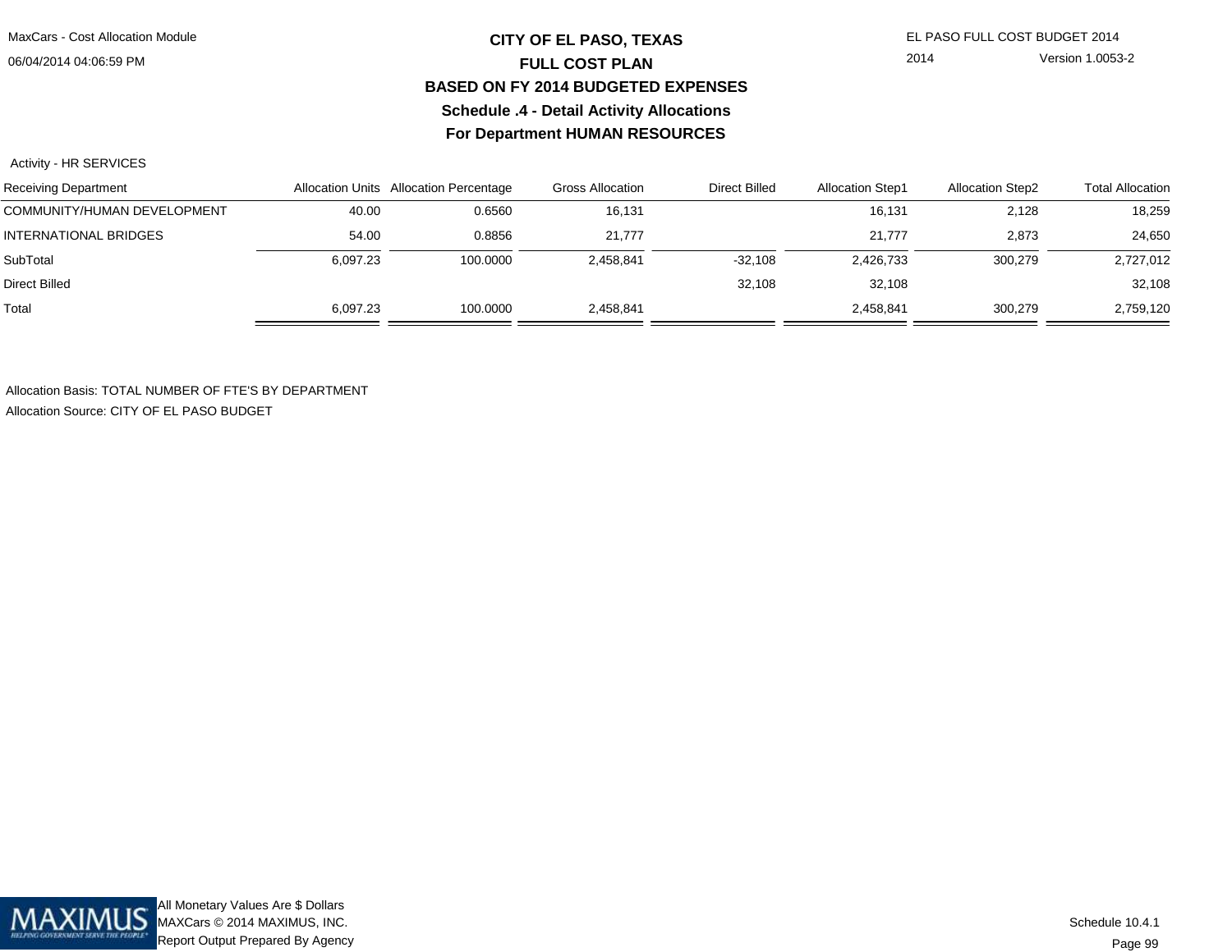# CITY OF EL PASO, TEXAS
## FULL COST PLAN
## BASED ON FY 2014 BUDGETED EXPENSES
## Schedule .4 - Detail Activity Allocations
## For Department HUMAN RESOURCES

Activity - HR SERVICES

| Receiving Department | Allocation Units | Allocation Percentage | Gross Allocation | Direct Billed | Allocation Step1 | Allocation Step2 | Total Allocation |
|---|---|---|---|---|---|---|---|
| COMMUNITY/HUMAN DEVELOPMENT | 40.00 | 0.6560 | 16,131 | | 16,131 | 2,128 | 18,259 |
| INTERNATIONAL BRIDGES | 54.00 | 0.8856 | 21,777 | | 21,777 | 2,873 | 24,650 |
| SubTotal | 6,097.23 | 100.0000 | 2,458,841 | -32,108 | 2,426,733 | 300,279 | 2,727,012 |
| Direct Billed | | | | 32,108 | 32,108 | | 32,108 |
| Total | 6,097.23 | 100.0000 | 2,458,841 | | 2,458,841 | 300,279 | 2,759,120 |

Allocation Basis: TOTAL NUMBER OF FTE'S BY DEPARTMENT
Allocation Source: CITY OF EL PASO BUDGET

All Monetary Values Are $ Dollars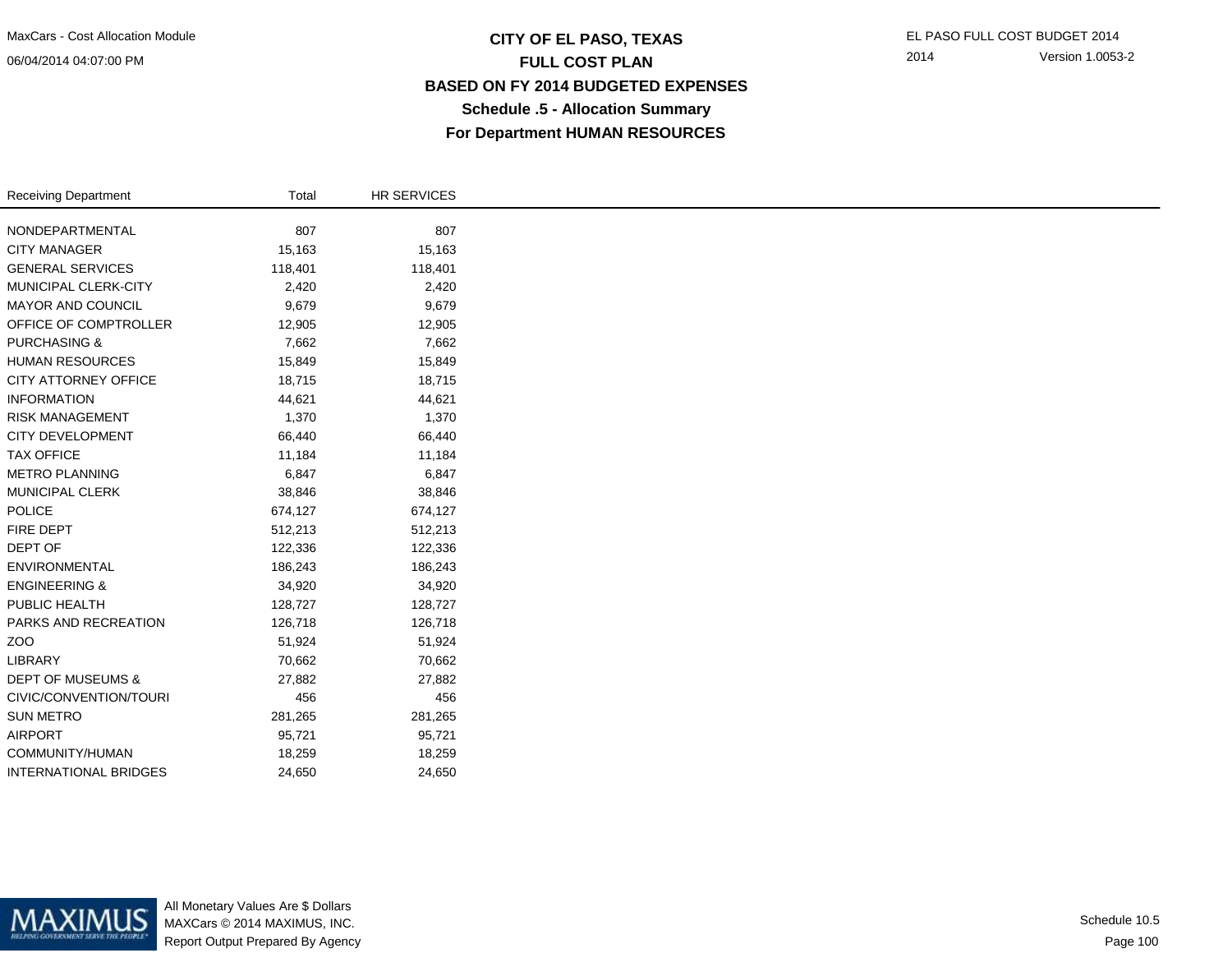# CITY OF EL PASO, TEXAS
## FULL COST PLAN
## BASED ON FY 2014 BUDGETED EXPENSES
### Schedule .5 - Allocation Summary
### For Department HUMAN RESOURCES

| Receiving Department | Total | HR SERVICES |
|---|---|---|
| NONDEPARTMENTAL | 807 | 807 |
| CITY MANAGER | 15,163 | 15,163 |
| GENERAL SERVICES | 118,401 | 118,401 |
| MUNICIPAL CLERK-CITY | 2,420 | 2,420 |
| MAYOR AND COUNCIL | 9,679 | 9,679 |
| OFFICE OF COMPTROLLER | 12,905 | 12,905 |
| PURCHASING & | 7,662 | 7,662 |
| HUMAN RESOURCES | 15,849 | 15,849 |
| CITY ATTORNEY OFFICE | 18,715 | 18,715 |
| INFORMATION | 44,621 | 44,621 |
| RISK MANAGEMENT | 1,370 | 1,370 |
| CITY DEVELOPMENT | 66,440 | 66,440 |
| TAX OFFICE | 11,184 | 11,184 |
| METRO PLANNING | 6,847 | 6,847 |
| MUNICIPAL CLERK | 38,846 | 38,846 |
| POLICE | 674,127 | 674,127 |
| FIRE DEPT | 512,213 | 512,213 |
| DEPT OF | 122,336 | 122,336 |
| ENVIRONMENTAL | 186,243 | 186,243 |
| ENGINEERING & | 34,920 | 34,920 |
| PUBLIC HEALTH | 128,727 | 128,727 |
| PARKS AND RECREATION | 126,718 | 126,718 |
| ZOO | 51,924 | 51,924 |
| LIBRARY | 70,662 | 70,662 |
| DEPT OF MUSEUMS & | 27,882 | 27,882 |
| CIVIC/CONVENTION/TOURI | 456 | 456 |
| SUN METRO | 281,265 | 281,265 |
| AIRPORT | 95,721 | 95,721 |
| COMMUNITY/HUMAN | 18,259 | 18,259 |
| INTERNATIONAL BRIDGES | 24,650 | 24,650 |

All Monetary Values Are $ Dollars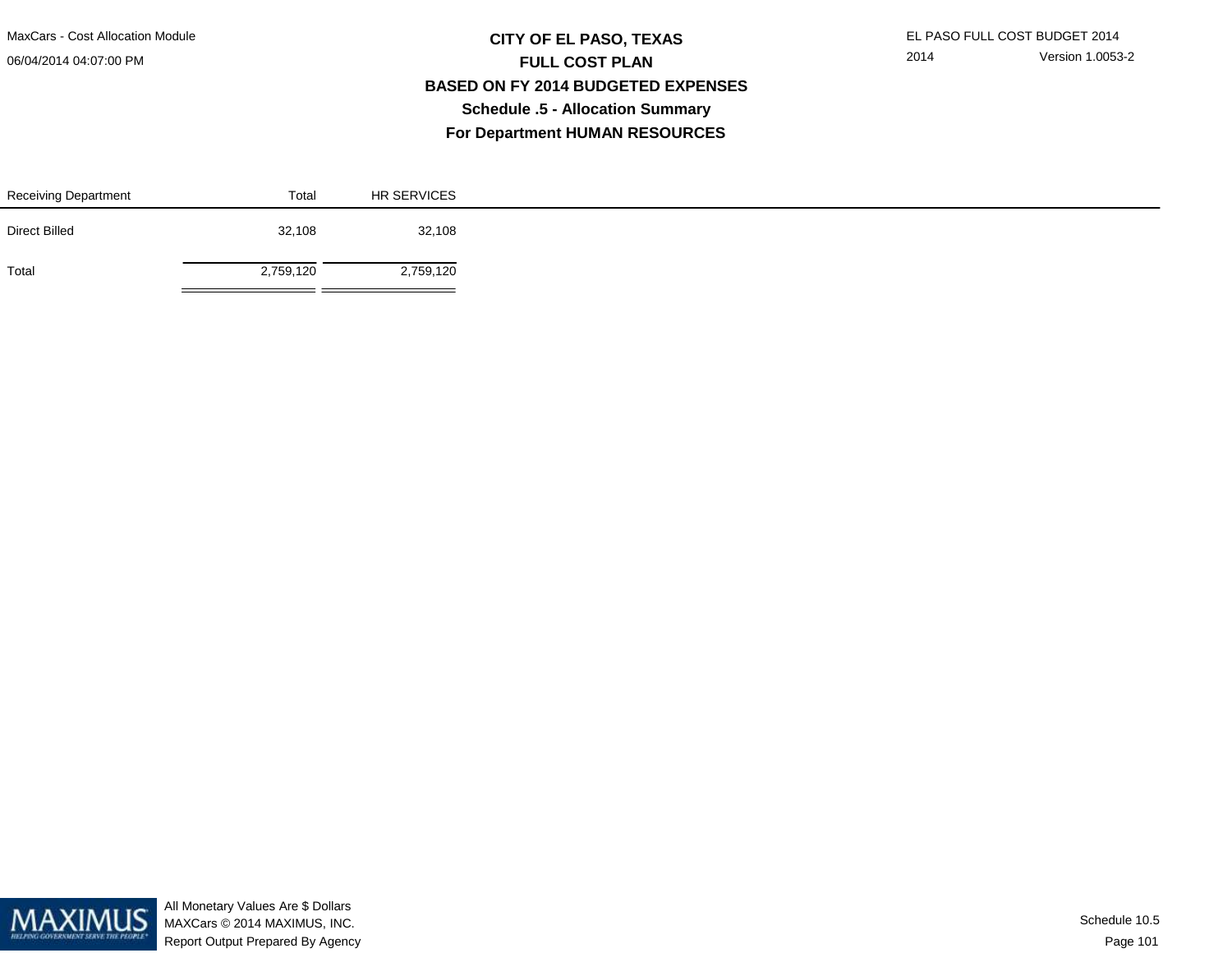# CITY OF EL PASO, TEXAS

## FULL COST PLAN

## BASED ON FY 2014 BUDGETED EXPENSES

## Schedule .5 - Allocation Summary

## For Department HUMAN RESOURCES

| Receiving Department | Total | HR SERVICES |
| --- | --- | --- |
| Direct Billed | 32,108 | 32,108 |
| Total | 2,759,120 | 2,759,120 |

All Monetary Values Are $ Dollars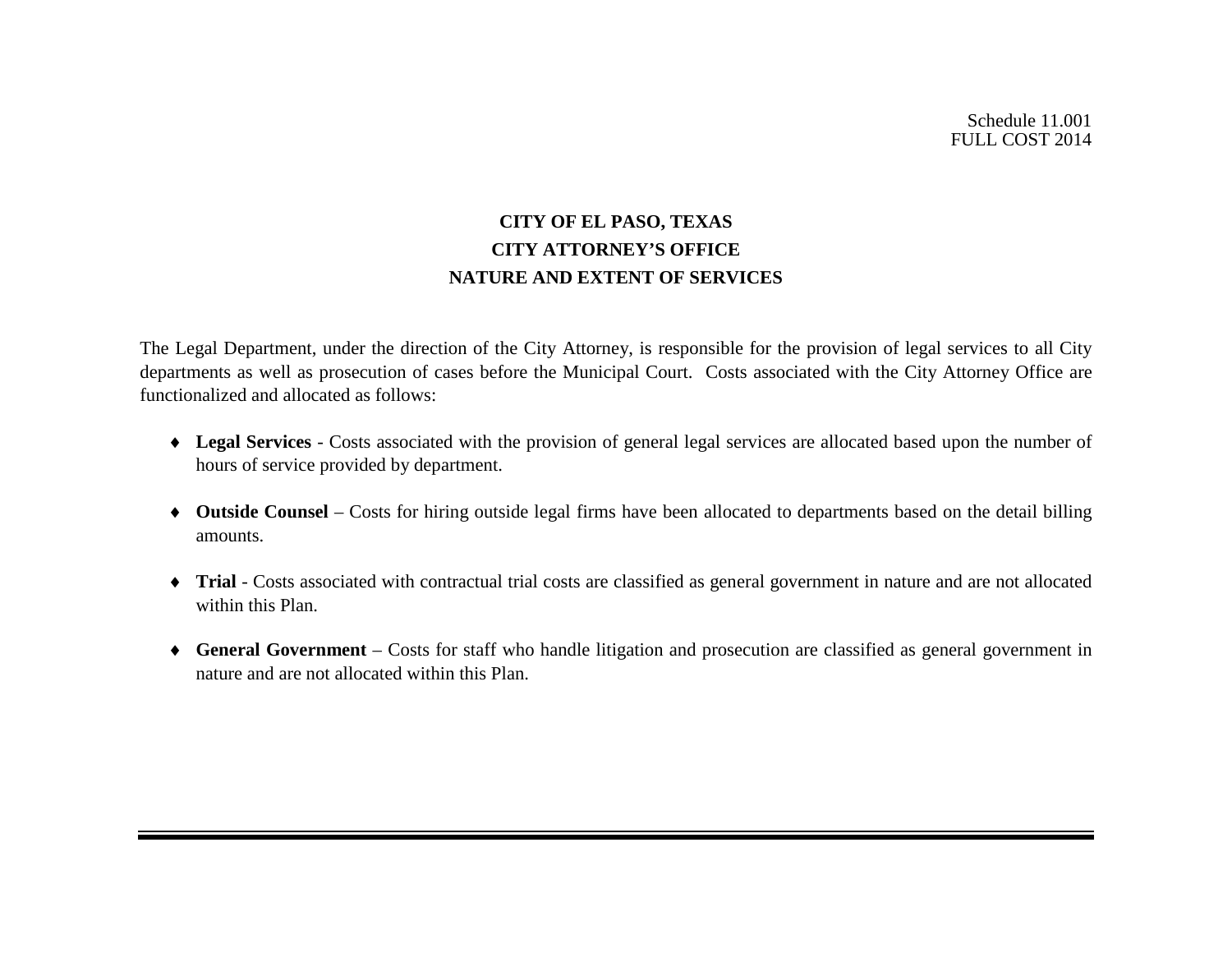Schedule 11.001
FULL COST 2014

# CITY OF EL PASO, TEXAS
## CITY ATTORNEY'S OFFICE
## NATURE AND EXTENT OF SERVICES

The Legal Department, under the direction of the City Attorney, is responsible for the provision of legal services to all City departments as well as prosecution of cases before the Municipal Court. Costs associated with the City Attorney Office are functionalized and allocated as follows:

- **Legal Services** - Costs associated with the provision of general legal services are allocated based upon the number of hours of service provided by department.
- **Outside Counsel** – Costs for hiring outside legal firms have been allocated to departments based on the detail billing amounts.
- **Trial** - Costs associated with contractual trial costs are classified as general government in nature and are not allocated within this Plan.
- **General Government** – Costs for staff who handle litigation and prosecution are classified as general government in nature and are not allocated within this Plan.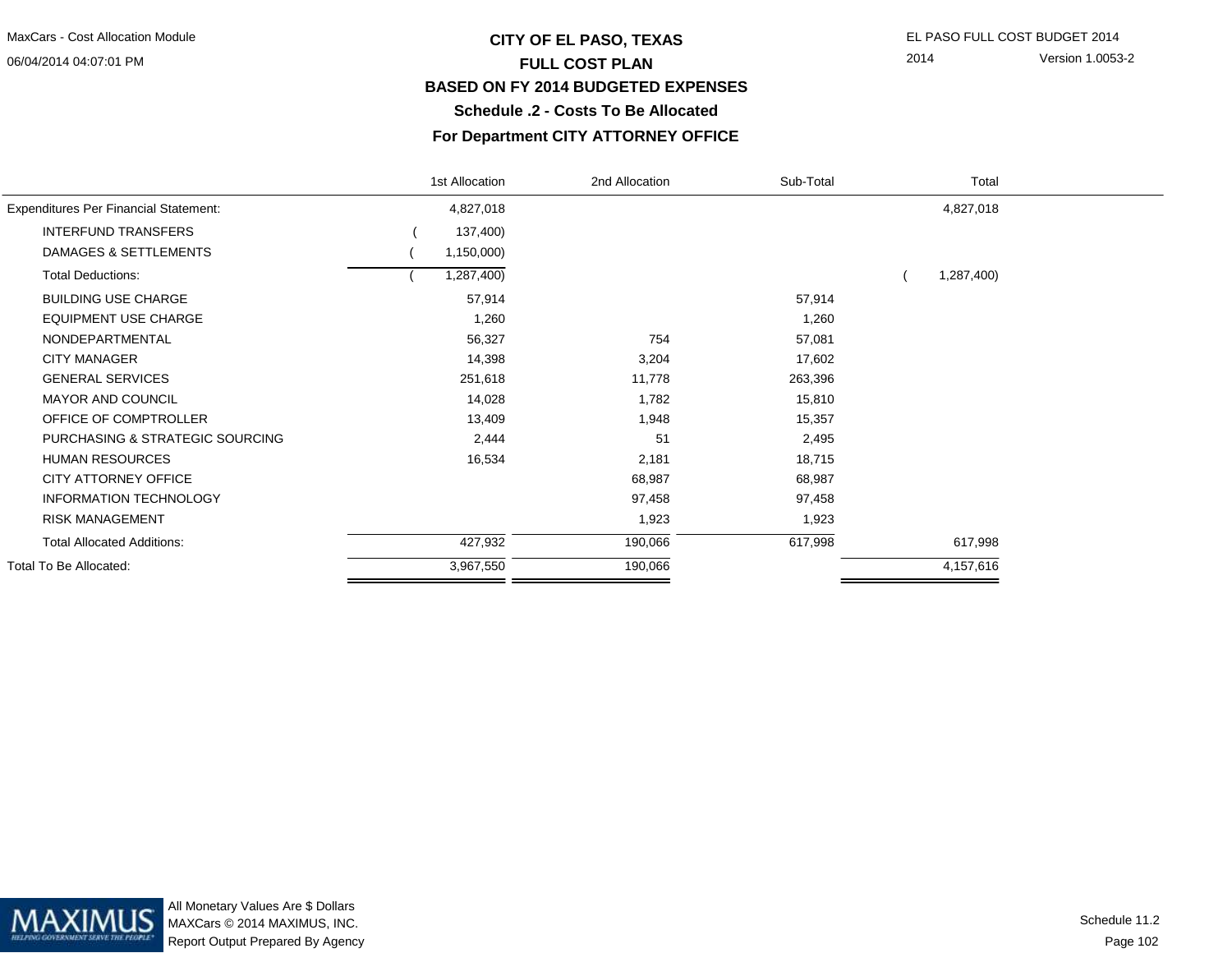# CITY OF EL PASO, TEXAS

## FULL COST PLAN

## BASED ON FY 2014 BUDGETED EXPENSES

### Schedule .2 - Costs To Be Allocated

### For Department CITY ATTORNEY OFFICE

| | 1st Allocation | 2nd Allocation | Sub-Total | Total |
|---|---|---|---|---|
| Expenditures Per Financial Statement: | 4,827,018 | | | 4,827,018 |
| INTERFUND TRANSFERS | ( 137,400) | | | |
| DAMAGES & SETTLEMENTS | ( 1,150,000) | | | |
| Total Deductions: | ( 1,287,400) | | | ( 1,287,400) |
| BUILDING USE CHARGE | 57,914 | | 57,914 | |
| EQUIPMENT USE CHARGE | 1,260 | | 1,260 | |
| NONDEPARTMENTAL | 56,327 | 754 | 57,081 | |
| CITY MANAGER | 14,398 | 3,204 | 17,602 | |
| GENERAL SERVICES | 251,618 | 11,778 | 263,396 | |
| MAYOR AND COUNCIL | 14,028 | 1,782 | 15,810 | |
| OFFICE OF COMPTROLLER | 13,409 | 1,948 | 15,357 | |
| PURCHASING & STRATEGIC SOURCING | 2,444 | 51 | 2,495 | |
| HUMAN RESOURCES | 16,534 | 2,181 | 18,715 | |
| CITY ATTORNEY OFFICE | | 68,987 | 68,987 | |
| INFORMATION TECHNOLOGY | | 97,458 | 97,458 | |
| RISK MANAGEMENT | | 1,923 | 1,923 | |
| Total Allocated Additions: | 427,932 | 190,066 | 617,998 | 617,998 |
| Total To Be Allocated: | 3,967,550 | 190,066 | | 4,157,616 |

All Monetary Values Are $ Dollars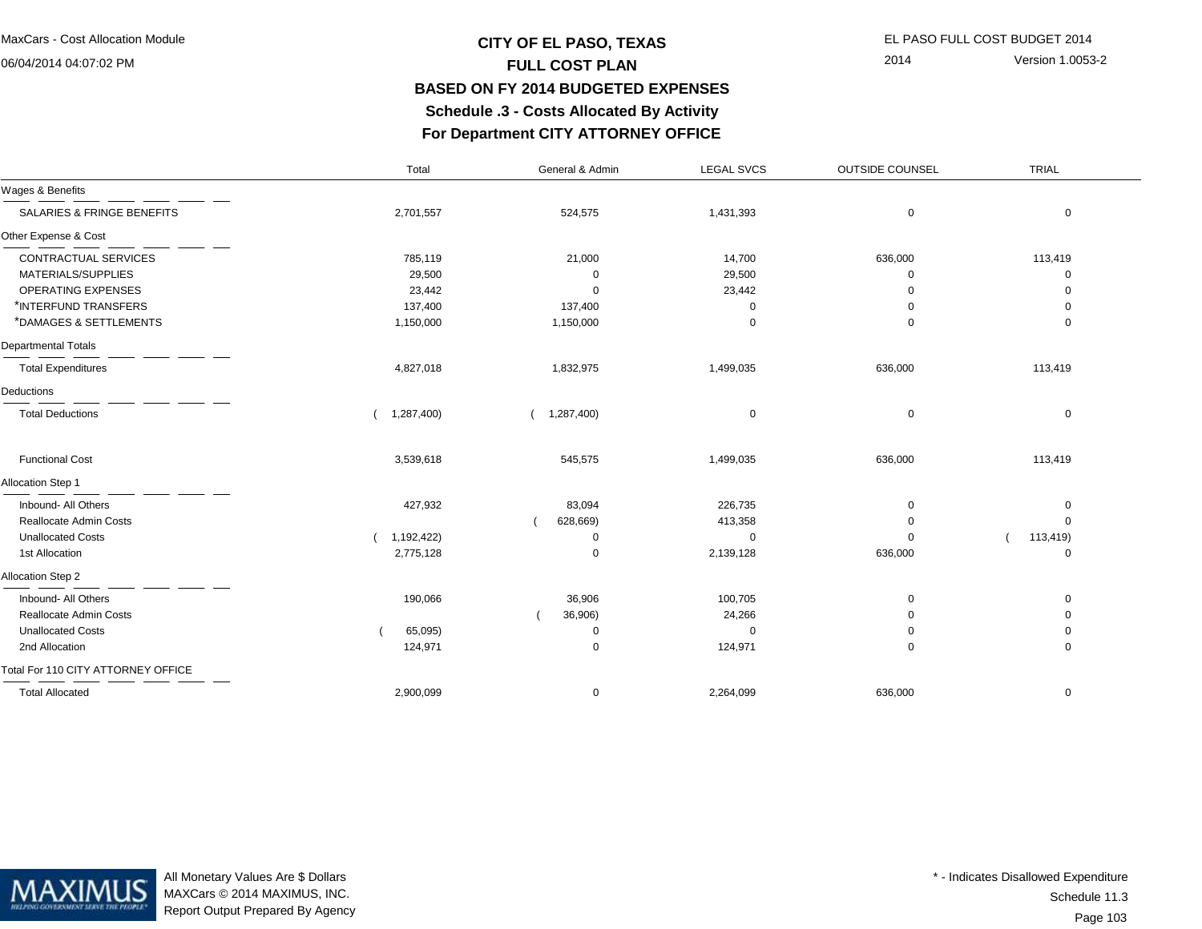# CITY OF EL PASO, TEXAS

## FULL COST PLAN

### BASED ON FY 2014 BUDGETED EXPENSES

### Schedule .3 - Costs Allocated By Activity

### For Department CITY ATTORNEY OFFICE

MaxCars - Cost Allocation Module
06/04/2014 04:07:02 PM

EL PASO FULL COST BUDGET 2014
2014 Version 1.0053-2

| | Total | General & Admin | LEGAL SVCS | OUTSIDE COUNSEL | TRIAL |
|---|---|---|---|---|---|
| **Wages & Benefits** | | | | | |
| SALARIES & FRINGE BENEFITS | 2,701,557 | 524,575 | 1,431,393 | 0 | 0 |
| **Other Expense & Cost** | | | | | |
| CONTRACTUAL SERVICES | 785,119 | 21,000 | 14,700 | 636,000 | 113,419 |
| MATERIALS/SUPPLIES | 29,500 | 0 | 29,500 | 0 | 0 |
| OPERATING EXPENSES | 23,442 | 0 | 23,442 | 0 | 0 |
| *INTERFUND TRANSFERS | 137,400 | 137,400 | 0 | 0 | 0 |
| *DAMAGES & SETTLEMENTS | 1,150,000 | 1,150,000 | 0 | 0 | 0 |
| **Departmental Totals** | | | | | |
| Total Expenditures | 4,827,018 | 1,832,975 | 1,499,035 | 636,000 | 113,419 |
| **Deductions** | | | | | |
| Total Deductions | ( 1,287,400) | ( 1,287,400) | 0 | 0 | 0 |
| Functional Cost | 3,539,618 | 545,575 | 1,499,035 | 636,000 | 113,419 |
| **Allocation Step 1** | | | | | |
| Inbound- All Others | 427,932 | 83,094 | 226,735 | 0 | 0 |
| Reallocate Admin Costs | | ( 628,669) | 413,358 | 0 | 0 |
| Unallocated Costs | ( 1,192,422) | 0 | 0 | 0 | ( 113,419) |
| 1st Allocation | 2,775,128 | 0 | 2,139,128 | 636,000 | 0 |
| **Allocation Step 2** | | | | | |
| Inbound- All Others | 190,066 | 36,906 | 100,705 | 0 | 0 |
| Reallocate Admin Costs | | ( 36,906) | 24,266 | 0 | 0 |
| Unallocated Costs | ( 65,095) | 0 | 0 | 0 | 0 |
| 2nd Allocation | 124,971 | 0 | 124,971 | 0 | 0 |
| **Total For 110 CITY ATTORNEY OFFICE** | | | | | |
| Total Allocated | 2,900,099 | 0 | 2,264,099 | 636,000 | 0 |

All Monetary Values Are $ Dollars
MAXCars © 2014 MAXIMUS, INC.
Report Output Prepared By Agency

* - Indicates Disallowed Expenditure
Schedule 11.3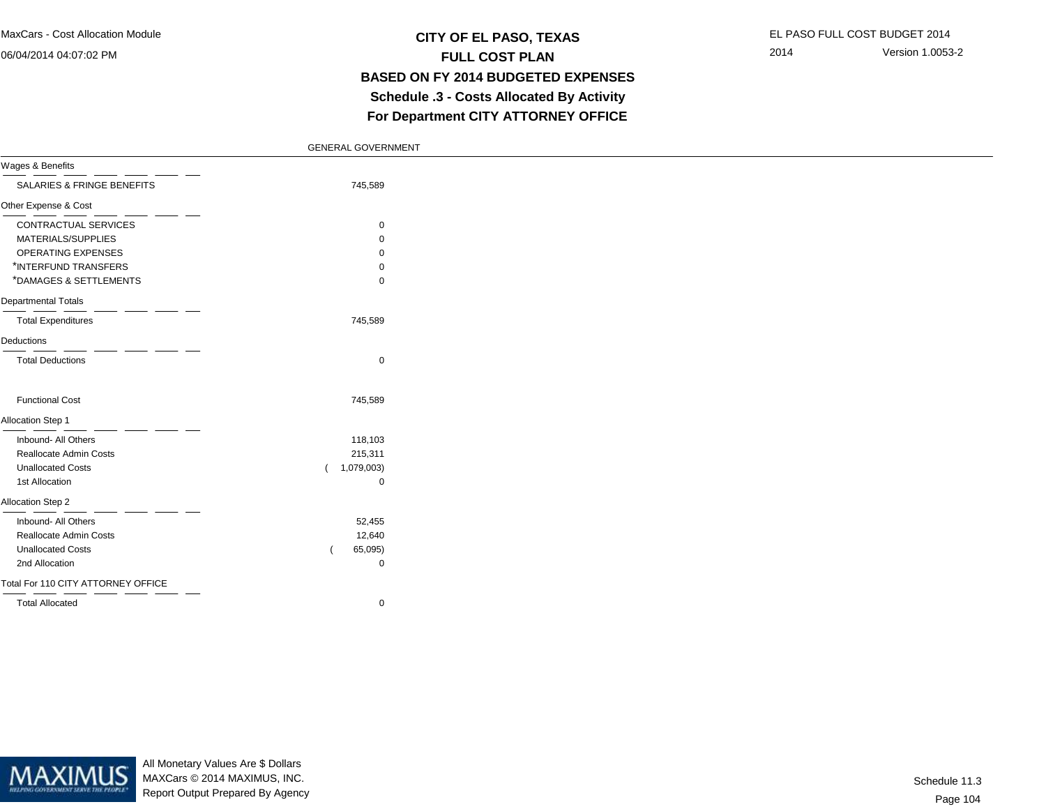# CITY OF EL PASO, TEXAS
## FULL COST PLAN
## BASED ON FY 2014 BUDGETED EXPENSES
## Schedule .3 - Costs Allocated By Activity
## For Department CITY ATTORNEY OFFICE

| | GENERAL GOVERNMENT |
|---|---|
| **Wages & Benefits** | |
| SALARIES & FRINGE BENEFITS | 745,589 |
| **Other Expense & Cost** | |
| CONTRACTUAL SERVICES | 0 |
| MATERIALS/SUPPLIES | 0 |
| OPERATING EXPENSES | 0 |
| *INTERFUND TRANSFERS | 0 |
| *DAMAGES & SETTLEMENTS | 0 |
| **Departmental Totals** | |
| Total Expenditures | 745,589 |
| **Deductions** | |
| Total Deductions | 0 |
| Functional Cost | 745,589 |
| **Allocation Step 1** | |
| Inbound- All Others | 118,103 |
| Reallocate Admin Costs | 215,311 |
| Unallocated Costs | ( 1,079,003) |
| 1st Allocation | 0 |
| **Allocation Step 2** | |
| Inbound- All Others | 52,455 |
| Reallocate Admin Costs | 12,640 |
| Unallocated Costs | ( 65,095) |
| 2nd Allocation | 0 |
| **Total For 110 CITY ATTORNEY OFFICE** | |
| Total Allocated | 0 |

All Monetary Values Are $ Dollars
MAXCars © 2014 MAXIMUS, INC.
Report Output Prepared By Agency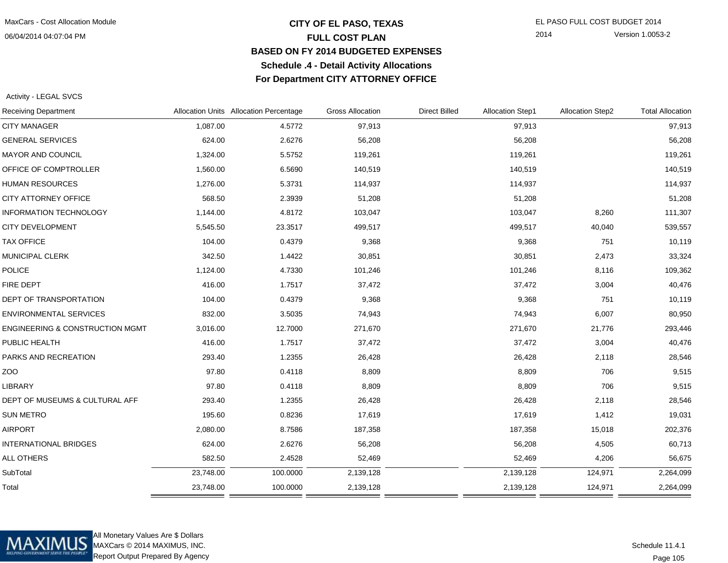# CITY OF EL PASO, TEXAS
## FULL COST PLAN
## BASED ON FY 2014 BUDGETED EXPENSES
## Schedule .4 - Detail Activity Allocations
## For Department CITY ATTORNEY OFFICE

MaxCars - Cost Allocation Module
06/04/2014 04:07:04 PM

EL PASO FULL COST BUDGET 2014
2014 Version 1.0053-2

Activity - LEGAL SVCS

| Receiving Department | Allocation Units | Allocation Percentage | Gross Allocation | Direct Billed | Allocation Step1 | Allocation Step2 | Total Allocation |
|---|---|---|---|---|---|---|---|
| CITY MANAGER | 1,087.00 | 4.5772 | 97,913 | | 97,913 | | 97,913 |
| GENERAL SERVICES | 624.00 | 2.6276 | 56,208 | | 56,208 | | 56,208 |
| MAYOR AND COUNCIL | 1,324.00 | 5.5752 | 119,261 | | 119,261 | | 119,261 |
| OFFICE OF COMPTROLLER | 1,560.00 | 6.5690 | 140,519 | | 140,519 | | 140,519 |
| HUMAN RESOURCES | 1,276.00 | 5.3731 | 114,937 | | 114,937 | | 114,937 |
| CITY ATTORNEY OFFICE | 568.50 | 2.3939 | 51,208 | | 51,208 | | 51,208 |
| INFORMATION TECHNOLOGY | 1,144.00 | 4.8172 | 103,047 | | 103,047 | 8,260 | 111,307 |
| CITY DEVELOPMENT | 5,545.50 | 23.3517 | 499,517 | | 499,517 | 40,040 | 539,557 |
| TAX OFFICE | 104.00 | 0.4379 | 9,368 | | 9,368 | 751 | 10,119 |
| MUNICIPAL CLERK | 342.50 | 1.4422 | 30,851 | | 30,851 | 2,473 | 33,324 |
| POLICE | 1,124.00 | 4.7330 | 101,246 | | 101,246 | 8,116 | 109,362 |
| FIRE DEPT | 416.00 | 1.7517 | 37,472 | | 37,472 | 3,004 | 40,476 |
| DEPT OF TRANSPORTATION | 104.00 | 0.4379 | 9,368 | | 9,368 | 751 | 10,119 |
| ENVIRONMENTAL SERVICES | 832.00 | 3.5035 | 74,943 | | 74,943 | 6,007 | 80,950 |
| ENGINEERING & CONSTRUCTION MGMT | 3,016.00 | 12.7000 | 271,670 | | 271,670 | 21,776 | 293,446 |
| PUBLIC HEALTH | 416.00 | 1.7517 | 37,472 | | 37,472 | 3,004 | 40,476 |
| PARKS AND RECREATION | 293.40 | 1.2355 | 26,428 | | 26,428 | 2,118 | 28,546 |
| ZOO | 97.80 | 0.4118 | 8,809 | | 8,809 | 706 | 9,515 |
| LIBRARY | 97.80 | 0.4118 | 8,809 | | 8,809 | 706 | 9,515 |
| DEPT OF MUSEUMS & CULTURAL AFF | 293.40 | 1.2355 | 26,428 | | 26,428 | 2,118 | 28,546 |
| SUN METRO | 195.60 | 0.8236 | 17,619 | | 17,619 | 1,412 | 19,031 |
| AIRPORT | 2,080.00 | 8.7586 | 187,358 | | 187,358 | 15,018 | 202,376 |
| INTERNATIONAL BRIDGES | 624.00 | 2.6276 | 56,208 | | 56,208 | 4,505 | 60,713 |
| ALL OTHERS | 582.50 | 2.4528 | 52,469 | | 52,469 | 4,206 | 56,675 |
| SubTotal | 23,748.00 | 100.0000 | 2,139,128 | | 2,139,128 | 124,971 | 2,264,099 |
| Total | 23,748.00 | 100.0000 | 2,139,128 | | 2,139,128 | 124,971 | 2,264,099 |

All Monetary Values Are $ Dollars
MAXCars © 2014 MAXIMUS, INC.
Report Output Prepared By Agency

Schedule 11.4.1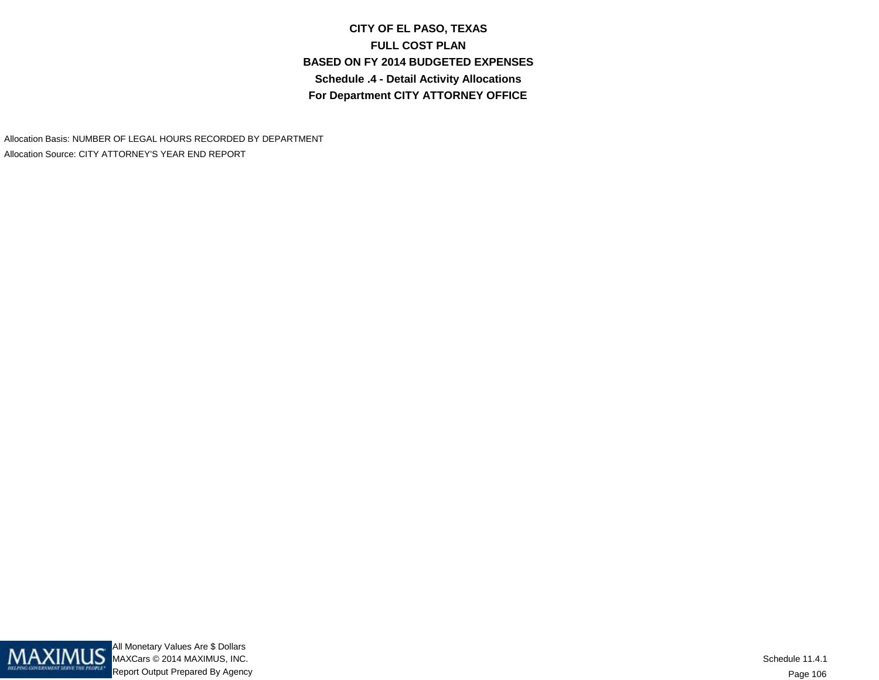# CITY OF EL PASO, TEXAS

## FULL COST PLAN

## BASED ON FY 2014 BUDGETED EXPENSES

## Schedule .4 - Detail Activity Allocations

## For Department CITY ATTORNEY OFFICE

Allocation Basis: NUMBER OF LEGAL HOURS RECORDED BY DEPARTMENT

Allocation Source: CITY ATTORNEY'S YEAR END REPORT

All Monetary Values Are $ Dollars

MAXCars © 2014 MAXIMUS, INC.

Report Output Prepared By Agency

Schedule 11.4.1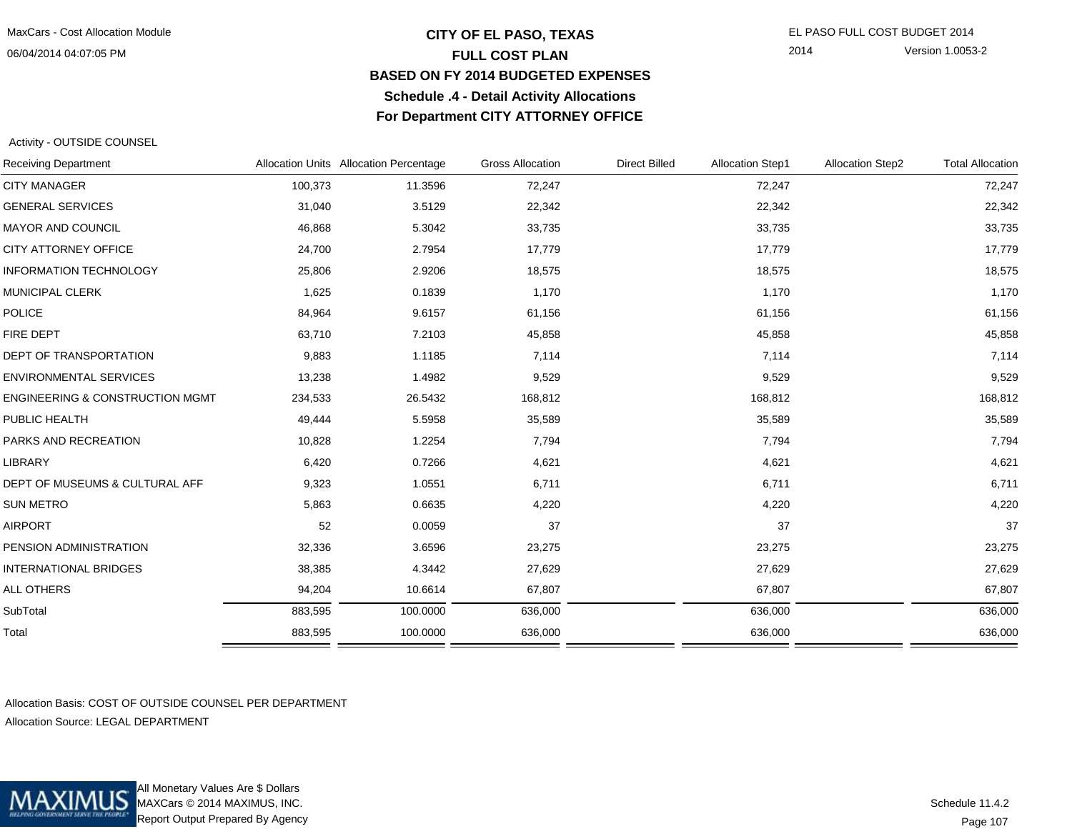# CITY OF EL PASO, TEXAS
## FULL COST PLAN
## BASED ON FY 2014 BUDGETED EXPENSES
## Schedule .4 - Detail Activity Allocations
## For Department CITY ATTORNEY OFFICE

Activity - OUTSIDE COUNSEL

| Receiving Department | Allocation Units | Allocation Percentage | Gross Allocation | Direct Billed | Allocation Step1 | Allocation Step2 | Total Allocation |
|---|---|---|---|---|---|---|---|
| CITY MANAGER | 100,373 | 11.3596 | 72,247 | | 72,247 | | 72,247 |
| GENERAL SERVICES | 31,040 | 3.5129 | 22,342 | | 22,342 | | 22,342 |
| MAYOR AND COUNCIL | 46,868 | 5.3042 | 33,735 | | 33,735 | | 33,735 |
| CITY ATTORNEY OFFICE | 24,700 | 2.7954 | 17,779 | | 17,779 | | 17,779 |
| INFORMATION TECHNOLOGY | 25,806 | 2.9206 | 18,575 | | 18,575 | | 18,575 |
| MUNICIPAL CLERK | 1,625 | 0.1839 | 1,170 | | 1,170 | | 1,170 |
| POLICE | 84,964 | 9.6157 | 61,156 | | 61,156 | | 61,156 |
| FIRE DEPT | 63,710 | 7.2103 | 45,858 | | 45,858 | | 45,858 |
| DEPT OF TRANSPORTATION | 9,883 | 1.1185 | 7,114 | | 7,114 | | 7,114 |
| ENVIRONMENTAL SERVICES | 13,238 | 1.4982 | 9,529 | | 9,529 | | 9,529 |
| ENGINEERING & CONSTRUCTION MGMT | 234,533 | 26.5432 | 168,812 | | 168,812 | | 168,812 |
| PUBLIC HEALTH | 49,444 | 5.5958 | 35,589 | | 35,589 | | 35,589 |
| PARKS AND RECREATION | 10,828 | 1.2254 | 7,794 | | 7,794 | | 7,794 |
| LIBRARY | 6,420 | 0.7266 | 4,621 | | 4,621 | | 4,621 |
| DEPT OF MUSEUMS & CULTURAL AFF | 9,323 | 1.0551 | 6,711 | | 6,711 | | 6,711 |
| SUN METRO | 5,863 | 0.6635 | 4,220 | | 4,220 | | 4,220 |
| AIRPORT | 52 | 0.0059 | 37 | | 37 | | 37 |
| PENSION ADMINISTRATION | 32,336 | 3.6596 | 23,275 | | 23,275 | | 23,275 |
| INTERNATIONAL BRIDGES | 38,385 | 4.3442 | 27,629 | | 27,629 | | 27,629 |
| ALL OTHERS | 94,204 | 10.6614 | 67,807 | | 67,807 | | 67,807 |
| SubTotal | 883,595 | 100.0000 | 636,000 | | 636,000 | | 636,000 |
| Total | 883,595 | 100.0000 | 636,000 | | 636,000 | | 636,000 |

Allocation Basis: COST OF OUTSIDE COUNSEL PER DEPARTMENT

Allocation Source: LEGAL DEPARTMENT

All Monetary Values Are $ Dollars
MAXCars © 2014 MAXIMUS, INC.
Report Output Prepared By Agency

Schedule 11.4.2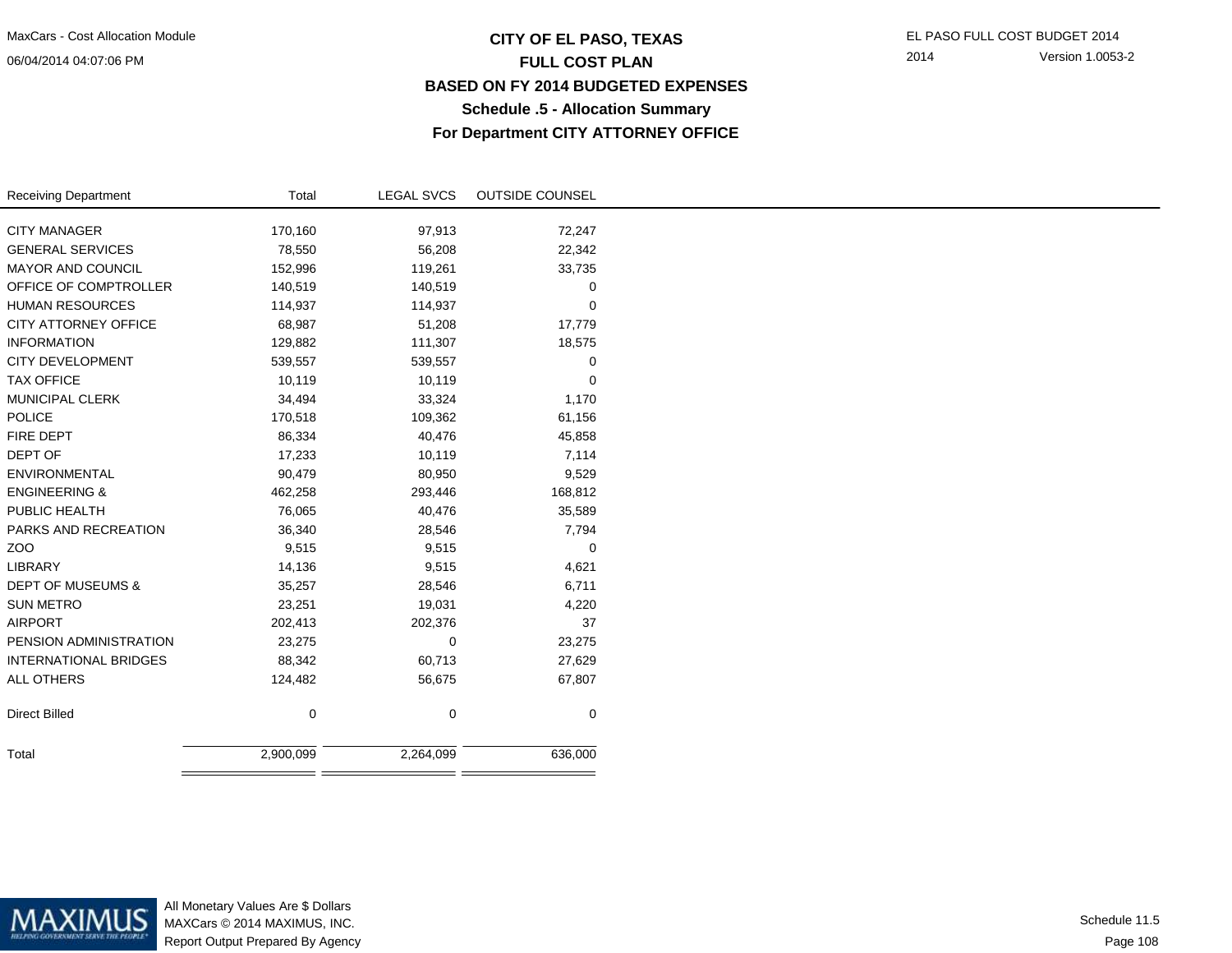MaxCars - Cost Allocation Module
06/04/2014 04:07:06 PM

# CITY OF EL PASO, TEXAS
## FULL COST PLAN
## BASED ON FY 2014 BUDGETED EXPENSES
## Schedule .5 - Allocation Summary
## For Department CITY ATTORNEY OFFICE

EL PASO FULL COST BUDGET 2014
2014 Version 1.0053-2

| Receiving Department | Total | LEGAL SVCS | OUTSIDE COUNSEL |
|---|---|---|---|
| CITY MANAGER | 170,160 | 97,913 | 72,247 |
| GENERAL SERVICES | 78,550 | 56,208 | 22,342 |
| MAYOR AND COUNCIL | 152,996 | 119,261 | 33,735 |
| OFFICE OF COMPTROLLER | 140,519 | 140,519 | 0 |
| HUMAN RESOURCES | 114,937 | 114,937 | 0 |
| CITY ATTORNEY OFFICE | 68,987 | 51,208 | 17,779 |
| INFORMATION | 129,882 | 111,307 | 18,575 |
| CITY DEVELOPMENT | 539,557 | 539,557 | 0 |
| TAX OFFICE | 10,119 | 10,119 | 0 |
| MUNICIPAL CLERK | 34,494 | 33,324 | 1,170 |
| POLICE | 170,518 | 109,362 | 61,156 |
| FIRE DEPT | 86,334 | 40,476 | 45,858 |
| DEPT OF | 17,233 | 10,119 | 7,114 |
| ENVIRONMENTAL | 90,479 | 80,950 | 9,529 |
| ENGINEERING & | 462,258 | 293,446 | 168,812 |
| PUBLIC HEALTH | 76,065 | 40,476 | 35,589 |
| PARKS AND RECREATION | 36,340 | 28,546 | 7,794 |
| ZOO | 9,515 | 9,515 | 0 |
| LIBRARY | 14,136 | 9,515 | 4,621 |
| DEPT OF MUSEUMS & | 35,257 | 28,546 | 6,711 |
| SUN METRO | 23,251 | 19,031 | 4,220 |
| AIRPORT | 202,413 | 202,376 | 37 |
| PENSION ADMINISTRATION | 23,275 | 0 | 23,275 |
| INTERNATIONAL BRIDGES | 88,342 | 60,713 | 27,629 |
| ALL OTHERS | 124,482 | 56,675 | 67,807 |
| Direct Billed | 0 | 0 | 0 |
| Total | 2,900,099 | 2,264,099 | 636,000 |

All Monetary Values Are $ Dollars
MAXCars © 2014 MAXIMUS, INC.
Report Output Prepared By Agency

Schedule 11.5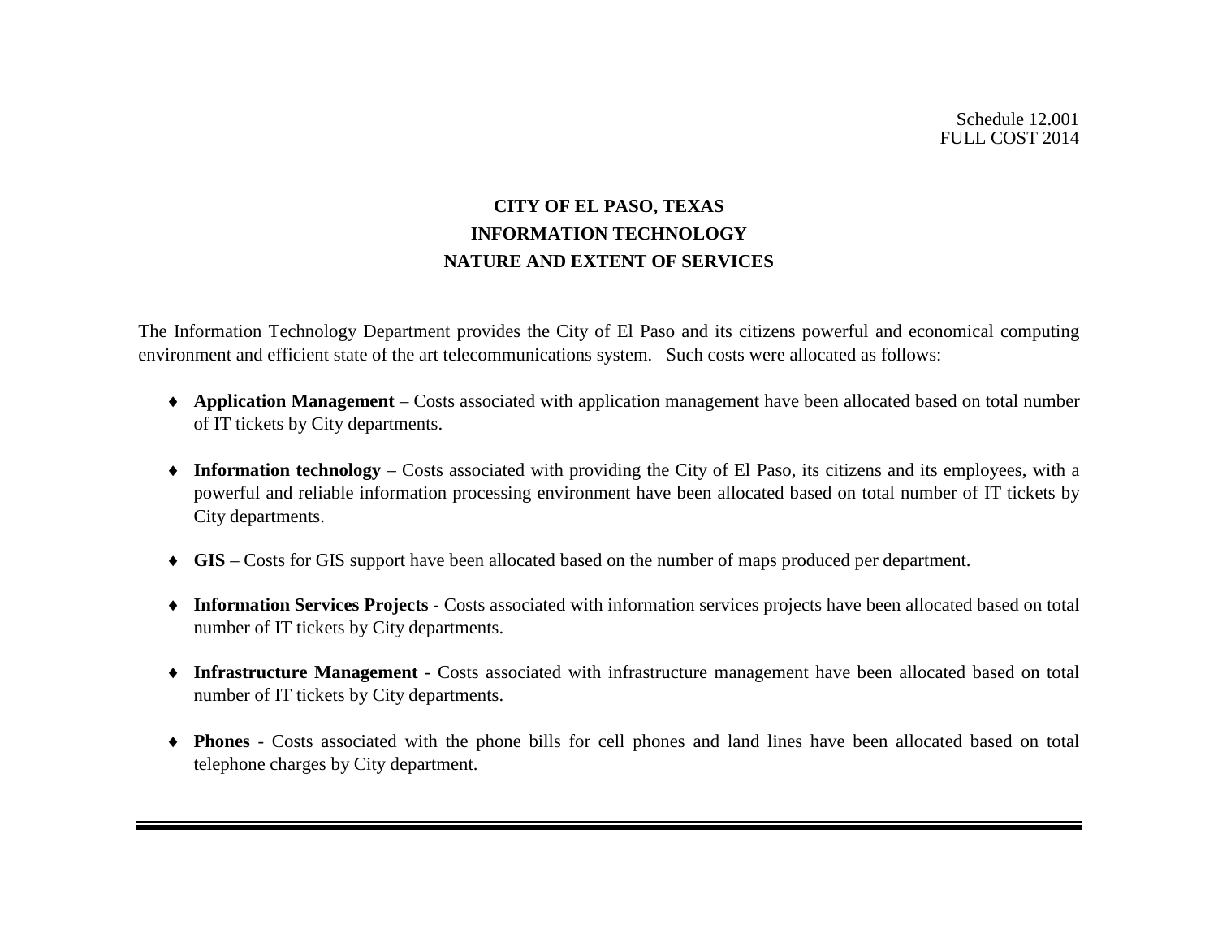Schedule 12.001
FULL COST 2014

# CITY OF EL PASO, TEXAS
## INFORMATION TECHNOLOGY
## NATURE AND EXTENT OF SERVICES

The Information Technology Department provides the City of El Paso and its citizens powerful and economical computing environment and efficient state of the art telecommunications system. Such costs were allocated as follows:

- **Application Management** – Costs associated with application management have been allocated based on total number of IT tickets by City departments.

- **Information technology** – Costs associated with providing the City of El Paso, its citizens and its employees, with a powerful and reliable information processing environment have been allocated based on total number of IT tickets by City departments.

- **GIS** – Costs for GIS support have been allocated based on the number of maps produced per department.

- **Information Services Projects** - Costs associated with information services projects have been allocated based on total number of IT tickets by City departments.

- **Infrastructure Management** - Costs associated with infrastructure management have been allocated based on total number of IT tickets by City departments.

- **Phones** - Costs associated with the phone bills for cell phones and land lines have been allocated based on total telephone charges by City department.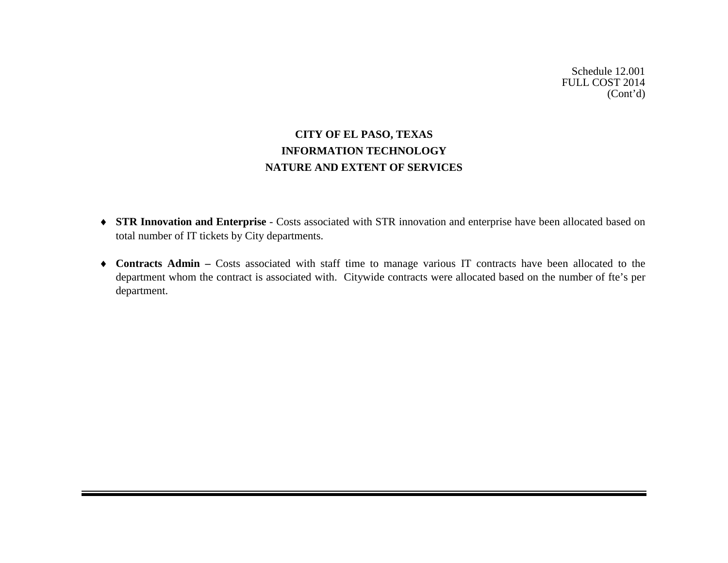Schedule 12.001
FULL COST 2014
(Cont'd)

# CITY OF EL PASO, TEXAS
## INFORMATION TECHNOLOGY
## NATURE AND EXTENT OF SERVICES

- **STR Innovation and Enterprise** - Costs associated with STR innovation and enterprise have been allocated based on total number of IT tickets by City departments.

- **Contracts Admin –** Costs associated with staff time to manage various IT contracts have been allocated to the department whom the contract is associated with. Citywide contracts were allocated based on the number of fte's per department.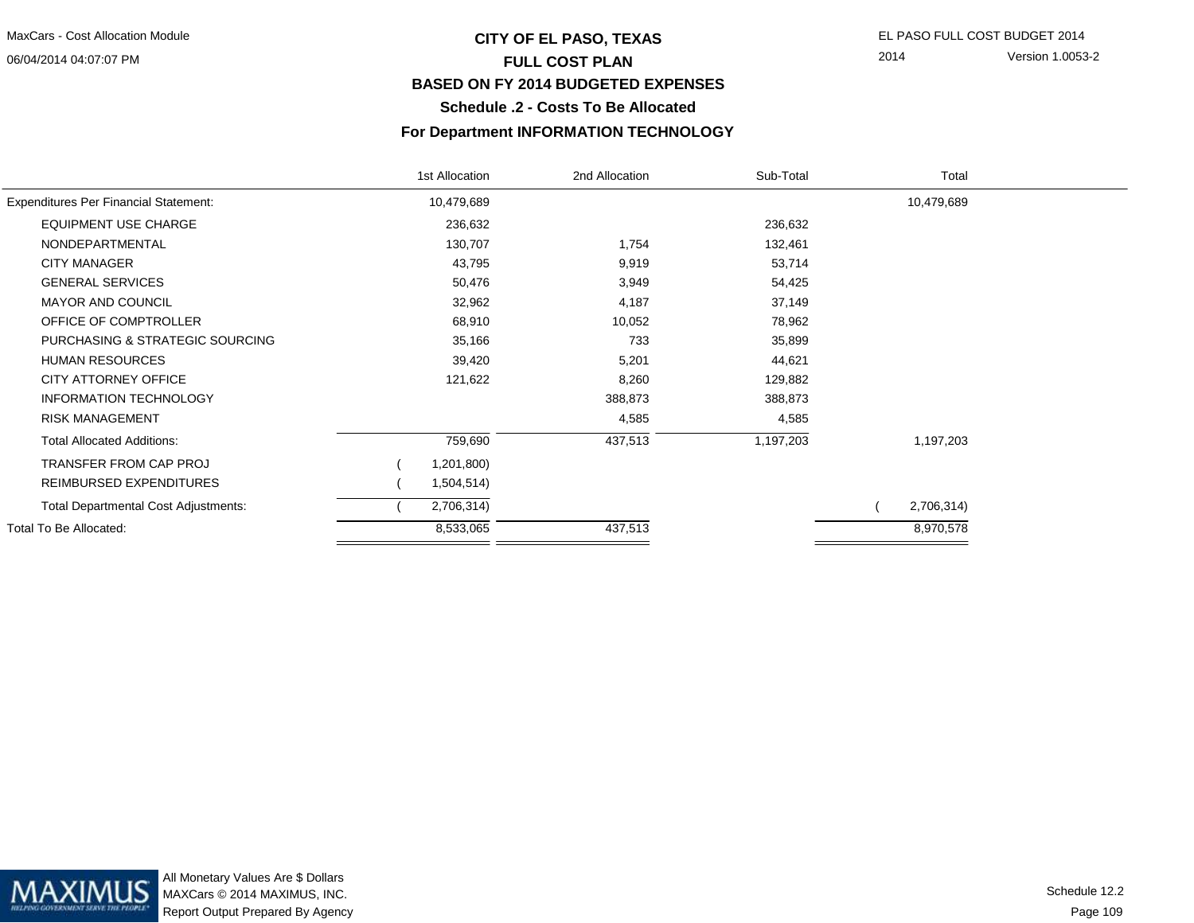# CITY OF EL PASO, TEXAS

## FULL COST PLAN

## BASED ON FY 2014 BUDGETED EXPENSES

### Schedule .2 - Costs To Be Allocated

### For Department INFORMATION TECHNOLOGY

| | 1st Allocation | 2nd Allocation | Sub-Total | Total |
|---|---|---|---|---|
| Expenditures Per Financial Statement: | 10,479,689 | | | 10,479,689 |
| EQUIPMENT USE CHARGE | 236,632 | | 236,632 | |
| NONDEPARTMENTAL | 130,707 | 1,754 | 132,461 | |
| CITY MANAGER | 43,795 | 9,919 | 53,714 | |
| GENERAL SERVICES | 50,476 | 3,949 | 54,425 | |
| MAYOR AND COUNCIL | 32,962 | 4,187 | 37,149 | |
| OFFICE OF COMPTROLLER | 68,910 | 10,052 | 78,962 | |
| PURCHASING & STRATEGIC SOURCING | 35,166 | 733 | 35,899 | |
| HUMAN RESOURCES | 39,420 | 5,201 | 44,621 | |
| CITY ATTORNEY OFFICE | 121,622 | 8,260 | 129,882 | |
| INFORMATION TECHNOLOGY | | 388,873 | 388,873 | |
| RISK MANAGEMENT | | 4,585 | 4,585 | |
| Total Allocated Additions: | 759,690 | 437,513 | 1,197,203 | 1,197,203 |
| TRANSFER FROM CAP PROJ | ( 1,201,800) | | | |
| REIMBURSED EXPENDITURES | ( 1,504,514) | | | |
| Total Departmental Cost Adjustments: | ( 2,706,314) | | | ( 2,706,314) |
| Total To Be Allocated: | 8,533,065 | 437,513 | | 8,970,578 |

All Monetary Values Are $ Dollars
MAXCars © 2014 MAXIMUS, INC.
Report Output Prepared By Agency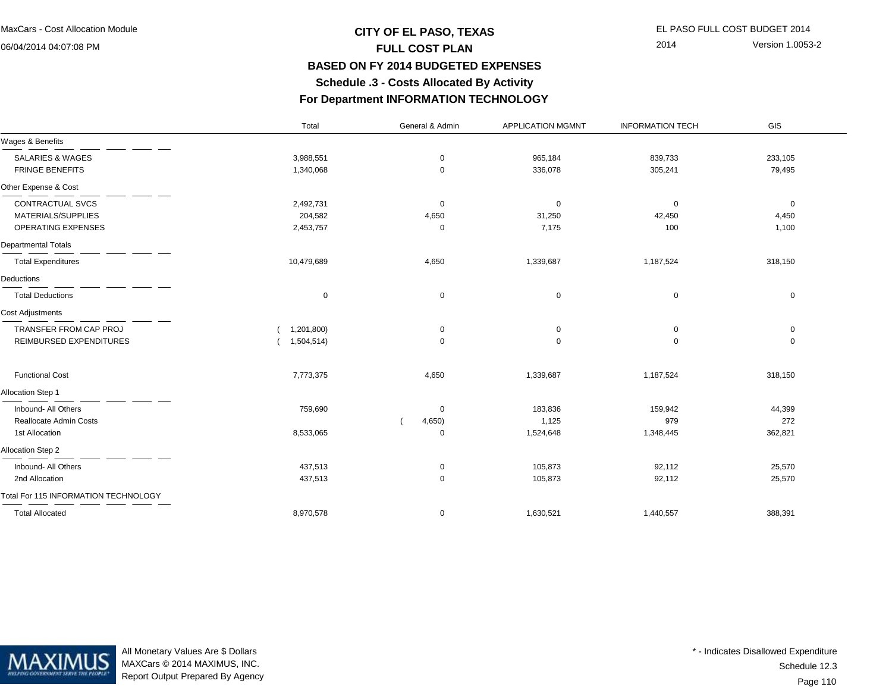MaxCars - Cost Allocation Module
06/04/2014 04:07:08 PM

EL PASO FULL COST BUDGET 2014
2014 Version 1.0053-2

# CITY OF EL PASO, TEXAS
## FULL COST PLAN
## BASED ON FY 2014 BUDGETED EXPENSES
## Schedule .3 - Costs Allocated By Activity
## For Department INFORMATION TECHNOLOGY

| | Total | General & Admin | APPLICATION MGMNT | INFORMATION TECH | GIS |
|---|---|---|---|---|---|
| **Wages & Benefits** | | | | | |
| SALARIES & WAGES | 3,988,551 | 0 | 965,184 | 839,733 | 233,105 |
| FRINGE BENEFITS | 1,340,068 | 0 | 336,078 | 305,241 | 79,495 |
| **Other Expense & Cost** | | | | | |
| CONTRACTUAL SVCS | 2,492,731 | 0 | 0 | 0 | 0 |
| MATERIALS/SUPPLIES | 204,582 | 4,650 | 31,250 | 42,450 | 4,450 |
| OPERATING EXPENSES | 2,453,757 | 0 | 7,175 | 100 | 1,100 |
| **Departmental Totals** | | | | | |
| Total Expenditures | 10,479,689 | 4,650 | 1,339,687 | 1,187,524 | 318,150 |
| **Deductions** | | | | | |
| Total Deductions | 0 | 0 | 0 | 0 | 0 |
| **Cost Adjustments** | | | | | |
| TRANSFER FROM CAP PROJ | ( 1,201,800) | 0 | 0 | 0 | 0 |
| REIMBURSED EXPENDITURES | ( 1,504,514) | 0 | 0 | 0 | 0 |
| Functional Cost | 7,773,375 | 4,650 | 1,339,687 | 1,187,524 | 318,150 |
| **Allocation Step 1** | | | | | |
| Inbound- All Others | 759,690 | 0 | 183,836 | 159,942 | 44,399 |
| Reallocate Admin Costs | | ( 4,650) | 1,125 | 979 | 272 |
| 1st Allocation | 8,533,065 | 0 | 1,524,648 | 1,348,445 | 362,821 |
| **Allocation Step 2** | | | | | |
| Inbound- All Others | 437,513 | 0 | 105,873 | 92,112 | 25,570 |
| 2nd Allocation | 437,513 | 0 | 105,873 | 92,112 | 25,570 |
| **Total For 115 INFORMATION TECHNOLOGY** | | | | | |
| Total Allocated | 8,970,578 | 0 | 1,630,521 | 1,440,557 | 388,391 |

All Monetary Values Are $ Dollars
MAXCars © 2014 MAXIMUS, INC.
Report Output Prepared By Agency

\* - Indicates Disallowed Expenditure
Schedule 12.3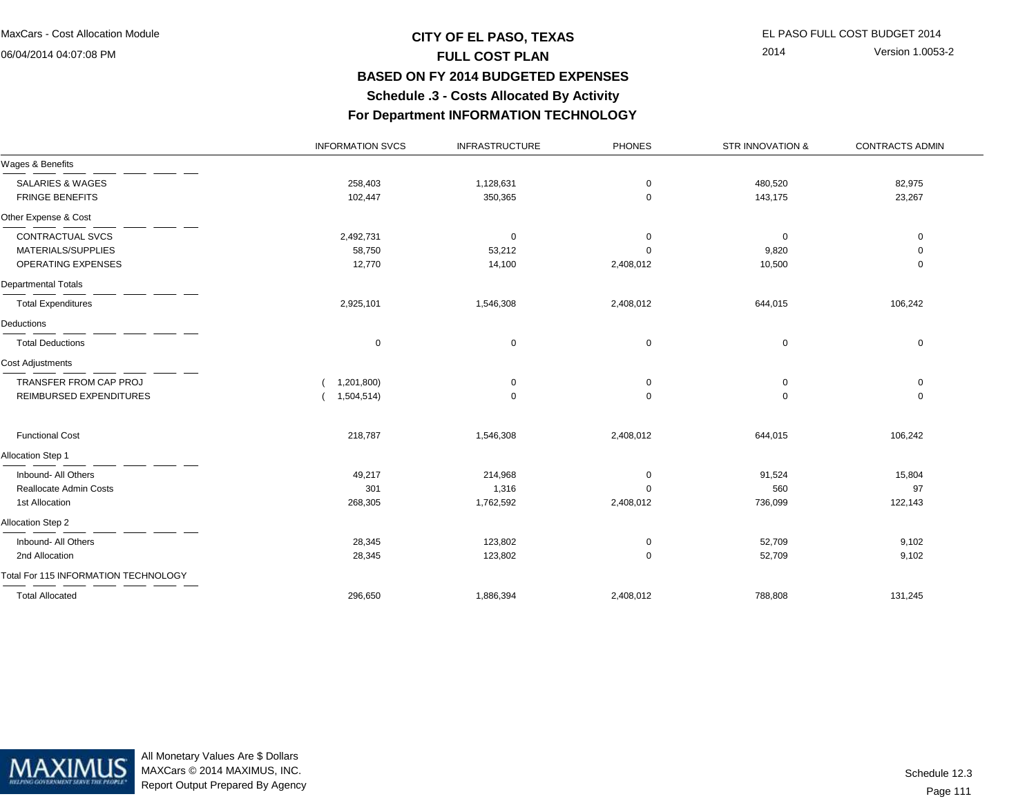# CITY OF EL PASO, TEXAS
## FULL COST PLAN
## BASED ON FY 2014 BUDGETED EXPENSES
## Schedule .3 - Costs Allocated By Activity
## For Department INFORMATION TECHNOLOGY

MaxCars - Cost Allocation Module
06/04/2014 04:07:08 PM

EL PASO FULL COST BUDGET 2014
2014 Version 1.0053-2

| | INFORMATION SVCS | INFRASTRUCTURE | PHONES | STR INNOVATION & | CONTRACTS ADMIN |
|---|---|---|---|---|---|
| **Wages & Benefits** | | | | | |
| SALARIES & WAGES | 258,403 | 1,128,631 | 0 | 480,520 | 82,975 |
| FRINGE BENEFITS | 102,447 | 350,365 | 0 | 143,175 | 23,267 |
| **Other Expense & Cost** | | | | | |
| CONTRACTUAL SVCS | 2,492,731 | 0 | 0 | 0 | 0 |
| MATERIALS/SUPPLIES | 58,750 | 53,212 | 0 | 9,820 | 0 |
| OPERATING EXPENSES | 12,770 | 14,100 | 2,408,012 | 10,500 | 0 |
| **Departmental Totals** | | | | | |
| Total Expenditures | 2,925,101 | 1,546,308 | 2,408,012 | 644,015 | 106,242 |
| **Deductions** | | | | | |
| Total Deductions | 0 | 0 | 0 | 0 | 0 |
| **Cost Adjustments** | | | | | |
| TRANSFER FROM CAP PROJ | ( 1,201,800) | 0 | 0 | 0 | 0 |
| REIMBURSED EXPENDITURES | ( 1,504,514) | 0 | 0 | 0 | 0 |
| Functional Cost | 218,787 | 1,546,308 | 2,408,012 | 644,015 | 106,242 |
| **Allocation Step 1** | | | | | |
| Inbound- All Others | 49,217 | 214,968 | 0 | 91,524 | 15,804 |
| Reallocate Admin Costs | 301 | 1,316 | 0 | 560 | 97 |
| 1st Allocation | 268,305 | 1,762,592 | 2,408,012 | 736,099 | 122,143 |
| **Allocation Step 2** | | | | | |
| Inbound- All Others | 28,345 | 123,802 | 0 | 52,709 | 9,102 |
| 2nd Allocation | 28,345 | 123,802 | 0 | 52,709 | 9,102 |
| **Total For 115 INFORMATION TECHNOLOGY** | | | | | |
| Total Allocated | 296,650 | 1,886,394 | 2,408,012 | 788,808 | 131,245 |

All Monetary Values Are $ Dollars
MAXCars © 2014 MAXIMUS, INC.
Report Output Prepared By Agency

Schedule 12.3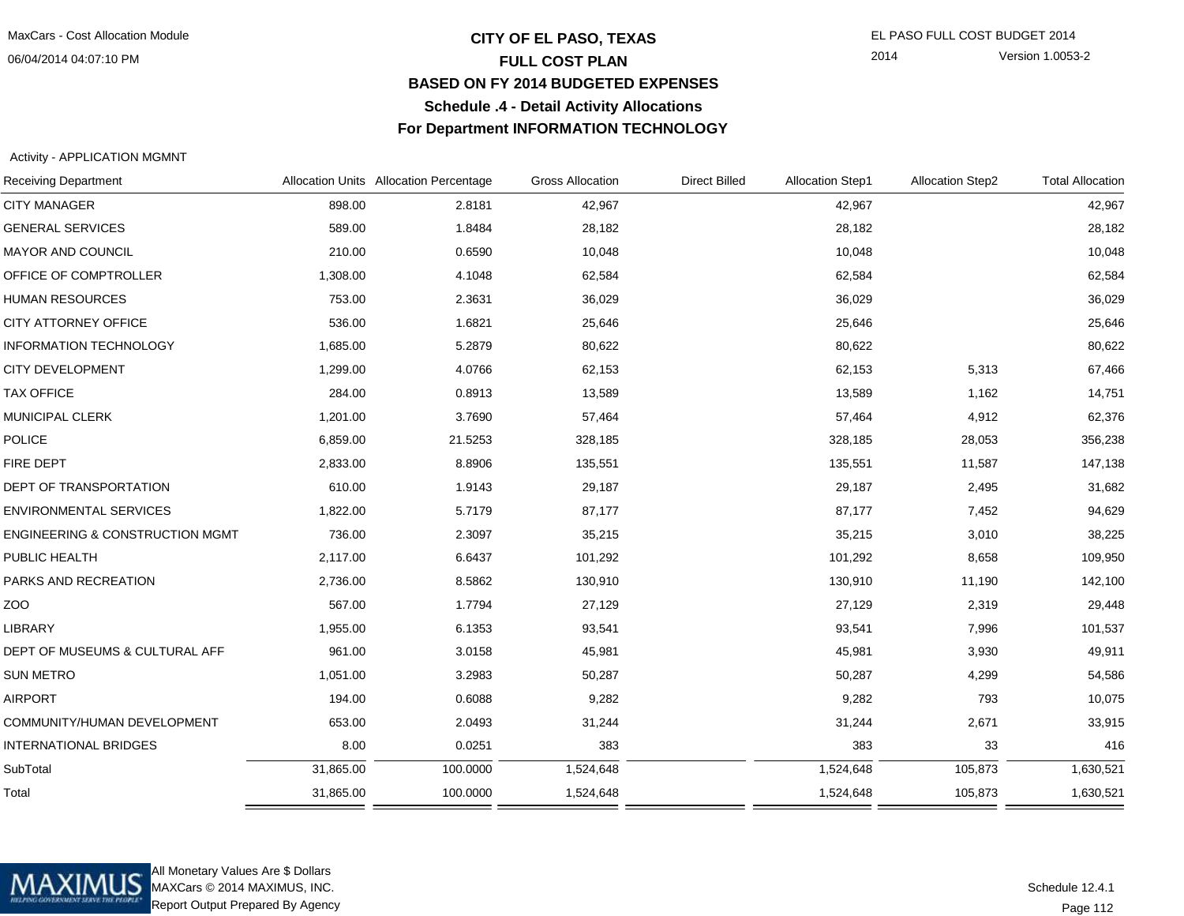# CITY OF EL PASO, TEXAS
## FULL COST PLAN
## BASED ON FY 2014 BUDGETED EXPENSES
## Schedule .4 - Detail Activity Allocations
## For Department INFORMATION TECHNOLOGY

Activity - APPLICATION MGMNT

| Receiving Department | Allocation Units | Allocation Percentage | Gross Allocation | Direct Billed | Allocation Step1 | Allocation Step2 | Total Allocation |
|---|---|---|---|---|---|---|---|
| CITY MANAGER | 898.00 | 2.8181 | 42,967 | | 42,967 | | 42,967 |
| GENERAL SERVICES | 589.00 | 1.8484 | 28,182 | | 28,182 | | 28,182 |
| MAYOR AND COUNCIL | 210.00 | 0.6590 | 10,048 | | 10,048 | | 10,048 |
| OFFICE OF COMPTROLLER | 1,308.00 | 4.1048 | 62,584 | | 62,584 | | 62,584 |
| HUMAN RESOURCES | 753.00 | 2.3631 | 36,029 | | 36,029 | | 36,029 |
| CITY ATTORNEY OFFICE | 536.00 | 1.6821 | 25,646 | | 25,646 | | 25,646 |
| INFORMATION TECHNOLOGY | 1,685.00 | 5.2879 | 80,622 | | 80,622 | | 80,622 |
| CITY DEVELOPMENT | 1,299.00 | 4.0766 | 62,153 | | 62,153 | 5,313 | 67,466 |
| TAX OFFICE | 284.00 | 0.8913 | 13,589 | | 13,589 | 1,162 | 14,751 |
| MUNICIPAL CLERK | 1,201.00 | 3.7690 | 57,464 | | 57,464 | 4,912 | 62,376 |
| POLICE | 6,859.00 | 21.5253 | 328,185 | | 328,185 | 28,053 | 356,238 |
| FIRE DEPT | 2,833.00 | 8.8906 | 135,551 | | 135,551 | 11,587 | 147,138 |
| DEPT OF TRANSPORTATION | 610.00 | 1.9143 | 29,187 | | 29,187 | 2,495 | 31,682 |
| ENVIRONMENTAL SERVICES | 1,822.00 | 5.7179 | 87,177 | | 87,177 | 7,452 | 94,629 |
| ENGINEERING & CONSTRUCTION MGMT | 736.00 | 2.3097 | 35,215 | | 35,215 | 3,010 | 38,225 |
| PUBLIC HEALTH | 2,117.00 | 6.6437 | 101,292 | | 101,292 | 8,658 | 109,950 |
| PARKS AND RECREATION | 2,736.00 | 8.5862 | 130,910 | | 130,910 | 11,190 | 142,100 |
| ZOO | 567.00 | 1.7794 | 27,129 | | 27,129 | 2,319 | 29,448 |
| LIBRARY | 1,955.00 | 6.1353 | 93,541 | | 93,541 | 7,996 | 101,537 |
| DEPT OF MUSEUMS & CULTURAL AFF | 961.00 | 3.0158 | 45,981 | | 45,981 | 3,930 | 49,911 |
| SUN METRO | 1,051.00 | 3.2983 | 50,287 | | 50,287 | 4,299 | 54,586 |
| AIRPORT | 194.00 | 0.6088 | 9,282 | | 9,282 | 793 | 10,075 |
| COMMUNITY/HUMAN DEVELOPMENT | 653.00 | 2.0493 | 31,244 | | 31,244 | 2,671 | 33,915 |
| INTERNATIONAL BRIDGES | 8.00 | 0.0251 | 383 | | 383 | 33 | 416 |
| SubTotal | 31,865.00 | 100.0000 | 1,524,648 | | 1,524,648 | 105,873 | 1,630,521 |
| Total | 31,865.00 | 100.0000 | 1,524,648 | | 1,524,648 | 105,873 | 1,630,521 |

All Monetary Values Are $ Dollars
MAXCars © 2014 MAXIMUS, INC.
Report Output Prepared By Agency

Schedule 12.4.1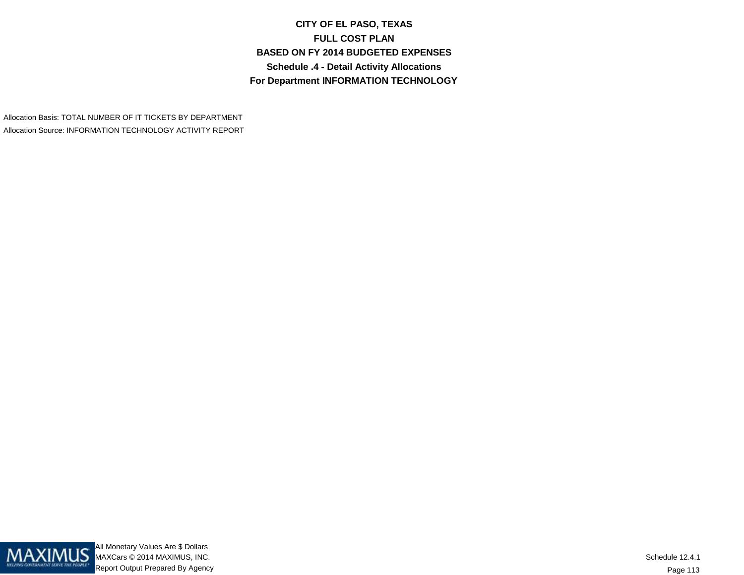# CITY OF EL PASO, TEXAS

## FULL COST PLAN

## BASED ON FY 2014 BUDGETED EXPENSES

## Schedule .4 - Detail Activity Allocations

## For Department INFORMATION TECHNOLOGY

Allocation Basis: TOTAL NUMBER OF IT TICKETS BY DEPARTMENT

Allocation Source: INFORMATION TECHNOLOGY ACTIVITY REPORT

All Monetary Values Are $ Dollars
MAXCars © 2014 MAXIMUS, INC.
Report Output Prepared By Agency

Schedule 12.4.1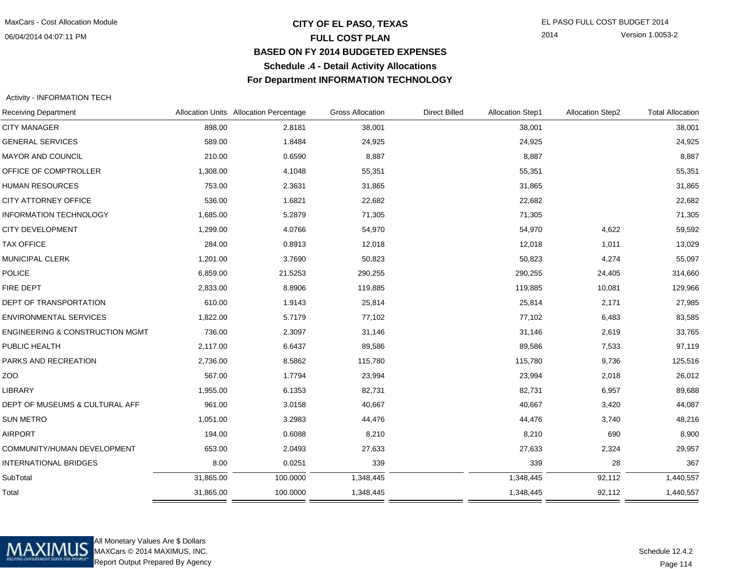# CITY OF EL PASO, TEXAS

## FULL COST PLAN

### BASED ON FY 2014 BUDGETED EXPENSES

### Schedule .4 - Detail Activity Allocations

### For Department INFORMATION TECHNOLOGY

Activity - INFORMATION TECH

| Receiving Department | Allocation Units | Allocation Percentage | Gross Allocation | Direct Billed | Allocation Step1 | Allocation Step2 | Total Allocation |
|---|---|---|---|---|---|---|---|
| CITY MANAGER | 898.00 | 2.8181 | 38,001 | | 38,001 | | 38,001 |
| GENERAL SERVICES | 589.00 | 1.8484 | 24,925 | | 24,925 | | 24,925 |
| MAYOR AND COUNCIL | 210.00 | 0.6590 | 8,887 | | 8,887 | | 8,887 |
| OFFICE OF COMPTROLLER | 1,308.00 | 4.1048 | 55,351 | | 55,351 | | 55,351 |
| HUMAN RESOURCES | 753.00 | 2.3631 | 31,865 | | 31,865 | | 31,865 |
| CITY ATTORNEY OFFICE | 536.00 | 1.6821 | 22,682 | | 22,682 | | 22,682 |
| INFORMATION TECHNOLOGY | 1,685.00 | 5.2879 | 71,305 | | 71,305 | | 71,305 |
| CITY DEVELOPMENT | 1,299.00 | 4.0766 | 54,970 | | 54,970 | 4,622 | 59,592 |
| TAX OFFICE | 284.00 | 0.8913 | 12,018 | | 12,018 | 1,011 | 13,029 |
| MUNICIPAL CLERK | 1,201.00 | 3.7690 | 50,823 | | 50,823 | 4,274 | 55,097 |
| POLICE | 6,859.00 | 21.5253 | 290,255 | | 290,255 | 24,405 | 314,660 |
| FIRE DEPT | 2,833.00 | 8.8906 | 119,885 | | 119,885 | 10,081 | 129,966 |
| DEPT OF TRANSPORTATION | 610.00 | 1.9143 | 25,814 | | 25,814 | 2,171 | 27,985 |
| ENVIRONMENTAL SERVICES | 1,822.00 | 5.7179 | 77,102 | | 77,102 | 6,483 | 83,585 |
| ENGINEERING & CONSTRUCTION MGMT | 736.00 | 2.3097 | 31,146 | | 31,146 | 2,619 | 33,765 |
| PUBLIC HEALTH | 2,117.00 | 6.6437 | 89,586 | | 89,586 | 7,533 | 97,119 |
| PARKS AND RECREATION | 2,736.00 | 8.5862 | 115,780 | | 115,780 | 9,736 | 125,516 |
| ZOO | 567.00 | 1.7794 | 23,994 | | 23,994 | 2,018 | 26,012 |
| LIBRARY | 1,955.00 | 6.1353 | 82,731 | | 82,731 | 6,957 | 89,688 |
| DEPT OF MUSEUMS & CULTURAL AFF | 961.00 | 3.0158 | 40,667 | | 40,667 | 3,420 | 44,087 |
| SUN METRO | 1,051.00 | 3.2983 | 44,476 | | 44,476 | 3,740 | 48,216 |
| AIRPORT | 194.00 | 0.6088 | 8,210 | | 8,210 | 690 | 8,900 |
| COMMUNITY/HUMAN DEVELOPMENT | 653.00 | 2.0493 | 27,633 | | 27,633 | 2,324 | 29,957 |
| INTERNATIONAL BRIDGES | 8.00 | 0.0251 | 339 | | 339 | 28 | 367 |
| SubTotal | 31,865.00 | 100.0000 | 1,348,445 | | 1,348,445 | 92,112 | 1,440,557 |
| Total | 31,865.00 | 100.0000 | 1,348,445 | | 1,348,445 | 92,112 | 1,440,557 |

All Monetary Values Are $ Dollars
MAXCars © 2014 MAXIMUS, INC.
Report Output Prepared By Agency

Schedule 12.4.2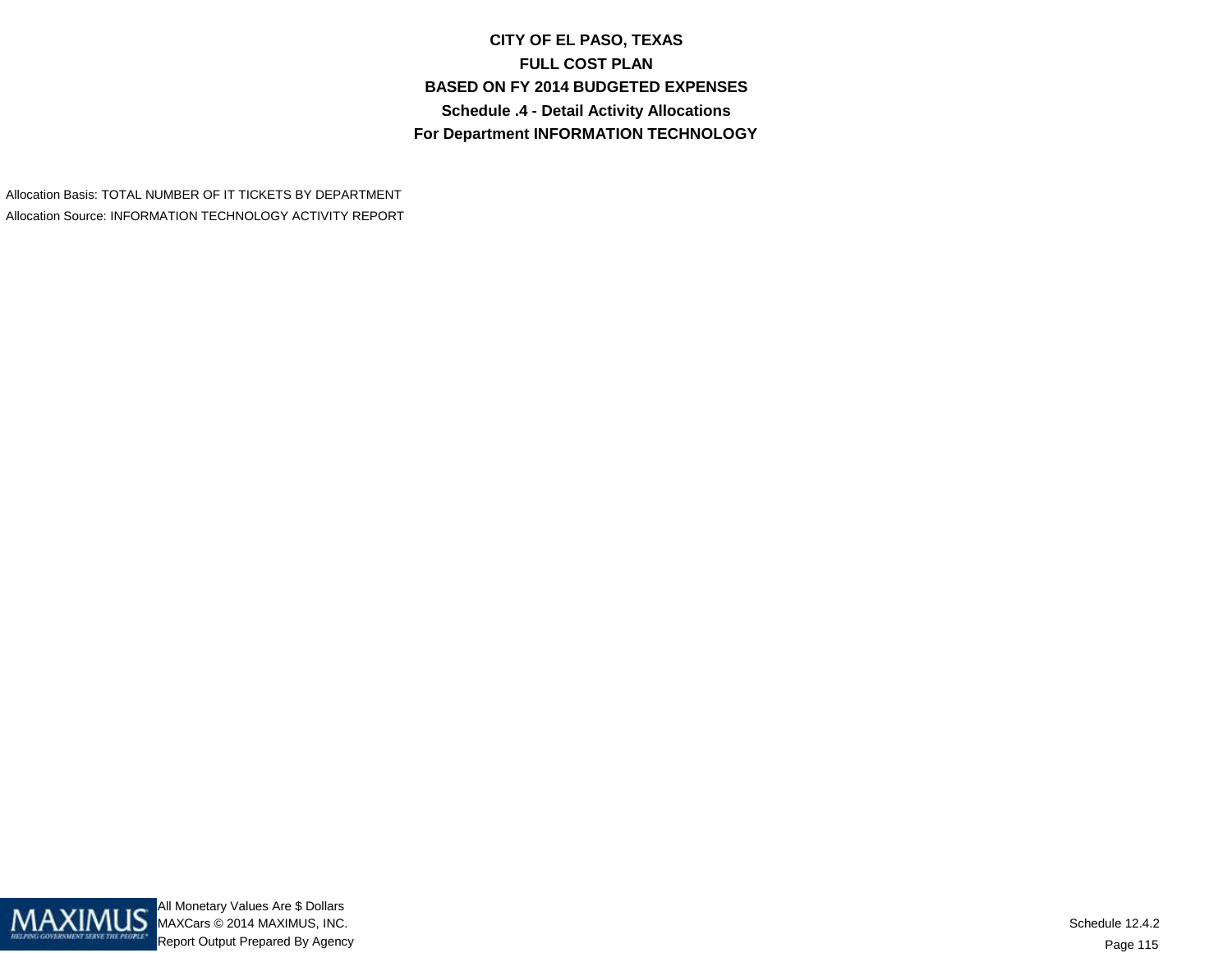**CITY OF EL PASO, TEXAS**

**FULL COST PLAN**

**BASED ON FY 2014 BUDGETED EXPENSES**

**Schedule .4 - Detail Activity Allocations**

**For Department INFORMATION TECHNOLOGY**

Allocation Basis: TOTAL NUMBER OF IT TICKETS BY DEPARTMENT

Allocation Source: INFORMATION TECHNOLOGY ACTIVITY REPORT

All Monetary Values Are $ Dollars

MAXCars © 2014 MAXIMUS, INC.

Report Output Prepared By Agency

Schedule 12.4.2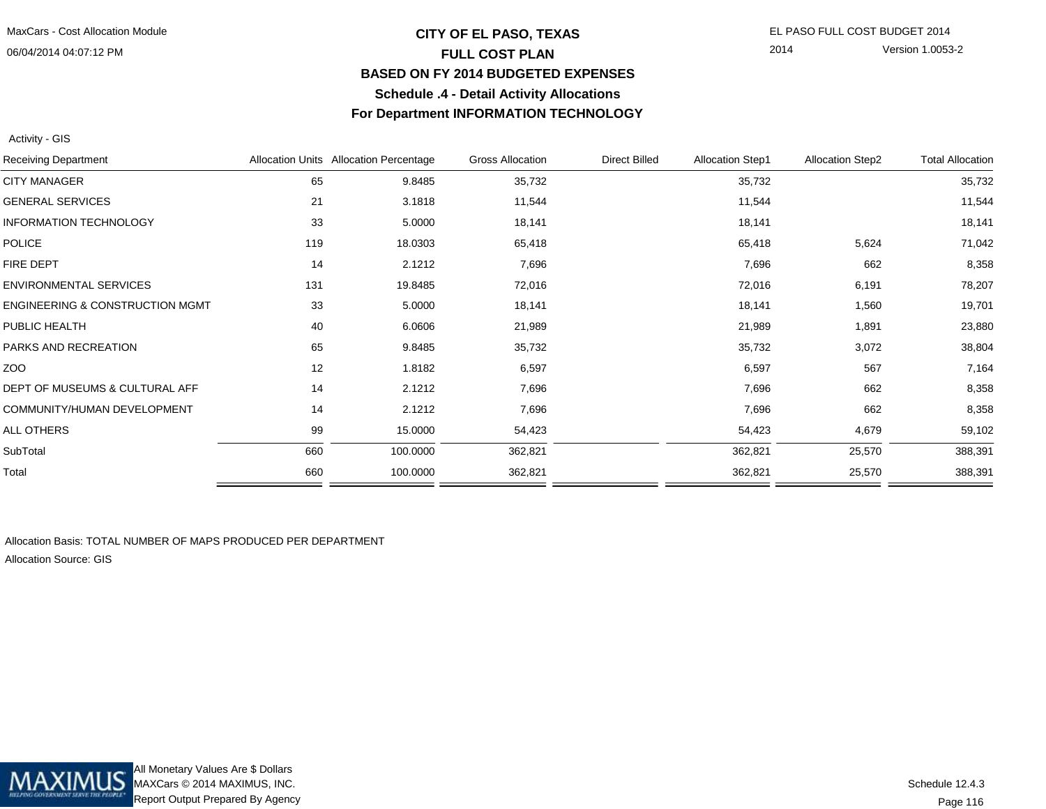# CITY OF EL PASO, TEXAS

## FULL COST PLAN

## BASED ON FY 2014 BUDGETED EXPENSES

## Schedule .4 - Detail Activity Allocations

## For Department INFORMATION TECHNOLOGY

Activity - GIS

| Receiving Department | Allocation Units | Allocation Percentage | Gross Allocation | Direct Billed | Allocation Step1 | Allocation Step2 | Total Allocation |
|---|---|---|---|---|---|---|---|
| CITY MANAGER | 65 | 9.8485 | 35,732 | | 35,732 | | 35,732 |
| GENERAL SERVICES | 21 | 3.1818 | 11,544 | | 11,544 | | 11,544 |
| INFORMATION TECHNOLOGY | 33 | 5.0000 | 18,141 | | 18,141 | | 18,141 |
| POLICE | 119 | 18.0303 | 65,418 | | 65,418 | 5,624 | 71,042 |
| FIRE DEPT | 14 | 2.1212 | 7,696 | | 7,696 | 662 | 8,358 |
| ENVIRONMENTAL SERVICES | 131 | 19.8485 | 72,016 | | 72,016 | 6,191 | 78,207 |
| ENGINEERING & CONSTRUCTION MGMT | 33 | 5.0000 | 18,141 | | 18,141 | 1,560 | 19,701 |
| PUBLIC HEALTH | 40 | 6.0606 | 21,989 | | 21,989 | 1,891 | 23,880 |
| PARKS AND RECREATION | 65 | 9.8485 | 35,732 | | 35,732 | 3,072 | 38,804 |
| ZOO | 12 | 1.8182 | 6,597 | | 6,597 | 567 | 7,164 |
| DEPT OF MUSEUMS & CULTURAL AFF | 14 | 2.1212 | 7,696 | | 7,696 | 662 | 8,358 |
| COMMUNITY/HUMAN DEVELOPMENT | 14 | 2.1212 | 7,696 | | 7,696 | 662 | 8,358 |
| ALL OTHERS | 99 | 15.0000 | 54,423 | | 54,423 | 4,679 | 59,102 |
| SubTotal | 660 | 100.0000 | 362,821 | | 362,821 | 25,570 | 388,391 |
| Total | 660 | 100.0000 | 362,821 | | 362,821 | 25,570 | 388,391 |

Allocation Basis: TOTAL NUMBER OF MAPS PRODUCED PER DEPARTMENT

Allocation Source: GIS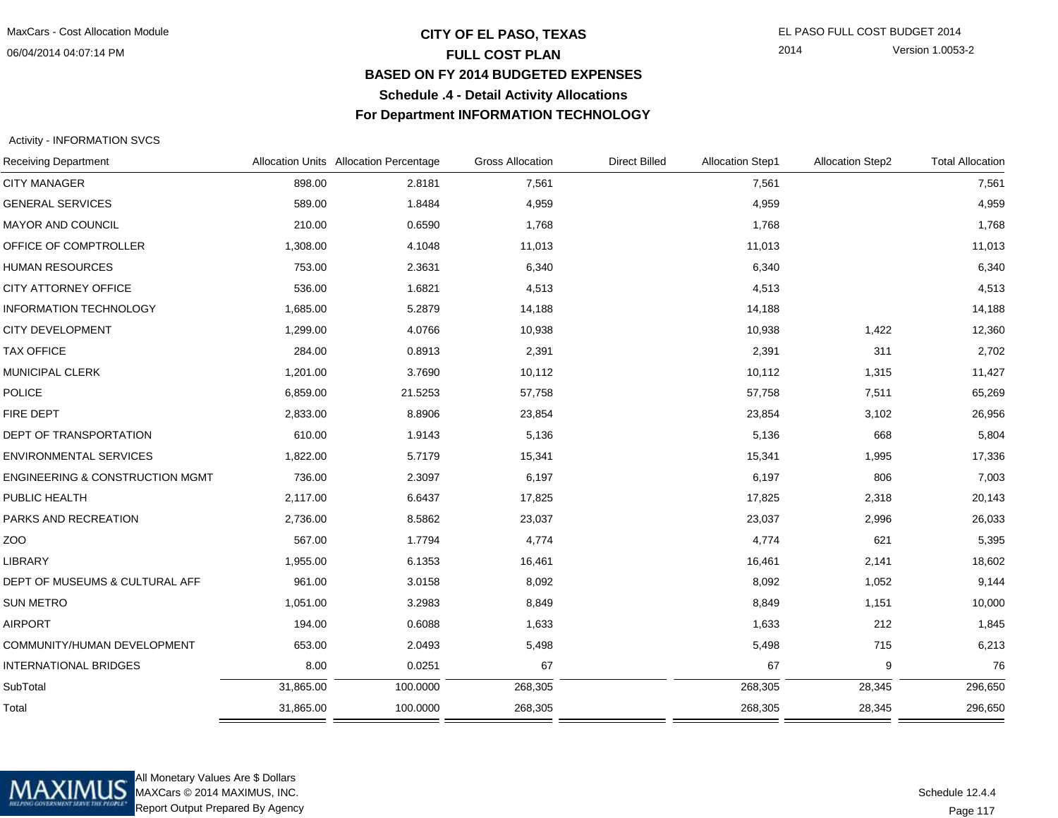# CITY OF EL PASO, TEXAS
## FULL COST PLAN
## BASED ON FY 2014 BUDGETED EXPENSES
## Schedule .4 - Detail Activity Allocations
## For Department INFORMATION TECHNOLOGY

Activity - INFORMATION SVCS

| Receiving Department | Allocation Units | Allocation Percentage | Gross Allocation | Direct Billed | Allocation Step1 | Allocation Step2 | Total Allocation |
|---|---|---|---|---|---|---|---|
| CITY MANAGER | 898.00 | 2.8181 | 7,561 | | 7,561 | | 7,561 |
| GENERAL SERVICES | 589.00 | 1.8484 | 4,959 | | 4,959 | | 4,959 |
| MAYOR AND COUNCIL | 210.00 | 0.6590 | 1,768 | | 1,768 | | 1,768 |
| OFFICE OF COMPTROLLER | 1,308.00 | 4.1048 | 11,013 | | 11,013 | | 11,013 |
| HUMAN RESOURCES | 753.00 | 2.3631 | 6,340 | | 6,340 | | 6,340 |
| CITY ATTORNEY OFFICE | 536.00 | 1.6821 | 4,513 | | 4,513 | | 4,513 |
| INFORMATION TECHNOLOGY | 1,685.00 | 5.2879 | 14,188 | | 14,188 | | 14,188 |
| CITY DEVELOPMENT | 1,299.00 | 4.0766 | 10,938 | | 10,938 | 1,422 | 12,360 |
| TAX OFFICE | 284.00 | 0.8913 | 2,391 | | 2,391 | 311 | 2,702 |
| MUNICIPAL CLERK | 1,201.00 | 3.7690 | 10,112 | | 10,112 | 1,315 | 11,427 |
| POLICE | 6,859.00 | 21.5253 | 57,758 | | 57,758 | 7,511 | 65,269 |
| FIRE DEPT | 2,833.00 | 8.8906 | 23,854 | | 23,854 | 3,102 | 26,956 |
| DEPT OF TRANSPORTATION | 610.00 | 1.9143 | 5,136 | | 5,136 | 668 | 5,804 |
| ENVIRONMENTAL SERVICES | 1,822.00 | 5.7179 | 15,341 | | 15,341 | 1,995 | 17,336 |
| ENGINEERING & CONSTRUCTION MGMT | 736.00 | 2.3097 | 6,197 | | 6,197 | 806 | 7,003 |
| PUBLIC HEALTH | 2,117.00 | 6.6437 | 17,825 | | 17,825 | 2,318 | 20,143 |
| PARKS AND RECREATION | 2,736.00 | 8.5862 | 23,037 | | 23,037 | 2,996 | 26,033 |
| ZOO | 567.00 | 1.7794 | 4,774 | | 4,774 | 621 | 5,395 |
| LIBRARY | 1,955.00 | 6.1353 | 16,461 | | 16,461 | 2,141 | 18,602 |
| DEPT OF MUSEUMS & CULTURAL AFF | 961.00 | 3.0158 | 8,092 | | 8,092 | 1,052 | 9,144 |
| SUN METRO | 1,051.00 | 3.2983 | 8,849 | | 8,849 | 1,151 | 10,000 |
| AIRPORT | 194.00 | 0.6088 | 1,633 | | 1,633 | 212 | 1,845 |
| COMMUNITY/HUMAN DEVELOPMENT | 653.00 | 2.0493 | 5,498 | | 5,498 | 715 | 6,213 |
| INTERNATIONAL BRIDGES | 8.00 | 0.0251 | 67 | | 67 | 9 | 76 |
| SubTotal | 31,865.00 | 100.0000 | 268,305 | | 268,305 | 28,345 | 296,650 |
| Total | 31,865.00 | 100.0000 | 268,305 | | 268,305 | 28,345 | 296,650 |

All Monetary Values Are $ Dollars
MAXCars © 2014 MAXIMUS, INC.
Report Output Prepared By Agency

Schedule 12.4.4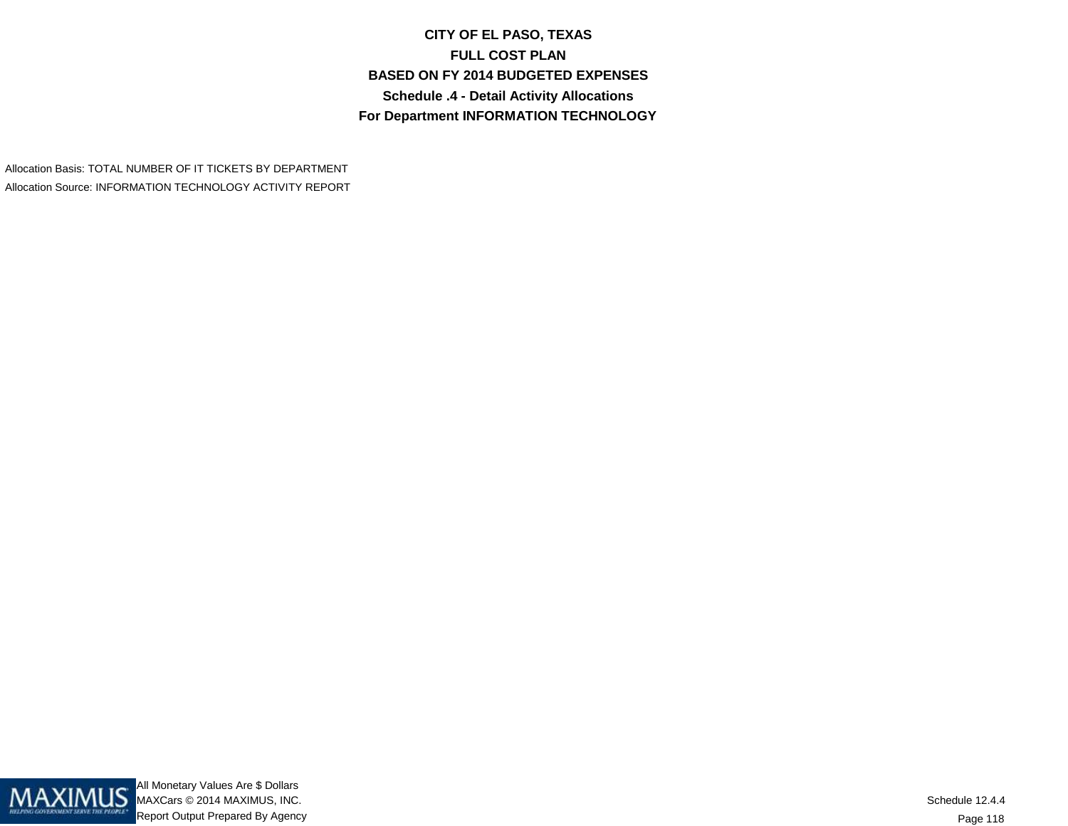# CITY OF EL PASO, TEXAS
## FULL COST PLAN
## BASED ON FY 2014 BUDGETED EXPENSES
## Schedule .4 - Detail Activity Allocations
## For Department INFORMATION TECHNOLOGY

Allocation Basis: TOTAL NUMBER OF IT TICKETS BY DEPARTMENT

Allocation Source: INFORMATION TECHNOLOGY ACTIVITY REPORT

All Monetary Values Are $ Dollars

MAXCars © 2014 MAXIMUS, INC.

Report Output Prepared By Agency

Schedule 12.4.4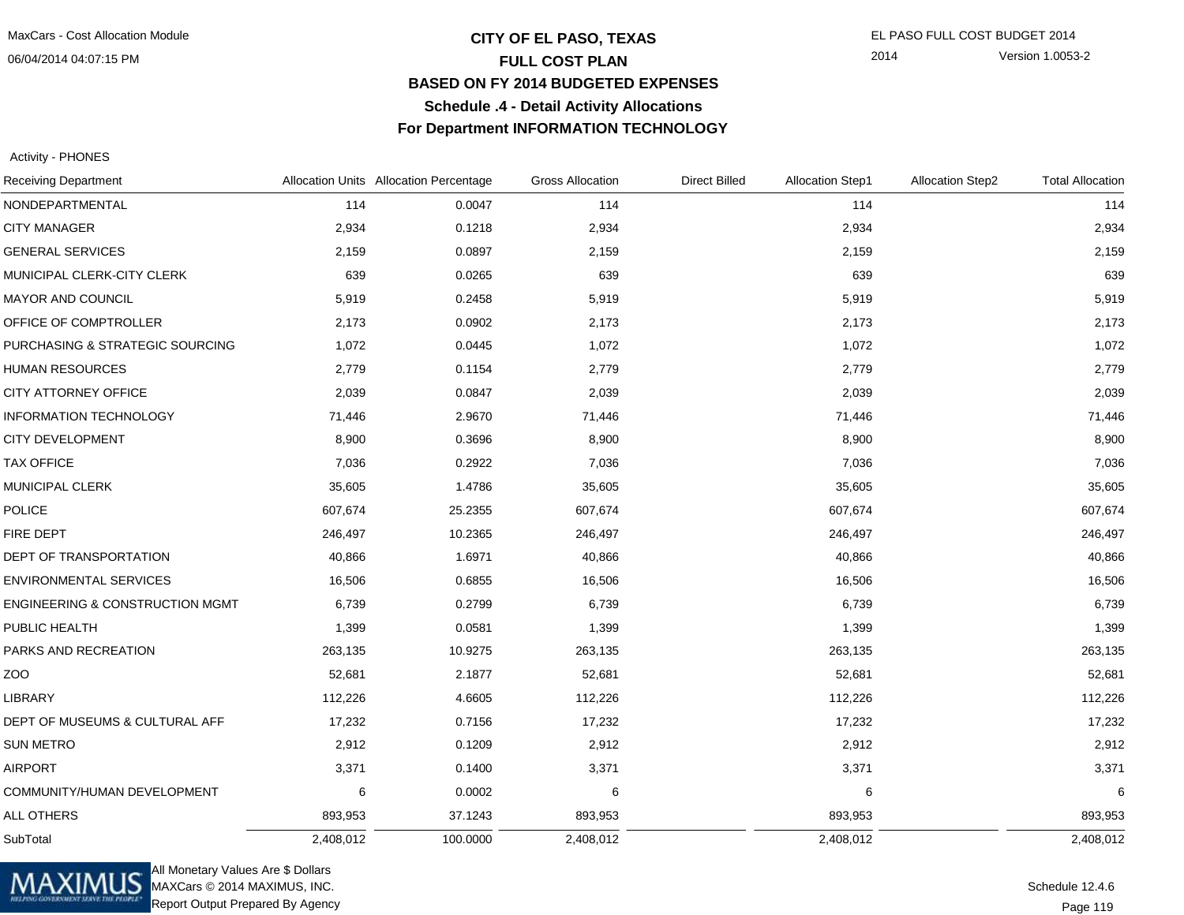# CITY OF EL PASO, TEXAS

## FULL COST PLAN

## BASED ON FY 2014 BUDGETED EXPENSES

### Schedule .4 - Detail Activity Allocations

### For Department INFORMATION TECHNOLOGY

Activity - PHONES

| Receiving Department | Allocation Units | Allocation Percentage | Gross Allocation | Direct Billed | Allocation Step1 | Allocation Step2 | Total Allocation |
|---|---|---|---|---|---|---|---|
| NONDEPARTMENTAL | 114 | 0.0047 | 114 | | 114 | | 114 |
| CITY MANAGER | 2,934 | 0.1218 | 2,934 | | 2,934 | | 2,934 |
| GENERAL SERVICES | 2,159 | 0.0897 | 2,159 | | 2,159 | | 2,159 |
| MUNICIPAL CLERK-CITY CLERK | 639 | 0.0265 | 639 | | 639 | | 639 |
| MAYOR AND COUNCIL | 5,919 | 0.2458 | 5,919 | | 5,919 | | 5,919 |
| OFFICE OF COMPTROLLER | 2,173 | 0.0902 | 2,173 | | 2,173 | | 2,173 |
| PURCHASING & STRATEGIC SOURCING | 1,072 | 0.0445 | 1,072 | | 1,072 | | 1,072 |
| HUMAN RESOURCES | 2,779 | 0.1154 | 2,779 | | 2,779 | | 2,779 |
| CITY ATTORNEY OFFICE | 2,039 | 0.0847 | 2,039 | | 2,039 | | 2,039 |
| INFORMATION TECHNOLOGY | 71,446 | 2.9670 | 71,446 | | 71,446 | | 71,446 |
| CITY DEVELOPMENT | 8,900 | 0.3696 | 8,900 | | 8,900 | | 8,900 |
| TAX OFFICE | 7,036 | 0.2922 | 7,036 | | 7,036 | | 7,036 |
| MUNICIPAL CLERK | 35,605 | 1.4786 | 35,605 | | 35,605 | | 35,605 |
| POLICE | 607,674 | 25.2355 | 607,674 | | 607,674 | | 607,674 |
| FIRE DEPT | 246,497 | 10.2365 | 246,497 | | 246,497 | | 246,497 |
| DEPT OF TRANSPORTATION | 40,866 | 1.6971 | 40,866 | | 40,866 | | 40,866 |
| ENVIRONMENTAL SERVICES | 16,506 | 0.6855 | 16,506 | | 16,506 | | 16,506 |
| ENGINEERING & CONSTRUCTION MGMT | 6,739 | 0.2799 | 6,739 | | 6,739 | | 6,739 |
| PUBLIC HEALTH | 1,399 | 0.0581 | 1,399 | | 1,399 | | 1,399 |
| PARKS AND RECREATION | 263,135 | 10.9275 | 263,135 | | 263,135 | | 263,135 |
| ZOO | 52,681 | 2.1877 | 52,681 | | 52,681 | | 52,681 |
| LIBRARY | 112,226 | 4.6605 | 112,226 | | 112,226 | | 112,226 |
| DEPT OF MUSEUMS & CULTURAL AFF | 17,232 | 0.7156 | 17,232 | | 17,232 | | 17,232 |
| SUN METRO | 2,912 | 0.1209 | 2,912 | | 2,912 | | 2,912 |
| AIRPORT | 3,371 | 0.1400 | 3,371 | | 3,371 | | 3,371 |
| COMMUNITY/HUMAN DEVELOPMENT | 6 | 0.0002 | 6 | | 6 | | 6 |
| ALL OTHERS | 893,953 | 37.1243 | 893,953 | | 893,953 | | 893,953 |
| SubTotal | 2,408,012 | 100.0000 | 2,408,012 | | 2,408,012 | | 2,408,012 |

All Monetary Values Are $ Dollars
MAXCars © 2014 MAXIMUS, INC.
Report Output Prepared By Agency

Schedule 12.4.6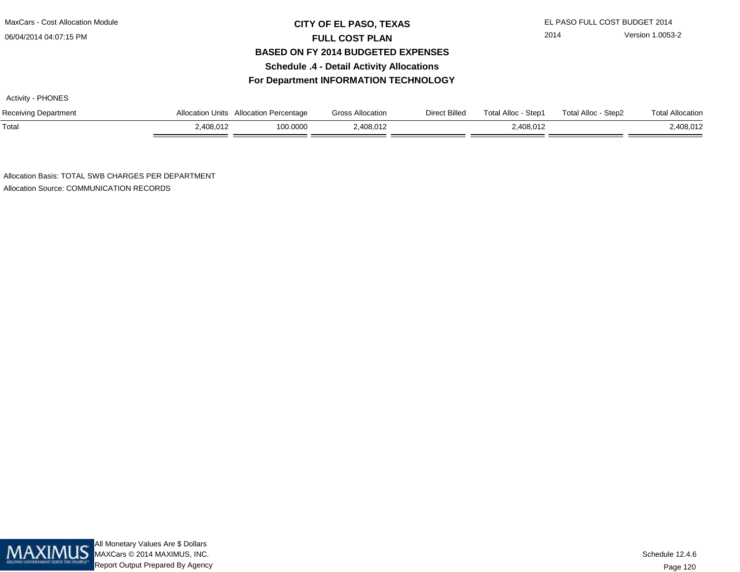# CITY OF EL PASO, TEXAS
## FULL COST PLAN
## BASED ON FY 2014 BUDGETED EXPENSES
## Schedule .4 - Detail Activity Allocations
## For Department INFORMATION TECHNOLOGY

Activity - PHONES

| Receiving Department | Allocation Units | Allocation Percentage | Gross Allocation | Direct Billed | Total Alloc - Step1 | Total Alloc - Step2 | Total Allocation |
|---|---|---|---|---|---|---|---|
| Total | 2,408,012 | 100.0000 | 2,408,012 | | 2,408,012 | | 2,408,012 |

Allocation Basis: TOTAL SWB CHARGES PER DEPARTMENT

Allocation Source: COMMUNICATION RECORDS

All Monetary Values Are $ Dollars

MAXCars © 2014 MAXIMUS, INC.

Report Output Prepared By Agency

Schedule 12.4.6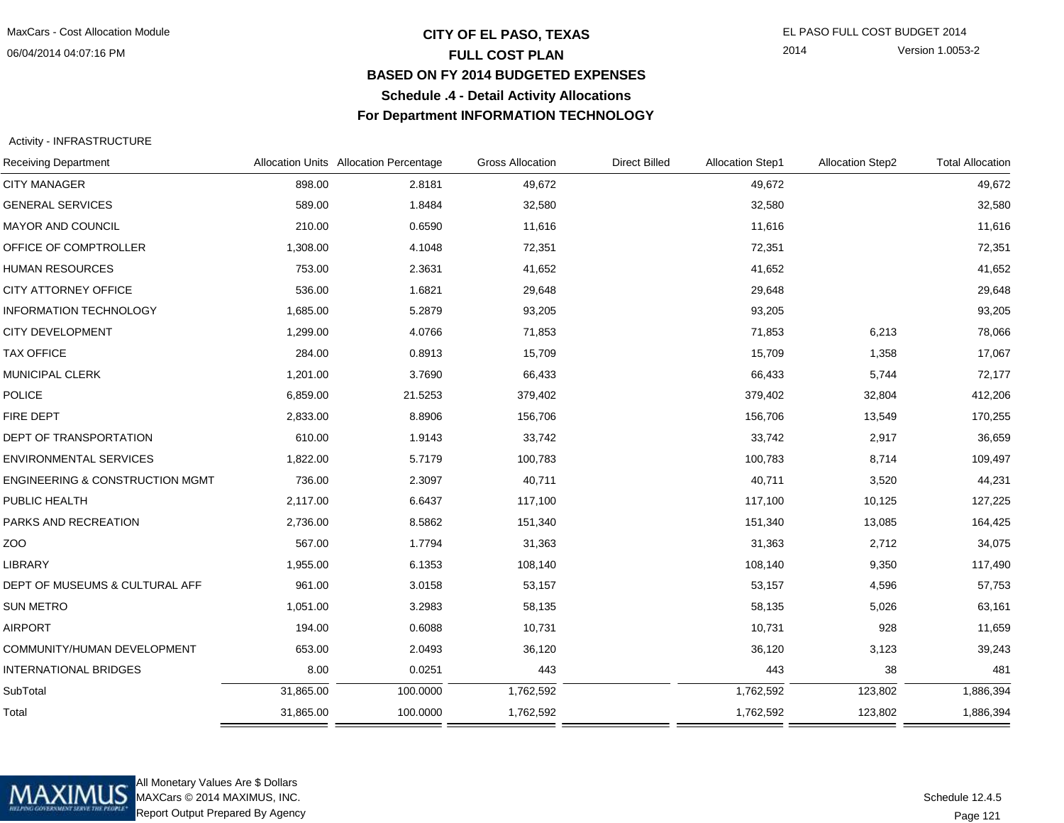# CITY OF EL PASO, TEXAS
## FULL COST PLAN
## BASED ON FY 2014 BUDGETED EXPENSES
## Schedule .4 - Detail Activity Allocations
## For Department INFORMATION TECHNOLOGY

MaxCars - Cost Allocation Module
06/04/2014 04:07:16 PM

EL PASO FULL COST BUDGET 2014
2014 Version 1.0053-2

Activity - INFRASTRUCTURE

| Receiving Department | Allocation Units | Allocation Percentage | Gross Allocation | Direct Billed | Allocation Step1 | Allocation Step2 | Total Allocation |
|---|---|---|---|---|---|---|---|
| CITY MANAGER | 898.00 | 2.8181 | 49,672 | | 49,672 | | 49,672 |
| GENERAL SERVICES | 589.00 | 1.8484 | 32,580 | | 32,580 | | 32,580 |
| MAYOR AND COUNCIL | 210.00 | 0.6590 | 11,616 | | 11,616 | | 11,616 |
| OFFICE OF COMPTROLLER | 1,308.00 | 4.1048 | 72,351 | | 72,351 | | 72,351 |
| HUMAN RESOURCES | 753.00 | 2.3631 | 41,652 | | 41,652 | | 41,652 |
| CITY ATTORNEY OFFICE | 536.00 | 1.6821 | 29,648 | | 29,648 | | 29,648 |
| INFORMATION TECHNOLOGY | 1,685.00 | 5.2879 | 93,205 | | 93,205 | | 93,205 |
| CITY DEVELOPMENT | 1,299.00 | 4.0766 | 71,853 | | 71,853 | 6,213 | 78,066 |
| TAX OFFICE | 284.00 | 0.8913 | 15,709 | | 15,709 | 1,358 | 17,067 |
| MUNICIPAL CLERK | 1,201.00 | 3.7690 | 66,433 | | 66,433 | 5,744 | 72,177 |
| POLICE | 6,859.00 | 21.5253 | 379,402 | | 379,402 | 32,804 | 412,206 |
| FIRE DEPT | 2,833.00 | 8.8906 | 156,706 | | 156,706 | 13,549 | 170,255 |
| DEPT OF TRANSPORTATION | 610.00 | 1.9143 | 33,742 | | 33,742 | 2,917 | 36,659 |
| ENVIRONMENTAL SERVICES | 1,822.00 | 5.7179 | 100,783 | | 100,783 | 8,714 | 109,497 |
| ENGINEERING & CONSTRUCTION MGMT | 736.00 | 2.3097 | 40,711 | | 40,711 | 3,520 | 44,231 |
| PUBLIC HEALTH | 2,117.00 | 6.6437 | 117,100 | | 117,100 | 10,125 | 127,225 |
| PARKS AND RECREATION | 2,736.00 | 8.5862 | 151,340 | | 151,340 | 13,085 | 164,425 |
| ZOO | 567.00 | 1.7794 | 31,363 | | 31,363 | 2,712 | 34,075 |
| LIBRARY | 1,955.00 | 6.1353 | 108,140 | | 108,140 | 9,350 | 117,490 |
| DEPT OF MUSEUMS & CULTURAL AFF | 961.00 | 3.0158 | 53,157 | | 53,157 | 4,596 | 57,753 |
| SUN METRO | 1,051.00 | 3.2983 | 58,135 | | 58,135 | 5,026 | 63,161 |
| AIRPORT | 194.00 | 0.6088 | 10,731 | | 10,731 | 928 | 11,659 |
| COMMUNITY/HUMAN DEVELOPMENT | 653.00 | 2.0493 | 36,120 | | 36,120 | 3,123 | 39,243 |
| INTERNATIONAL BRIDGES | 8.00 | 0.0251 | 443 | | 443 | 38 | 481 |
| SubTotal | 31,865.00 | 100.0000 | 1,762,592 | | 1,762,592 | 123,802 | 1,886,394 |
| Total | 31,865.00 | 100.0000 | 1,762,592 | | 1,762,592 | 123,802 | 1,886,394 |

All Monetary Values Are $ Dollars
MAXCars © 2014 MAXIMUS, INC.
Report Output Prepared By Agency

Schedule 12.4.5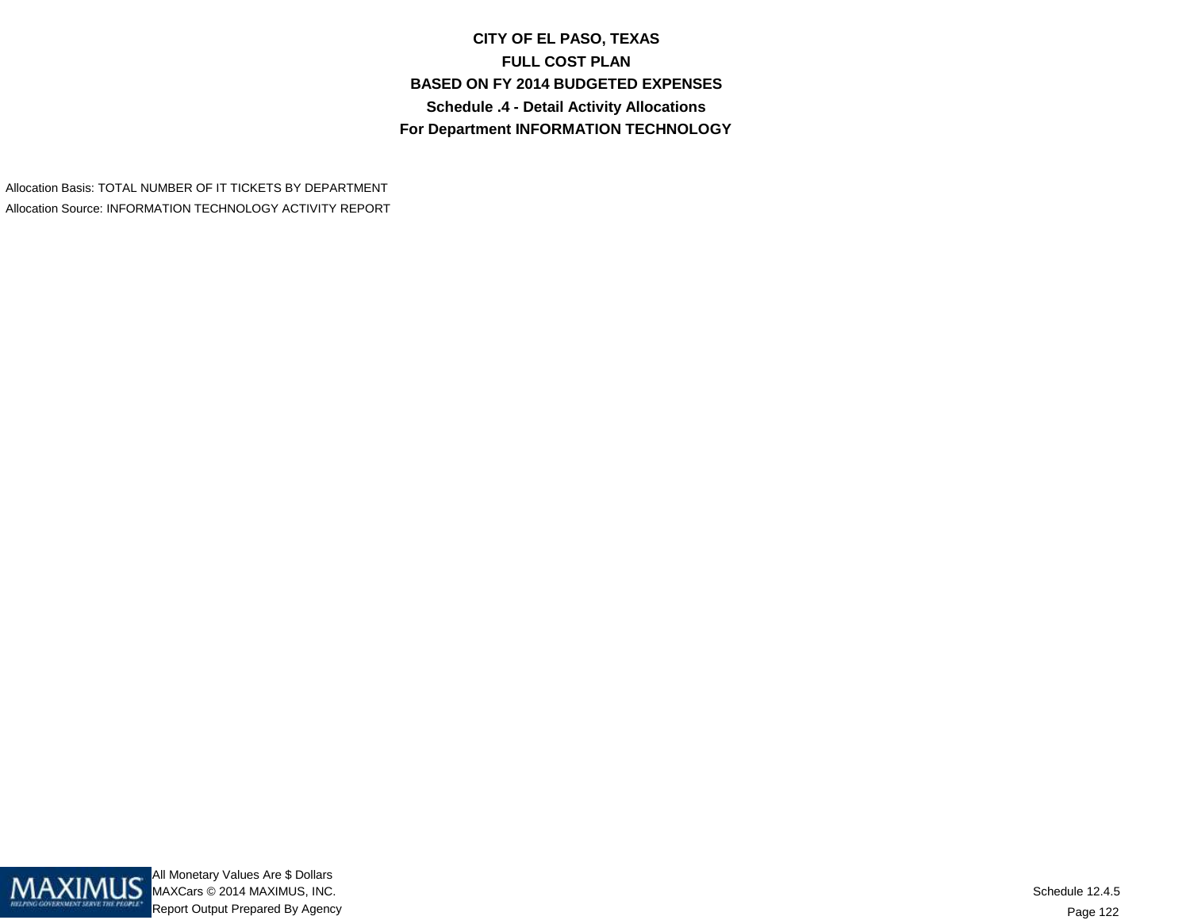# CITY OF EL PASO, TEXAS
## FULL COST PLAN
## BASED ON FY 2014 BUDGETED EXPENSES
## Schedule .4 - Detail Activity Allocations
## For Department INFORMATION TECHNOLOGY

Allocation Basis: TOTAL NUMBER OF IT TICKETS BY DEPARTMENT

Allocation Source: INFORMATION TECHNOLOGY ACTIVITY REPORT

All Monetary Values Are $ Dollars
MAXCars © 2014 MAXIMUS, INC.
Report Output Prepared By Agency

Schedule 12.4.5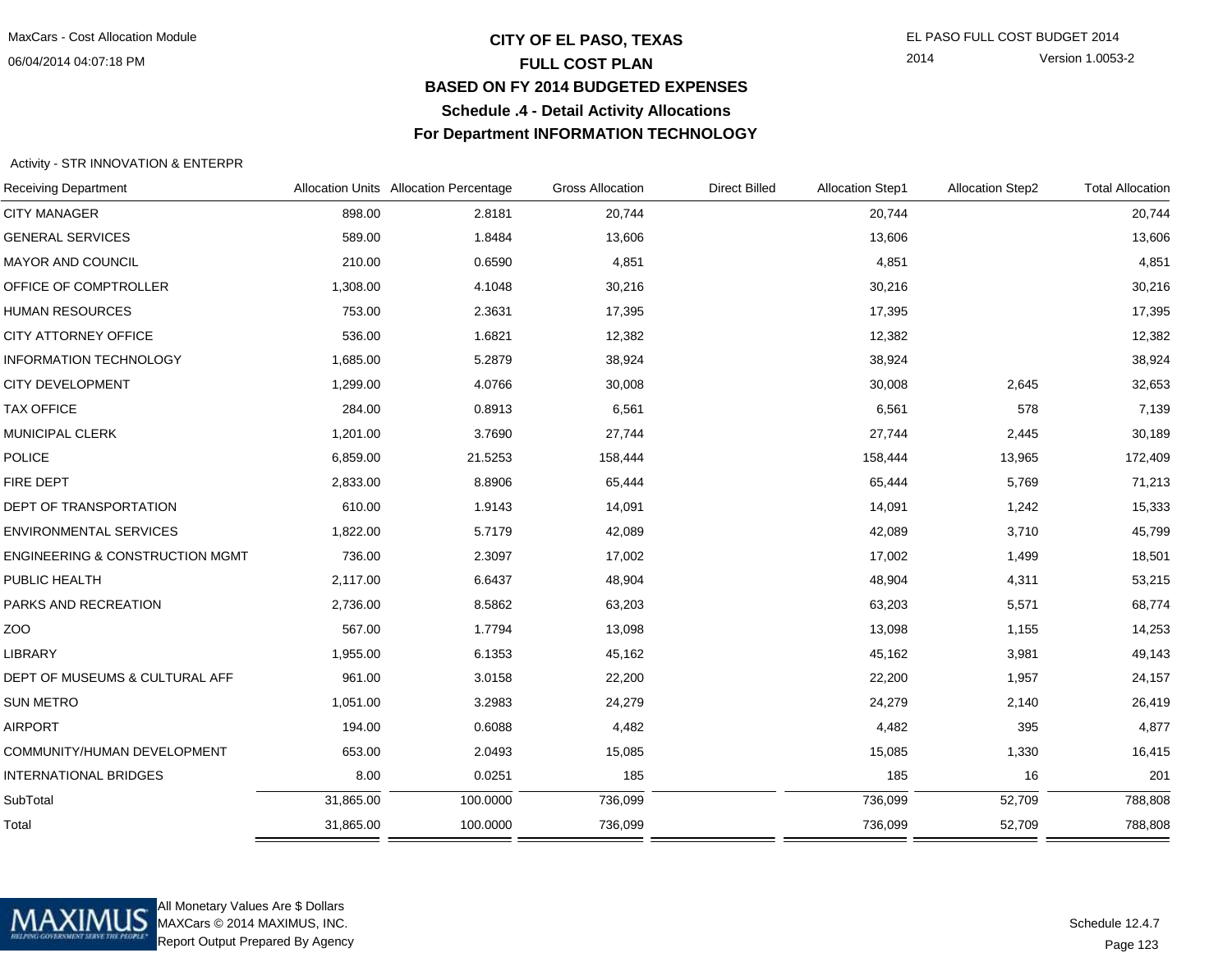# CITY OF EL PASO, TEXAS
## FULL COST PLAN
### BASED ON FY 2014 BUDGETED EXPENSES
### Schedule .4 - Detail Activity Allocations
### For Department INFORMATION TECHNOLOGY

MaxCars - Cost Allocation Module
06/04/2014 04:07:18 PM

EL PASO FULL COST BUDGET 2014
2014 Version 1.0053-2

Activity - STR INNOVATION & ENTERPR

| Receiving Department | Allocation Units | Allocation Percentage | Gross Allocation | Direct Billed | Allocation Step1 | Allocation Step2 | Total Allocation |
|---|---|---|---|---|---|---|---|
| CITY MANAGER | 898.00 | 2.8181 | 20,744 | | 20,744 | | 20,744 |
| GENERAL SERVICES | 589.00 | 1.8484 | 13,606 | | 13,606 | | 13,606 |
| MAYOR AND COUNCIL | 210.00 | 0.6590 | 4,851 | | 4,851 | | 4,851 |
| OFFICE OF COMPTROLLER | 1,308.00 | 4.1048 | 30,216 | | 30,216 | | 30,216 |
| HUMAN RESOURCES | 753.00 | 2.3631 | 17,395 | | 17,395 | | 17,395 |
| CITY ATTORNEY OFFICE | 536.00 | 1.6821 | 12,382 | | 12,382 | | 12,382 |
| INFORMATION TECHNOLOGY | 1,685.00 | 5.2879 | 38,924 | | 38,924 | | 38,924 |
| CITY DEVELOPMENT | 1,299.00 | 4.0766 | 30,008 | | 30,008 | 2,645 | 32,653 |
| TAX OFFICE | 284.00 | 0.8913 | 6,561 | | 6,561 | 578 | 7,139 |
| MUNICIPAL CLERK | 1,201.00 | 3.7690 | 27,744 | | 27,744 | 2,445 | 30,189 |
| POLICE | 6,859.00 | 21.5253 | 158,444 | | 158,444 | 13,965 | 172,409 |
| FIRE DEPT | 2,833.00 | 8.8906 | 65,444 | | 65,444 | 5,769 | 71,213 |
| DEPT OF TRANSPORTATION | 610.00 | 1.9143 | 14,091 | | 14,091 | 1,242 | 15,333 |
| ENVIRONMENTAL SERVICES | 1,822.00 | 5.7179 | 42,089 | | 42,089 | 3,710 | 45,799 |
| ENGINEERING & CONSTRUCTION MGMT | 736.00 | 2.3097 | 17,002 | | 17,002 | 1,499 | 18,501 |
| PUBLIC HEALTH | 2,117.00 | 6.6437 | 48,904 | | 48,904 | 4,311 | 53,215 |
| PARKS AND RECREATION | 2,736.00 | 8.5862 | 63,203 | | 63,203 | 5,571 | 68,774 |
| ZOO | 567.00 | 1.7794 | 13,098 | | 13,098 | 1,155 | 14,253 |
| LIBRARY | 1,955.00 | 6.1353 | 45,162 | | 45,162 | 3,981 | 49,143 |
| DEPT OF MUSEUMS & CULTURAL AFF | 961.00 | 3.0158 | 22,200 | | 22,200 | 1,957 | 24,157 |
| SUN METRO | 1,051.00 | 3.2983 | 24,279 | | 24,279 | 2,140 | 26,419 |
| AIRPORT | 194.00 | 0.6088 | 4,482 | | 4,482 | 395 | 4,877 |
| COMMUNITY/HUMAN DEVELOPMENT | 653.00 | 2.0493 | 15,085 | | 15,085 | 1,330 | 16,415 |
| INTERNATIONAL BRIDGES | 8.00 | 0.0251 | 185 | | 185 | 16 | 201 |
| SubTotal | 31,865.00 | 100.0000 | 736,099 | | 736,099 | 52,709 | 788,808 |
| Total | 31,865.00 | 100.0000 | 736,099 | | 736,099 | 52,709 | 788,808 |

All Monetary Values Are $ Dollars
MAXCars © 2014 MAXIMUS, INC.
Report Output Prepared By Agency

Schedule 12.4.7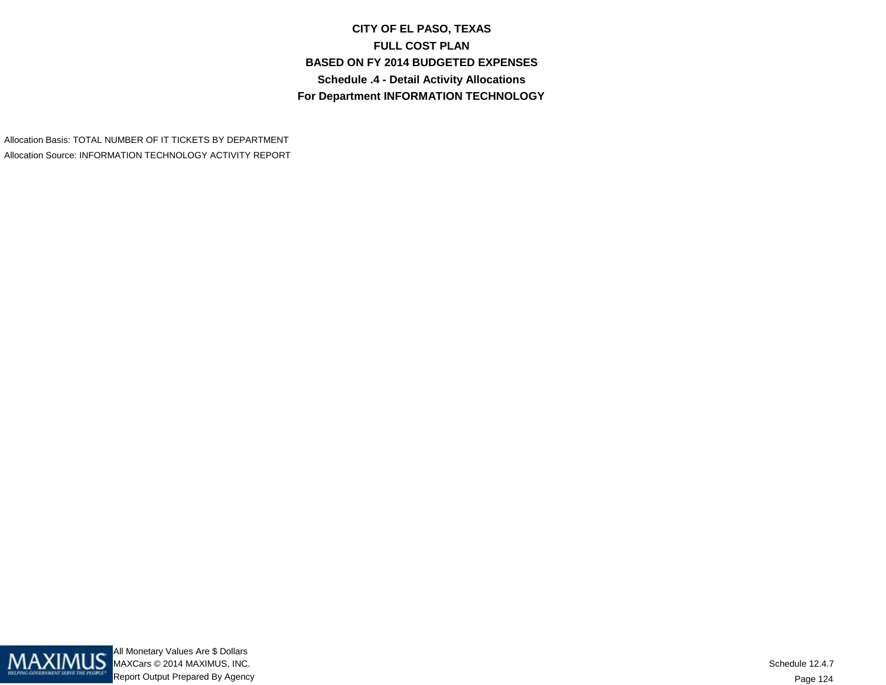# CITY OF EL PASO, TEXAS
## FULL COST PLAN
## BASED ON FY 2014 BUDGETED EXPENSES
## Schedule .4 - Detail Activity Allocations
## For Department INFORMATION TECHNOLOGY

Allocation Basis: TOTAL NUMBER OF IT TICKETS BY DEPARTMENT

Allocation Source: INFORMATION TECHNOLOGY ACTIVITY REPORT

All Monetary Values Are $ Dollars

MAXCars © 2014 MAXIMUS, INC.

Report Output Prepared By Agency

Schedule 12.4.7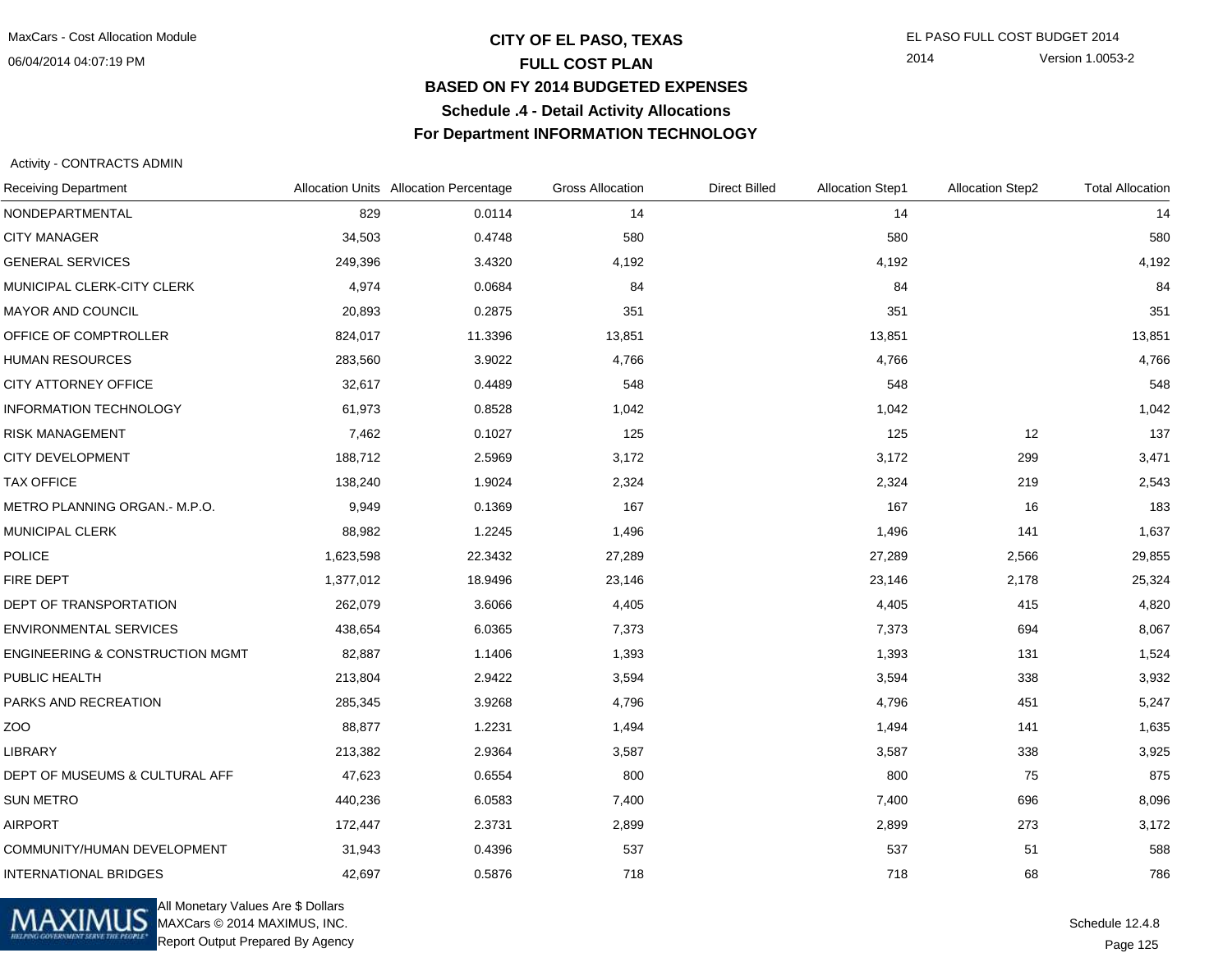# CITY OF EL PASO, TEXAS

## FULL COST PLAN

## BASED ON FY 2014 BUDGETED EXPENSES

### Schedule .4 - Detail Activity Allocations

### For Department INFORMATION TECHNOLOGY

Activity - CONTRACTS ADMIN

| Receiving Department | Allocation Units | Allocation Percentage | Gross Allocation | Direct Billed | Allocation Step1 | Allocation Step2 | Total Allocation |
|---|---|---|---|---|---|---|---|
| NONDEPARTMENTAL | 829 | 0.0114 | 14 | | 14 | | 14 |
| CITY MANAGER | 34,503 | 0.4748 | 580 | | 580 | | 580 |
| GENERAL SERVICES | 249,396 | 3.4320 | 4,192 | | 4,192 | | 4,192 |
| MUNICIPAL CLERK-CITY CLERK | 4,974 | 0.0684 | 84 | | 84 | | 84 |
| MAYOR AND COUNCIL | 20,893 | 0.2875 | 351 | | 351 | | 351 |
| OFFICE OF COMPTROLLER | 824,017 | 11.3396 | 13,851 | | 13,851 | | 13,851 |
| HUMAN RESOURCES | 283,560 | 3.9022 | 4,766 | | 4,766 | | 4,766 |
| CITY ATTORNEY OFFICE | 32,617 | 0.4489 | 548 | | 548 | | 548 |
| INFORMATION TECHNOLOGY | 61,973 | 0.8528 | 1,042 | | 1,042 | | 1,042 |
| RISK MANAGEMENT | 7,462 | 0.1027 | 125 | | 125 | 12 | 137 |
| CITY DEVELOPMENT | 188,712 | 2.5969 | 3,172 | | 3,172 | 299 | 3,471 |
| TAX OFFICE | 138,240 | 1.9024 | 2,324 | | 2,324 | 219 | 2,543 |
| METRO PLANNING ORGAN.- M.P.O. | 9,949 | 0.1369 | 167 | | 167 | 16 | 183 |
| MUNICIPAL CLERK | 88,982 | 1.2245 | 1,496 | | 1,496 | 141 | 1,637 |
| POLICE | 1,623,598 | 22.3432 | 27,289 | | 27,289 | 2,566 | 29,855 |
| FIRE DEPT | 1,377,012 | 18.9496 | 23,146 | | 23,146 | 2,178 | 25,324 |
| DEPT OF TRANSPORTATION | 262,079 | 3.6066 | 4,405 | | 4,405 | 415 | 4,820 |
| ENVIRONMENTAL SERVICES | 438,654 | 6.0365 | 7,373 | | 7,373 | 694 | 8,067 |
| ENGINEERING & CONSTRUCTION MGMT | 82,887 | 1.1406 | 1,393 | | 1,393 | 131 | 1,524 |
| PUBLIC HEALTH | 213,804 | 2.9422 | 3,594 | | 3,594 | 338 | 3,932 |
| PARKS AND RECREATION | 285,345 | 3.9268 | 4,796 | | 4,796 | 451 | 5,247 |
| ZOO | 88,877 | 1.2231 | 1,494 | | 1,494 | 141 | 1,635 |
| LIBRARY | 213,382 | 2.9364 | 3,587 | | 3,587 | 338 | 3,925 |
| DEPT OF MUSEUMS & CULTURAL AFF | 47,623 | 0.6554 | 800 | | 800 | 75 | 875 |
| SUN METRO | 440,236 | 6.0583 | 7,400 | | 7,400 | 696 | 8,096 |
| AIRPORT | 172,447 | 2.3731 | 2,899 | | 2,899 | 273 | 3,172 |
| COMMUNITY/HUMAN DEVELOPMENT | 31,943 | 0.4396 | 537 | | 537 | 51 | 588 |
| INTERNATIONAL BRIDGES | 42,697 | 0.5876 | 718 | | 718 | 68 | 786 |

All Monetary Values Are $ Dollars
MAXCars © 2014 MAXIMUS, INC.
Report Output Prepared By Agency

Schedule 12.4.8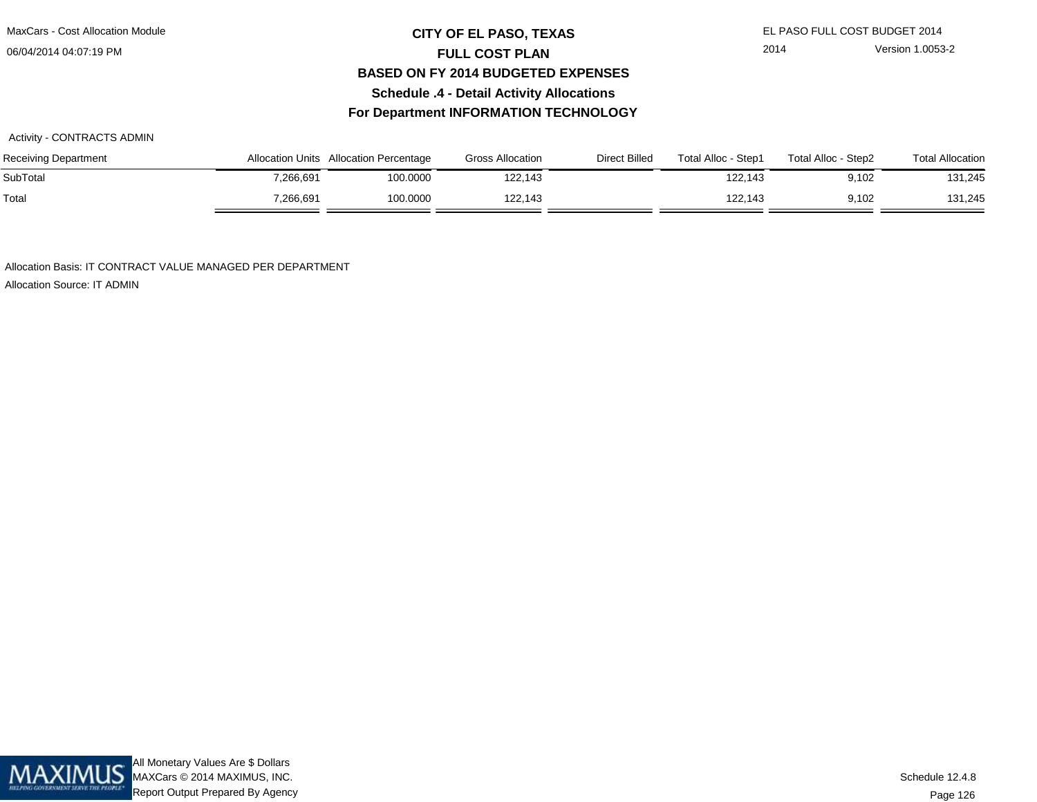# CITY OF EL PASO, TEXAS
## FULL COST PLAN
## BASED ON FY 2014 BUDGETED EXPENSES
### Schedule .4 - Detail Activity Allocations
### For Department INFORMATION TECHNOLOGY

Activity - CONTRACTS ADMIN

| Receiving Department | Allocation Units | Allocation Percentage | Gross Allocation | Direct Billed | Total Alloc - Step1 | Total Alloc - Step2 | Total Allocation |
|---|---|---|---|---|---|---|---|
| SubTotal | 7,266,691 | 100.0000 | 122,143 | | 122,143 | 9,102 | 131,245 |
| Total | 7,266,691 | 100.0000 | 122,143 | | 122,143 | 9,102 | 131,245 |

Allocation Basis: IT CONTRACT VALUE MANAGED PER DEPARTMENT

Allocation Source: IT ADMIN

All Monetary Values Are $ Dollars

MAXCars © 2014 MAXIMUS, INC.

Report Output Prepared By Agency

Schedule 12.4.8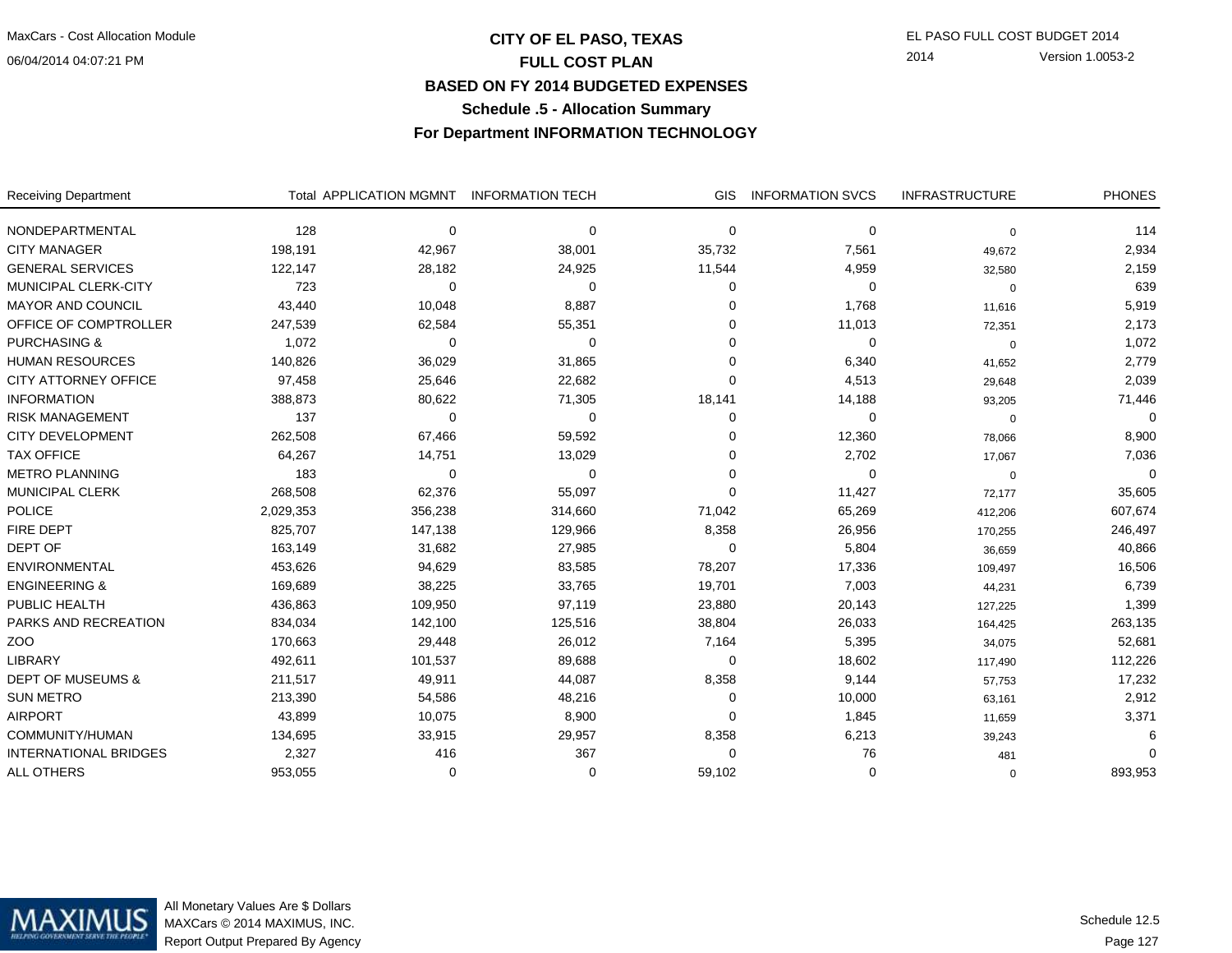# CITY OF EL PASO, TEXAS

## FULL COST PLAN

## BASED ON FY 2014 BUDGETED EXPENSES

### Schedule .5 - Allocation Summary

### For Department INFORMATION TECHNOLOGY

MaxCars - Cost Allocation Module
06/04/2014 04:07:21 PM

EL PASO FULL COST BUDGET 2014
2014 Version 1.0053-2

| Receiving Department | Total | APPLICATION MGMNT | INFORMATION TECH | GIS | INFORMATION SVCS | INFRASTRUCTURE | PHONES |
|---|---|---|---|---|---|---|---|
| NONDEPARTMENTAL | 128 | 0 | 0 | 0 | 0 | 0 | 114 |
| CITY MANAGER | 198,191 | 42,967 | 38,001 | 35,732 | 7,561 | 49,672 | 2,934 |
| GENERAL SERVICES | 122,147 | 28,182 | 24,925 | 11,544 | 4,959 | 32,580 | 2,159 |
| MUNICIPAL CLERK-CITY | 723 | 0 | 0 | 0 | 0 | 0 | 639 |
| MAYOR AND COUNCIL | 43,440 | 10,048 | 8,887 | 0 | 1,768 | 11,616 | 5,919 |
| OFFICE OF COMPTROLLER | 247,539 | 62,584 | 55,351 | 0 | 11,013 | 72,351 | 2,173 |
| PURCHASING & | 1,072 | 0 | 0 | 0 | 0 | 0 | 1,072 |
| HUMAN RESOURCES | 140,826 | 36,029 | 31,865 | 0 | 6,340 | 41,652 | 2,779 |
| CITY ATTORNEY OFFICE | 97,458 | 25,646 | 22,682 | 0 | 4,513 | 29,648 | 2,039 |
| INFORMATION | 388,873 | 80,622 | 71,305 | 18,141 | 14,188 | 93,205 | 71,446 |
| RISK MANAGEMENT | 137 | 0 | 0 | 0 | 0 | 0 | 0 |
| CITY DEVELOPMENT | 262,508 | 67,466 | 59,592 | 0 | 12,360 | 78,066 | 8,900 |
| TAX OFFICE | 64,267 | 14,751 | 13,029 | 0 | 2,702 | 17,067 | 7,036 |
| METRO PLANNING | 183 | 0 | 0 | 0 | 0 | 0 | 0 |
| MUNICIPAL CLERK | 268,508 | 62,376 | 55,097 | 0 | 11,427 | 72,177 | 35,605 |
| POLICE | 2,029,353 | 356,238 | 314,660 | 71,042 | 65,269 | 412,206 | 607,674 |
| FIRE DEPT | 825,707 | 147,138 | 129,966 | 8,358 | 26,956 | 170,255 | 246,497 |
| DEPT OF | 163,149 | 31,682 | 27,985 | 0 | 5,804 | 36,659 | 40,866 |
| ENVIRONMENTAL | 453,626 | 94,629 | 83,585 | 78,207 | 17,336 | 109,497 | 16,506 |
| ENGINEERING & | 169,689 | 38,225 | 33,765 | 19,701 | 7,003 | 44,231 | 6,739 |
| PUBLIC HEALTH | 436,863 | 109,950 | 97,119 | 23,880 | 20,143 | 127,225 | 1,399 |
| PARKS AND RECREATION | 834,034 | 142,100 | 125,516 | 38,804 | 26,033 | 164,425 | 263,135 |
| ZOO | 170,663 | 29,448 | 26,012 | 7,164 | 5,395 | 34,075 | 52,681 |
| LIBRARY | 492,611 | 101,537 | 89,688 | 0 | 18,602 | 117,490 | 112,226 |
| DEPT OF MUSEUMS & | 211,517 | 49,911 | 44,087 | 8,358 | 9,144 | 57,753 | 17,232 |
| SUN METRO | 213,390 | 54,586 | 48,216 | 0 | 10,000 | 63,161 | 2,912 |
| AIRPORT | 43,899 | 10,075 | 8,900 | 0 | 1,845 | 11,659 | 3,371 |
| COMMUNITY/HUMAN | 134,695 | 33,915 | 29,957 | 8,358 | 6,213 | 39,243 | 6 |
| INTERNATIONAL BRIDGES | 2,327 | 416 | 367 | 0 | 76 | 481 | 0 |
| ALL OTHERS | 953,055 | 0 | 0 | 59,102 | 0 | 0 | 893,953 |

All Monetary Values Are $ Dollars
MAXCars © 2014 MAXIMUS, INC.
Report Output Prepared By Agency

Schedule 12.5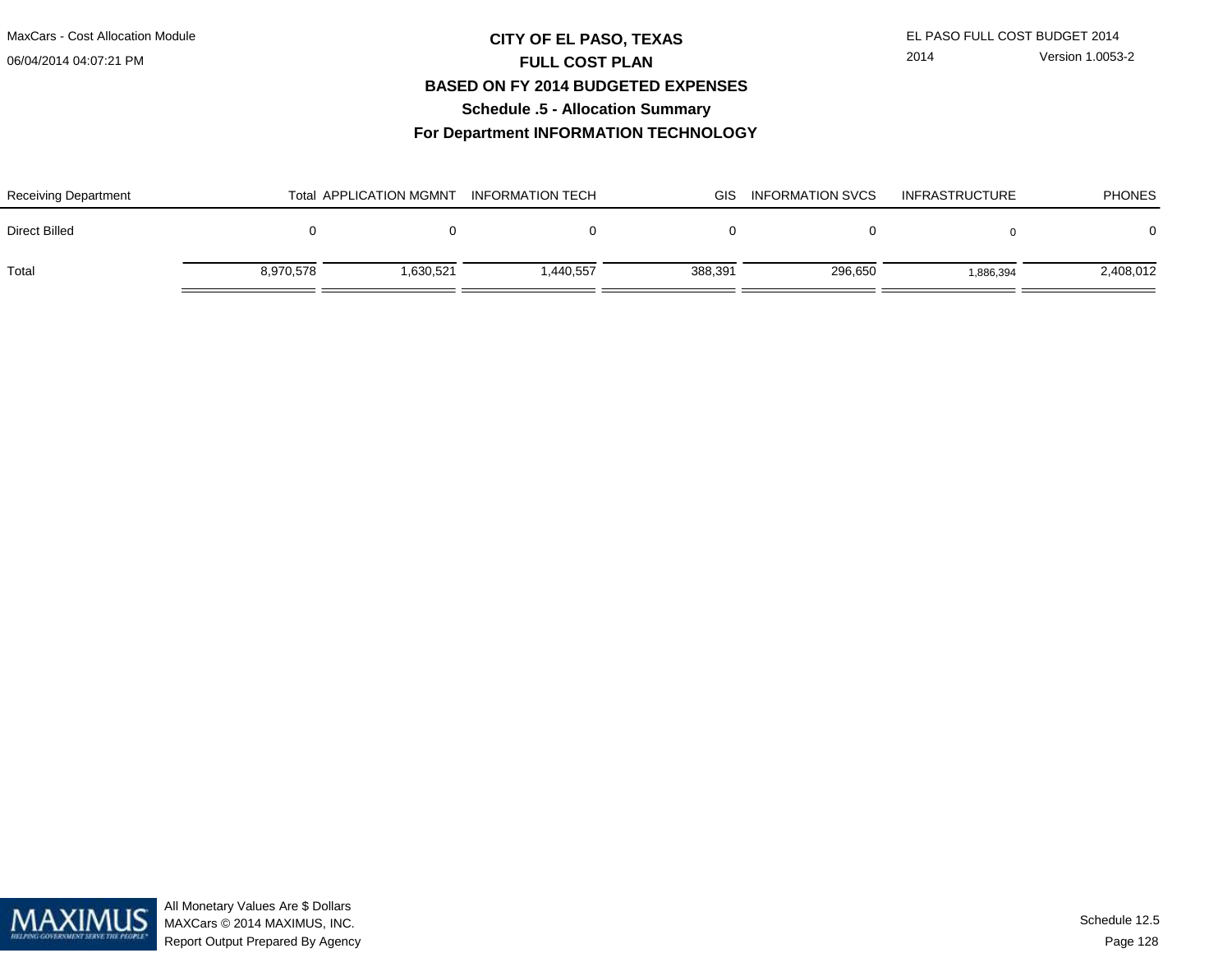# CITY OF EL PASO, TEXAS

## FULL COST PLAN

## BASED ON FY 2014 BUDGETED EXPENSES

### Schedule .5 - Allocation Summary

### For Department INFORMATION TECHNOLOGY

| Receiving Department | Total | APPLICATION MGMNT | INFORMATION TECH | GIS | INFORMATION SVCS | INFRASTRUCTURE | PHONES |
|---|---|---|---|---|---|---|---|
| Direct Billed | 0 | 0 | 0 | 0 | 0 | 0 | 0 |
| Total | 8,970,578 | 1,630,521 | 1,440,557 | 388,391 | 296,650 | 1,886,394 | 2,408,012 |

All Monetary Values Are $ Dollars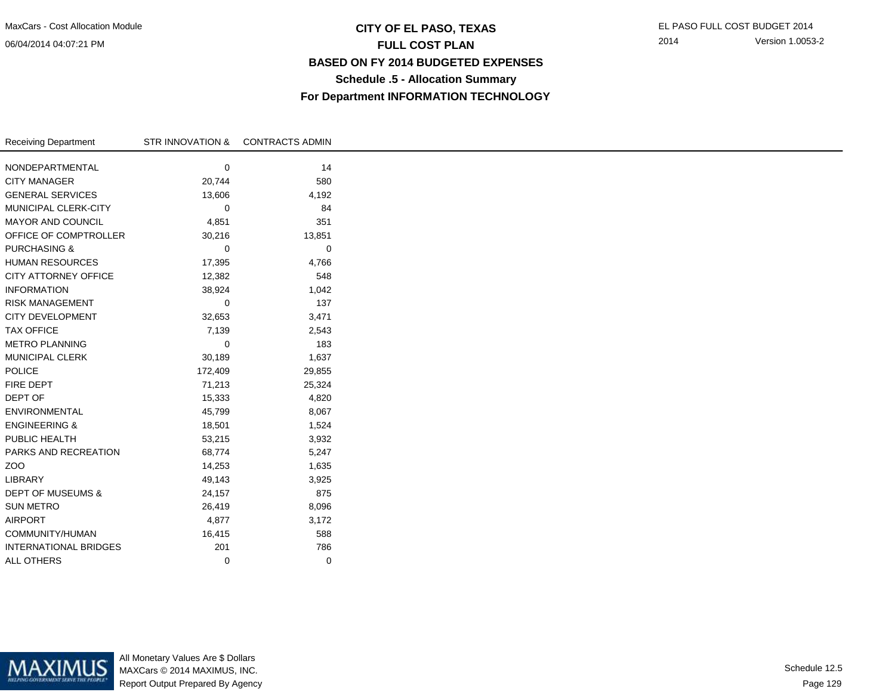# CITY OF EL PASO, TEXAS
## FULL COST PLAN
## BASED ON FY 2014 BUDGETED EXPENSES
## Schedule .5 - Allocation Summary
## For Department INFORMATION TECHNOLOGY

MaxCars - Cost Allocation Module
06/04/2014 04:07:21 PM

EL PASO FULL COST BUDGET 2014
2014 Version 1.0053-2

| Receiving Department | STR INNOVATION & | CONTRACTS ADMIN |
|---|---|---|
| NONDEPARTMENTAL | 0 | 14 |
| CITY MANAGER | 20,744 | 580 |
| GENERAL SERVICES | 13,606 | 4,192 |
| MUNICIPAL CLERK-CITY | 0 | 84 |
| MAYOR AND COUNCIL | 4,851 | 351 |
| OFFICE OF COMPTROLLER | 30,216 | 13,851 |
| PURCHASING & | 0 | 0 |
| HUMAN RESOURCES | 17,395 | 4,766 |
| CITY ATTORNEY OFFICE | 12,382 | 548 |
| INFORMATION | 38,924 | 1,042 |
| RISK MANAGEMENT | 0 | 137 |
| CITY DEVELOPMENT | 32,653 | 3,471 |
| TAX OFFICE | 7,139 | 2,543 |
| METRO PLANNING | 0 | 183 |
| MUNICIPAL CLERK | 30,189 | 1,637 |
| POLICE | 172,409 | 29,855 |
| FIRE DEPT | 71,213 | 25,324 |
| DEPT OF | 15,333 | 4,820 |
| ENVIRONMENTAL | 45,799 | 8,067 |
| ENGINEERING & | 18,501 | 1,524 |
| PUBLIC HEALTH | 53,215 | 3,932 |
| PARKS AND RECREATION | 68,774 | 5,247 |
| ZOO | 14,253 | 1,635 |
| LIBRARY | 49,143 | 3,925 |
| DEPT OF MUSEUMS & | 24,157 | 875 |
| SUN METRO | 26,419 | 8,096 |
| AIRPORT | 4,877 | 3,172 |
| COMMUNITY/HUMAN | 16,415 | 588 |
| INTERNATIONAL BRIDGES | 201 | 786 |
| ALL OTHERS | 0 | 0 |

All Monetary Values Are $ Dollars
MAXCars © 2014 MAXIMUS, INC.
Report Output Prepared By Agency

Schedule 12.5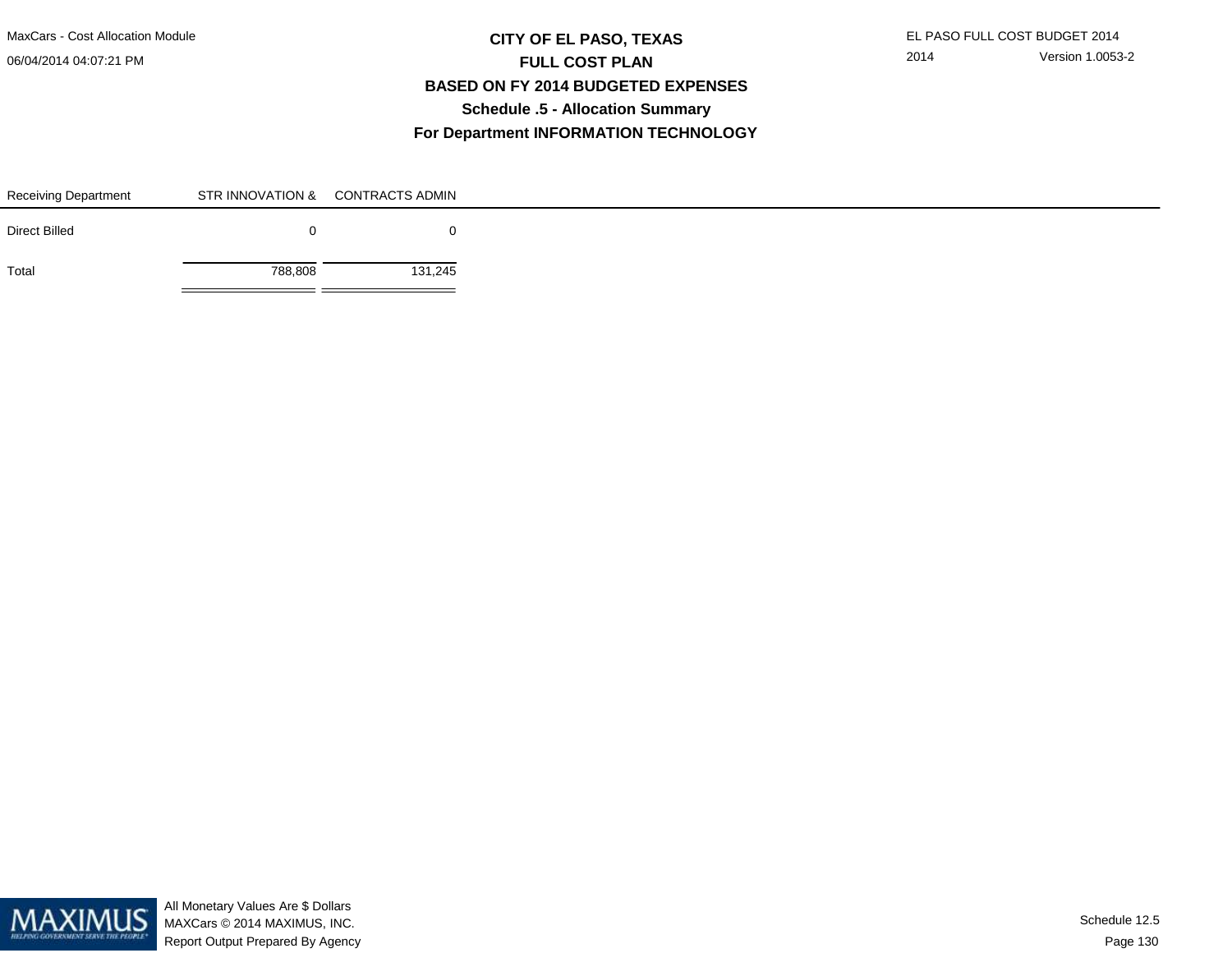# CITY OF EL PASO, TEXAS

## FULL COST PLAN

## BASED ON FY 2014 BUDGETED EXPENSES

### Schedule .5 - Allocation Summary

### For Department INFORMATION TECHNOLOGY

| Receiving Department | STR INNOVATION & | CONTRACTS ADMIN |
|---|---|---|
| Direct Billed | 0 | 0 |
| Total | 788,808 | 131,245 |

All Monetary Values Are $ Dollars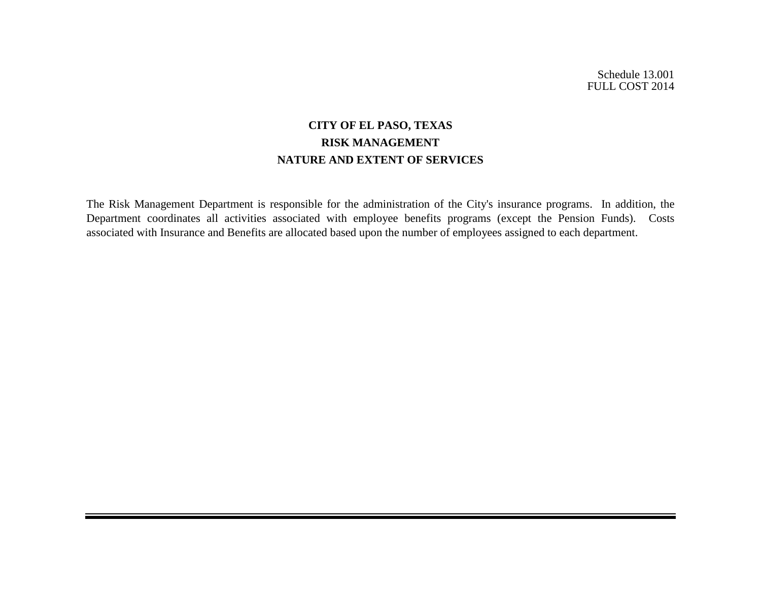Schedule 13.001
FULL COST 2014

# CITY OF EL PASO, TEXAS
## RISK MANAGEMENT
## NATURE AND EXTENT OF SERVICES

The Risk Management Department is responsible for the administration of the City's insurance programs. In addition, the Department coordinates all activities associated with employee benefits programs (except the Pension Funds). Costs associated with Insurance and Benefits are allocated based upon the number of employees assigned to each department.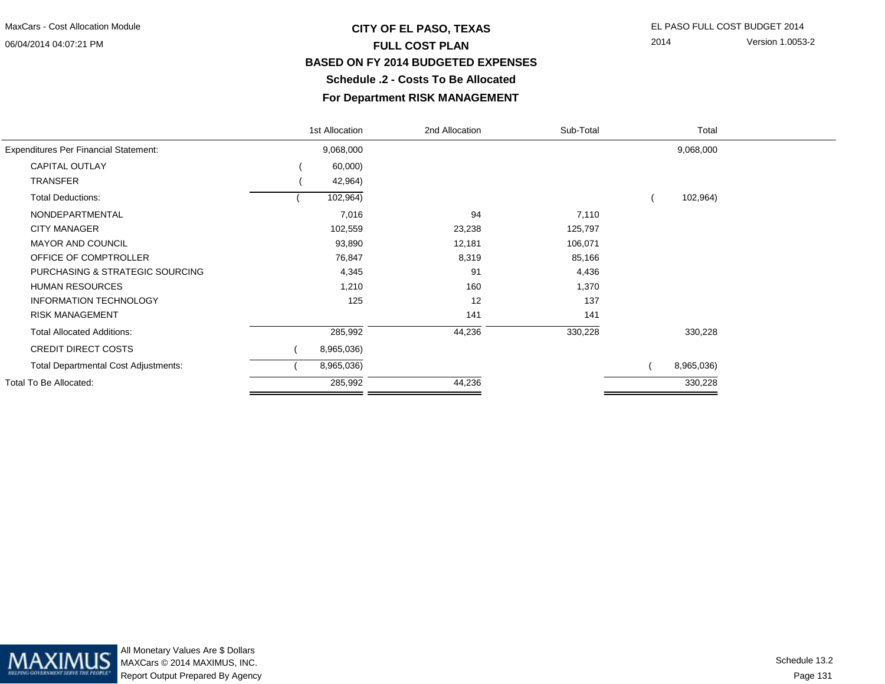# CITY OF EL PASO, TEXAS

## FULL COST PLAN

## BASED ON FY 2014 BUDGETED EXPENSES

## Schedule .2 - Costs To Be Allocated

## For Department RISK MANAGEMENT

| | 1st Allocation | 2nd Allocation | Sub-Total | Total |
|---|---|---|---|---|
| Expenditures Per Financial Statement: | 9,068,000 | | | 9,068,000 |
| CAPITAL OUTLAY | ( 60,000) | | | |
| TRANSFER | ( 42,964) | | | |
| Total Deductions: | ( 102,964) | | | ( 102,964) |
| NONDEPARTMENTAL | 7,016 | 94 | 7,110 | |
| CITY MANAGER | 102,559 | 23,238 | 125,797 | |
| MAYOR AND COUNCIL | 93,890 | 12,181 | 106,071 | |
| OFFICE OF COMPTROLLER | 76,847 | 8,319 | 85,166 | |
| PURCHASING & STRATEGIC SOURCING | 4,345 | 91 | 4,436 | |
| HUMAN RESOURCES | 1,210 | 160 | 1,370 | |
| INFORMATION TECHNOLOGY | 125 | 12 | 137 | |
| RISK MANAGEMENT | | 141 | 141 | |
| Total Allocated Additions: | 285,992 | 44,236 | 330,228 | 330,228 |
| CREDIT DIRECT COSTS | ( 8,965,036) | | | |
| Total Departmental Cost Adjustments: | ( 8,965,036) | | | ( 8,965,036) |
| Total To Be Allocated: | 285,992 | 44,236 | | 330,228 |

All Monetary Values Are $ Dollars
MAXCars © 2014 MAXIMUS, INC.
Report Output Prepared By Agency

Schedule 13.2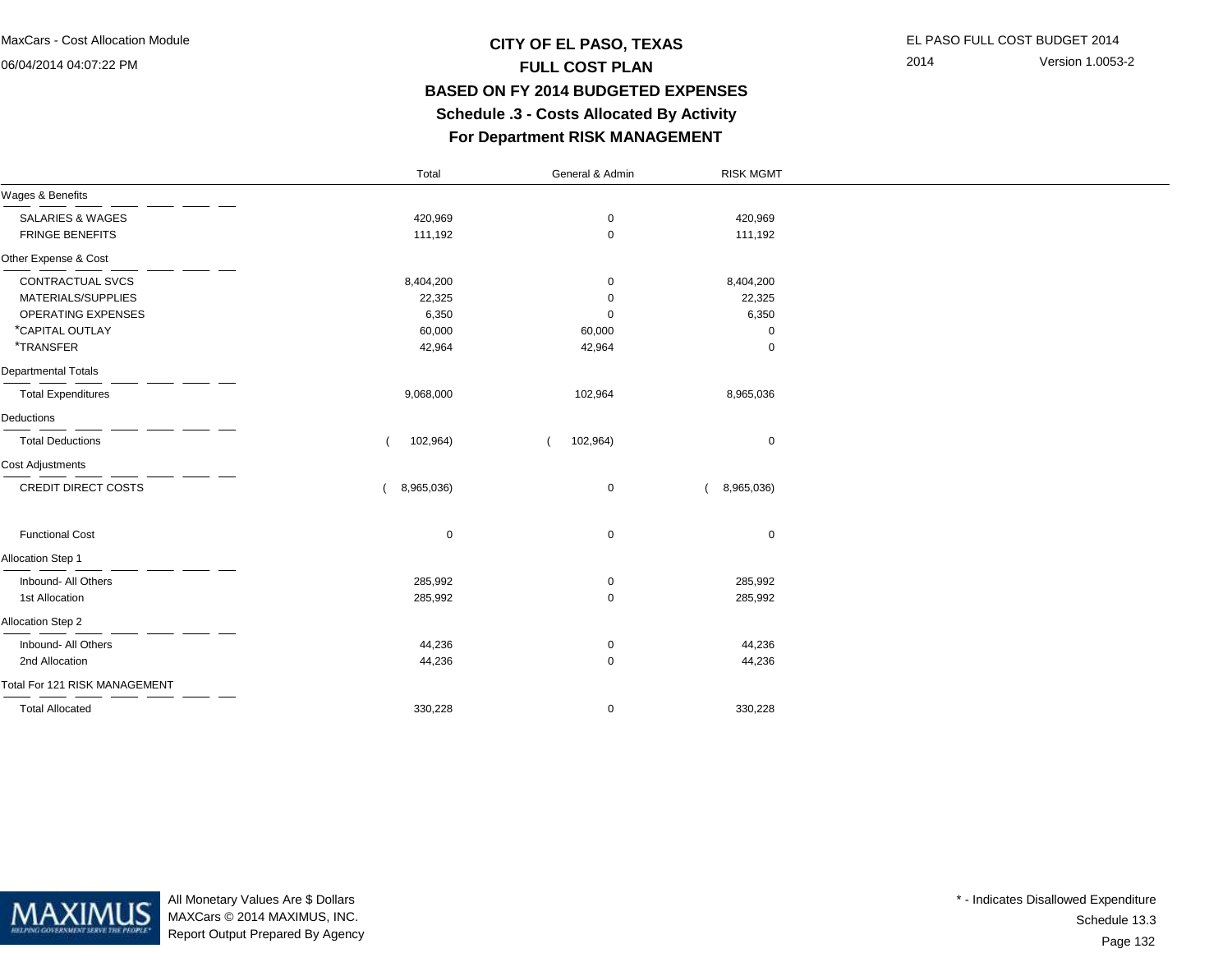# CITY OF EL PASO, TEXAS

## FULL COST PLAN

## BASED ON FY 2014 BUDGETED EXPENSES

### Schedule .3 - Costs Allocated By Activity

### For Department RISK MANAGEMENT

MaxCars - Cost Allocation Module
06/04/2014 04:07:22 PM

EL PASO FULL COST BUDGET 2014
2014 Version 1.0053-2

| | Total | General & Admin | RISK MGMT |
|---|---|---|---|
| **Wages & Benefits** | | | |
| SALARIES & WAGES | 420,969 | 0 | 420,969 |
| FRINGE BENEFITS | 111,192 | 0 | 111,192 |
| **Other Expense & Cost** | | | |
| CONTRACTUAL SVCS | 8,404,200 | 0 | 8,404,200 |
| MATERIALS/SUPPLIES | 22,325 | 0 | 22,325 |
| OPERATING EXPENSES | 6,350 | 0 | 6,350 |
| *CAPITAL OUTLAY | 60,000 | 60,000 | 0 |
| *TRANSFER | 42,964 | 42,964 | 0 |
| **Departmental Totals** | | | |
| Total Expenditures | 9,068,000 | 102,964 | 8,965,036 |
| **Deductions** | | | |
| Total Deductions | ( 102,964) | ( 102,964) | 0 |
| **Cost Adjustments** | | | |
| CREDIT DIRECT COSTS | ( 8,965,036) | 0 | ( 8,965,036) |
| Functional Cost | 0 | 0 | 0 |
| **Allocation Step 1** | | | |
| Inbound- All Others | 285,992 | 0 | 285,992 |
| 1st Allocation | 285,992 | 0 | 285,992 |
| **Allocation Step 2** | | | |
| Inbound- All Others | 44,236 | 0 | 44,236 |
| 2nd Allocation | 44,236 | 0 | 44,236 |
| **Total For 121 RISK MANAGEMENT** | | | |
| Total Allocated | 330,228 | 0 | 330,228 |

All Monetary Values Are $ Dollars
MAXCars © 2014 MAXIMUS, INC.
Report Output Prepared By Agency

* - Indicates Disallowed Expenditure
Schedule 13.3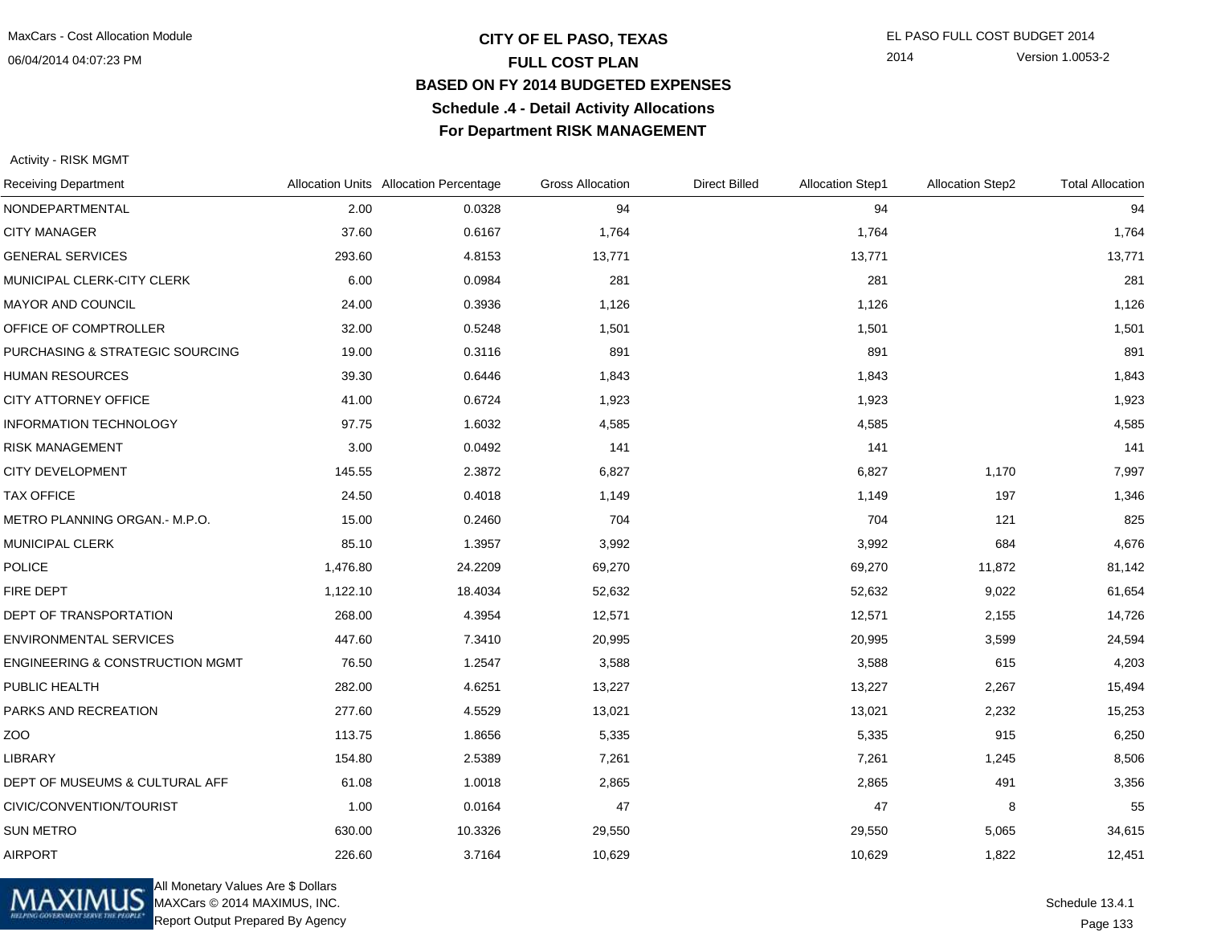# CITY OF EL PASO, TEXAS
## FULL COST PLAN
## BASED ON FY 2014 BUDGETED EXPENSES
## Schedule .4 - Detail Activity Allocations
## For Department RISK MANAGEMENT

Activity - RISK MGMT

| Receiving Department | Allocation Units | Allocation Percentage | Gross Allocation | Direct Billed | Allocation Step1 | Allocation Step2 | Total Allocation |
|---|---|---|---|---|---|---|---|
| NONDEPARTMENTAL | 2.00 | 0.0328 | 94 | | 94 | | 94 |
| CITY MANAGER | 37.60 | 0.6167 | 1,764 | | 1,764 | | 1,764 |
| GENERAL SERVICES | 293.60 | 4.8153 | 13,771 | | 13,771 | | 13,771 |
| MUNICIPAL CLERK-CITY CLERK | 6.00 | 0.0984 | 281 | | 281 | | 281 |
| MAYOR AND COUNCIL | 24.00 | 0.3936 | 1,126 | | 1,126 | | 1,126 |
| OFFICE OF COMPTROLLER | 32.00 | 0.5248 | 1,501 | | 1,501 | | 1,501 |
| PURCHASING & STRATEGIC SOURCING | 19.00 | 0.3116 | 891 | | 891 | | 891 |
| HUMAN RESOURCES | 39.30 | 0.6446 | 1,843 | | 1,843 | | 1,843 |
| CITY ATTORNEY OFFICE | 41.00 | 0.6724 | 1,923 | | 1,923 | | 1,923 |
| INFORMATION TECHNOLOGY | 97.75 | 1.6032 | 4,585 | | 4,585 | | 4,585 |
| RISK MANAGEMENT | 3.00 | 0.0492 | 141 | | 141 | | 141 |
| CITY DEVELOPMENT | 145.55 | 2.3872 | 6,827 | | 6,827 | 1,170 | 7,997 |
| TAX OFFICE | 24.50 | 0.4018 | 1,149 | | 1,149 | 197 | 1,346 |
| METRO PLANNING ORGAN.- M.P.O. | 15.00 | 0.2460 | 704 | | 704 | 121 | 825 |
| MUNICIPAL CLERK | 85.10 | 1.3957 | 3,992 | | 3,992 | 684 | 4,676 |
| POLICE | 1,476.80 | 24.2209 | 69,270 | | 69,270 | 11,872 | 81,142 |
| FIRE DEPT | 1,122.10 | 18.4034 | 52,632 | | 52,632 | 9,022 | 61,654 |
| DEPT OF TRANSPORTATION | 268.00 | 4.3954 | 12,571 | | 12,571 | 2,155 | 14,726 |
| ENVIRONMENTAL SERVICES | 447.60 | 7.3410 | 20,995 | | 20,995 | 3,599 | 24,594 |
| ENGINEERING & CONSTRUCTION MGMT | 76.50 | 1.2547 | 3,588 | | 3,588 | 615 | 4,203 |
| PUBLIC HEALTH | 282.00 | 4.6251 | 13,227 | | 13,227 | 2,267 | 15,494 |
| PARKS AND RECREATION | 277.60 | 4.5529 | 13,021 | | 13,021 | 2,232 | 15,253 |
| ZOO | 113.75 | 1.8656 | 5,335 | | 5,335 | 915 | 6,250 |
| LIBRARY | 154.80 | 2.5389 | 7,261 | | 7,261 | 1,245 | 8,506 |
| DEPT OF MUSEUMS & CULTURAL AFF | 61.08 | 1.0018 | 2,865 | | 2,865 | 491 | 3,356 |
| CIVIC/CONVENTION/TOURIST | 1.00 | 0.0164 | 47 | | 47 | 8 | 55 |
| SUN METRO | 630.00 | 10.3326 | 29,550 | | 29,550 | 5,065 | 34,615 |
| AIRPORT | 226.60 | 3.7164 | 10,629 | | 10,629 | 1,822 | 12,451 |

All Monetary Values Are $ Dollars
MAXCars © 2014 MAXIMUS, INC.
Report Output Prepared By Agency

Schedule 13.4.1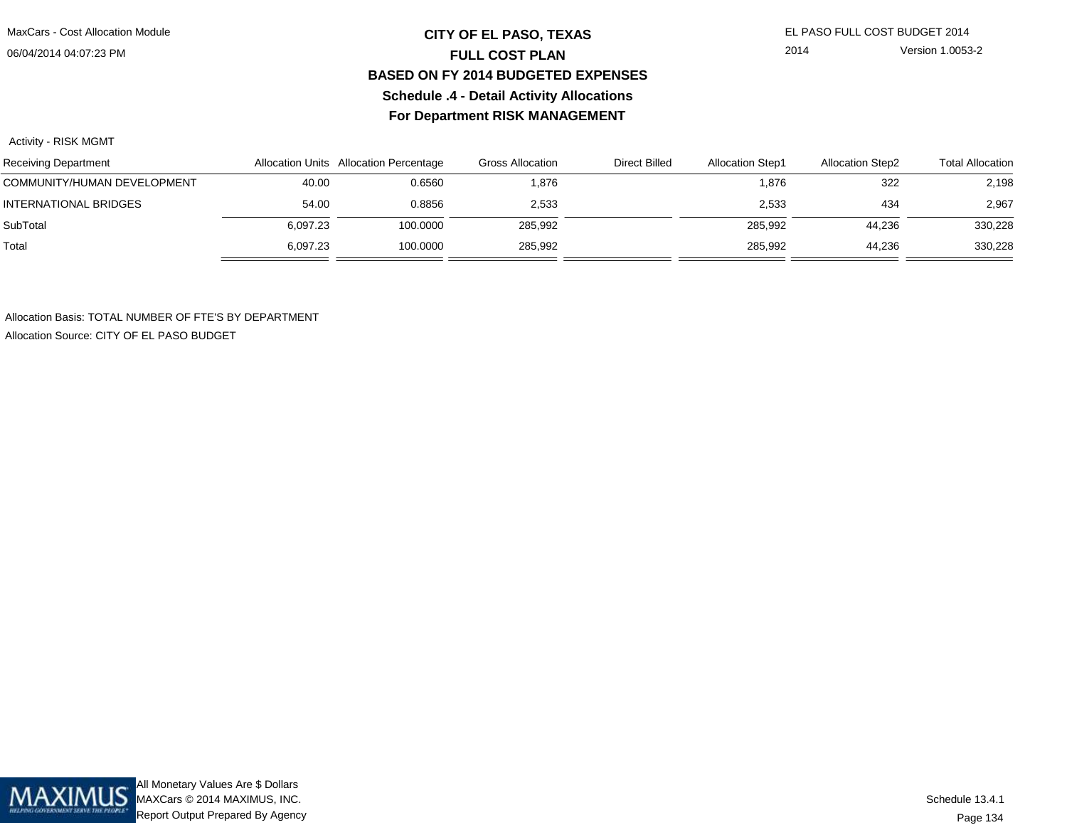# CITY OF EL PASO, TEXAS
## FULL COST PLAN
## BASED ON FY 2014 BUDGETED EXPENSES
### Schedule .4 - Detail Activity Allocations
### For Department RISK MANAGEMENT

Activity - RISK MGMT

| Receiving Department | Allocation Units | Allocation Percentage | Gross Allocation | Direct Billed | Allocation Step1 | Allocation Step2 | Total Allocation |
|---|---|---|---|---|---|---|---|
| COMMUNITY/HUMAN DEVELOPMENT | 40.00 | 0.6560 | 1,876 | | 1,876 | 322 | 2,198 |
| INTERNATIONAL BRIDGES | 54.00 | 0.8856 | 2,533 | | 2,533 | 434 | 2,967 |
| SubTotal | 6,097.23 | 100.0000 | 285,992 | | 285,992 | 44,236 | 330,228 |
| Total | 6,097.23 | 100.0000 | 285,992 | | 285,992 | 44,236 | 330,228 |

Allocation Basis: TOTAL NUMBER OF FTE'S BY DEPARTMENT

Allocation Source: CITY OF EL PASO BUDGET

All Monetary Values Are $ Dollars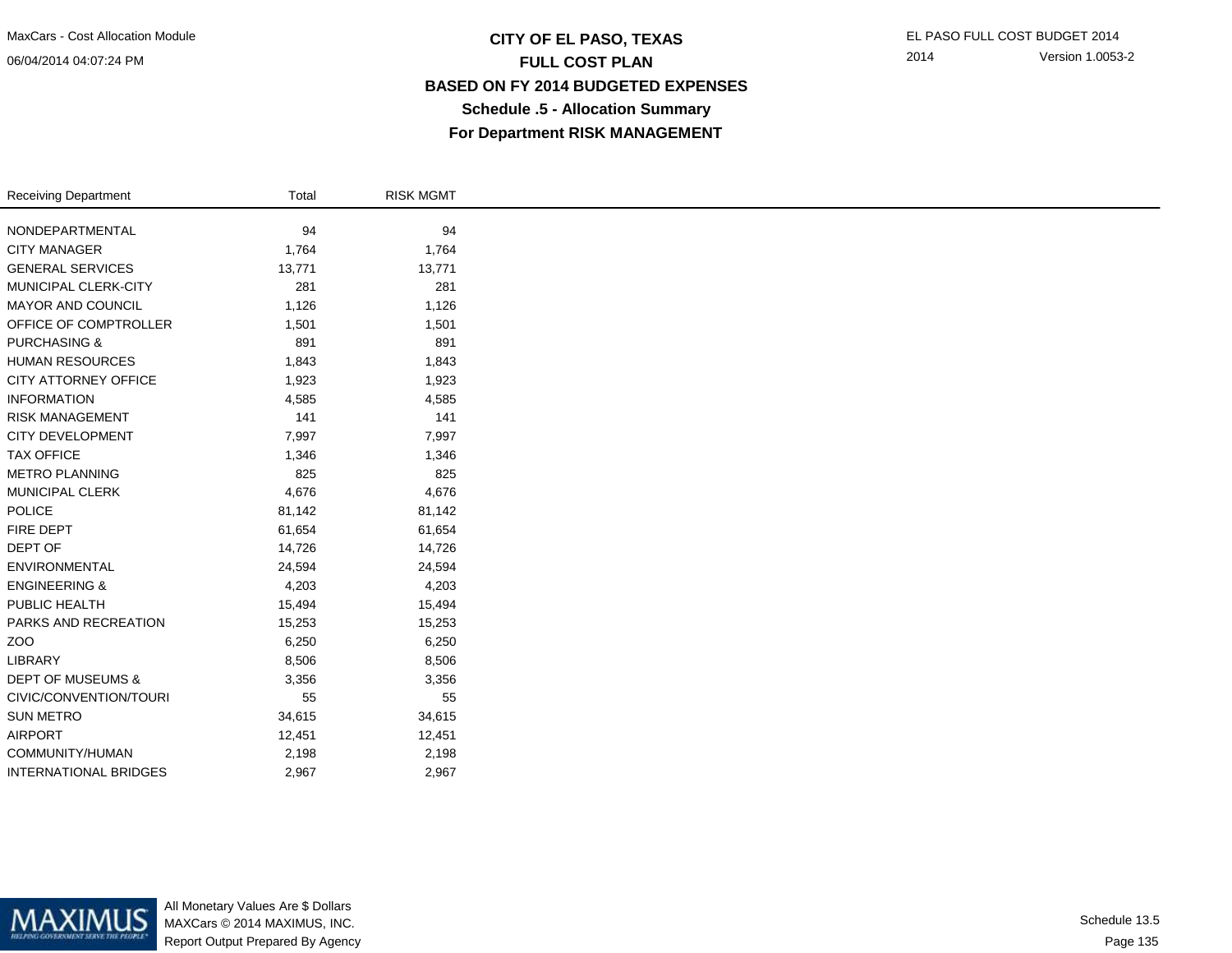# CITY OF EL PASO, TEXAS
## FULL COST PLAN
## BASED ON FY 2014 BUDGETED EXPENSES
### Schedule .5 - Allocation Summary
### For Department RISK MANAGEMENT

| Receiving Department | Total | RISK MGMT |
|---|---|---|
| NONDEPARTMENTAL | 94 | 94 |
| CITY MANAGER | 1,764 | 1,764 |
| GENERAL SERVICES | 13,771 | 13,771 |
| MUNICIPAL CLERK-CITY | 281 | 281 |
| MAYOR AND COUNCIL | 1,126 | 1,126 |
| OFFICE OF COMPTROLLER | 1,501 | 1,501 |
| PURCHASING & | 891 | 891 |
| HUMAN RESOURCES | 1,843 | 1,843 |
| CITY ATTORNEY OFFICE | 1,923 | 1,923 |
| INFORMATION | 4,585 | 4,585 |
| RISK MANAGEMENT | 141 | 141 |
| CITY DEVELOPMENT | 7,997 | 7,997 |
| TAX OFFICE | 1,346 | 1,346 |
| METRO PLANNING | 825 | 825 |
| MUNICIPAL CLERK | 4,676 | 4,676 |
| POLICE | 81,142 | 81,142 |
| FIRE DEPT | 61,654 | 61,654 |
| DEPT OF | 14,726 | 14,726 |
| ENVIRONMENTAL | 24,594 | 24,594 |
| ENGINEERING & | 4,203 | 4,203 |
| PUBLIC HEALTH | 15,494 | 15,494 |
| PARKS AND RECREATION | 15,253 | 15,253 |
| ZOO | 6,250 | 6,250 |
| LIBRARY | 8,506 | 8,506 |
| DEPT OF MUSEUMS & | 3,356 | 3,356 |
| CIVIC/CONVENTION/TOURI | 55 | 55 |
| SUN METRO | 34,615 | 34,615 |
| AIRPORT | 12,451 | 12,451 |
| COMMUNITY/HUMAN | 2,198 | 2,198 |
| INTERNATIONAL BRIDGES | 2,967 | 2,967 |

All Monetary Values Are $ Dollars
MAXCars © 2014 MAXIMUS, INC.
Report Output Prepared By Agency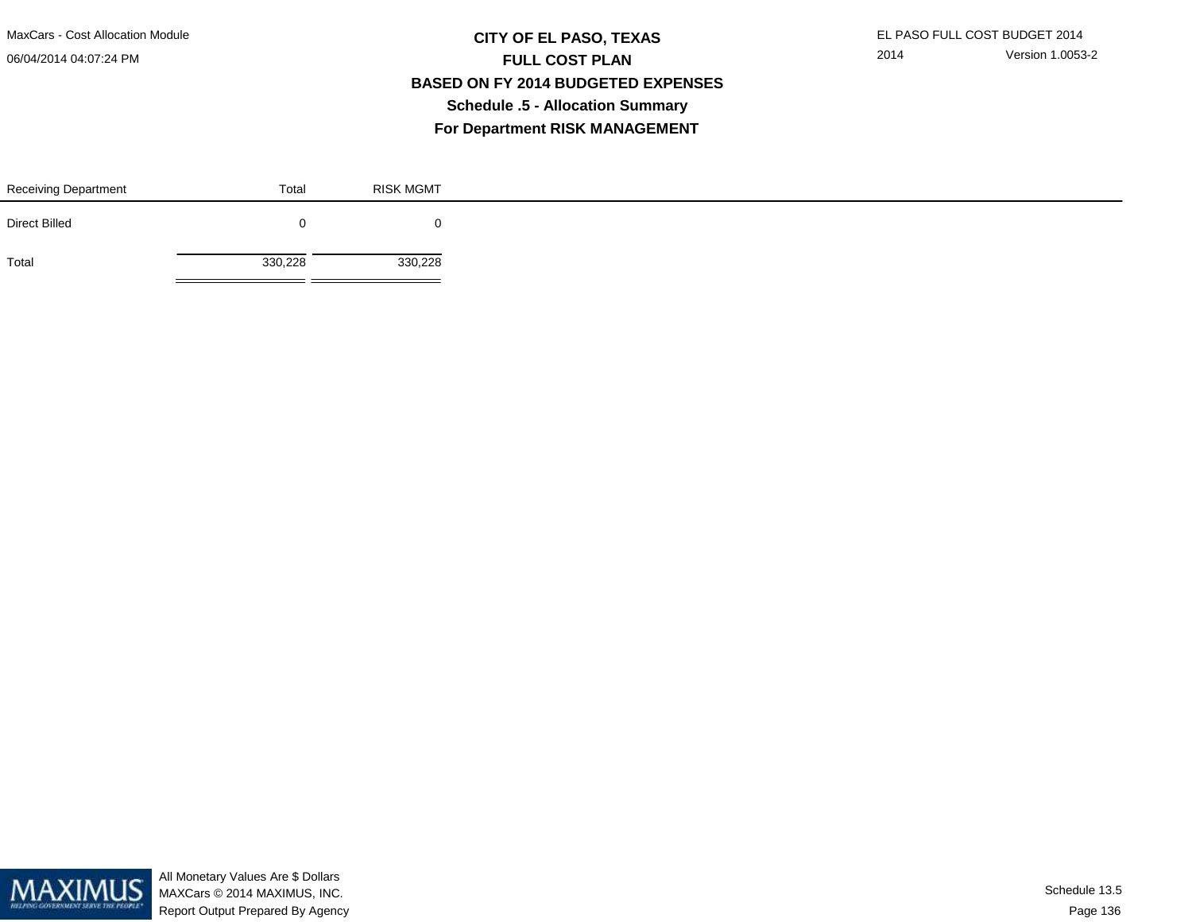# CITY OF EL PASO, TEXAS

## FULL COST PLAN

## BASED ON FY 2014 BUDGETED EXPENSES

### Schedule .5 - Allocation Summary

### For Department RISK MANAGEMENT

| Receiving Department | Total | RISK MGMT |
|---|---|---|
| Direct Billed | 0 | 0 |
| Total | 330,228 | 330,228 |

All Monetary Values Are $ Dollars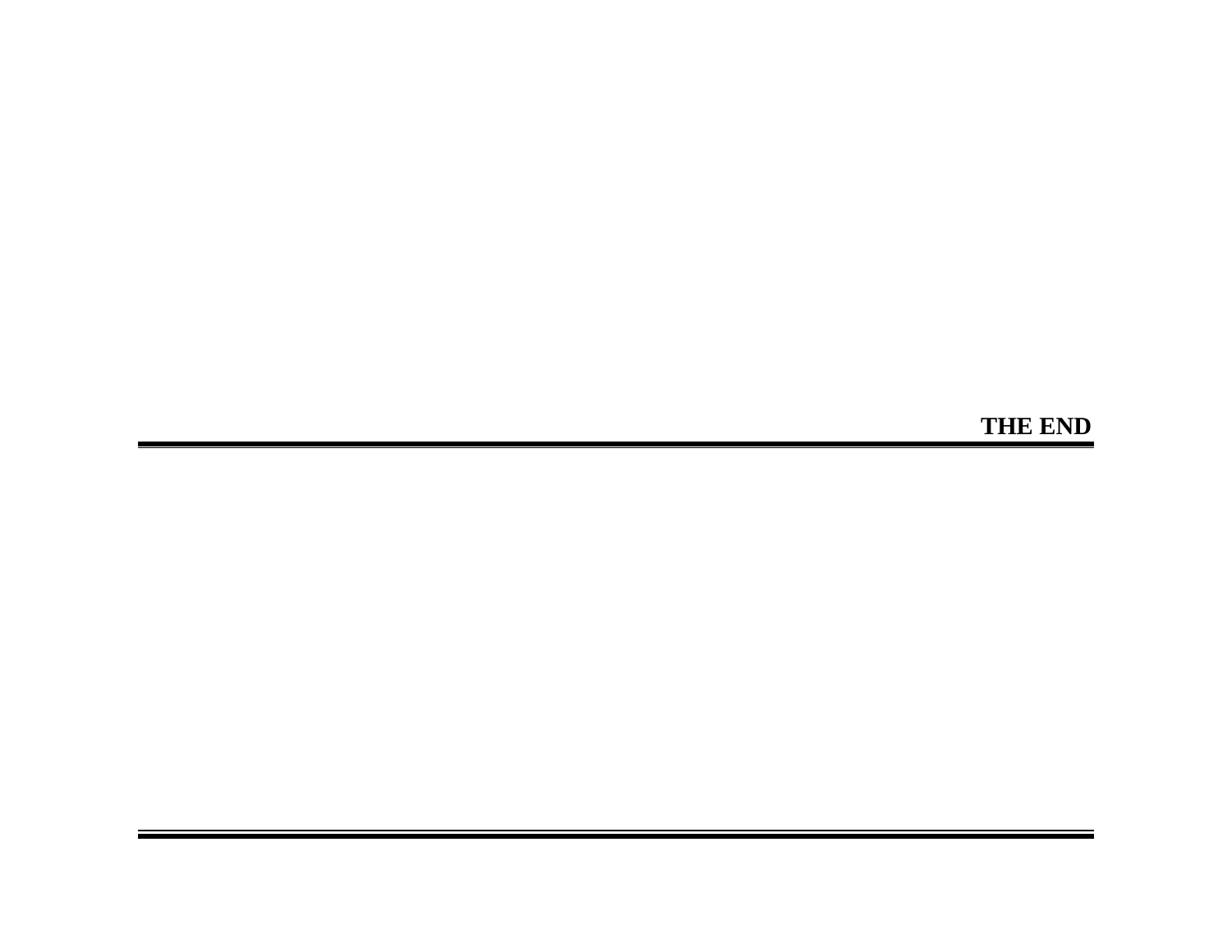**THE END**